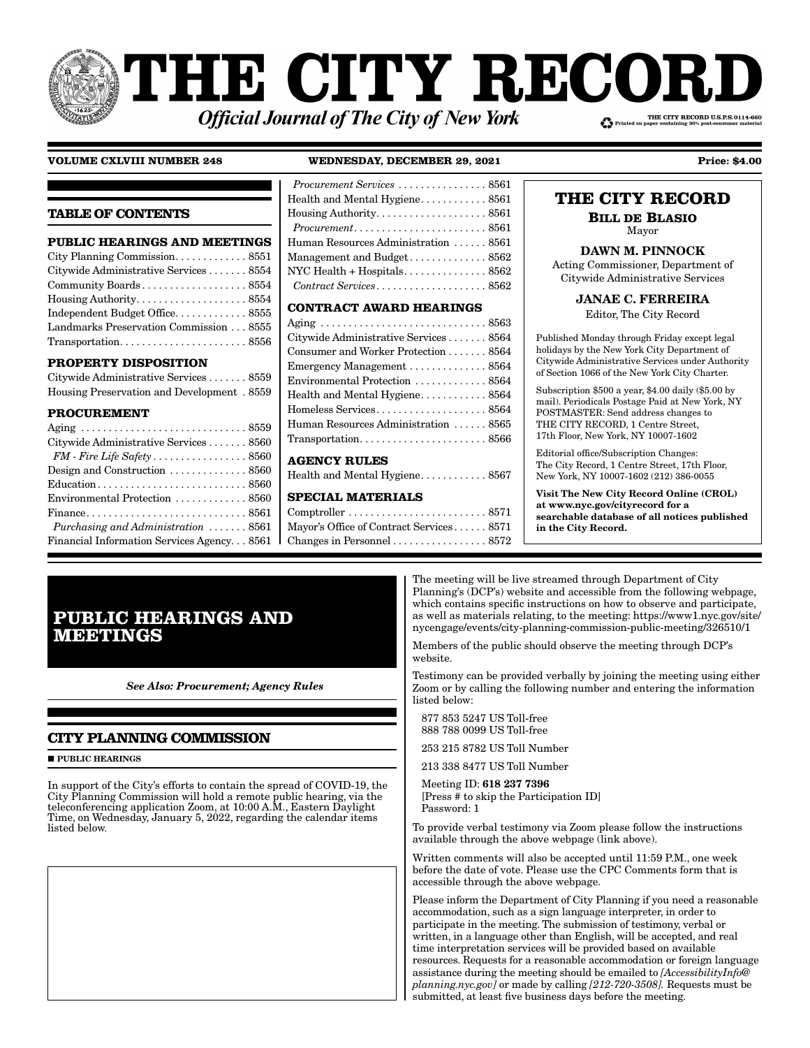# THE CITY RECORD

***Official Journal of The City of New York***

THE CITY RECORD U.S.P.S.0114-660
Printed on paper containing 30% post-consumer material

**VOLUME CXLVIII NUMBER 248** **WEDNESDAY, DECEMBER 29, 2021** **Price: $4.00**

## TABLE OF CONTENTS

**PUBLIC HEARINGS AND MEETINGS**

City Planning Commission . . . . . . . . . . . . 8551
Citywide Administrative Services . . . . . . . 8554
Community Boards . . . . . . . . . . . . . . . . . . 8554
Housing Authority . . . . . . . . . . . . . . . . . . . 8554
Independent Budget Office . . . . . . . . . . . . 8555
Landmarks Preservation Commission . . . 8555
Transportation . . . . . . . . . . . . . . . . . . . . . . 8556

**PROPERTY DISPOSITION**

Citywide Administrative Services . . . . . . . 8559
Housing Preservation and Development . 8559

**PROCUREMENT**

Aging . . . . . . . . . . . . . . . . . . . . . . . . . . . . . 8559
Citywide Administrative Services . . . . . . . 8560
*FM - Fire Life Safety* . . . . . . . . . . . . . . . . 8560
Design and Construction . . . . . . . . . . . . . 8560
Education . . . . . . . . . . . . . . . . . . . . . . . . . . 8560
Environmental Protection . . . . . . . . . . . . 8560
Finance . . . . . . . . . . . . . . . . . . . . . . . . . . . . 8561
*Purchasing and Administration* . . . . . . . 8561
Financial Information Services Agency . . . 8561
*Procurement Services* . . . . . . . . . . . . . . . . 8561
Health and Mental Hygiene . . . . . . . . . . . . 8561
Housing Authority . . . . . . . . . . . . . . . . . . . 8561
*Procurement* . . . . . . . . . . . . . . . . . . . . . . . 8561
Human Resources Administration . . . . . . 8561
Management and Budget . . . . . . . . . . . . . 8562
NYC Health + Hospitals . . . . . . . . . . . . . . . 8562
*Contract Services* . . . . . . . . . . . . . . . . . . . 8562

**CONTRACT AWARD HEARINGS**

Aging . . . . . . . . . . . . . . . . . . . . . . . . . . . . . 8563
Citywide Administrative Services . . . . . . . 8564
Consumer and Worker Protection . . . . . . . 8564
Emergency Management . . . . . . . . . . . . . 8564
Environmental Protection . . . . . . . . . . . . 8564
Health and Mental Hygiene . . . . . . . . . . . . 8564
Homeless Services . . . . . . . . . . . . . . . . . . . 8564
Human Resources Administration . . . . . . 8565
Transportation . . . . . . . . . . . . . . . . . . . . . . 8566

**AGENCY RULES**

Health and Mental Hygiene . . . . . . . . . . . . 8567

**SPECIAL MATERIALS**

Comptroller . . . . . . . . . . . . . . . . . . . . . . . . 8571
Mayor's Office of Contract Services . . . . . . 8571
Changes in Personnel . . . . . . . . . . . . . . . . 8572

**THE CITY RECORD**

**BILL DE BLASIO**
Mayor

**DAWN M. PINNOCK**
Acting Commissioner, Department of Citywide Administrative Services

**JANAE C. FERREIRA**
Editor, The City Record

Published Monday through Friday except legal holidays by the New York City Department of Citywide Administrative Services under Authority of Section 1066 of the New York City Charter.

Subscription $500 a year, $4.00 daily ($5.00 by mail). Periodicals Postage Paid at New York, NY POSTMASTER: Send address changes to THE CITY RECORD, 1 Centre Street, 17th Floor, New York, NY 10007-1602

Editorial office/Subscription Changes: The City Record, 1 Centre Street, 17th Floor, New York, NY 10007-1602 (212) 386-0055

**Visit The New City Record Online (CROL) at www.nyc.gov/cityrecord for a searchable database of all notices published in the City Record.**

# PUBLIC HEARINGS AND MEETINGS

***See Also: Procurement; Agency Rules***

## CITY PLANNING COMMISSION

■ **PUBLIC HEARINGS**

In support of the City's efforts to contain the spread of COVID-19, the City Planning Commission will hold a remote public hearing, via the teleconferencing application Zoom, at 10:00 A.M., Eastern Daylight Time, on Wednesday, January 5, 2022, regarding the calendar items listed below.

The meeting will be live streamed through Department of City Planning's (DCP's) website and accessible from the following webpage, which contains specific instructions on how to observe and participate, as well as materials relating, to the meeting: https://www1.nyc.gov/site/nycengage/events/city-planning-commission-public-meeting/326510/1

Members of the public should observe the meeting through DCP's website.

Testimony can be provided verbally by joining the meeting using either Zoom or by calling the following number and entering the information listed below:

877 853 5247 US Toll-free
888 788 0099 US Toll-free

253 215 8782 US Toll Number

213 338 8477 US Toll Number

Meeting ID: **618 237 7396**
[Press # to skip the Participation ID]
Password: 1

To provide verbal testimony via Zoom please follow the instructions available through the above webpage (link above).

Written comments will also be accepted until 11:59 P.M., one week before the date of vote. Please use the CPC Comments form that is accessible through the above webpage.

Please inform the Department of City Planning if you need a reasonable accommodation, such as a sign language interpreter, in order to participate in the meeting. The submission of testimony, verbal or written, in a language other than English, will be accepted, and real time interpretation services will be provided based on available resources. Requests for a reasonable accommodation or foreign language assistance during the meeting should be emailed to *[AccessibilityInfo@planning.nyc.gov]* or made by calling *[212-720-3508].* Requests must be submitted, at least five business days before the meeting.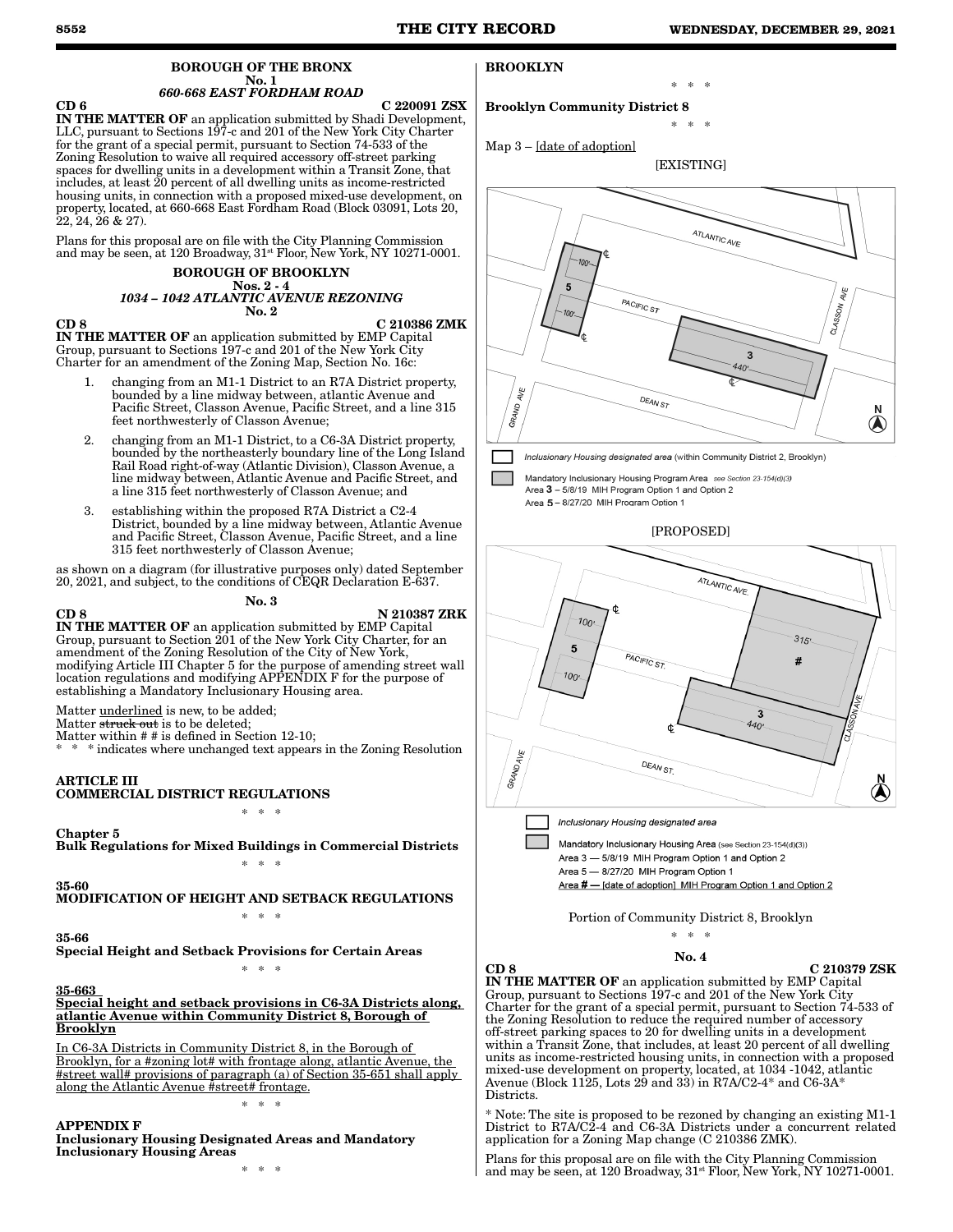## BOROUGH OF THE BRONX
### No. 1
### *660-668 EAST FORDHAM ROAD*

**CD 6** **C 220091 ZSX**

**IN THE MATTER OF** an application submitted by Shadi Development, LLC, pursuant to Sections 197-c and 201 of the New York City Charter for the grant of a special permit, pursuant to Section 74-533 of the Zoning Resolution to waive all required accessory off-street parking spaces for dwelling units in a development within a Transit Zone, that includes, at least 20 percent of all dwelling units as income-restricted housing units, in connection with a proposed mixed-use development, on property, located, at 660-668 East Fordham Road (Block 03091, Lots 20, 22, 24, 26 & 27).

Plans for this proposal are on file with the City Planning Commission and may be seen, at 120 Broadway, 31st Floor, New York, NY 10271-0001.

## BOROUGH OF BROOKLYN
### Nos. 2 - 4
### *1034 – 1042 ATLANTIC AVENUE REZONING*
### No. 2

**CD 8** **C 210386 ZMK**

**IN THE MATTER OF** an application submitted by EMP Capital Group, pursuant to Sections 197-c and 201 of the New York City Charter for an amendment of the Zoning Map, Section No. 16c:

1. changing from an M1-1 District to an R7A District property, bounded by a line midway between, atlantic Avenue and Pacific Street, Classon Avenue, Pacific Street, and a line 315 feet northwesterly of Classon Avenue;
2. changing from an M1-1 District, to a C6-3A District property, bounded by the northeasterly boundary line of the Long Island Rail Road right-of-way (Atlantic Division), Classon Avenue, a line midway between, Atlantic Avenue and Pacific Street, and a line 315 feet northwesterly of Classon Avenue; and
3. establishing within the proposed R7A District a C2-4 District, bounded by a line midway between, Atlantic Avenue and Pacific Street, Classon Avenue, Pacific Street, and a line 315 feet northwesterly of Classon Avenue;

as shown on a diagram (for illustrative purposes only) dated September 20, 2021, and subject, to the conditions of CEQR Declaration E-637.

### No. 3

**CD 8** **N 210387 ZRK**

**IN THE MATTER OF** an application submitted by EMP Capital Group, pursuant to Section 201 of the New York City Charter, for an amendment of the Zoning Resolution of the City of New York, modifying Article III Chapter 5 for the purpose of amending street wall location regulations and modifying APPENDIX F for the purpose of establishing a Mandatory Inclusionary Housing area.

Matter underlined is new, to be added;
Matter ~~struck out~~ is to be deleted;
Matter within # # is defined in Section 12-10;
\* \* \* indicates where unchanged text appears in the Zoning Resolution

**ARTICLE III**
**COMMERCIAL DISTRICT REGULATIONS**

\* \* \*

**Chapter 5**
**Bulk Regulations for Mixed Buildings in Commercial Districts**

\* \* \*

**35-60**
**MODIFICATION OF HEIGHT AND SETBACK REGULATIONS**

\* \* \*

**35-66**
**Special Height and Setback Provisions for Certain Areas**

\* \* \*

**35-663**
**Special height and setback provisions in C6-3A Districts along, atlantic Avenue within Community District 8, Borough of Brooklyn**

In C6-3A Districts in Community District 8, in the Borough of Brooklyn, for a #zoning lot# with frontage along, atlantic Avenue, the #street wall# provisions of paragraph (a) of Section 35-651 shall apply along the Atlantic Avenue #street# frontage.

\* \* \*

**APPENDIX F**
**Inclusionary Housing Designated Areas and Mandatory Inclusionary Housing Areas**

\* \* \*

**BROOKLYN**

\* \* \*

**Brooklyn Community District 8**

\* \* \*

Map 3 – [date of adoption]

[EXISTING]

Inclusionary Housing designated area (within Community District 2, Brooklyn)

Mandatory Inclusionary Housing Program Area *see Section 23-154(d)(3)*
Area 3 – 5/8/19 MIH Program Option 1 and Option 2
Area 5 – 8/27/20 MIH Program Option 1

[PROPOSED]

Inclusionary Housing designated area

Mandatory Inclusionary Housing Area (see Section 23-154(d)(3))
Area 3 — 5/8/19 MIH Program Option 1 and Option 2
Area 5 — 8/27/20 MIH Program Option 1
Area # — [date of adoption] MIH Program Option 1 and Option 2

Portion of Community District 8, Brooklyn

\* \* \*

### No. 4

**CD 8** **C 210379 ZSK**

**IN THE MATTER OF** an application submitted by EMP Capital Group, pursuant to Sections 197-c and 201 of the New York City Charter for the grant of a special permit, pursuant to Section 74-533 of the Zoning Resolution to reduce the required number of accessory off-street parking spaces to 20 for dwelling units in a development within a Transit Zone, that includes, at least 20 percent of all dwelling units as income-restricted housing units, in connection with a proposed mixed-use development on property, located, at 1034 -1042, atlantic Avenue (Block 1125, Lots 29 and 33) in R7A/C2-4* and C6-3A* Districts.

\* Note: The site is proposed to be rezoned by changing an existing M1-1 District to R7A/C2-4 and C6-3A Districts under a concurrent related application for a Zoning Map change (C 210386 ZMK).

Plans for this proposal are on file with the City Planning Commission and may be seen, at 120 Broadway, 31st Floor, New York, NY 10271-0001.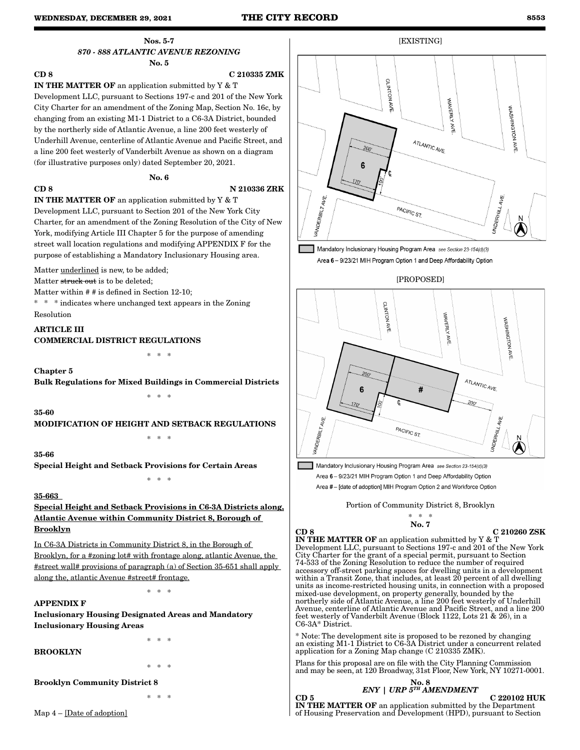### Nos. 5-7

*870 - 888 ATLANTIC AVENUE REZONING*

**No. 5**

**CD 8** **C 210335 ZMK**

**IN THE MATTER OF** an application submitted by Y & T Development LLC, pursuant to Sections 197-c and 201 of the New York City Charter for an amendment of the Zoning Map, Section No. 16c, by changing from an existing M1-1 District to a C6-3A District, bounded by the northerly side of Atlantic Avenue, a line 200 feet westerly of Underhill Avenue, centerline of Atlantic Avenue and Pacific Street, and a line 200 feet westerly of Vanderbilt Avenue as shown on a diagram (for illustrative purposes only) dated September 20, 2021.

**No. 6**

**CD 8** **N 210336 ZRK**

**IN THE MATTER OF** an application submitted by Y & T Development LLC, pursuant to Section 201 of the New York City Charter, for an amendment of the Zoning Resolution of the City of New York, modifying Article III Chapter 5 for the purpose of amending street wall location regulations and modifying APPENDIX F for the purpose of establishing a Mandatory Inclusionary Housing area.

Matter underlined is new, to be added;

Matter ~~struck out~~ is to be deleted;

Matter within # # is defined in Section 12-10;

\* \* \* indicates where unchanged text appears in the Zoning Resolution

**ARTICLE III**
**COMMERCIAL DISTRICT REGULATIONS**

\* \* \*

**Chapter 5**
**Bulk Regulations for Mixed Buildings in Commercial Districts**

\* \* \*

**35-60**
**MODIFICATION OF HEIGHT AND SETBACK REGULATIONS**

\* \* \*

**35-66**
**Special Height and Setback Provisions for Certain Areas**

\* \* \*

**35-663**
**Special Height and Setback Provisions in C6-3A Districts along, Atlantic Avenue within Community District 8, Borough of Brooklyn**

In C6-3A Districts in Community District 8, in the Borough of Brooklyn, for a #zoning lot# with frontage along, atlantic Avenue, the #street wall# provisions of paragraph (a) of Section 35-651 shall apply along the, atlantic Avenue #street# frontage.

\* \* \*

**APPENDIX F**
**Inclusionary Housing Designated Areas and Mandatory Inclusionary Housing Areas**

\* \* \*

**BROOKLYN**

\* \* \*

**Brooklyn Community District 8**

\* \* \*

Map 4 – [Date of adoption]

[EXISTING]

Mandatory Inclusionary Housing Program Area *see Section 23-154(d)(3)*

Area 6 – 9/23/21 MIH Program Option 1 and Deep Affordability Option

[PROPOSED]

Mandatory Inclusionary Housing Program Area *see Section 23-154(d)(3)*

Area 6 – 9/23/21 MIH Program Option 1 and Deep Affordability Option

Area # – [date of adoption] MIH Program Option 2 and Workforce Option

Portion of Community District 8, Brooklyn

\* \* \*

**No. 7**

**CD 8** **C 210260 ZSK**

**IN THE MATTER OF** an application submitted by Y & T Development LLC, pursuant to Sections 197-c and 201 of the New York City Charter for the grant of a special permit, pursuant to Section 74-533 of the Zoning Resolution to reduce the number of required accessory off-street parking spaces for dwelling units in a development within a Transit Zone, that includes, at least 20 percent of all dwelling units as income-restricted housing units, in connection with a proposed mixed-use development, on property generally, bounded by the northerly side of Atlantic Avenue, a line 200 feet westerly of Underhill Avenue, centerline of Atlantic Avenue and Pacific Street, and a line 200 feet westerly of Vanderbilt Avenue (Block 1122, Lots 21 & 26), in a C6-3A\* District.

\* Note: The development site is proposed to be rezoned by changing an existing M1-1 District to C6-3A District under a concurrent related application for a Zoning Map change (C 210335 ZMK).

Plans for this proposal are on file with the City Planning Commission and may be seen, at 120 Broadway, 31st Floor, New York, NY 10271-0001.

**No. 8**

*ENY | URP 5TH AMENDMENT*

**CD 5** **C 220102 HUK**

**IN THE MATTER OF** an application submitted by the Department of Housing Preservation and Development (HPD), pursuant to Section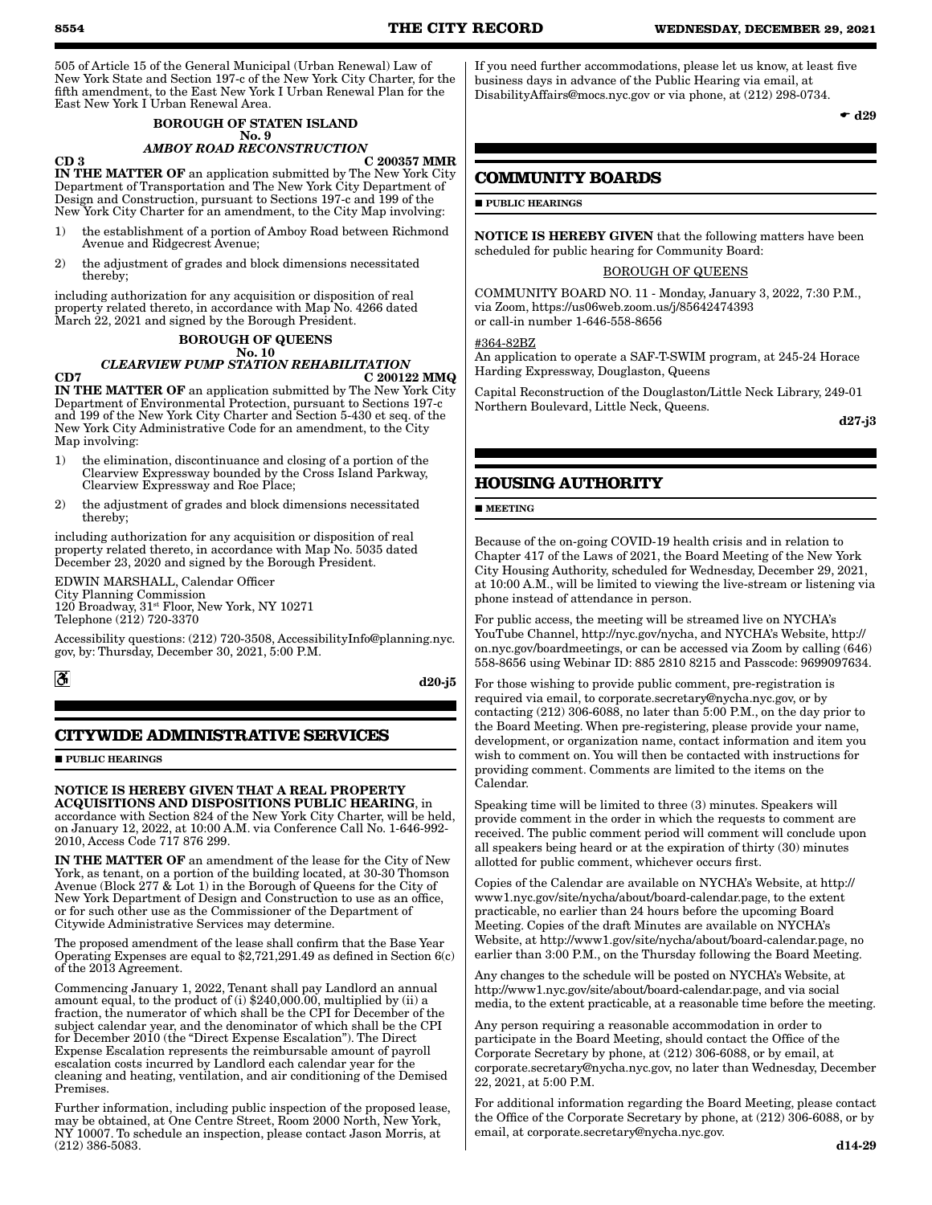505 of Article 15 of the General Municipal (Urban Renewal) Law of New York State and Section 197-c of the New York City Charter, for the fifth amendment, to the East New York I Urban Renewal Plan for the East New York I Urban Renewal Area.

**BOROUGH OF STATEN ISLAND**
**No. 9**
***AMBOY ROAD RECONSTRUCTION***
**CD 3 C 200357 MMR**

**IN THE MATTER OF** an application submitted by The New York City Department of Transportation and The New York City Department of Design and Construction, pursuant to Sections 197-c and 199 of the New York City Charter for an amendment, to the City Map involving:

1) the establishment of a portion of Amboy Road between Richmond Avenue and Ridgecrest Avenue;
2) the adjustment of grades and block dimensions necessitated thereby;

including authorization for any acquisition or disposition of real property related thereto, in accordance with Map No. 4266 dated March 22, 2021 and signed by the Borough President.

**BOROUGH OF QUEENS**
**No. 10**
***CLEARVIEW PUMP STATION REHABILITATION***
**CD7 C 200122 MMQ**

**IN THE MATTER OF** an application submitted by The New York City Department of Environmental Protection, pursuant to Sections 197-c and 199 of the New York City Charter and Section 5-430 et seq. of the New York City Administrative Code for an amendment, to the City Map involving:

1) the elimination, discontinuance and closing of a portion of the Clearview Expressway bounded by the Cross Island Parkway, Clearview Expressway and Roe Place;
2) the adjustment of grades and block dimensions necessitated thereby;

including authorization for any acquisition or disposition of real property related thereto, in accordance with Map No. 5035 dated December 23, 2020 and signed by the Borough President.

EDWIN MARSHALL, Calendar Officer
City Planning Commission
120 Broadway, 31st Floor, New York, NY 10271
Telephone (212) 720-3370

Accessibility questions: (212) 720-3508, AccessibilityInfo@planning.nyc.gov, by: Thursday, December 30, 2021, 5:00 P.M.

**d20-j5**

## CITYWIDE ADMINISTRATIVE SERVICES

■ **PUBLIC HEARINGS**

**NOTICE IS HEREBY GIVEN THAT A REAL PROPERTY ACQUISITIONS AND DISPOSITIONS PUBLIC HEARING**, in accordance with Section 824 of the New York City Charter, will be held, on January 12, 2022, at 10:00 A.M. via Conference Call No. 1-646-992-2010, Access Code 717 876 299.

**IN THE MATTER OF** an amendment of the lease for the City of New York, as tenant, on a portion of the building located, at 30-30 Thomson Avenue (Block 277 & Lot 1) in the Borough of Queens for the City of New York Department of Design and Construction to use as an office, or for such other use as the Commissioner of the Department of Citywide Administrative Services may determine.

The proposed amendment of the lease shall confirm that the Base Year Operating Expenses are equal to $2,721,291.49 as defined in Section 6(c) of the 2013 Agreement.

Commencing January 1, 2022, Tenant shall pay Landlord an annual amount equal, to the product of (i) $240,000.00, multiplied by (ii) a fraction, the numerator of which shall be the CPI for December of the subject calendar year, and the denominator of which shall be the CPI for December 2010 (the "Direct Expense Escalation"). The Direct Expense Escalation represents the reimbursable amount of payroll escalation costs incurred by Landlord each calendar year for the cleaning and heating, ventilation, and air conditioning of the Demised Premises.

Further information, including public inspection of the proposed lease, may be obtained, at One Centre Street, Room 2000 North, New York, NY 10007. To schedule an inspection, please contact Jason Morris, at (212) 386-5083.

If you need further accommodations, please let us know, at least five business days in advance of the Public Hearing via email, at DisabilityAffairs@mocs.nyc.gov or via phone, at (212) 298-0734.

**d29**

## COMMUNITY BOARDS

■ **PUBLIC HEARINGS**

**NOTICE IS HEREBY GIVEN** that the following matters have been scheduled for public hearing for Community Board:

BOROUGH OF QUEENS

COMMUNITY BOARD NO. 11 - Monday, January 3, 2022, 7:30 P.M., via Zoom, https://us06web.zoom.us/j/85642474393
or call-in number 1-646-558-8656

#364-82BZ
An application to operate a SAF-T-SWIM program, at 245-24 Horace Harding Expressway, Douglaston, Queens

Capital Reconstruction of the Douglaston/Little Neck Library, 249-01 Northern Boulevard, Little Neck, Queens.

**d27-j3**

## HOUSING AUTHORITY

■ **MEETING**

Because of the on-going COVID-19 health crisis and in relation to Chapter 417 of the Laws of 2021, the Board Meeting of the New York City Housing Authority, scheduled for Wednesday, December 29, 2021, at 10:00 A.M., will be limited to viewing the live-stream or listening via phone instead of attendance in person.

For public access, the meeting will be streamed live on NYCHA's YouTube Channel, http://nyc.gov/nycha, and NYCHA's Website, http://on.nyc.gov/boardmeetings, or can be accessed via Zoom by calling (646) 558-8656 using Webinar ID: 885 2810 8215 and Passcode: 9699097634.

For those wishing to provide public comment, pre-registration is required via email, to corporate.secretary@nycha.nyc.gov, or by contacting (212) 306-6088, no later than 5:00 P.M., on the day prior to the Board Meeting. When pre-registering, please provide your name, development, or organization name, contact information and item you wish to comment on. You will then be contacted with instructions for providing comment. Comments are limited to the items on the Calendar.

Speaking time will be limited to three (3) minutes. Speakers will provide comment in the order in which the requests to comment are received. The public comment period will comment will conclude upon all speakers being heard or at the expiration of thirty (30) minutes allotted for public comment, whichever occurs first.

Copies of the Calendar are available on NYCHA's Website, at http://www1.nyc.gov/site/nycha/about/board-calendar.page, to the extent practicable, no earlier than 24 hours before the upcoming Board Meeting. Copies of the draft Minutes are available on NYCHA's Website, at http://www1.gov/site/nycha/about/board-calendar.page, no earlier than 3:00 P.M., on the Thursday following the Board Meeting.

Any changes to the schedule will be posted on NYCHA's Website, at http://www1.nyc.gov/site/about/board-calendar.page, and via social media, to the extent practicable, at a reasonable time before the meeting.

Any person requiring a reasonable accommodation in order to participate in the Board Meeting, should contact the Office of the Corporate Secretary by phone, at (212) 306-6088, or by email, at corporate.secretary@nycha.nyc.gov, no later than Wednesday, December 22, 2021, at 5:00 P.M.

For additional information regarding the Board Meeting, please contact the Office of the Corporate Secretary by phone, at (212) 306-6088, or by email, at corporate.secretary@nycha.nyc.gov.

**d14-29**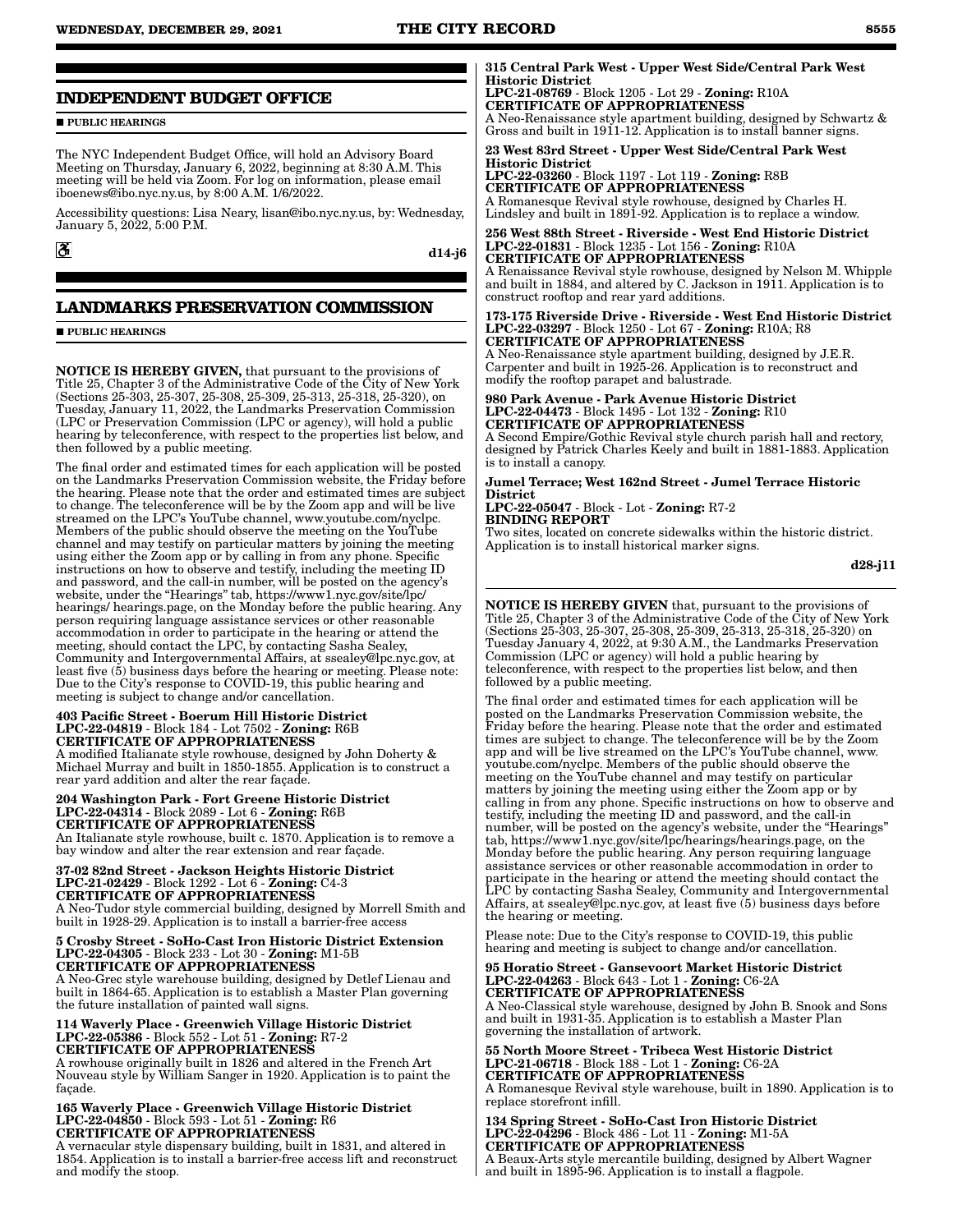## INDEPENDENT BUDGET OFFICE

■ **PUBLIC HEARINGS**

The NYC Independent Budget Office, will hold an Advisory Board Meeting on Thursday, January 6, 2022, beginning at 8:30 A.M. This meeting will be held via Zoom. For log on information, please email iboenews@ibo.nyc.ny.us, by 8:00 A.M. 1/6/2022.

Accessibility questions: Lisa Neary, lisan@ibo.nyc.ny.us, by: Wednesday, January 5, 2022, 5:00 P.M.

d14-j6

## LANDMARKS PRESERVATION COMMISSION

■ **PUBLIC HEARINGS**

**NOTICE IS HEREBY GIVEN,** that pursuant to the provisions of Title 25, Chapter 3 of the Administrative Code of the City of New York (Sections 25-303, 25-307, 25-308, 25-309, 25-313, 25-318, 25-320), on Tuesday, January 11, 2022, the Landmarks Preservation Commission (LPC or Preservation Commission (LPC or agency), will hold a public hearing by teleconference, with respect to the properties list below, and then followed by a public meeting.

The final order and estimated times for each application will be posted on the Landmarks Preservation Commission website, the Friday before the hearing. Please note that the order and estimated times are subject to change. The teleconference will be by the Zoom app and will be live streamed on the LPC's YouTube channel, www.youtube.com/nyclpc. Members of the public should observe the meeting on the YouTube channel and may testify on particular matters by joining the meeting using either the Zoom app or by calling in from any phone. Specific instructions on how to observe and testify, including the meeting ID and password, and the call-in number, will be posted on the agency's website, under the "Hearings" tab, https://www1.nyc.gov/site/lpc/hearings/ hearings.page, on the Monday before the public hearing. Any person requiring language assistance services or other reasonable accommodation in order to participate in the hearing or attend the meeting, should contact the LPC, by contacting Sasha Sealey, Community and Intergovernmental Affairs, at ssealey@lpc.nyc.gov, at least five (5) business days before the hearing or meeting. Please note: Due to the City's response to COVID-19, this public hearing and meeting is subject to change and/or cancellation.

**403 Pacific Street - Boerum Hill Historic District**
**LPC-22-04819** - Block 184 - Lot 7502 - **Zoning:** R6B
**CERTIFICATE OF APPROPRIATENESS**
A modified Italianate style rowhouse, designed by John Doherty & Michael Murray and built in 1850-1855. Application is to construct a rear yard addition and alter the rear façade.

**204 Washington Park - Fort Greene Historic District**
**LPC-22-04314** - Block 2089 - Lot 6 - **Zoning:** R6B
**CERTIFICATE OF APPROPRIATENESS**
An Italianate style rowhouse, built c. 1870. Application is to remove a bay window and alter the rear extension and rear façade.

**37-02 82nd Street - Jackson Heights Historic District**
**LPC-21-02429** - Block 1292 - Lot 6 - **Zoning:** C4-3
**CERTIFICATE OF APPROPRIATENESS**
A Neo-Tudor style commercial building, designed by Morrell Smith and built in 1928-29. Application is to install a barrier-free access

**5 Crosby Street - SoHo-Cast Iron Historic District Extension**
**LPC-22-04305** - Block 233 - Lot 30 - **Zoning:** M1-5B
**CERTIFICATE OF APPROPRIATENESS**
A Neo-Grec style warehouse building, designed by Detlef Lienau and built in 1864-65. Application is to establish a Master Plan governing the future installation of painted wall signs.

**114 Waverly Place - Greenwich Village Historic District**
**LPC-22-05386** - Block 552 - Lot 51 - **Zoning:** R7-2
**CERTIFICATE OF APPROPRIATENESS**
A rowhouse originally built in 1826 and altered in the French Art Nouveau style by William Sanger in 1920. Application is to paint the façade.

**165 Waverly Place - Greenwich Village Historic District**
**LPC-22-04850** - Block 593 - Lot 51 - **Zoning:** R6
**CERTIFICATE OF APPROPRIATENESS**
A vernacular style dispensary building, built in 1831, and altered in 1854. Application is to install a barrier-free access lift and reconstruct and modify the stoop.

**315 Central Park West - Upper West Side/Central Park West Historic District**
**LPC-21-08769** - Block 1205 - Lot 29 - **Zoning:** R10A
**CERTIFICATE OF APPROPRIATENESS**
A Neo-Renaissance style apartment building, designed by Schwartz & Gross and built in 1911-12. Application is to install banner signs.

**23 West 83rd Street - Upper West Side/Central Park West Historic District**
**LPC-22-03260** - Block 1197 - Lot 119 - **Zoning:** R8B
**CERTIFICATE OF APPROPRIATENESS**
A Romanesque Revival style rowhouse, designed by Charles H. Lindsley and built in 1891-92. Application is to replace a window.

**256 West 88th Street - Riverside - West End Historic District**
**LPC-22-01831** - Block 1235 - Lot 156 - **Zoning:** R10A
**CERTIFICATE OF APPROPRIATENESS**
A Renaissance Revival style rowhouse, designed by Nelson M. Whipple and built in 1884, and altered by C. Jackson in 1911. Application is to construct rooftop and rear yard additions.

**173-175 Riverside Drive - Riverside - West End Historic District**
**LPC-22-03297** - Block 1250 - Lot 67 - **Zoning:** R10A; R8
**CERTIFICATE OF APPROPRIATENESS**
A Neo-Renaissance style apartment building, designed by J.E.R. Carpenter and built in 1925-26. Application is to reconstruct and modify the rooftop parapet and balustrade.

**980 Park Avenue - Park Avenue Historic District**
**LPC-22-04473** - Block 1495 - Lot 132 - **Zoning:** R10
**CERTIFICATE OF APPROPRIATENESS**
A Second Empire/Gothic Revival style church parish hall and rectory, designed by Patrick Charles Keely and built in 1881-1883. Application is to install a canopy.

**Jumel Terrace; West 162nd Street - Jumel Terrace Historic District**
**LPC-22-05047** - Block - Lot - **Zoning:** R7-2
**BINDING REPORT**
Two sites, located on concrete sidewalks within the historic district. Application is to install historical marker signs.

d28-j11

**NOTICE IS HEREBY GIVEN** that, pursuant to the provisions of Title 25, Chapter 3 of the Administrative Code of the City of New York (Sections 25-303, 25-307, 25-308, 25-309, 25-313, 25-318, 25-320) on Tuesday January 4, 2022, at 9:30 A.M., the Landmarks Preservation Commission (LPC or agency) will hold a public hearing by teleconference, with respect to the properties list below, and then followed by a public meeting.

The final order and estimated times for each application will be posted on the Landmarks Preservation Commission website, the Friday before the hearing. Please note that the order and estimated times are subject to change. The teleconference will be by the Zoom app and will be live streamed on the LPC's YouTube channel, www.youtube.com/nyclpc. Members of the public should observe the meeting on the YouTube channel and may testify on particular matters by joining the meeting using either the Zoom app or by calling in from any phone. Specific instructions on how to observe and testify, including the meeting ID and password, and the call-in number, will be posted on the agency's website, under the "Hearings" tab, https://www1.nyc.gov/site/lpc/hearings/hearings.page, on the Monday before the public hearing. Any person requiring language assistance services or other reasonable accommodation in order to participate in the hearing or attend the meeting should contact the LPC by contacting Sasha Sealey, Community and Intergovernmental Affairs, at ssealey@lpc.nyc.gov, at least five (5) business days before the hearing or meeting.

Please note: Due to the City's response to COVID-19, this public hearing and meeting is subject to change and/or cancellation.

**95 Horatio Street - Gansevoort Market Historic District**
**LPC-22-04263** - Block 643 - Lot 1 - **Zoning:** C6-2A
**CERTIFICATE OF APPROPRIATENESS**
A Neo-Classical style warehouse, designed by John B. Snook and Sons and built in 1931-35. Application is to establish a Master Plan governing the installation of artwork.

**55 North Moore Street - Tribeca West Historic District**
**LPC-21-06718** - Block 188 - Lot 1 - **Zoning:** C6-2A
**CERTIFICATE OF APPROPRIATENESS**
A Romanesque Revival style warehouse, built in 1890. Application is to replace storefront infill.

**134 Spring Street - SoHo-Cast Iron Historic District**
**LPC-22-04296** - Block 486 - Lot 11 - **Zoning:** M1-5A
**CERTIFICATE OF APPROPRIATENESS**
A Beaux-Arts style mercantile building, designed by Albert Wagner and built in 1895-96. Application is to install a flagpole.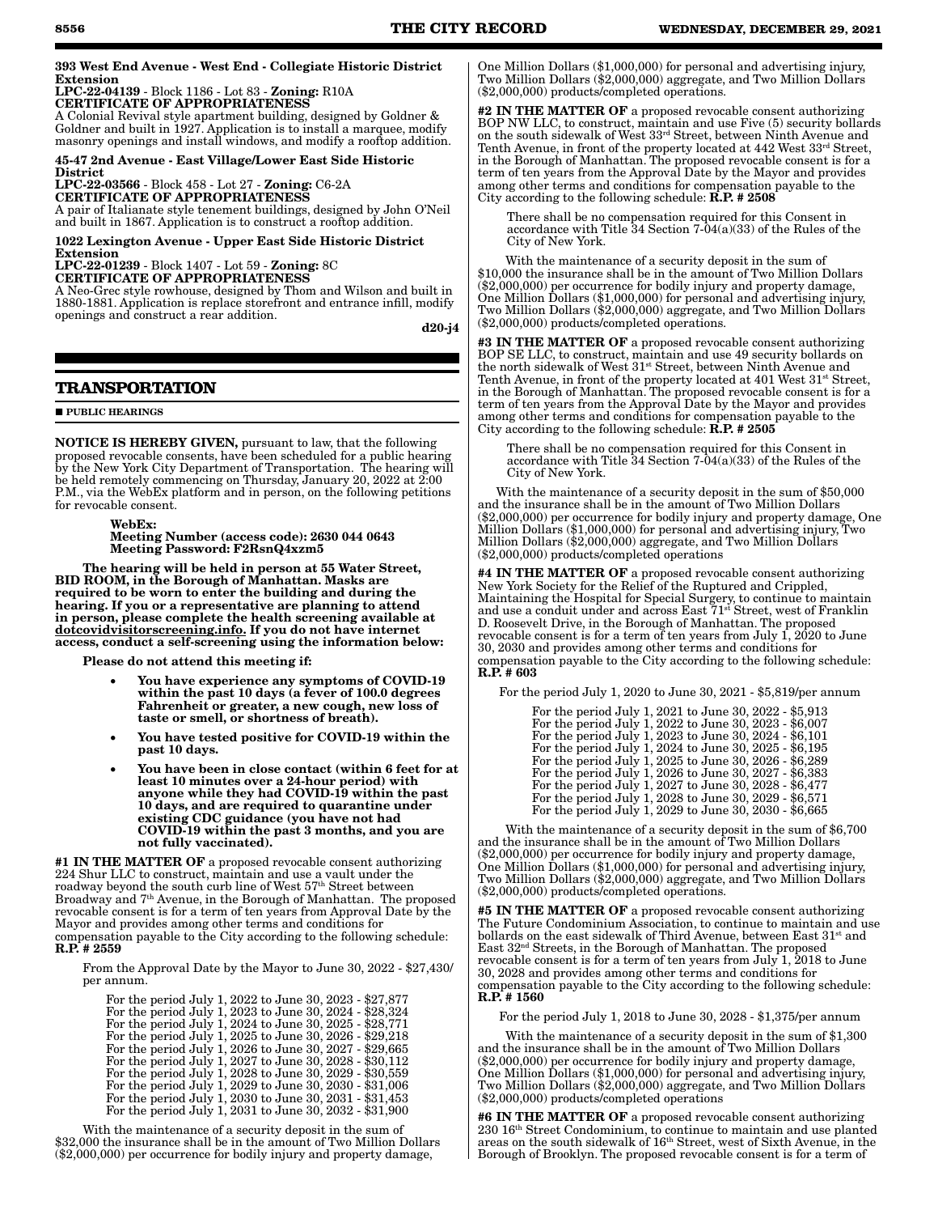**393 West End Avenue - West End - Collegiate Historic District Extension**
**LPC-22-04139** - Block 1186 - Lot 83 - **Zoning:** R10A
**CERTIFICATE OF APPROPRIATENESS**
A Colonial Revival style apartment building, designed by Goldner & Goldner and built in 1927. Application is to install a marquee, modify masonry openings and install windows, and modify a rooftop addition.

**45-47 2nd Avenue - East Village/Lower East Side Historic District**
**LPC-22-03566** - Block 458 - Lot 27 - **Zoning:** C6-2A
**CERTIFICATE OF APPROPRIATENESS**
A pair of Italianate style tenement buildings, designed by John O'Neil and built in 1867. Application is to construct a rooftop addition.

**1022 Lexington Avenue - Upper East Side Historic District Extension**
**LPC-22-01239** - Block 1407 - Lot 59 - **Zoning:** 8C
**CERTIFICATE OF APPROPRIATENESS**
A Neo-Grec style rowhouse, designed by Thom and Wilson and built in 1880-1881. Application is replace storefront and entrance infill, modify openings and construct a rear addition.

**d20-j4**

## TRANSPORTATION

■ **PUBLIC HEARINGS**

**NOTICE IS HEREBY GIVEN,** pursuant to law, that the following proposed revocable consents, have been scheduled for a public hearing by the New York City Department of Transportation. The hearing will be held remotely commencing on Thursday, January 20, 2022 at 2:00 P.M., via the WebEx platform and in person, on the following petitions for revocable consent.

**WebEx:**
**Meeting Number (access code): 2630 044 0643**
**Meeting Password: F2RsnQ4xzm5**

**The hearing will be held in person at 55 Water Street, BID ROOM, in the Borough of Manhattan. Masks are required to be worn to enter the building and during the hearing. If you or a representative are planning to attend in person, please complete the health screening available at dotcovidvisitorscreening.info. If you do not have internet access, conduct a self-screening using the information below:**

**Please do not attend this meeting if:**

- **You have experience any symptoms of COVID-19 within the past 10 days (a fever of 100.0 degrees Fahrenheit or greater, a new cough, new loss of taste or smell, or shortness of breath).**
- **You have tested positive for COVID-19 within the past 10 days.**
- **You have been in close contact (within 6 feet for at least 10 minutes over a 24-hour period) with anyone while they had COVID-19 within the past 10 days, and are required to quarantine under existing CDC guidance (you have not had COVID-19 within the past 3 months, and you are not fully vaccinated).**

**#1 IN THE MATTER OF** a proposed revocable consent authorizing 224 Shur LLC to construct, maintain and use a vault under the roadway beyond the south curb line of West 57th Street between Broadway and 7th Avenue, in the Borough of Manhattan. The proposed revocable consent is for a term of ten years from Approval Date by the Mayor and provides among other terms and conditions for compensation payable to the City according to the following schedule: **R.P. # 2559**

From the Approval Date by the Mayor to June 30, 2022 - $27,430/per annum.

For the period July 1, 2022 to June 30, 2023 - $27,877
For the period July 1, 2023 to June 30, 2024 - $28,324
For the period July 1, 2024 to June 30, 2025 - $28,771
For the period July 1, 2025 to June 30, 2026 - $29,218
For the period July 1, 2026 to June 30, 2027 - $29,665
For the period July 1, 2027 to June 30, 2028 - $30,112
For the period July 1, 2028 to June 30, 2029 - $30,559
For the period July 1, 2029 to June 30, 2030 - $31,006
For the period July 1, 2030 to June 30, 2031 - $31,453
For the period July 1, 2031 to June 30, 2032 - $31,900

With the maintenance of a security deposit in the sum of $32,000 the insurance shall be in the amount of Two Million Dollars ($2,000,000) per occurrence for bodily injury and property damage, One Million Dollars ($1,000,000) for personal and advertising injury, Two Million Dollars ($2,000,000) aggregate, and Two Million Dollars ($2,000,000) products/completed operations.

**#2 IN THE MATTER OF** a proposed revocable consent authorizing BOP NW LLC, to construct, maintain and use Five (5) security bollards on the south sidewalk of West 33rd Street, between Ninth Avenue and Tenth Avenue, in front of the property located at 442 West 33rd Street, in the Borough of Manhattan. The proposed revocable consent is for a term of ten years from the Approval Date by the Mayor and provides among other terms and conditions for compensation payable to the City according to the following schedule: **R.P. # 2508**

There shall be no compensation required for this Consent in accordance with Title 34 Section 7-04(a)(33) of the Rules of the City of New York.

With the maintenance of a security deposit in the sum of $10,000 the insurance shall be in the amount of Two Million Dollars ($2,000,000) per occurrence for bodily injury and property damage, One Million Dollars ($1,000,000) for personal and advertising injury, Two Million Dollars ($2,000,000) aggregate, and Two Million Dollars ($2,000,000) products/completed operations.

**#3 IN THE MATTER OF** a proposed revocable consent authorizing BOP SE LLC, to construct, maintain and use 49 security bollards on the north sidewalk of West 31st Street, between Ninth Avenue and Tenth Avenue, in front of the property located at 401 West 31st Street, in the Borough of Manhattan. The proposed revocable consent is for a term of ten years from the Approval Date by the Mayor and provides among other terms and conditions for compensation payable to the City according to the following schedule: **R.P. # 2505**

There shall be no compensation required for this Consent in accordance with Title 34 Section 7-04(a)(33) of the Rules of the City of New York.

With the maintenance of a security deposit in the sum of $50,000 and the insurance shall be in the amount of Two Million Dollars ($2,000,000) per occurrence for bodily injury and property damage, One Million Dollars ($1,000,000) for personal and advertising injury, Two Million Dollars ($2,000,000) aggregate, and Two Million Dollars ($2,000,000) products/completed operations

**#4 IN THE MATTER OF** a proposed revocable consent authorizing New York Society for the Relief of the Ruptured and Crippled, Maintaining the Hospital for Special Surgery, to continue to maintain and use a conduit under and across East 71st Street, west of Franklin D. Roosevelt Drive, in the Borough of Manhattan. The proposed revocable consent is for a term of ten years from July 1, 2020 to June 30, 2030 and provides among other terms and conditions for compensation payable to the City according to the following schedule: **R.P. # 603**

For the period July 1, 2020 to June 30, 2021 - $5,819/per annum

For the period July 1, 2021 to June 30, 2022 - $5,913
For the period July 1, 2022 to June 30, 2023 - $6,007
For the period July 1, 2023 to June 30, 2024 - $6,101
For the period July 1, 2024 to June 30, 2025 - $6,195
For the period July 1, 2025 to June 30, 2026 - $6,289
For the period July 1, 2026 to June 30, 2027 - $6,383
For the period July 1, 2027 to June 30, 2028 - $6,477
For the period July 1, 2028 to June 30, 2029 - $6,571
For the period July 1, 2029 to June 30, 2030 - $6,665

With the maintenance of a security deposit in the sum of $6,700 and the insurance shall be in the amount of Two Million Dollars ($2,000,000) per occurrence for bodily injury and property damage, One Million Dollars ($1,000,000) for personal and advertising injury, Two Million Dollars ($2,000,000) aggregate, and Two Million Dollars ($2,000,000) products/completed operations.

**#5 IN THE MATTER OF** a proposed revocable consent authorizing The Future Condominium Association, to continue to maintain and use bollards on the east sidewalk of Third Avenue, between East 31st and East 32nd Streets, in the Borough of Manhattan. The proposed revocable consent is for a term of ten years from July 1, 2018 to June 30, 2028 and provides among other terms and conditions for compensation payable to the City according to the following schedule: **R.P. # 1560**

For the period July 1, 2018 to June 30, 2028 - $1,375/per annum

With the maintenance of a security deposit in the sum of $1,300 and the insurance shall be in the amount of Two Million Dollars ($2,000,000) per occurrence for bodily injury and property damage, One Million Dollars ($1,000,000) for personal and advertising injury, Two Million Dollars ($2,000,000) aggregate, and Two Million Dollars ($2,000,000) products/completed operations

**#6 IN THE MATTER OF** a proposed revocable consent authorizing 230 16th Street Condominium, to continue to maintain and use planted areas on the south sidewalk of 16th Street, west of Sixth Avenue, in the Borough of Brooklyn. The proposed revocable consent is for a term of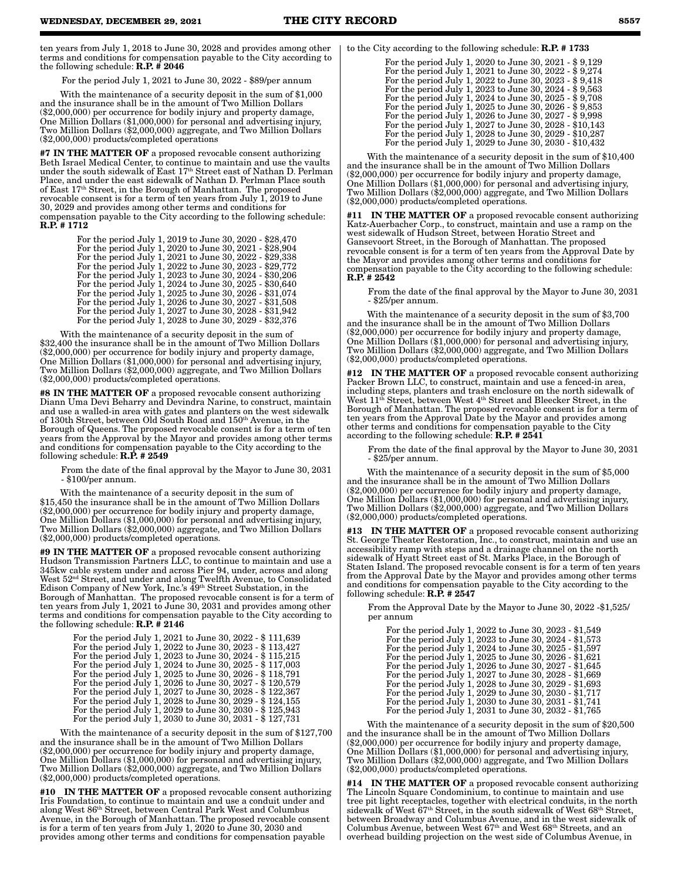ten years from July 1, 2018 to June 30, 2028 and provides among other terms and conditions for compensation payable to the City according to the following schedule: **R.P. # 2046**

For the period July 1, 2021 to June 30, 2022 - $89/per annum

With the maintenance of a security deposit in the sum of $1,000 and the insurance shall be in the amount of Two Million Dollars ($2,000,000) per occurrence for bodily injury and property damage, One Million Dollars ($1,000,000) for personal and advertising injury, Two Million Dollars ($2,000,000) aggregate, and Two Million Dollars ($2,000,000) products/completed operations

**#7 IN THE MATTER OF** a proposed revocable consent authorizing Beth Israel Medical Center, to continue to maintain and use the vaults under the south sidewalk of East 17th Street east of Nathan D. Perlman Place, and under the east sidewalk of Nathan D. Perlman Place south of East 17th Street, in the Borough of Manhattan. The proposed revocable consent is for a term of ten years from July 1, 2019 to June 30, 2029 and provides among other terms and conditions for compensation payable to the City according to the following schedule: **R.P. # 1712**

For the period July 1, 2019 to June 30, 2020 - $28,470
For the period July 1, 2020 to June 30, 2021 - $28,904
For the period July 1, 2021 to June 30, 2022 - $29,338
For the period July 1, 2022 to June 30, 2023 - $29,772
For the period July 1, 2023 to June 30, 2024 - $30,206
For the period July 1, 2024 to June 30, 2025 - $30,640
For the period July 1, 2025 to June 30, 2026 - $31,074
For the period July 1, 2026 to June 30, 2027 - $31,508
For the period July 1, 2027 to June 30, 2028 - $31,942
For the period July 1, 2028 to June 30, 2029 - $32,376

With the maintenance of a security deposit in the sum of $32,400 the insurance shall be in the amount of Two Million Dollars ($2,000,000) per occurrence for bodily injury and property damage, One Million Dollars ($1,000,000) for personal and advertising injury, Two Million Dollars ($2,000,000) aggregate, and Two Million Dollars ($2,000,000) products/completed operations.

**#8 IN THE MATTER OF** a proposed revocable consent authorizing Diann Uma Devi Beharry and Devindra Narine, to construct, maintain and use a walled-in area with gates and planters on the west sidewalk of 130th Street, between Old South Road and 150th Avenue, in the Borough of Queens. The proposed revocable consent is for a term of ten years from the Approval by the Mayor and provides among other terms and conditions for compensation payable to the City according to the following schedule: **R.P. # 2549**

From the date of the final approval by the Mayor to June 30, 2031 - $100/per annum.

With the maintenance of a security deposit in the sum of $15,450 the insurance shall be in the amount of Two Million Dollars ($2,000,000) per occurrence for bodily injury and property damage, One Million Dollars ($1,000,000) for personal and advertising injury, Two Million Dollars ($2,000,000) aggregate, and Two Million Dollars ($2,000,000) products/completed operations.

**#9 IN THE MATTER OF** a proposed revocable consent authorizing Hudson Transmission Partners LLC, to continue to maintain and use a 345kw cable system under and across Pier 94, under, across and along West 52nd Street, and under and along Twelfth Avenue, to Consolidated Edison Company of New York, Inc.'s 49th Street Substation, in the Borough of Manhattan. The proposed revocable consent is for a term of ten years from July 1, 2021 to June 30, 2031 and provides among other terms and conditions for compensation payable to the City according to the following schedule: **R.P. # 2146**

For the period July 1, 2021 to June 30, 2022 - $ 111,639
For the period July 1, 2022 to June 30, 2023 - $ 113,427
For the period July 1, 2023 to June 30, 2024 - $ 115,215
For the period July 1, 2024 to June 30, 2025 - $ 117,003
For the period July 1, 2025 to June 30, 2026 - $ 118,791
For the period July 1, 2026 to June 30, 2027 - $ 120,579
For the period July 1, 2027 to June 30, 2028 - $ 122,367
For the period July 1, 2028 to June 30, 2029 - $ 124,155
For the period July 1, 2029 to June 30, 2030 - $ 125,943
For the period July 1, 2030 to June 30, 2031 - $ 127,731

With the maintenance of a security deposit in the sum of $127,700 and the insurance shall be in the amount of Two Million Dollars ($2,000,000) per occurrence for bodily injury and property damage, One Million Dollars ($1,000,000) for personal and advertising injury, Two Million Dollars ($2,000,000) aggregate, and Two Million Dollars ($2,000,000) products/completed operations.

**#10 IN THE MATTER OF** a proposed revocable consent authorizing Iris Foundation, to continue to maintain and use a conduit under and along West 86th Street, between Central Park West and Columbus Avenue, in the Borough of Manhattan. The proposed revocable consent is for a term of ten years from July 1, 2020 to June 30, 2030 and provides among other terms and conditions for compensation payable to the City according to the following schedule: **R.P. # 1733**

For the period July 1, 2020 to June 30, 2021 - $ 9,129
For the period July 1, 2021 to June 30, 2022 - $ 9,274
For the period July 1, 2022 to June 30, 2023 - $ 9,418
For the period July 1, 2023 to June 30, 2024 - $ 9,563
For the period July 1, 2024 to June 30, 2025 - $ 9,708
For the period July 1, 2025 to June 30, 2026 - $ 9,853
For the period July 1, 2026 to June 30, 2027 - $ 9,998
For the period July 1, 2027 to June 30, 2028 - $10,143
For the period July 1, 2028 to June 30, 2029 - $10,287
For the period July 1, 2029 to June 30, 2030 - $10,432

With the maintenance of a security deposit in the sum of $10,400 and the insurance shall be in the amount of Two Million Dollars ($2,000,000) per occurrence for bodily injury and property damage, One Million Dollars ($1,000,000) for personal and advertising injury, Two Million Dollars ($2,000,000) aggregate, and Two Million Dollars ($2,000,000) products/completed operations.

**#11 IN THE MATTER OF** a proposed revocable consent authorizing Katz-Auerbacher Corp., to construct, maintain and use a ramp on the west sidewalk of Hudson Street, between Horatio Street and Gansevoort Street, in the Borough of Manhattan. The proposed revocable consent is for a term of ten years from the Approval Date by the Mayor and provides among other terms and conditions for compensation payable to the City according to the following schedule: **R.P. # 2542**

From the date of the final approval by the Mayor to June 30, 2031 - $25/per annum.

With the maintenance of a security deposit in the sum of $3,700 and the insurance shall be in the amount of Two Million Dollars ($2,000,000) per occurrence for bodily injury and property damage, One Million Dollars ($1,000,000) for personal and advertising injury, Two Million Dollars ($2,000,000) aggregate, and Two Million Dollars ($2,000,000) products/completed operations.

**#12 IN THE MATTER OF** a proposed revocable consent authorizing Packer Brown LLC, to construct, maintain and use a fenced-in area, including steps, planters and trash enclosure on the north sidewalk of West 11th Street, between West 4th Street and Bleecker Street, in the Borough of Manhattan. The proposed revocable consent is for a term of ten years from the Approval Date by the Mayor and provides among other terms and conditions for compensation payable to the City according to the following schedule: **R.P. # 2541**

From the date of the final approval by the Mayor to June 30, 2031 - $25/per annum.

With the maintenance of a security deposit in the sum of $5,000 and the insurance shall be in the amount of Two Million Dollars ($2,000,000) per occurrence for bodily injury and property damage, One Million Dollars ($1,000,000) for personal and advertising injury, Two Million Dollars ($2,000,000) aggregate, and Two Million Dollars ($2,000,000) products/completed operations.

**#13 IN THE MATTER OF** a proposed revocable consent authorizing St. George Theater Restoration, Inc., to construct, maintain and use an accessibility ramp with steps and a drainage channel on the north sidewalk of Hyatt Street east of St. Marks Place, in the Borough of Staten Island. The proposed revocable consent is for a term of ten years from the Approval Date by the Mayor and provides among other terms and conditions for compensation payable to the City according to the following schedule: **R.P. # 2547**

From the Approval Date by the Mayor to June 30, 2022 -$1,525/ per annum

For the period July 1, 2022 to June 30, 2023 - $1,549
For the period July 1, 2023 to June 30, 2024 - $1,573
For the period July 1, 2024 to June 30, 2025 - $1,597
For the period July 1, 2025 to June 30, 2026 - $1,621
For the period July 1, 2026 to June 30, 2027 - $1,645
For the period July 1, 2027 to June 30, 2028 - $1,669
For the period July 1, 2028 to June 30, 2029 - $1,693
For the period July 1, 2029 to June 30, 2030 - $1,717
For the period July 1, 2030 to June 30, 2031 - $1,741
For the period July 1, 2031 to June 30, 2032 - $1,765

With the maintenance of a security deposit in the sum of $20,500 and the insurance shall be in the amount of Two Million Dollars ($2,000,000) per occurrence for bodily injury and property damage, One Million Dollars ($1,000,000) for personal and advertising injury, Two Million Dollars ($2,000,000) aggregate, and Two Million Dollars ($2,000,000) products/completed operations.

**#14 IN THE MATTER OF** a proposed revocable consent authorizing The Lincoln Square Condominium, to continue to maintain and use tree pit light receptacles, together with electrical conduits, in the north sidewalk of West 67th Street, in the south sidewalk of West 68th Street, between Broadway and Columbus Avenue, and in the west sidewalk of Columbus Avenue, between West 67th and West 68th Streets, and an overhead building projection on the west side of Columbus Avenue, in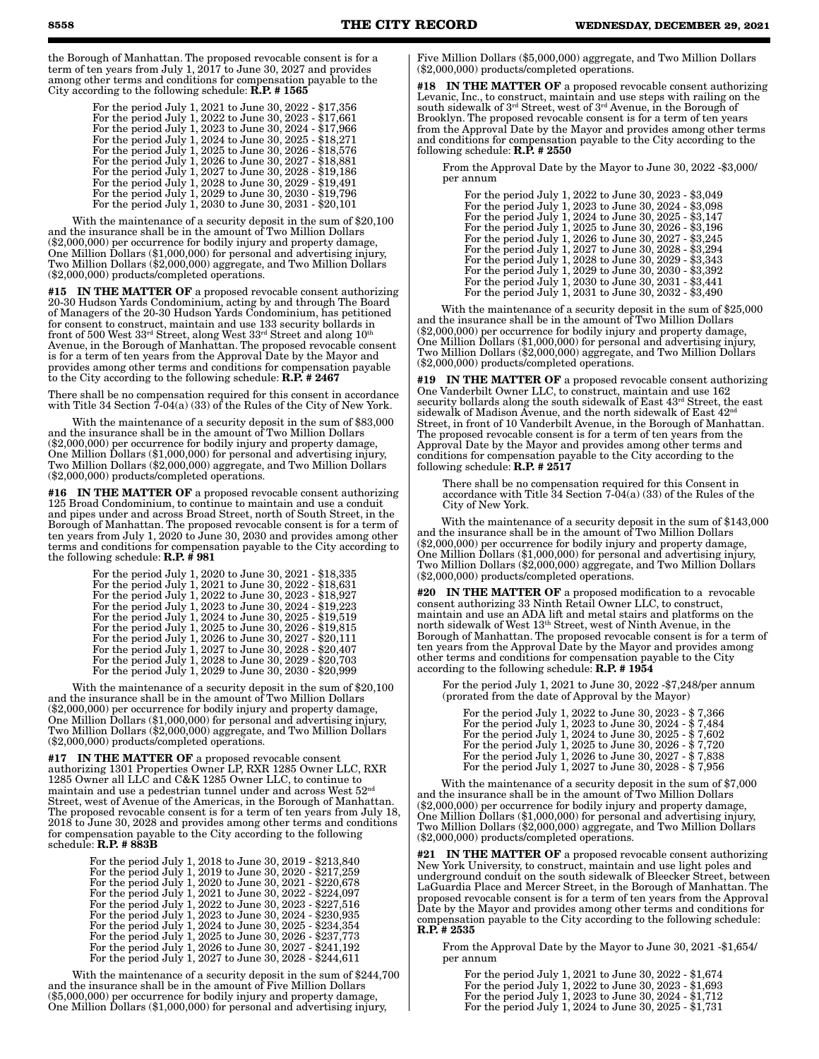the Borough of Manhattan. The proposed revocable consent is for a term of ten years from July 1, 2017 to June 30, 2027 and provides among other terms and conditions for compensation payable to the City according to the following schedule: **R.P. # 1565**

For the period July 1, 2021 to June 30, 2022 - $17,356
For the period July 1, 2022 to June 30, 2023 - $17,661
For the period July 1, 2023 to June 30, 2024 - $17,966
For the period July 1, 2024 to June 30, 2025 - $18,271
For the period July 1, 2025 to June 30, 2026 - $18,576
For the period July 1, 2026 to June 30, 2027 - $18,881
For the period July 1, 2027 to June 30, 2028 - $19,186
For the period July 1, 2028 to June 30, 2029 - $19,491
For the period July 1, 2029 to June 30, 2030 - $19,796
For the period July 1, 2030 to June 30, 2031 - $20,101

With the maintenance of a security deposit in the sum of $20,100 and the insurance shall be in the amount of Two Million Dollars ($2,000,000) per occurrence for bodily injury and property damage, One Million Dollars ($1,000,000) for personal and advertising injury, Two Million Dollars ($2,000,000) aggregate, and Two Million Dollars ($2,000,000) products/completed operations.

**#15 IN THE MATTER OF** a proposed revocable consent authorizing 20-30 Hudson Yards Condominium, acting by and through The Board of Managers of the 20-30 Hudson Yards Condominium, has petitioned for consent to construct, maintain and use 133 security bollards in front of 500 West 33rd Street, along West 33rd Street and along 10th Avenue, in the Borough of Manhattan. The proposed revocable consent is for a term of ten years from the Approval Date by the Mayor and provides among other terms and conditions for compensation payable to the City according to the following schedule: **R.P. # 2467**

There shall be no compensation required for this consent in accordance with Title 34 Section 7-04(a) (33) of the Rules of the City of New York.

With the maintenance of a security deposit in the sum of $83,000 and the insurance shall be in the amount of Two Million Dollars ($2,000,000) per occurrence for bodily injury and property damage, One Million Dollars ($1,000,000) for personal and advertising injury, Two Million Dollars ($2,000,000) aggregate, and Two Million Dollars ($2,000,000) products/completed operations.

**#16 IN THE MATTER OF** a proposed revocable consent authorizing 125 Broad Condominium, to continue to maintain and use a conduit and pipes under and across Broad Street, north of South Street, in the Borough of Manhattan. The proposed revocable consent is for a term of ten years from July 1, 2020 to June 30, 2030 and provides among other terms and conditions for compensation payable to the City according to the following schedule: **R.P. # 981**

For the period July 1, 2020 to June 30, 2021 - $18,335
For the period July 1, 2021 to June 30, 2022 - $18,631
For the period July 1, 2022 to June 30, 2023 - $18,927
For the period July 1, 2023 to June 30, 2024 - $19,223
For the period July 1, 2024 to June 30, 2025 - $19,519
For the period July 1, 2025 to June 30, 2026 - $19,815
For the period July 1, 2026 to June 30, 2027 - $20,111
For the period July 1, 2027 to June 30, 2028 - $20,407
For the period July 1, 2028 to June 30, 2029 - $20,703
For the period July 1, 2029 to June 30, 2030 - $20,999

With the maintenance of a security deposit in the sum of $20,100 and the insurance shall be in the amount of Two Million Dollars ($2,000,000) per occurrence for bodily injury and property damage, One Million Dollars ($1,000,000) for personal and advertising injury, Two Million Dollars ($2,000,000) aggregate, and Two Million Dollars ($2,000,000) products/completed operations.

**#17 IN THE MATTER OF** a proposed revocable consent authorizing 1301 Properties Owner LP, RXR 1285 Owner LLC, RXR 1285 Owner all LLC and C&K 1285 Owner LLC, to continue to maintain and use a pedestrian tunnel under and across West 52nd Street, west of Avenue of the Americas, in the Borough of Manhattan. The proposed revocable consent is for a term of ten years from July 18, 2018 to June 30, 2028 and provides among other terms and conditions for compensation payable to the City according to the following schedule: **R.P. # 883B**

For the period July 1, 2018 to June 30, 2019 - $213,840
For the period July 1, 2019 to June 30, 2020 - $217,259
For the period July 1, 2020 to June 30, 2021 - $220,678
For the period July 1, 2021 to June 30, 2022 - $224,097
For the period July 1, 2022 to June 30, 2023 - $227,516
For the period July 1, 2023 to June 30, 2024 - $230,935
For the period July 1, 2024 to June 30, 2025 - $234,354
For the period July 1, 2025 to June 30, 2026 - $237,773
For the period July 1, 2026 to June 30, 2027 - $241,192
For the period July 1, 2027 to June 30, 2028 - $244,611

With the maintenance of a security deposit in the sum of $244,700 and the insurance shall be in the amount of Five Million Dollars ($5,000,000) per occurrence for bodily injury and property damage, One Million Dollars ($1,000,000) for personal and advertising injury, Five Million Dollars ($5,000,000) aggregate, and Two Million Dollars ($2,000,000) products/completed operations.

**#18 IN THE MATTER OF** a proposed revocable consent authorizing Levanic, Inc., to construct, maintain and use steps with railing on the south sidewalk of 3rd Street, west of 3rd Avenue, in the Borough of Brooklyn. The proposed revocable consent is for a term of ten years from the Approval Date by the Mayor and provides among other terms and conditions for compensation payable to the City according to the following schedule: **R.P. # 2550**

From the Approval Date by the Mayor to June 30, 2022 -$3,000/ per annum

For the period July 1, 2022 to June 30, 2023 - $3,049
For the period July 1, 2023 to June 30, 2024 - $3,098
For the period July 1, 2024 to June 30, 2025 - $3,147
For the period July 1, 2025 to June 30, 2026 - $3,196
For the period July 1, 2026 to June 30, 2027 - $3,245
For the period July 1, 2027 to June 30, 2028 - $3,294
For the period July 1, 2028 to June 30, 2029 - $3,343
For the period July 1, 2029 to June 30, 2030 - $3,392
For the period July 1, 2030 to June 30, 2031 - $3,441
For the period July 1, 2031 to June 30, 2032 - $3,490

With the maintenance of a security deposit in the sum of $25,000 and the insurance shall be in the amount of Two Million Dollars ($2,000,000) per occurrence for bodily injury and property damage, One Million Dollars ($1,000,000) for personal and advertising injury, Two Million Dollars ($2,000,000) aggregate, and Two Million Dollars ($2,000,000) products/completed operations.

**#19 IN THE MATTER OF** a proposed revocable consent authorizing One Vanderbilt Owner LLC, to construct, maintain and use 162 security bollards along the south sidewalk of East 43rd Street, the east sidewalk of Madison Avenue, and the north sidewalk of East 42nd Street, in front of 10 Vanderbilt Avenue, in the Borough of Manhattan. The proposed revocable consent is for a term of ten years from the Approval Date by the Mayor and provides among other terms and conditions for compensation payable to the City according to the following schedule: **R.P. # 2517**

There shall be no compensation required for this Consent in accordance with Title 34 Section 7-04(a) (33) of the Rules of the City of New York.

With the maintenance of a security deposit in the sum of $143,000 and the insurance shall be in the amount of Two Million Dollars ($2,000,000) per occurrence for bodily injury and property damage, One Million Dollars ($1,000,000) for personal and advertising injury, Two Million Dollars ($2,000,000) aggregate, and Two Million Dollars ($2,000,000) products/completed operations.

**#20 IN THE MATTER OF** a proposed modification to a revocable consent authorizing 33 Ninth Retail Owner LLC, to construct, maintain and use an ADA lift and metal stairs and platforms on the north sidewalk of West 13th Street, west of Ninth Avenue, in the Borough of Manhattan. The proposed revocable consent is for a term of ten years from the Approval Date by the Mayor and provides among other terms and conditions for compensation payable to the City according to the following schedule: **R.P. # 1954**

For the period July 1, 2021 to June 30, 2022 -$7,248/per annum (prorated from the date of Approval by the Mayor)

For the period July 1, 2022 to June 30, 2023 - $ 7,366
For the period July 1, 2023 to June 30, 2024 - $ 7,484
For the period July 1, 2024 to June 30, 2025 - $ 7,602
For the period July 1, 2025 to June 30, 2026 - $ 7,720
For the period July 1, 2026 to June 30, 2027 - $ 7,838
For the period July 1, 2027 to June 30, 2028 - $ 7,956

With the maintenance of a security deposit in the sum of $7,000 and the insurance shall be in the amount of Two Million Dollars ($2,000,000) per occurrence for bodily injury and property damage, One Million Dollars ($1,000,000) for personal and advertising injury, Two Million Dollars ($2,000,000) aggregate, and Two Million Dollars ($2,000,000) products/completed operations.

**#21 IN THE MATTER OF** a proposed revocable consent authorizing New York University, to construct, maintain and use light poles and underground conduit on the south sidewalk of Bleecker Street, between LaGuardia Place and Mercer Street, in the Borough of Manhattan. The proposed revocable consent is for a term of ten years from the Approval Date by the Mayor and provides among other terms and conditions for compensation payable to the City according to the following schedule: **R.P. # 2535**

From the Approval Date by the Mayor to June 30, 2021 -$1,654/ per annum

For the period July 1, 2021 to June 30, 2022 - $1,674
For the period July 1, 2022 to June 30, 2023 - $1,693
For the period July 1, 2023 to June 30, 2024 - $1,712
For the period July 1, 2024 to June 30, 2025 - $1,731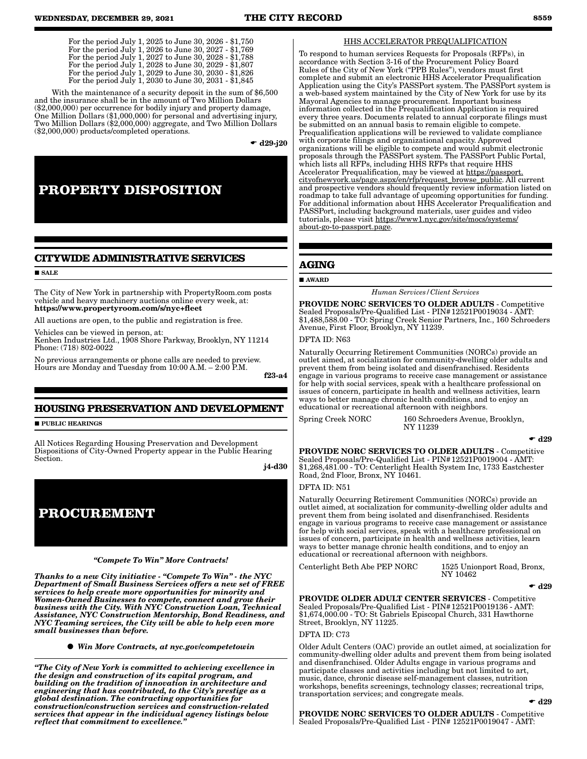For the period July 1, 2025 to June 30, 2026 - $1,750
For the period July 1, 2026 to June 30, 2027 - $1,769
For the period July 1, 2027 to June 30, 2028 - $1,788
For the period July 1, 2028 to June 30, 2029 - $1,807
For the period July 1, 2029 to June 30, 2030 - $1,826
For the period July 1, 2030 to June 30, 2031 - $1,845

With the maintenance of a security deposit in the sum of $6,500 and the insurance shall be in the amount of Two Million Dollars ($2,000,000) per occurrence for bodily injury and property damage, One Million Dollars ($1,000,000) for personal and advertising injury, Two Million Dollars ($2,000,000) aggregate, and Two Million Dollars ($2,000,000) products/completed operations.

☛ d29-j20

# PROPERTY DISPOSITION

## CITYWIDE ADMINISTRATIVE SERVICES

■ SALE

The City of New York in partnership with PropertyRoom.com posts vehicle and heavy machinery auctions online every week, at: **https://www.propertyroom.com/s/nyc+fleet**

All auctions are open, to the public and registration is free.

Vehicles can be viewed in person, at:
Kenben Industries Ltd., 1908 Shore Parkway, Brooklyn, NY 11214
Phone: (718) 802-0022

No previous arrangements or phone calls are needed to preview. Hours are Monday and Tuesday from 10:00 A.M. – 2:00 P.M.

f23-a4

## HOUSING PRESERVATION AND DEVELOPMENT

■ PUBLIC HEARINGS

All Notices Regarding Housing Preservation and Development Dispositions of City-Owned Property appear in the Public Hearing Section.

j4-d30

# PROCUREMENT

***"Compete To Win" More Contracts!***

***Thanks to a new City initiative - "Compete To Win" - the NYC Department of Small Business Services offers a new set of FREE services to help create more opportunities for minority and Women-Owned Businesses to compete, connect and grow their business with the City. With NYC Construction Loan, Technical Assistance, NYC Construction Mentorship, Bond Readiness, and NYC Teaming services, the City will be able to help even more small businesses than before.***

● ***Win More Contracts, at nyc.gov/competetowin***

***"The City of New York is committed to achieving excellence in the design and construction of its capital program, and building on the tradition of innovation in architecture and engineering that has contributed, to the City's prestige as a global destination. The contracting opportunities for construction/construction services and construction-related services that appear in the individual agency listings below reflect that commitment to excellence."***

HHS ACCELERATOR PREQUALIFICATION

To respond to human services Requests for Proposals (RFPs), in accordance with Section 3-16 of the Procurement Policy Board Rules of the City of New York ("PPB Rules"), vendors must first complete and submit an electronic HHS Accelerator Prequalification Application using the City's PASSPort system. The PASSPort system is a web-based system maintained by the City of New York for use by its Mayoral Agencies to manage procurement. Important business information collected in the Prequalification Application is required every three years. Documents related to annual corporate filings must be submitted on an annual basis to remain eligible to compete. Prequalification applications will be reviewed to validate compliance with corporate filings and organizational capacity. Approved organizations will be eligible to compete and would submit electronic proposals through the PASSPort system. The PASSPort Public Portal, which lists all RFPs, including HHS RFPs that require HHS Accelerator Prequalification, may be viewed at https://passport.cityofnewyork.us/page.aspx/en/rfp/request_browse_public. All current and prospective vendors should frequently review information listed on roadmap to take full advantage of upcoming opportunities for funding. For additional information about HHS Accelerator Prequalification and PASSPort, including background materials, user guides and video tutorials, please visit https://www1.nyc.gov/site/mocs/systems/about-go-to-passport.page.

## AGING

■ AWARD

*Human Services/Client Services*

**PROVIDE NORC SERVICES TO OLDER ADULTS** - Competitive Sealed Proposals/Pre-Qualified List - PIN#12521P0019034 - AMT: $1,488,588.00 - TO: Spring Creek Senior Partners, Inc., 160 Schroeders Avenue, First Floor, Brooklyn, NY 11239.

DFTA ID: N63

Naturally Occurring Retirement Communities (NORCs) provide an outlet aimed, at socialization for community-dwelling older adults and prevent them from being isolated and disenfranchised. Residents engage in various programs to receive case management or assistance for help with social services, speak with a healthcare professional on issues of concern, participate in health and wellness activities, learn ways to better manage chronic health conditions, and to enjoy an educational or recreational afternoon with neighbors.

Spring Creek NORC — 160 Schroeders Avenue, Brooklyn, NY 11239

☛ d29

**PROVIDE NORC SERVICES TO OLDER ADULTS** - Competitive Sealed Proposals/Pre-Qualified List - PIN#12521P0019004 - AMT: $1,268,481.00 - TO: Centerlight Health System Inc, 1733 Eastchester Road, 2nd Floor, Bronx, NY 10461.

DFTA ID: N51

Naturally Occurring Retirement Communities (NORCs) provide an outlet aimed, at socialization for community-dwelling older adults and prevent them from being isolated and disenfranchised. Residents engage in various programs to receive case management or assistance for help with social services, speak with a healthcare professional on issues of concern, participate in health and wellness activities, learn ways to better manage chronic health conditions, and to enjoy an educational or recreational afternoon with neighbors.

Centerlight Beth Abe PEP NORC — 1525 Unionport Road, Bronx, NY 10462

☛ d29

**PROVIDE OLDER ADULT CENTER SERVICES** - Competitive Sealed Proposals/Pre-Qualified List - PIN#12521P0019136 - AMT: $1,674,000.00 - TO: St Gabriels Episcopal Church, 331 Hawthorne Street, Brooklyn, NY 11225.

DFTA ID: C73

Older Adult Centers (OAC) provide an outlet aimed, at socialization for community-dwelling older adults and prevent them from being isolated and disenfranchised. Older Adults engage in various programs and participate classes and activities including but not limited to art, music, dance, chronic disease self-management classes, nutrition workshops, benefits screenings, technology classes; recreational trips, transportation services; and congregate meals.

☛ d29

**PROVIDE NORC SERVICES TO OLDER ADULTS** - Competitive Sealed Proposals/Pre-Qualified List - PIN# 12521P0019047 - AMT: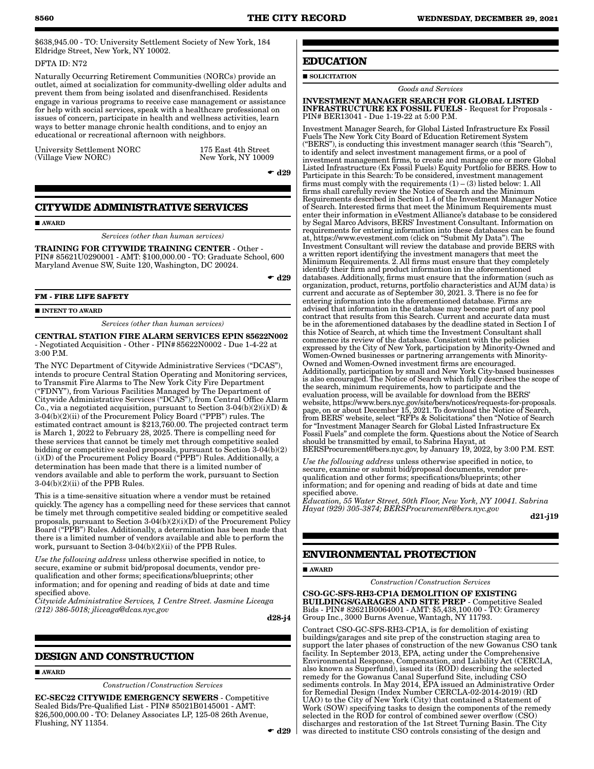$638,945.00 - TO: University Settlement Society of New York, 184 Eldridge Street, New York, NY 10002.

DFTA ID: N72

Naturally Occurring Retirement Communities (NORCs) provide an outlet, aimed at socialization for community-dwelling older adults and prevent them from being isolated and disenfranchised. Residents engage in various programs to receive case management or assistance for help with social services, speak with a healthcare professional on issues of concern, participate in health and wellness activities, learn ways to better manage chronic health conditions, and to enjoy an educational or recreational afternoon with neighbors.

University Settlement NORC (Village View NORC) — 175 East 4th Street, New York, NY 10009

☛ d29

## CITYWIDE ADMINISTRATIVE SERVICES

■ AWARD

*Services (other than human services)*

**TRAINING FOR CITYWIDE TRAINING CENTER** - Other - PIN# 85621U0290001 - AMT: $100,000.00 - TO: Graduate School, 600 Maryland Avenue SW, Suite 120, Washington, DC 20024.

☛ d29

### FM - FIRE LIFE SAFETY

■ INTENT TO AWARD

*Services (other than human services)*

**CENTRAL STATION FIRE ALARM SERVICES EPIN 85622N002** - Negotiated Acquisition - Other - PIN# 85622N0002 - Due 1-4-22 at 3:00 P.M.

The NYC Department of Citywide Administrative Services ("DCAS"), intends to procure Central Station Operating and Monitoring services, to Transmit Fire Alarms to The New York City Fire Department ("FDNY"), from Various Facilities Managed by The Department of Citywide Administrative Services ("DCAS"), from Central Office Alarm Co., via a negotiated acquisition, pursuant to Section 3-04(b)(2)(i)(D) & 3-04(b)(2)(ii) of the Procurement Policy Board ("PPB") rules. The estimated contract amount is $213,760.00. The projected contract term is March 1, 2022 to February 28, 2025. There is compelling need for these services that cannot be timely met through competitive sealed bidding or competitive sealed proposals, pursuant to Section 3-04(b)(2)(i)(D) of the Procurement Policy Board ("PPB") Rules. Additionally, a determination has been made that there is a limited number of vendors available and able to perform the work, pursuant to Section 3-04(b)(2)(ii) of the PPB Rules.

This is a time-sensitive situation where a vendor must be retained quickly. The agency has a compelling need for these services that cannot be timely met through competitive sealed bidding or competitive sealed proposals, pursuant to Section 3-04(b)(2)(i)(D) of the Procurement Policy Board ("PPB") Rules. Additionally, a determination has been made that there is a limited number of vendors available and able to perform the work, pursuant to Section 3-04(b)(2)(ii) of the PPB Rules.

*Use the following address* unless otherwise specified in notice, to secure, examine or submit bid/proposal documents, vendor pre-qualification and other forms; specifications/blueprints; other information; and for opening and reading of bids at date and time specified above.

*Citywide Administrative Services, 1 Centre Street. Jasmine Liceaga (212) 386-5018; jliceaga@dcas.nyc.gov*

**d28-j4**

## DESIGN AND CONSTRUCTION

■ AWARD

*Construction/Construction Services*

**EC-SEC22 CITYWIDE EMERGENCY SEWERS** - Competitive Sealed Bids/Pre-Qualified List - PIN# 85021B0145001 - AMT: $26,500,000.00 - TO: Delaney Associates LP, 125-08 26th Avenue, Flushing, NY 11354.

☛ d29

## EDUCATION

■ SOLICITATION

*Goods and Services*

**INVESTMENT MANAGER SEARCH FOR GLOBAL LISTED INFRASTRUCTURE EX FOSSIL FUELS** - Request for Proposals - PIN# BER13041 - Due 1-19-22 at 5:00 P.M.

Investment Manager Search, for Global Listed Infrastructure Ex Fossil Fuels The New York City Board of Education Retirement System ("BERS"), is conducting this investment manager search (this "Search"), to identify and select investment management firms, or a pool of investment management firms, to create and manage one or more Global Listed Infrastructure (Ex Fossil Fuels) Equity Portfolio for BERS. How to Participate in this Search: To be considered, investment management firms must comply with the requirements (1) – (3) listed below: 1. All firms shall carefully review the Notice of Search and the Minimum Requirements described in Section 1.4 of the Investment Manager Notice of Search. Interested firms that meet the Minimum Requirements must enter their information in eVestment Alliance's database to be considered by Segal Marco Advisors, BERS' Investment Consultant. Information on requirements for entering information into these databases can be found at, https://www.evestment.com (click on "Submit My Data"). The Investment Consultant will review the database and provide BERS with a written report identifying the investment managers that meet the Minimum Requirements. 2. All firms must ensure that they completely identify their firm and product information in the aforementioned databases. Additionally, firms must ensure that the information (such as organization, product, returns, portfolio characteristics and AUM data) is current and accurate as of September 30, 2021. 3. There is no fee for entering information into the aforementioned database. Firms are advised that information in the database may become part of any pool contract that results from this Search. Current and accurate data must be in the aforementioned databases by the deadline stated in Section I of this Notice of Search, at which time the Investment Consultant shall commence its review of the database. Consistent with the policies expressed by the City of New York, participation by Minority-Owned and Women-Owned businesses or partnering arrangements with Minority-Owned and Women-Owned investment firms are encouraged. Additionally, participation by small and New York City-based businesses is also encouraged. The Notice of Search which fully describes the scope of the search, minimum requirements, how to participate and the evaluation process, will be available for download from the BERS' website, https://www.bers.nyc.gov/site/bers/notices/requests-for-proposals.page, on or about December 15, 2021. To download the Notice of Search, from BERS' website, select "RFPs & Solicitations" then "Notice of Search for "Investment Manager Search for Global Listed Infrastructure Ex Fossil Fuels" and complete the form. Questions about the Notice of Search should be transmitted by email, to Sabrina Hayat, at BERSProcurement@bers.nyc.gov, by January 19, 2022, by 3:00 P.M. EST.

*Use the following address* unless otherwise specified in notice, to secure, examine or submit bid/proposal documents, vendor pre-qualification and other forms; specifications/blueprints; other information; and for opening and reading of bids at date and time specified above.

*Education, 55 Water Street, 50th Floor, New York, NY 10041. Sabrina Hayat (929) 305-3874; BERSProcurement@bers.nyc.gov*

**d21-j19**

## ENVIRONMENTAL PROTECTION

■ AWARD

*Construction/Construction Services*

**CSO-GC-SFS-RH3-CP1A DEMOLITION OF EXISTING BUILDINGS/GARAGES AND SITE PREP** - Competitive Sealed Bids - PIN# 82621B0064001 - AMT: $5,438,100.00 - TO: Gramercy Group Inc., 3000 Burns Avenue, Wantagh, NY 11793.

Contract CSO-GC-SFS-RH3-CP1A, is for demolition of existing buildings/garages and site prep of the construction staging area to support the later phases of construction of the new Gowanus CSO tank facility. In September 2013, EPA, acting under the Comprehensive Environmental Response, Compensation, and Liability Act (CERCLA, also known as Superfund), issued its (ROD) describing the selected remedy for the Gowanus Canal Superfund Site, including CSO sediments controls. In May 2014, EPA issued an Administrative Order for Remedial Design (Index Number CERCLA-02-2014-2019) (RD UAO) to the City of New York (City) that contained a Statement of Work (SOW) specifying tasks to design the components of the remedy selected in the ROD for control of combined sewer overflow (CSO) discharges and restoration of the 1st Street Turning Basin. The City was directed to institute CSO controls consisting of the design and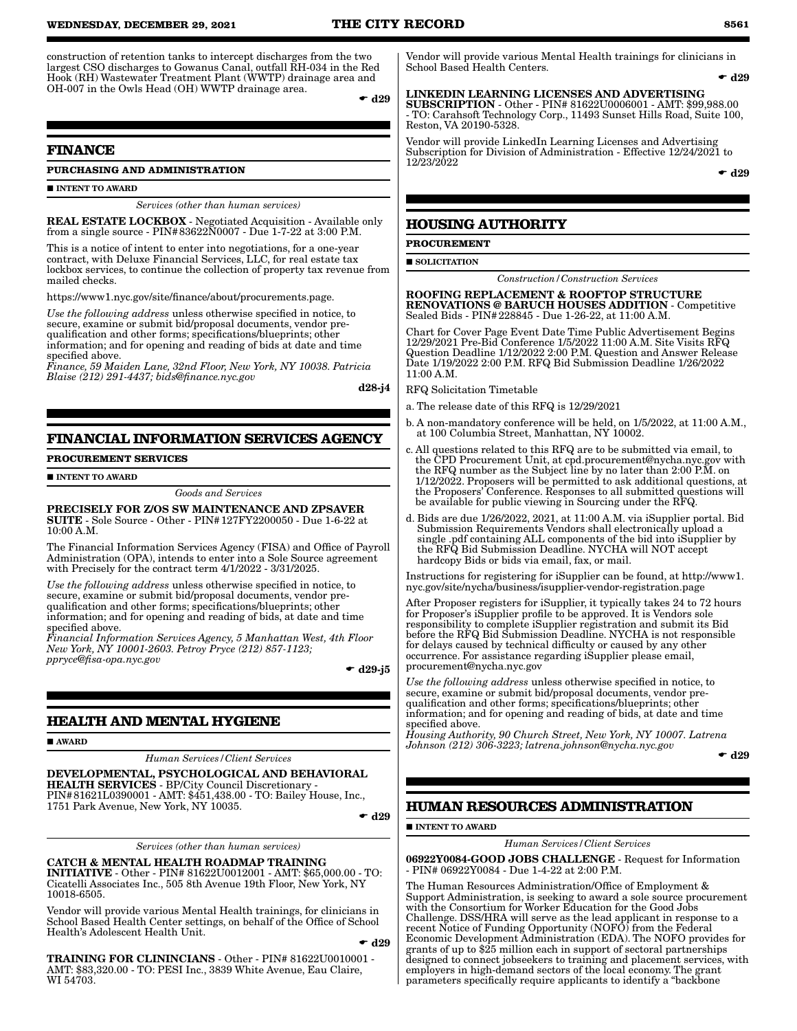construction of retention tanks to intercept discharges from the two largest CSO discharges to Gowanus Canal, outfall RH-034 in the Red Hook (RH) Wastewater Treatment Plant (WWTP) drainage area and OH-007 in the Owls Head (OH) WWTP drainage area.

☛ d29

## FINANCE

### PURCHASING AND ADMINISTRATION

■ INTENT TO AWARD

*Services (other than human services)*

**REAL ESTATE LOCKBOX** - Negotiated Acquisition - Available only from a single source - PIN# 83622N0007 - Due 1-7-22 at 3:00 P.M.

This is a notice of intent to enter into negotiations, for a one-year contract, with Deluxe Financial Services, LLC, for real estate tax lockbox services, to continue the collection of property tax revenue from mailed checks.

https://www1.nyc.gov/site/finance/about/procurements.page.

*Use the following address* unless otherwise specified in notice, to secure, examine or submit bid/proposal documents, vendor pre-qualification and other forms; specifications/blueprints; other information; and for opening and reading of bids at date and time specified above.
*Finance, 59 Maiden Lane, 32nd Floor, New York, NY 10038. Patricia Blaise (212) 291-4437; bids@finance.nyc.gov*

d28-j4

## FINANCIAL INFORMATION SERVICES AGENCY

### PROCUREMENT SERVICES

■ INTENT TO AWARD

*Goods and Services*

**PRECISELY FOR Z/OS SW MAINTENANCE AND ZPSAVER SUITE** - Sole Source - Other - PIN# 127FY2200050 - Due 1-6-22 at 10:00 A.M.

The Financial Information Services Agency (FISA) and Office of Payroll Administration (OPA), intends to enter into a Sole Source agreement with Precisely for the contract term 4/1/2022 - 3/31/2025.

*Use the following address* unless otherwise specified in notice, to secure, examine or submit bid/proposal documents, vendor pre-qualification and other forms; specifications/blueprints; other information; and for opening and reading of bids at date and time specified above.
*Financial Information Services Agency, 5 Manhattan West, 4th Floor New York, NY 10001-2603. Petroy Pryce (212) 857-1123; ppryce@fisa-opa.nyc.gov*

☛ d29-j5

## HEALTH AND MENTAL HYGIENE

■ AWARD

*Human Services/Client Services*

**DEVELOPMENTAL, PSYCHOLOGICAL AND BEHAVIORAL HEALTH SERVICES** - BP/City Council Discretionary - PIN# 81621L0390001 - AMT: $451,438.00 - TO: Bailey House, Inc., 1751 Park Avenue, New York, NY 10035.

☛ d29

*Services (other than human services)*

**CATCH & MENTAL HEALTH ROADMAP TRAINING INITIATIVE** - Other - PIN# 81622U0012001 - AMT: $65,000.00 - TO: Cicatelli Associates Inc., 505 8th Avenue 19th Floor, New York, NY 10018-6505.

Vendor will provide various Mental Health trainings, for clinicians in School Based Health Center settings, on behalf of the Office of School Health's Adolescent Health Unit.

☛ d29

**TRAINING FOR CLININCIANS** - Other - PIN# 81622U0010001 - AMT: $83,320.00 - TO: PESI Inc., 3839 White Avenue, Eau Claire, WI 54703.

Vendor will provide various Mental Health trainings for clinicians in School Based Health Centers.

☛ d29

**LINKEDIN LEARNING LICENSES AND ADVERTISING SUBSCRIPTION** - Other - PIN# 81622U0006001 - AMT: $99,988.00 - TO: Carahsoft Technology Corp., 11493 Sunset Hills Road, Suite 100, Reston, VA 20190-5328.

Vendor will provide LinkedIn Learning Licenses and Advertising Subscription for Division of Administration - Effective 12/24/2021 to 12/23/2022

☛ d29

## HOUSING AUTHORITY

### PROCUREMENT

■ SOLICITATION

*Construction/Construction Services*

**ROOFING REPLACEMENT & ROOFTOP STRUCTURE RENOVATIONS @ BARUCH HOUSES ADDITION** - Competitive Sealed Bids - PIN# 228845 - Due 1-26-22, at 11:00 A.M.

Chart for Cover Page Event Date Time Public Advertisement Begins 12/29/2021 Pre-Bid Conference 1/5/2022 11:00 A.M. Site Visits RFQ Question Deadline 1/12/2022 2:00 P.M. Question and Answer Release Date 1/19/2022 2:00 P.M. RFQ Bid Submission Deadline 1/26/2022 11:00 A.M.

RFQ Solicitation Timetable

a. The release date of this RFQ is 12/29/2021

b. A non-mandatory conference will be held, on 1/5/2022, at 11:00 A.M., at 100 Columbia Street, Manhattan, NY 10002.

c. All questions related to this RFQ are to be submitted via email, to the CPD Procurement Unit, at cpd.procurement@nycha.nyc.gov with the RFQ number as the Subject line by no later than 2:00 P.M. on 1/12/2022. Proposers will be permitted to ask additional questions, at the Proposers' Conference. Responses to all submitted questions will be available for public viewing in Sourcing under the RFQ.

d. Bids are due 1/26/2022, 2021, at 11:00 A.M. via iSupplier portal. Bid Submission Requirements Vendors shall electronically upload a single .pdf containing ALL components of the bid into iSupplier by the RFQ Bid Submission Deadline. NYCHA will NOT accept hardcopy Bids or bids via email, fax, or mail.

Instructions for registering for iSupplier can be found, at http://www1.nyc.gov/site/nycha/business/isupplier-vendor-registration.page

After Proposer registers for iSupplier, it typically takes 24 to 72 hours for Proposer's iSupplier profile to be approved. It is Vendors sole responsibility to complete iSupplier registration and submit its Bid before the RFQ Bid Submission Deadline. NYCHA is not responsible for delays caused by technical difficulty or caused by any other occurrence. For assistance regarding iSupplier please email, procurement@nycha.nyc.gov

*Use the following address* unless otherwise specified in notice, to secure, examine or submit bid/proposal documents, vendor pre-qualification and other forms; specifications/blueprints; other information; and for opening and reading of bids, at date and time specified above.
*Housing Authority, 90 Church Street, New York, NY 10007. Latrena Johnson (212) 306-3223; latrena.johnson@nycha.nyc.gov*

☛ d29

## HUMAN RESOURCES ADMINISTRATION

■ INTENT TO AWARD

*Human Services/Client Services*

**06922Y0084-GOOD JOBS CHALLENGE** - Request for Information - PIN# 06922Y0084 - Due 1-4-22 at 2:00 P.M.

The Human Resources Administration/Office of Employment & Support Administration, is seeking to award a sole source procurement with the Consortium for Worker Education for the Good Jobs Challenge. DSS/HRA will serve as the lead applicant in response to a recent Notice of Funding Opportunity (NOFO) from the Federal Economic Development Administration (EDA). The NOFO provides for grants of up to $25 million each in support of sectoral partnerships designed to connect jobseekers to training and placement services, with employers in high-demand sectors of the local economy. The grant parameters specifically require applicants to identify a "backbone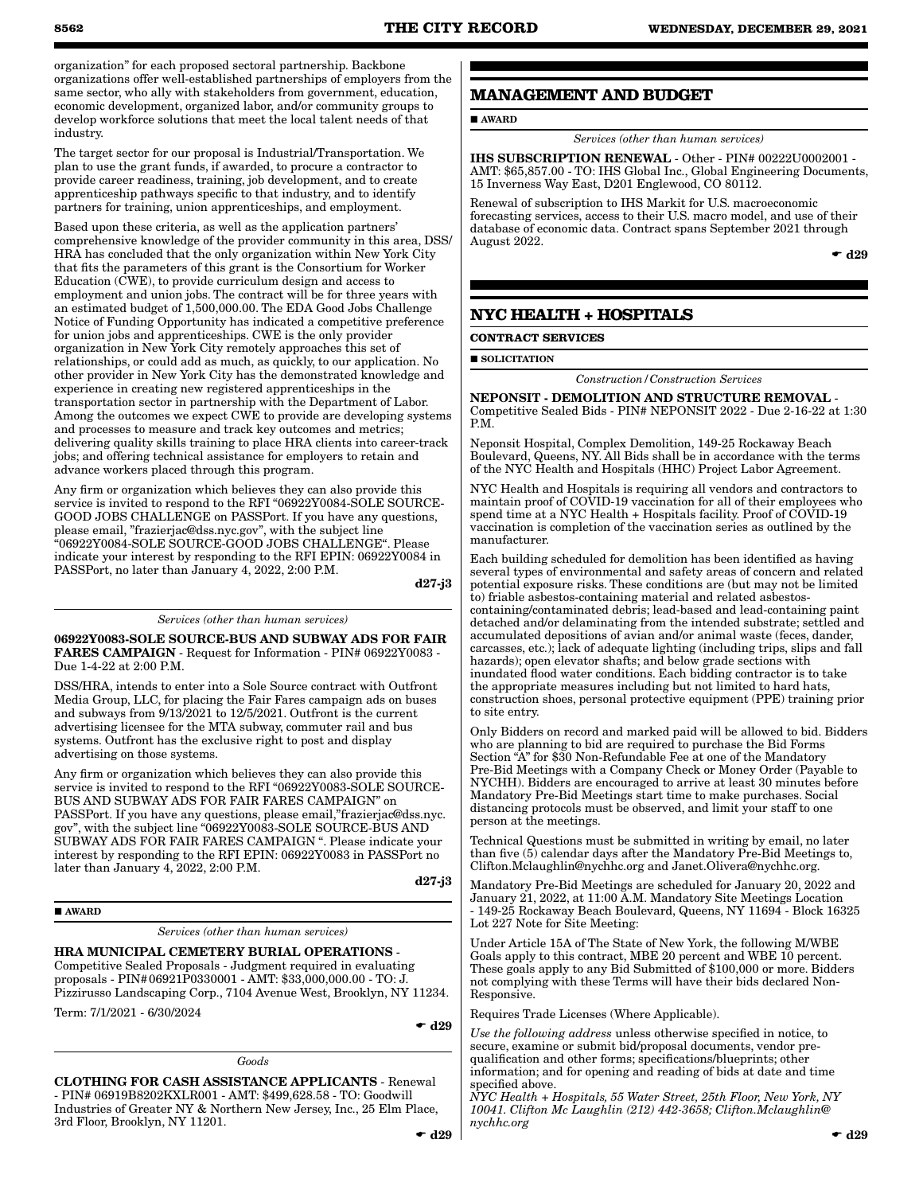organization" for each proposed sectoral partnership. Backbone organizations offer well-established partnerships of employers from the same sector, who ally with stakeholders from government, education, economic development, organized labor, and/or community groups to develop workforce solutions that meet the local talent needs of that industry.

The target sector for our proposal is Industrial/Transportation. We plan to use the grant funds, if awarded, to procure a contractor to provide career readiness, training, job development, and to create apprenticeship pathways specific to that industry, and to identify partners for training, union apprenticeships, and employment.

Based upon these criteria, as well as the application partners' comprehensive knowledge of the provider community in this area, DSS/HRA has concluded that the only organization within New York City that fits the parameters of this grant is the Consortium for Worker Education (CWE), to provide curriculum design and access to employment and union jobs. The contract will be for three years with an estimated budget of 1,500,000.00. The EDA Good Jobs Challenge Notice of Funding Opportunity has indicated a competitive preference for union jobs and apprenticeships. CWE is the only provider organization in New York City remotely approaches this set of relationships, or could add as much, as quickly, to our application. No other provider in New York City has the demonstrated knowledge and experience in creating new registered apprenticeships in the transportation sector in partnership with the Department of Labor. Among the outcomes we expect CWE to provide are developing systems and processes to measure and track key outcomes and metrics; delivering quality skills training to place HRA clients into career-track jobs; and offering technical assistance for employers to retain and advance workers placed through this program.

Any firm or organization which believes they can also provide this service is invited to respond to the RFI "06922Y0084-SOLE SOURCE-GOOD JOBS CHALLENGE on PASSPort. If you have any questions, please email, "frazierjac@dss.nyc.gov", with the subject line "06922Y0084-SOLE SOURCE-GOOD JOBS CHALLENGE". Please indicate your interest by responding to the RFI EPIN: 06922Y0084 in PASSPort, no later than January 4, 2022, 2:00 P.M.

**d27-j3**

---

*Services (other than human services)*

**06922Y0083-SOLE SOURCE-BUS AND SUBWAY ADS FOR FAIR FARES CAMPAIGN** - Request for Information - PIN# 06922Y0083 - Due 1-4-22 at 2:00 P.M.

DSS/HRA, intends to enter into a Sole Source contract with Outfront Media Group, LLC, for placing the Fair Fares campaign ads on buses and subways from 9/13/2021 to 12/5/2021. Outfront is the current advertising licensee for the MTA subway, commuter rail and bus systems. Outfront has the exclusive right to post and display advertising on those systems.

Any firm or organization which believes they can also provide this service is invited to respond to the RFI "06922Y0083-SOLE SOURCE-BUS AND SUBWAY ADS FOR FAIR FARES CAMPAIGN" on PASSPort. If you have any questions, please email,"frazierjac@dss.nyc.gov", with the subject line "06922Y0083-SOLE SOURCE-BUS AND SUBWAY ADS FOR FAIR FARES CAMPAIGN ". Please indicate your interest by responding to the RFI EPIN: 06922Y0083 in PASSPort no later than January 4, 2022, 2:00 P.M.

**d27-j3**

■ **AWARD**

*Services (other than human services)*

**HRA MUNICIPAL CEMETERY BURIAL OPERATIONS** - Competitive Sealed Proposals - Judgment required in evaluating proposals - PIN# 06921P0330001 - AMT: $33,000,000.00 - TO: J. Pizzirusso Landscaping Corp., 7104 Avenue West, Brooklyn, NY 11234.

Term: 7/1/2021 - 6/30/2024

☛ **d29**

---

*Goods*

**CLOTHING FOR CASH ASSISTANCE APPLICANTS** - Renewal - PIN# 06919B8202KXLR001 - AMT: $499,628.58 - TO: Goodwill Industries of Greater NY & Northern New Jersey, Inc., 25 Elm Place, 3rd Floor, Brooklyn, NY 11201.

☛ **d29**

## MANAGEMENT AND BUDGET

■ **AWARD**

*Services (other than human services)*

**IHS SUBSCRIPTION RENEWAL** - Other - PIN# 00222U0002001 - AMT: $65,857.00 - TO: IHS Global Inc., Global Engineering Documents, 15 Inverness Way East, D201 Englewood, CO 80112.

Renewal of subscription to IHS Markit for U.S. macroeconomic forecasting services, access to their U.S. macro model, and use of their database of economic data. Contract spans September 2021 through August 2022.

☛ **d29**

## NYC HEALTH + HOSPITALS

**CONTRACT SERVICES**

■ **SOLICITATION**

*Construction/Construction Services*

**NEPONSIT - DEMOLITION AND STRUCTURE REMOVAL** - Competitive Sealed Bids - PIN# NEPONSIT 2022 - Due 2-16-22 at 1:30 P.M.

Neponsit Hospital, Complex Demolition, 149-25 Rockaway Beach Boulevard, Queens, NY. All Bids shall be in accordance with the terms of the NYC Health and Hospitals (HHC) Project Labor Agreement.

NYC Health and Hospitals is requiring all vendors and contractors to maintain proof of COVID-19 vaccination for all of their employees who spend time at a NYC Health + Hospitals facility. Proof of COVID-19 vaccination is completion of the vaccination series as outlined by the manufacturer.

Each building scheduled for demolition has been identified as having several types of environmental and safety areas of concern and related potential exposure risks. These conditions are (but may not be limited to) friable asbestos-containing material and related asbestos-containing/contaminated debris; lead-based and lead-containing paint detached and/or delaminating from the intended substrate; settled and accumulated depositions of avian and/or animal waste (feces, dander, carcasses, etc.); lack of adequate lighting (including trips, slips and fall hazards); open elevator shafts; and below grade sections with inundated flood water conditions. Each bidding contractor is to take the appropriate measures including but not limited to hard hats, construction shoes, personal protective equipment (PPE) training prior to site entry.

Only Bidders on record and marked paid will be allowed to bid. Bidders who are planning to bid are required to purchase the Bid Forms Section "A" for $30 Non-Refundable Fee at one of the Mandatory Pre-Bid Meetings with a Company Check or Money Order (Payable to NYCHH). Bidders are encouraged to arrive at least 30 minutes before Mandatory Pre-Bid Meetings start time to make purchases. Social distancing protocols must be observed, and limit your staff to one person at the meetings.

Technical Questions must be submitted in writing by email, no later than five (5) calendar days after the Mandatory Pre-Bid Meetings to, Clifton.Mclaughlin@nychhc.org and Janet.Olivera@nychhc.org.

Mandatory Pre-Bid Meetings are scheduled for January 20, 2022 and January 21, 2022, at 11:00 A.M. Mandatory Site Meetings Location - 149-25 Rockaway Beach Boulevard, Queens, NY 11694 - Block 16325 Lot 227 Note for Site Meeting:

Under Article 15A of The State of New York, the following M/WBE Goals apply to this contract, MBE 20 percent and WBE 10 percent. These goals apply to any Bid Submitted of $100,000 or more. Bidders not complying with these Terms will have their bids declared Non-Responsive.

Requires Trade Licenses (Where Applicable).

*Use the following address* unless otherwise specified in notice, to secure, examine or submit bid/proposal documents, vendor pre-qualification and other forms; specifications/blueprints; other information; and for opening and reading of bids at date and time specified above.

*NYC Health + Hospitals, 55 Water Street, 25th Floor, New York, NY 10041. Clifton Mc Laughlin (212) 442-3658; Clifton.Mclaughlin@nychhc.org*

☛ **d29**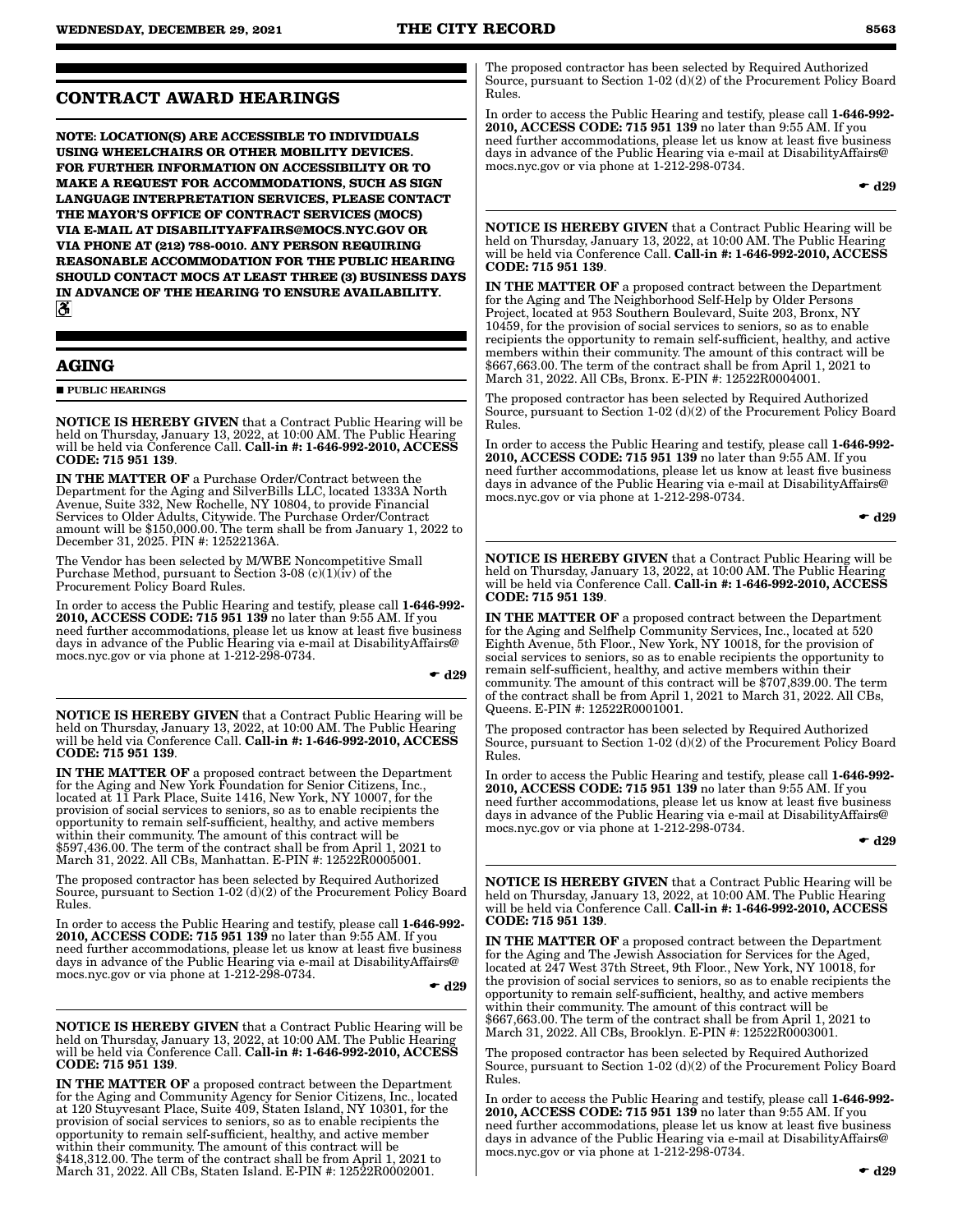## CONTRACT AWARD HEARINGS

**NOTE: LOCATION(S) ARE ACCESSIBLE TO INDIVIDUALS USING WHEELCHAIRS OR OTHER MOBILITY DEVICES. FOR FURTHER INFORMATION ON ACCESSIBILITY OR TO MAKE A REQUEST FOR ACCOMMODATIONS, SUCH AS SIGN LANGUAGE INTERPRETATION SERVICES, PLEASE CONTACT THE MAYOR'S OFFICE OF CONTRACT SERVICES (MOCS) VIA E-MAIL AT DISABILITYAFFAIRS@MOCS.NYC.GOV OR VIA PHONE AT (212) 788-0010. ANY PERSON REQUIRING REASONABLE ACCOMMODATION FOR THE PUBLIC HEARING SHOULD CONTACT MOCS AT LEAST THREE (3) BUSINESS DAYS IN ADVANCE OF THE HEARING TO ENSURE AVAILABILITY.**

## AGING

■ PUBLIC HEARINGS

**NOTICE IS HEREBY GIVEN** that a Contract Public Hearing will be held on Thursday, January 13, 2022, at 10:00 AM. The Public Hearing will be held via Conference Call. **Call-in #: 1-646-992-2010, ACCESS CODE: 715 951 139**.

**IN THE MATTER OF** a Purchase Order/Contract between the Department for the Aging and SilverBills LLC, located 1333A North Avenue, Suite 332, New Rochelle, NY 10804, to provide Financial Services to Older Adults, Citywide. The Purchase Order/Contract amount will be $150,000.00. The term shall be from January 1, 2022 to December 31, 2025. PIN #: 12522136A.

The Vendor has been selected by M/WBE Noncompetitive Small Purchase Method, pursuant to Section 3-08 (c)(1)(iv) of the Procurement Policy Board Rules.

In order to access the Public Hearing and testify, please call **1-646-992-2010, ACCESS CODE: 715 951 139** no later than 9:55 AM. If you need further accommodations, please let us know at least five business days in advance of the Public Hearing via e-mail at DisabilityAffairs@mocs.nyc.gov or via phone at 1-212-298-0734.

☛ **d29**

**NOTICE IS HEREBY GIVEN** that a Contract Public Hearing will be held on Thursday, January 13, 2022, at 10:00 AM. The Public Hearing will be held via Conference Call. **Call-in #: 1-646-992-2010, ACCESS CODE: 715 951 139**.

**IN THE MATTER OF** a proposed contract between the Department for the Aging and New York Foundation for Senior Citizens, Inc., located at 11 Park Place, Suite 1416, New York, NY 10007, for the provision of social services to seniors, so as to enable recipients the opportunity to remain self-sufficient, healthy, and active members within their community. The amount of this contract will be $597,436.00. The term of the contract shall be from April 1, 2021 to March 31, 2022. All CBs, Manhattan. E-PIN #: 12522R0005001.

The proposed contractor has been selected by Required Authorized Source, pursuant to Section 1-02 (d)(2) of the Procurement Policy Board Rules.

In order to access the Public Hearing and testify, please call **1-646-992-2010, ACCESS CODE: 715 951 139** no later than 9:55 AM. If you need further accommodations, please let us know at least five business days in advance of the Public Hearing via e-mail at DisabilityAffairs@mocs.nyc.gov or via phone at 1-212-298-0734.

☛ **d29**

**NOTICE IS HEREBY GIVEN** that a Contract Public Hearing will be held on Thursday, January 13, 2022, at 10:00 AM. The Public Hearing will be held via Conference Call. **Call-in #: 1-646-992-2010, ACCESS CODE: 715 951 139**.

**IN THE MATTER OF** a proposed contract between the Department for the Aging and Community Agency for Senior Citizens, Inc., located at 120 Stuyvesant Place, Suite 409, Staten Island, NY 10301, for the provision of social services to seniors, so as to enable recipients the opportunity to remain self-sufficient, healthy, and active member within their community. The amount of this contract will be $418,312.00. The term of the contract shall be from April 1, 2021 to March 31, 2022. All CBs, Staten Island. E-PIN #: 12522R0002001.

The proposed contractor has been selected by Required Authorized Source, pursuant to Section 1-02 (d)(2) of the Procurement Policy Board Rules.

In order to access the Public Hearing and testify, please call **1-646-992-2010, ACCESS CODE: 715 951 139** no later than 9:55 AM. If you need further accommodations, please let us know at least five business days in advance of the Public Hearing via e-mail at DisabilityAffairs@mocs.nyc.gov or via phone at 1-212-298-0734.

☛ **d29**

**NOTICE IS HEREBY GIVEN** that a Contract Public Hearing will be held on Thursday, January 13, 2022, at 10:00 AM. The Public Hearing will be held via Conference Call. **Call-in #: 1-646-992-2010, ACCESS CODE: 715 951 139**.

**IN THE MATTER OF** a proposed contract between the Department for the Aging and The Neighborhood Self-Help by Older Persons Project, located at 953 Southern Boulevard, Suite 203, Bronx, NY 10459, for the provision of social services to seniors, so as to enable recipients the opportunity to remain self-sufficient, healthy, and active members within their community. The amount of this contract will be $667,663.00. The term of the contract shall be from April 1, 2021 to March 31, 2022. All CBs, Bronx. E-PIN #: 12522R0004001.

The proposed contractor has been selected by Required Authorized Source, pursuant to Section 1-02 (d)(2) of the Procurement Policy Board Rules.

In order to access the Public Hearing and testify, please call **1-646-992-2010, ACCESS CODE: 715 951 139** no later than 9:55 AM. If you need further accommodations, please let us know at least five business days in advance of the Public Hearing via e-mail at DisabilityAffairs@mocs.nyc.gov or via phone at 1-212-298-0734.

☛ **d29**

**NOTICE IS HEREBY GIVEN** that a Contract Public Hearing will be held on Thursday, January 13, 2022, at 10:00 AM. The Public Hearing will be held via Conference Call. **Call-in #: 1-646-992-2010, ACCESS CODE: 715 951 139**.

**IN THE MATTER OF** a proposed contract between the Department for the Aging and Selfhelp Community Services, Inc., located at 520 Eighth Avenue, 5th Floor., New York, NY 10018, for the provision of social services to seniors, so as to enable recipients the opportunity to remain self-sufficient, healthy, and active members within their community. The amount of this contract will be $707,839.00. The term of the contract shall be from April 1, 2021 to March 31, 2022. All CBs, Queens. E-PIN #: 12522R0001001.

The proposed contractor has been selected by Required Authorized Source, pursuant to Section 1-02 (d)(2) of the Procurement Policy Board Rules.

In order to access the Public Hearing and testify, please call **1-646-992-2010, ACCESS CODE: 715 951 139** no later than 9:55 AM. If you need further accommodations, please let us know at least five business days in advance of the Public Hearing via e-mail at DisabilityAffairs@mocs.nyc.gov or via phone at 1-212-298-0734.

☛ **d29**

**NOTICE IS HEREBY GIVEN** that a Contract Public Hearing will be held on Thursday, January 13, 2022, at 10:00 AM. The Public Hearing will be held via Conference Call. **Call-in #: 1-646-992-2010, ACCESS CODE: 715 951 139**.

**IN THE MATTER OF** a proposed contract between the Department for the Aging and The Jewish Association for Services for the Aged, located at 247 West 37th Street, 9th Floor., New York, NY 10018, for the provision of social services to seniors, so as to enable recipients the opportunity to remain self-sufficient, healthy, and active members within their community. The amount of this contract will be $667,663.00. The term of the contract shall be from April 1, 2021 to March 31, 2022. All CBs, Brooklyn. E-PIN #: 12522R0003001.

The proposed contractor has been selected by Required Authorized Source, pursuant to Section 1-02 (d)(2) of the Procurement Policy Board Rules.

In order to access the Public Hearing and testify, please call **1-646-992-2010, ACCESS CODE: 715 951 139** no later than 9:55 AM. If you need further accommodations, please let us know at least five business days in advance of the Public Hearing via e-mail at DisabilityAffairs@mocs.nyc.gov or via phone at 1-212-298-0734.

☛ **d29**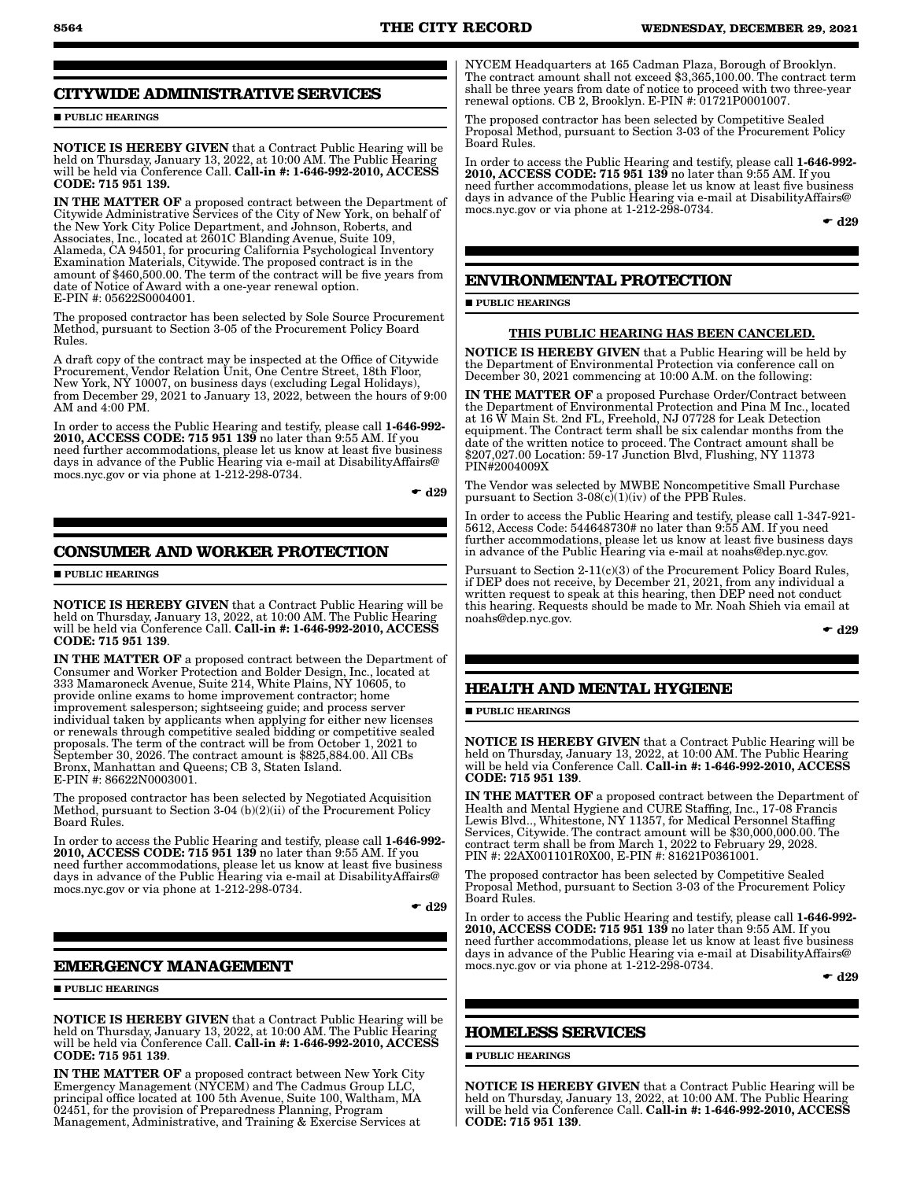## CITYWIDE ADMINISTRATIVE SERVICES

■ PUBLIC HEARINGS

**NOTICE IS HEREBY GIVEN** that a Contract Public Hearing will be held on Thursday, January 13, 2022, at 10:00 AM. The Public Hearing will be held via Conference Call. **Call-in #: 1-646-992-2010, ACCESS CODE: 715 951 139.**

**IN THE MATTER OF** a proposed contract between the Department of Citywide Administrative Services of the City of New York, on behalf of the New York City Police Department, and Johnson, Roberts, and Associates, Inc., located at 2601C Blanding Avenue, Suite 109, Alameda, CA 94501, for procuring California Psychological Inventory Examination Materials, Citywide. The proposed contract is in the amount of $460,500.00. The term of the contract will be five years from date of Notice of Award with a one-year renewal option. E-PIN #: 05622S0004001.

The proposed contractor has been selected by Sole Source Procurement Method, pursuant to Section 3-05 of the Procurement Policy Board Rules.

A draft copy of the contract may be inspected at the Office of Citywide Procurement, Vendor Relation Unit, One Centre Street, 18th Floor, New York, NY 10007, on business days (excluding Legal Holidays), from December 29, 2021 to January 13, 2022, between the hours of 9:00 AM and 4:00 PM.

In order to access the Public Hearing and testify, please call **1-646-992-2010, ACCESS CODE: 715 951 139** no later than 9:55 AM. If you need further accommodations, please let us know at least five business days in advance of the Public Hearing via e-mail at DisabilityAffairs@mocs.nyc.gov or via phone at 1-212-298-0734.

☛ **d29**

## CONSUMER AND WORKER PROTECTION

■ PUBLIC HEARINGS

**NOTICE IS HEREBY GIVEN** that a Contract Public Hearing will be held on Thursday, January 13, 2022, at 10:00 AM. The Public Hearing will be held via Conference Call. **Call-in #: 1-646-992-2010, ACCESS CODE: 715 951 139**.

**IN THE MATTER OF** a proposed contract between the Department of Consumer and Worker Protection and Bolder Design, Inc., located at 333 Mamaroneck Avenue, Suite 214, White Plains, NY 10605, to provide online exams to home improvement contractor; home improvement salesperson; sightseeing guide; and process server individual taken by applicants when applying for either new licenses or renewals through competitive sealed bidding or competitive sealed proposals. The term of the contract will be from October 1, 2021 to September 30, 2026. The contract amount is $825,884.00. All CBs Bronx, Manhattan and Queens; CB 3, Staten Island. E-PIN #: 86622N0003001.

The proposed contractor has been selected by Negotiated Acquisition Method, pursuant to Section 3-04 (b)(2)(ii) of the Procurement Policy Board Rules.

In order to access the Public Hearing and testify, please call **1-646-992-2010, ACCESS CODE: 715 951 139** no later than 9:55 AM. If you need further accommodations, please let us know at least five business days in advance of the Public Hearing via e-mail at DisabilityAffairs@mocs.nyc.gov or via phone at 1-212-298-0734.

☛ **d29**

## EMERGENCY MANAGEMENT

■ PUBLIC HEARINGS

**NOTICE IS HEREBY GIVEN** that a Contract Public Hearing will be held on Thursday, January 13, 2022, at 10:00 AM. The Public Hearing will be held via Conference Call. **Call-in #: 1-646-992-2010, ACCESS CODE: 715 951 139**.

**IN THE MATTER OF** a proposed contract between New York City Emergency Management (NYCEM) and The Cadmus Group LLC, principal office located at 100 5th Avenue, Suite 100, Waltham, MA 02451, for the provision of Preparedness Planning, Program Management, Administrative, and Training & Exercise Services at NYCEM Headquarters at 165 Cadman Plaza, Borough of Brooklyn. The contract amount shall not exceed $3,365,100.00. The contract term shall be three years from date of notice to proceed with two three-year renewal options. CB 2, Brooklyn. E-PIN #: 01721P0001007.

The proposed contractor has been selected by Competitive Sealed Proposal Method, pursuant to Section 3-03 of the Procurement Policy Board Rules.

In order to access the Public Hearing and testify, please call **1-646-992-2010, ACCESS CODE: 715 951 139** no later than 9:55 AM. If you need further accommodations, please let us know at least five business days in advance of the Public Hearing via e-mail at DisabilityAffairs@mocs.nyc.gov or via phone at 1-212-298-0734.

☛ **d29**

## ENVIRONMENTAL PROTECTION

■ PUBLIC HEARINGS

THIS PUBLIC HEARING HAS BEEN CANCELED.

**NOTICE IS HEREBY GIVEN** that a Public Hearing will be held by the Department of Environmental Protection via conference call on December 30, 2021 commencing at 10:00 A.M. on the following:

**IN THE MATTER OF** a proposed Purchase Order/Contract between the Department of Environmental Protection and Pina M Inc., located at 16 W Main St. 2nd FL, Freehold, NJ 07728 for Leak Detection equipment. The Contract term shall be six calendar months from the date of the written notice to proceed. The Contract amount shall be $207,027.00 Location: 59-17 Junction Blvd, Flushing, NY 11373 PIN#2004009X

The Vendor was selected by MWBE Noncompetitive Small Purchase pursuant to Section 3-08(c)(1)(iv) of the PPB Rules.

In order to access the Public Hearing and testify, please call 1-347-921-5612, Access Code: 544648730# no later than 9:55 AM. If you need further accommodations, please let us know at least five business days in advance of the Public Hearing via e-mail at noahs@dep.nyc.gov.

Pursuant to Section 2-11(c)(3) of the Procurement Policy Board Rules, if DEP does not receive, by December 21, 2021, from any individual a written request to speak at this hearing, then DEP need not conduct this hearing. Requests should be made to Mr. Noah Shieh via email at noahs@dep.nyc.gov.

☛ **d29**

## HEALTH AND MENTAL HYGIENE

■ PUBLIC HEARINGS

**NOTICE IS HEREBY GIVEN** that a Contract Public Hearing will be held on Thursday, January 13, 2022, at 10:00 AM. The Public Hearing will be held via Conference Call. **Call-in #: 1-646-992-2010, ACCESS CODE: 715 951 139**.

**IN THE MATTER OF** a proposed contract between the Department of Health and Mental Hygiene and CURE Staffing, Inc., 17-08 Francis Lewis Blvd.., Whitestone, NY 11357, for Medical Personnel Staffing Services, Citywide. The contract amount will be $30,000,000.00. The contract term shall be from March 1, 2022 to February 29, 2028. PIN #: 22AX001101R0X00, E-PIN #: 81621P0361001.

The proposed contractor has been selected by Competitive Sealed Proposal Method, pursuant to Section 3-03 of the Procurement Policy Board Rules.

In order to access the Public Hearing and testify, please call **1-646-992-2010, ACCESS CODE: 715 951 139** no later than 9:55 AM. If you need further accommodations, please let us know at least five business days in advance of the Public Hearing via e-mail at DisabilityAffairs@mocs.nyc.gov or via phone at 1-212-298-0734.

☛ **d29**

## HOMELESS SERVICES

■ PUBLIC HEARINGS

**NOTICE IS HEREBY GIVEN** that a Contract Public Hearing will be held on Thursday, January 13, 2022, at 10:00 AM. The Public Hearing will be held via Conference Call. **Call-in #: 1-646-992-2010, ACCESS CODE: 715 951 139**.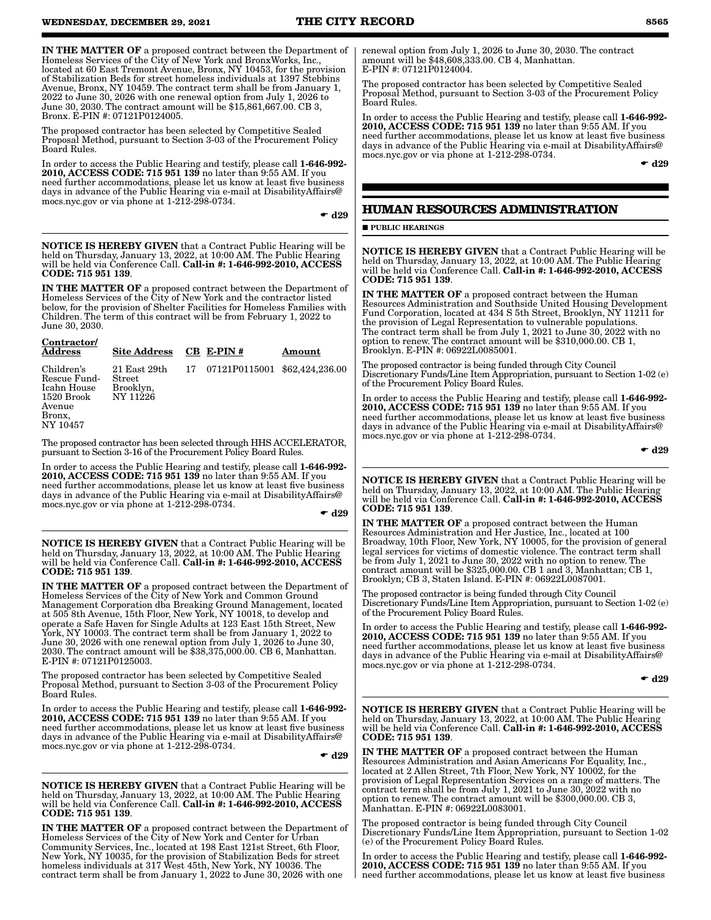**IN THE MATTER OF** a proposed contract between the Department of Homeless Services of the City of New York and BronxWorks, Inc., located at 60 East Tremont Avenue, Bronx, NY 10453, for the provision of Stabilization Beds for street homeless individuals at 1397 Stebbins Avenue, Bronx, NY 10459. The contract term shall be from January 1, 2022 to June 30, 2026 with one renewal option from July 1, 2026 to June 30, 2030. The contract amount will be $15,861,667.00. CB 3, Bronx. E-PIN #: 07121P0124005.

The proposed contractor has been selected by Competitive Sealed Proposal Method, pursuant to Section 3-03 of the Procurement Policy Board Rules.

In order to access the Public Hearing and testify, please call **1-646-992-2010, ACCESS CODE: 715 951 139** no later than 9:55 AM. If you need further accommodations, please let us know at least five business days in advance of the Public Hearing via e-mail at DisabilityAffairs@mocs.nyc.gov or via phone at 1-212-298-0734.

☛ **d29**

---

**NOTICE IS HEREBY GIVEN** that a Contract Public Hearing will be held on Thursday, January 13, 2022, at 10:00 AM. The Public Hearing will be held via Conference Call. **Call-in #: 1-646-992-2010, ACCESS CODE: 715 951 139**.

**IN THE MATTER OF** a proposed contract between the Department of Homeless Services of the City of New York and the contractor listed below, for the provision of Shelter Facilities for Homeless Families with Children. The term of this contract will be from February 1, 2022 to June 30, 2030.

| Contractor/ Address | Site Address | CB | E-PIN # | Amount |
|---|---|---|---|---|
| Children's Rescue Fund- Icahn House 1520 Brook Avenue Bronx, NY 10457 | 21 East 29th Street Brooklyn, NY 11226 | 17 | 07121P0115001 | $62,424,236.00 |

The proposed contractor has been selected through HHS ACCELERATOR, pursuant to Section 3-16 of the Procurement Policy Board Rules.

In order to access the Public Hearing and testify, please call **1-646-992-2010, ACCESS CODE: 715 951 139** no later than 9:55 AM. If you need further accommodations, please let us know at least five business days in advance of the Public Hearing via e-mail at DisabilityAffairs@mocs.nyc.gov or via phone at 1-212-298-0734.

☛ **d29**

---

**NOTICE IS HEREBY GIVEN** that a Contract Public Hearing will be held on Thursday, January 13, 2022, at 10:00 AM. The Public Hearing will be held via Conference Call. **Call-in #: 1-646-992-2010, ACCESS CODE: 715 951 139**.

**IN THE MATTER OF** a proposed contract between the Department of Homeless Services of the City of New York and Common Ground Management Corporation dba Breaking Ground Management, located at 505 8th Avenue, 15th Floor, New York, NY 10018, to develop and operate a Safe Haven for Single Adults at 123 East 15th Street, New York, NY 10003. The contract term shall be from January 1, 2022 to June 30, 2026 with one renewal option from July 1, 2026 to June 30, 2030. The contract amount will be $38,375,000.00. CB 6, Manhattan. E-PIN #: 07121P0125003.

The proposed contractor has been selected by Competitive Sealed Proposal Method, pursuant to Section 3-03 of the Procurement Policy Board Rules.

In order to access the Public Hearing and testify, please call **1-646-992-2010, ACCESS CODE: 715 951 139** no later than 9:55 AM. If you need further accommodations, please let us know at least five business days in advance of the Public Hearing via e-mail at DisabilityAffairs@mocs.nyc.gov or via phone at 1-212-298-0734.

☛ **d29**

---

**NOTICE IS HEREBY GIVEN** that a Contract Public Hearing will be held on Thursday, January 13, 2022, at 10:00 AM. The Public Hearing will be held via Conference Call. **Call-in #: 1-646-992-2010, ACCESS CODE: 715 951 139**.

**IN THE MATTER OF** a proposed contract between the Department of Homeless Services of the City of New York and Center for Urban Community Services, Inc., located at 198 East 121st Street, 6th Floor, New York, NY 10035, for the provision of Stabilization Beds for street homeless individuals at 317 West 45th, New York, NY 10036. The contract term shall be from January 1, 2022 to June 30, 2026 with one renewal option from July 1, 2026 to June 30, 2030. The contract amount will be $48,608,333.00. CB 4, Manhattan. E-PIN #: 07121P0124004.

The proposed contractor has been selected by Competitive Sealed Proposal Method, pursuant to Section 3-03 of the Procurement Policy Board Rules.

In order to access the Public Hearing and testify, please call **1-646-992-2010, ACCESS CODE: 715 951 139** no later than 9:55 AM. If you need further accommodations, please let us know at least five business days in advance of the Public Hearing via e-mail at DisabilityAffairs@mocs.nyc.gov or via phone at 1-212-298-0734.

☛ **d29**

## HUMAN RESOURCES ADMINISTRATION

■ **PUBLIC HEARINGS**

**NOTICE IS HEREBY GIVEN** that a Contract Public Hearing will be held on Thursday, January 13, 2022, at 10:00 AM. The Public Hearing will be held via Conference Call. **Call-in #: 1-646-992-2010, ACCESS CODE: 715 951 139**.

**IN THE MATTER OF** a proposed contract between the Human Resources Administration and Southside United Housing Development Fund Corporation, located at 434 S 5th Street, Brooklyn, NY 11211 for the provision of Legal Representation to vulnerable populations. The contract term shall be from July 1, 2021 to June 30, 2022 with no option to renew. The contract amount will be $310,000.00. CB 1, Brooklyn. E-PIN #: 06922L0085001.

The proposed contractor is being funded through City Council Discretionary Funds/Line Item Appropriation, pursuant to Section 1-02 (e) of the Procurement Policy Board Rules.

In order to access the Public Hearing and testify, please call **1-646-992-2010, ACCESS CODE: 715 951 139** no later than 9:55 AM. If you need further accommodations, please let us know at least five business days in advance of the Public Hearing via e-mail at DisabilityAffairs@mocs.nyc.gov or via phone at 1-212-298-0734.

☛ **d29**

---

**NOTICE IS HEREBY GIVEN** that a Contract Public Hearing will be held on Thursday, January 13, 2022, at 10:00 AM. The Public Hearing will be held via Conference Call. **Call-in #: 1-646-992-2010, ACCESS CODE: 715 951 139**.

**IN THE MATTER OF** a proposed contract between the Human Resources Administration and Her Justice, Inc., located at 100 Broadway, 10th Floor, New York, NY 10005, for the provision of general legal services for victims of domestic violence. The contract term shall be from July 1, 2021 to June 30, 2022 with no option to renew. The contract amount will be $325,000.00. CB 1 and 3, Manhattan; CB 1, Brooklyn; CB 3, Staten Island. E-PIN #: 06922L0087001.

The proposed contractor is being funded through City Council Discretionary Funds/Line Item Appropriation, pursuant to Section 1-02 (e) of the Procurement Policy Board Rules.

In order to access the Public Hearing and testify, please call **1-646-992-2010, ACCESS CODE: 715 951 139** no later than 9:55 AM. If you need further accommodations, please let us know at least five business days in advance of the Public Hearing via e-mail at DisabilityAffairs@mocs.nyc.gov or via phone at 1-212-298-0734.

☛ **d29**

---

**NOTICE IS HEREBY GIVEN** that a Contract Public Hearing will be held on Thursday, January 13, 2022, at 10:00 AM. The Public Hearing will be held via Conference Call. **Call-in #: 1-646-992-2010, ACCESS CODE: 715 951 139**.

**IN THE MATTER OF** a proposed contract between the Human Resources Administration and Asian Americans For Equality, Inc., located at 2 Allen Street, 7th Floor, New York, NY 10002, for the provision of Legal Representation Services on a range of matters. The contract term shall be from July 1, 2021 to June 30, 2022 with no option to renew. The contract amount will be $300,000.00. CB 3, Manhattan. E-PIN #: 06922L0083001.

The proposed contractor is being funded through City Council Discretionary Funds/Line Item Appropriation, pursuant to Section 1-02 (e) of the Procurement Policy Board Rules.

In order to access the Public Hearing and testify, please call **1-646-992-2010, ACCESS CODE: 715 951 139** no later than 9:55 AM. If you need further accommodations, please let us know at least five business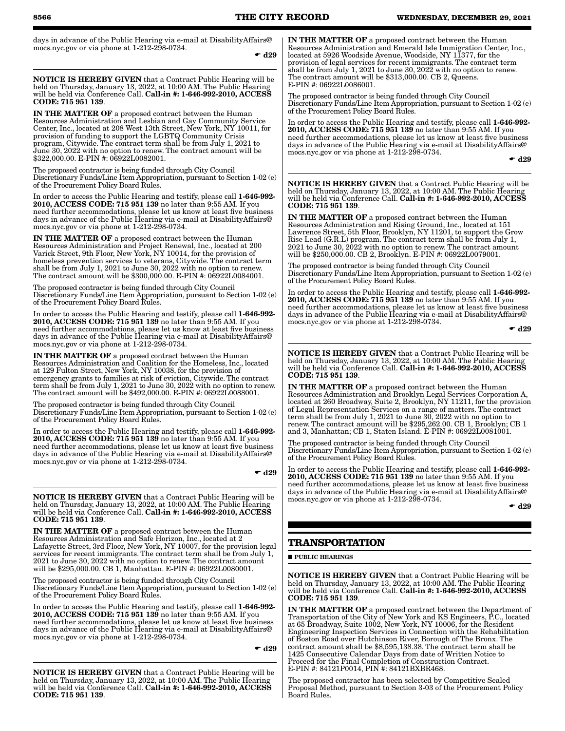days in advance of the Public Hearing via e-mail at DisabilityAffairs@mocs.nyc.gov or via phone at 1-212-298-0734.

☛ d29

---

**NOTICE IS HEREBY GIVEN** that a Contract Public Hearing will be held on Thursday, January 13, 2022, at 10:00 AM. The Public Hearing will be held via Conference Call. **Call-in #: 1-646-992-2010, ACCESS CODE: 715 951 139**.

**IN THE MATTER OF** a proposed contract between the Human Resources Administration and Lesbian and Gay Community Service Center, Inc., located at 208 West 13th Street, New York, NY 10011, for provision of funding to support the LGBTQ Community Crisis program, Citywide. The contract term shall be from July 1, 2021 to June 30, 2022 with no option to renew. The contract amount will be $322,000.00. E-PIN #: 06922L0082001.

The proposed contractor is being funded through City Council Discretionary Funds/Line Item Appropriation, pursuant to Section 1-02 (e) of the Procurement Policy Board Rules.

In order to access the Public Hearing and testify, please call **1-646-992-2010, ACCESS CODE: 715 951 139** no later than 9:55 AM. If you need further accommodations, please let us know at least five business days in advance of the Public Hearing via e-mail at DisabilityAffairs@mocs.nyc.gov or via phone at 1-212-298-0734.

**IN THE MATTER OF** a proposed contract between the Human Resources Administration and Project Renewal, Inc., located at 200 Varick Street, 9th Floor, New York, NY 10014, for the provision of homeless prevention services to veterans, Citywide. The contract term shall be from July 1, 2021 to June 30, 2022 with no option to renew. The contract amount will be $300,000.00. E-PIN #: 06922L0084001.

The proposed contractor is being funded through City Council Discretionary Funds/Line Item Appropriation, pursuant to Section 1-02 (e) of the Procurement Policy Board Rules.

In order to access the Public Hearing and testify, please call **1-646-992-2010, ACCESS CODE: 715 951 139** no later than 9:55 AM. If you need further accommodations, please let us know at least five business days in advance of the Public Hearing via e-mail at DisabilityAffairs@mocs.nyc.gov or via phone at 1-212-298-0734.

**IN THE MATTER OF** a proposed contract between the Human Resources Administration and Coalition for the Homeless, Inc., located at 129 Fulton Street, New York, NY 10038, for the provision of emergency grants to families at risk of eviction, Citywide. The contract term shall be from July 1, 2021 to June 30, 2022 with no option to renew. The contract amount will be $492,000.00. E-PIN #: 06922L0088001.

The proposed contractor is being funded through City Council Discretionary Funds/Line Item Appropriation, pursuant to Section 1-02 (e) of the Procurement Policy Board Rules.

In order to access the Public Hearing and testify, please call **1-646-992-2010, ACCESS CODE: 715 951 139** no later than 9:55 AM. If you need further accommodations, please let us know at least five business days in advance of the Public Hearing via e-mail at DisabilityAffairs@mocs.nyc.gov or via phone at 1-212-298-0734.

☛ d29

---

**NOTICE IS HEREBY GIVEN** that a Contract Public Hearing will be held on Thursday, January 13, 2022, at 10:00 AM. The Public Hearing will be held via Conference Call. **Call-in #: 1-646-992-2010, ACCESS CODE: 715 951 139**.

**IN THE MATTER OF** a proposed contract between the Human Resources Administration and Safe Horizon, Inc., located at 2 Lafayette Street, 3rd Floor, New York, NY 10007, for the provision legal services for recent immigrants. The contract term shall be from July 1, 2021 to June 30, 2022 with no option to renew. The contract amount will be $295,000.00. CB 1, Manhattan. E-PIN #: 06922L0080001.

The proposed contractor is being funded through City Council Discretionary Funds/Line Item Appropriation, pursuant to Section 1-02 (e) of the Procurement Policy Board Rules.

In order to access the Public Hearing and testify, please call **1-646-992-2010, ACCESS CODE: 715 951 139** no later than 9:55 AM. If you need further accommodations, please let us know at least five business days in advance of the Public Hearing via e-mail at DisabilityAffairs@mocs.nyc.gov or via phone at 1-212-298-0734.

☛ d29

---

**NOTICE IS HEREBY GIVEN** that a Contract Public Hearing will be held on Thursday, January 13, 2022, at 10:00 AM. The Public Hearing will be held via Conference Call. **Call-in #: 1-646-992-2010, ACCESS CODE: 715 951 139**.

**IN THE MATTER OF** a proposed contract between the Human Resources Administration and Emerald Isle Immigration Center, Inc., located at 5926 Woodside Avenue, Woodside, NY 11377, for the provision of legal services for recent immigrants. The contract term shall be from July 1, 2021 to June 30, 2022 with no option to renew. The contract amount will be $313,000.00. CB 2, Queens. E-PIN #: 06922L0086001.

The proposed contractor is being funded through City Council Discretionary Funds/Line Item Appropriation, pursuant to Section 1-02 (e) of the Procurement Policy Board Rules.

In order to access the Public Hearing and testify, please call **1-646-992-2010, ACCESS CODE: 715 951 139** no later than 9:55 AM. If you need further accommodations, please let us know at least five business days in advance of the Public Hearing via e-mail at DisabilityAffairs@mocs.nyc.gov or via phone at 1-212-298-0734.

☛ d29

---

**NOTICE IS HEREBY GIVEN** that a Contract Public Hearing will be held on Thursday, January 13, 2022, at 10:00 AM. The Public Hearing will be held via Conference Call. **Call-in #: 1-646-992-2010, ACCESS CODE: 715 951 139**.

**IN THE MATTER OF** a proposed contract between the Human Resources Administration and Rising Ground, Inc., located at 151 Lawrence Street, 5th Floor, Brooklyn, NY 11201, to support the Grow Rise Lead (G.R.L) program. The contract term shall be from July 1, 2021 to June 30, 2022 with no option to renew. The contract amount will be $250,000.00. CB 2, Brooklyn. E-PIN #: 06922L0079001.

The proposed contractor is being funded through City Council Discretionary Funds/Line Item Appropriation, pursuant to Section 1-02 (e) of the Procurement Policy Board Rules.

In order to access the Public Hearing and testify, please call **1-646-992-2010, ACCESS CODE: 715 951 139** no later than 9:55 AM. If you need further accommodations, please let us know at least five business days in advance of the Public Hearing via e-mail at DisabilityAffairs@mocs.nyc.gov or via phone at 1-212-298-0734.

☛ d29

---

**NOTICE IS HEREBY GIVEN** that a Contract Public Hearing will be held on Thursday, January 13, 2022, at 10:00 AM. The Public Hearing will be held via Conference Call. **Call-in #: 1-646-992-2010, ACCESS CODE: 715 951 139**.

**IN THE MATTER OF** a proposed contract between the Human Resources Administration and Brooklyn Legal Services Corporation A, located at 260 Broadway, Suite 2, Brooklyn, NY 11211, for the provision of Legal Representation Services on a range of matters. The contract term shall be from July 1, 2021 to June 30, 2022 with no option to renew. The contract amount will be $295,262.00. CB 1, Brooklyn; CB 1 and 3, Manhattan; CB 1, Staten Island. E-PIN #: 06922L0081001.

The proposed contractor is being funded through City Council Discretionary Funds/Line Item Appropriation, pursuant to Section 1-02 (e) of the Procurement Policy Board Rules.

In order to access the Public Hearing and testify, please call **1-646-992-2010, ACCESS CODE: 715 951 139** no later than 9:55 AM. If you need further accommodations, please let us know at least five business days in advance of the Public Hearing via e-mail at DisabilityAffairs@mocs.nyc.gov or via phone at 1-212-298-0734.

☛ d29

## TRANSPORTATION

### ■ PUBLIC HEARINGS

**NOTICE IS HEREBY GIVEN** that a Contract Public Hearing will be held on Thursday, January 13, 2022, at 10:00 AM. The Public Hearing will be held via Conference Call. **Call-in #: 1-646-992-2010, ACCESS CODE: 715 951 139**.

**IN THE MATTER OF** a proposed contract between the Department of Transportation of the City of New York and KS Engineers, P.C., located at 65 Broadway, Suite 1002, New York, NY 10006, for the Resident Engineering Inspection Services in Connection with the Rehabilitation of Boston Road over Hutchinson River, Borough of The Bronx. The contract amount shall be $8,595,138.38. The contract term shall be 1425 Consecutive Calendar Days from date of Written Notice to Proceed for the Final Completion of Construction Contract. E-PIN #: 84121P0014, PIN #: 84121BXBR468.

The proposed contractor has been selected by Competitive Sealed Proposal Method, pursuant to Section 3-03 of the Procurement Policy Board Rules.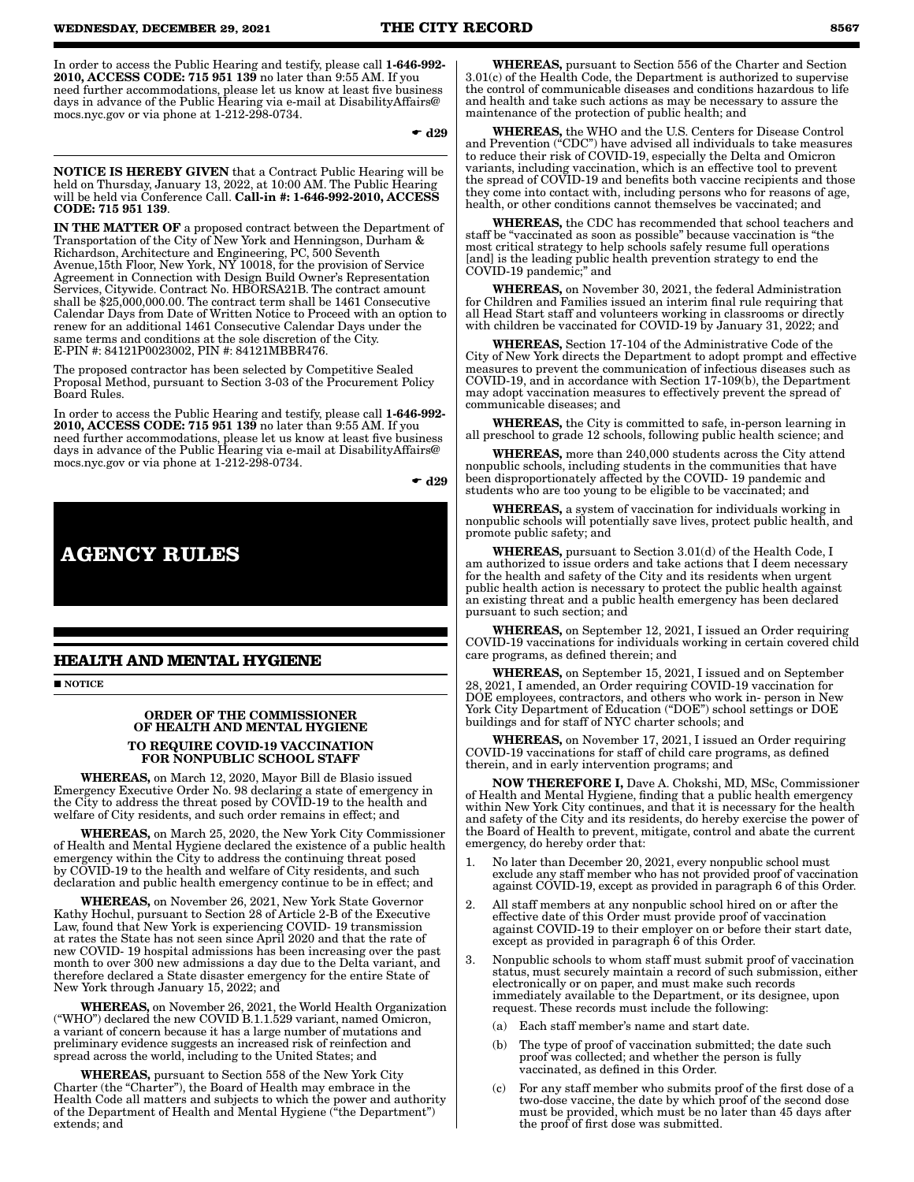In order to access the Public Hearing and testify, please call **1-646-992-2010, ACCESS CODE: 715 951 139** no later than 9:55 AM. If you need further accommodations, please let us know at least five business days in advance of the Public Hearing via e-mail at DisabilityAffairs@mocs.nyc.gov or via phone at 1-212-298-0734.

☛ **d29**

---

**NOTICE IS HEREBY GIVEN** that a Contract Public Hearing will be held on Thursday, January 13, 2022, at 10:00 AM. The Public Hearing will be held via Conference Call. **Call-in #: 1-646-992-2010, ACCESS CODE: 715 951 139**.

**IN THE MATTER OF** a proposed contract between the Department of Transportation of the City of New York and Henningson, Durham & Richardson, Architecture and Engineering, PC, 500 Seventh Avenue,15th Floor, New York, NY 10018, for the provision of Service Agreement in Connection with Design Build Owner's Representation Services, Citywide. Contract No. HBORSA21B. The contract amount shall be $25,000,000.00. The contract term shall be 1461 Consecutive Calendar Days from Date of Written Notice to Proceed with an option to renew for an additional 1461 Consecutive Calendar Days under the same terms and conditions at the sole discretion of the City. E-PIN #: 84121P0023002, PIN #: 84121MBBR476.

The proposed contractor has been selected by Competitive Sealed Proposal Method, pursuant to Section 3-03 of the Procurement Policy Board Rules.

In order to access the Public Hearing and testify, please call **1-646-992-2010, ACCESS CODE: 715 951 139** no later than 9:55 AM. If you need further accommodations, please let us know at least five business days in advance of the Public Hearing via e-mail at DisabilityAffairs@mocs.nyc.gov or via phone at 1-212-298-0734.

☛ **d29**

# AGENCY RULES

## HEALTH AND MENTAL HYGIENE

■ **NOTICE**

### ORDER OF THE COMMISSIONER OF HEALTH AND MENTAL HYGIENE

### TO REQUIRE COVID-19 VACCINATION FOR NONPUBLIC SCHOOL STAFF

**WHEREAS,** on March 12, 2020, Mayor Bill de Blasio issued Emergency Executive Order No. 98 declaring a state of emergency in the City to address the threat posed by COVID-19 to the health and welfare of City residents, and such order remains in effect; and

**WHEREAS,** on March 25, 2020, the New York City Commissioner of Health and Mental Hygiene declared the existence of a public health emergency within the City to address the continuing threat posed by COVID-19 to the health and welfare of City residents, and such declaration and public health emergency continue to be in effect; and

**WHEREAS,** on November 26, 2021, New York State Governor Kathy Hochul, pursuant to Section 28 of Article 2-B of the Executive Law, found that New York is experiencing COVID- 19 transmission at rates the State has not seen since April 2020 and that the rate of new COVID- 19 hospital admissions has been increasing over the past month to over 300 new admissions a day due to the Delta variant, and therefore declared a State disaster emergency for the entire State of New York through January 15, 2022; and

**WHEREAS,** on November 26, 2021, the World Health Organization ("WHO") declared the new COVID B.1.1.529 variant, named Omicron, a variant of concern because it has a large number of mutations and preliminary evidence suggests an increased risk of reinfection and spread across the world, including to the United States; and

**WHEREAS,** pursuant to Section 558 of the New York City Charter (the "Charter"), the Board of Health may embrace in the Health Code all matters and subjects to which the power and authority of the Department of Health and Mental Hygiene ("the Department") extends; and

**WHEREAS,** pursuant to Section 556 of the Charter and Section 3.01(c) of the Health Code, the Department is authorized to supervise the control of communicable diseases and conditions hazardous to life and health and take such actions as may be necessary to assure the maintenance of the protection of public health; and

**WHEREAS,** the WHO and the U.S. Centers for Disease Control and Prevention ("CDC") have advised all individuals to take measures to reduce their risk of COVID-19, especially the Delta and Omicron variants, including vaccination, which is an effective tool to prevent the spread of COVID-19 and benefits both vaccine recipients and those they come into contact with, including persons who for reasons of age, health, or other conditions cannot themselves be vaccinated; and

**WHEREAS,** the CDC has recommended that school teachers and staff be "vaccinated as soon as possible" because vaccination is "the most critical strategy to help schools safely resume full operations [and] is the leading public health prevention strategy to end the COVID-19 pandemic;" and

**WHEREAS,** on November 30, 2021, the federal Administration for Children and Families issued an interim final rule requiring that all Head Start staff and volunteers working in classrooms or directly with children be vaccinated for COVID-19 by January 31, 2022; and

**WHEREAS,** Section 17-104 of the Administrative Code of the City of New York directs the Department to adopt prompt and effective measures to prevent the communication of infectious diseases such as COVID-19, and in accordance with Section 17-109(b), the Department may adopt vaccination measures to effectively prevent the spread of communicable diseases; and

**WHEREAS,** the City is committed to safe, in-person learning in all preschool to grade 12 schools, following public health science; and

**WHEREAS,** more than 240,000 students across the City attend nonpublic schools, including students in the communities that have been disproportionately affected by the COVID- 19 pandemic and students who are too young to be eligible to be vaccinated; and

**WHEREAS,** a system of vaccination for individuals working in nonpublic schools will potentially save lives, protect public health, and promote public safety; and

**WHEREAS,** pursuant to Section 3.01(d) of the Health Code, I am authorized to issue orders and take actions that I deem necessary for the health and safety of the City and its residents when urgent public health action is necessary to protect the public health against an existing threat and a public health emergency has been declared pursuant to such section; and

**WHEREAS,** on September 12, 2021, I issued an Order requiring COVID-19 vaccinations for individuals working in certain covered child care programs, as defined therein; and

**WHEREAS,** on September 15, 2021, I issued and on September 28, 2021, I amended, an Order requiring COVID-19 vaccination for DOE employees, contractors, and others who work in- person in New York City Department of Education ("DOE") school settings or DOE buildings and for staff of NYC charter schools; and

**WHEREAS,** on November 17, 2021, I issued an Order requiring COVID-19 vaccinations for staff of child care programs, as defined therein, and in early intervention programs; and

**NOW THEREFORE I,** Dave A. Chokshi, MD, MSc, Commissioner of Health and Mental Hygiene, finding that a public health emergency within New York City continues, and that it is necessary for the health and safety of the City and its residents, do hereby exercise the power of the Board of Health to prevent, mitigate, control and abate the current emergency, do hereby order that:

1. No later than December 20, 2021, every nonpublic school must exclude any staff member who has not provided proof of vaccination against COVID-19, except as provided in paragraph 6 of this Order.
2. All staff members at any nonpublic school hired on or after the effective date of this Order must provide proof of vaccination against COVID-19 to their employer on or before their start date, except as provided in paragraph 6 of this Order.
3. Nonpublic schools to whom staff must submit proof of vaccination status, must securely maintain a record of such submission, either electronically or on paper, and must make such records immediately available to the Department, or its designee, upon request. These records must include the following:
   (a) Each staff member's name and start date.
   (b) The type of proof of vaccination submitted; the date such proof was collected; and whether the person is fully vaccinated, as defined in this Order.
   (c) For any staff member who submits proof of the first dose of a two-dose vaccine, the date by which proof of the second dose must be provided, which must be no later than 45 days after the proof of first dose was submitted.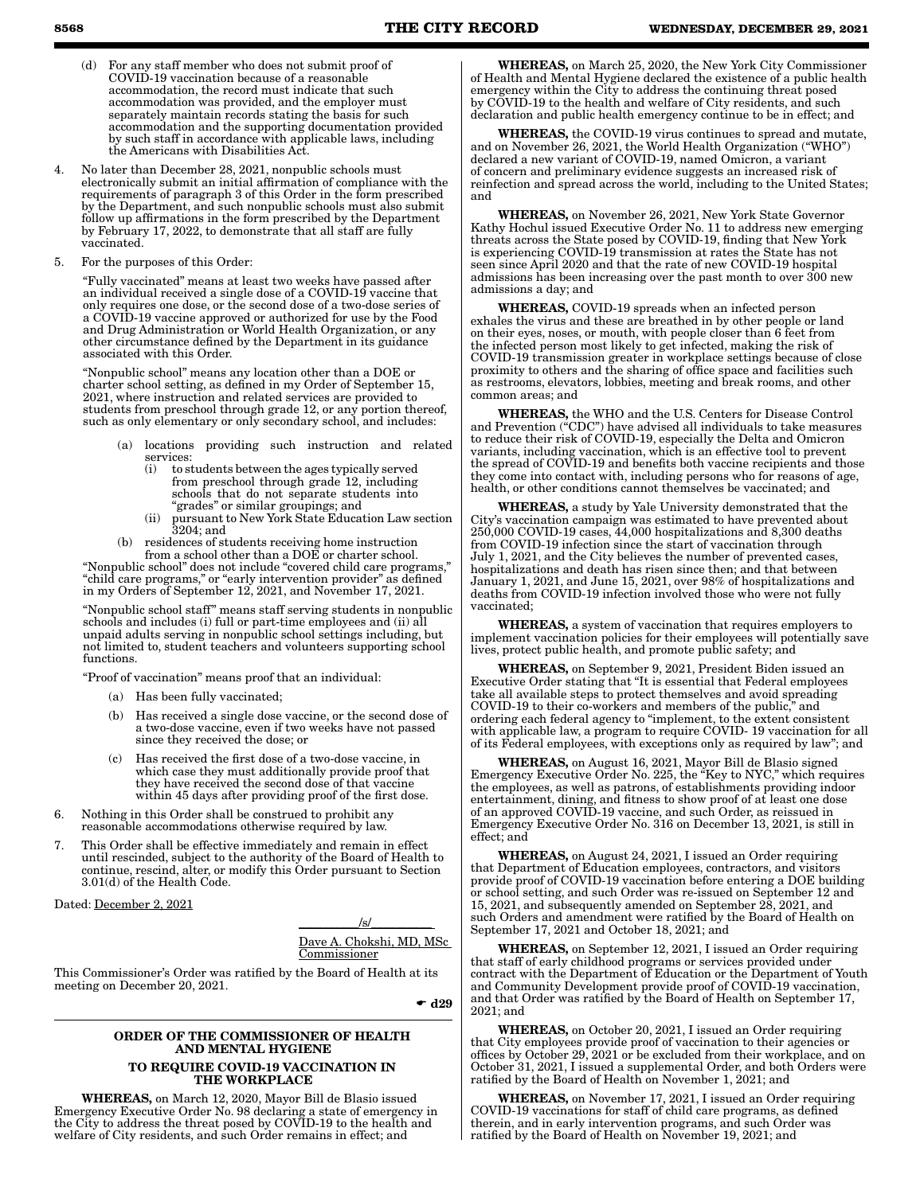(d) For any staff member who does not submit proof of COVID-19 vaccination because of a reasonable accommodation, the record must indicate that such accommodation was provided, and the employer must separately maintain records stating the basis for such accommodation and the supporting documentation provided by such staff in accordance with applicable laws, including the Americans with Disabilities Act.

4. No later than December 28, 2021, nonpublic schools must electronically submit an initial affirmation of compliance with the requirements of paragraph 3 of this Order in the form prescribed by the Department, and such nonpublic schools must also submit follow up affirmations in the form prescribed by the Department by February 17, 2022, to demonstrate that all staff are fully vaccinated.

5. For the purposes of this Order:

"Fully vaccinated" means at least two weeks have passed after an individual received a single dose of a COVID-19 vaccine that only requires one dose, or the second dose of a two-dose series of a COVID-19 vaccine approved or authorized for use by the Food and Drug Administration or World Health Organization, or any other circumstance defined by the Department in its guidance associated with this Order.

"Nonpublic school" means any location other than a DOE or charter school setting, as defined in my Order of September 15, 2021, where instruction and related services are provided to students from preschool through grade 12, or any portion thereof, such as only elementary or only secondary school, and includes:

(a) locations providing such instruction and related services:
 (i) to students between the ages typically served from preschool through grade 12, including schools that do not separate students into "grades" or similar groupings; and
 (ii) pursuant to New York State Education Law section 3204; and

(b) residences of students receiving home instruction from a school other than a DOE or charter school.

"Nonpublic school" does not include "covered child care programs," "child care programs," or "early intervention provider" as defined in my Orders of September 12, 2021, and November 17, 2021.

"Nonpublic school staff" means staff serving students in nonpublic schools and includes (i) full or part-time employees and (ii) all unpaid adults serving in nonpublic school settings including, but not limited to, student teachers and volunteers supporting school functions.

"Proof of vaccination" means proof that an individual:

(a) Has been fully vaccinated;

(b) Has received a single dose vaccine, or the second dose of a two-dose vaccine, even if two weeks have not passed since they received the dose; or

(c) Has received the first dose of a two-dose vaccine, in which case they must additionally provide proof that they have received the second dose of that vaccine within 45 days after providing proof of the first dose.

6. Nothing in this Order shall be construed to prohibit any reasonable accommodations otherwise required by law.

7. This Order shall be effective immediately and remain in effect until rescinded, subject to the authority of the Board of Health to continue, rescind, alter, or modify this Order pursuant to Section 3.01(d) of the Health Code.

Dated: December 2, 2021

/s/
Dave A. Chokshi, MD, MSc
Commissioner

This Commissioner's Order was ratified by the Board of Health at its meeting on December 20, 2021.

☛ d29

## ORDER OF THE COMMISSIONER OF HEALTH AND MENTAL HYGIENE

## TO REQUIRE COVID-19 VACCINATION IN THE WORKPLACE

**WHEREAS,** on March 12, 2020, Mayor Bill de Blasio issued Emergency Executive Order No. 98 declaring a state of emergency in the City to address the threat posed by COVID-19 to the health and welfare of City residents, and such Order remains in effect; and

**WHEREAS,** on March 25, 2020, the New York City Commissioner of Health and Mental Hygiene declared the existence of a public health emergency within the City to address the continuing threat posed by COVID-19 to the health and welfare of City residents, and such declaration and public health emergency continue to be in effect; and

**WHEREAS,** the COVID-19 virus continues to spread and mutate, and on November 26, 2021, the World Health Organization ("WHO") declared a new variant of COVID-19, named Omicron, a variant of concern and preliminary evidence suggests an increased risk of reinfection and spread across the world, including to the United States; and

**WHEREAS,** on November 26, 2021, New York State Governor Kathy Hochul issued Executive Order No. 11 to address new emerging threats across the State posed by COVID-19, finding that New York is experiencing COVID-19 transmission at rates the State has not seen since April 2020 and that the rate of new COVID-19 hospital admissions has been increasing over the past month to over 300 new admissions a day; and

**WHEREAS,** COVID-19 spreads when an infected person exhales the virus and these are breathed in by other people or land on their eyes, noses, or mouth, with people closer than 6 feet from the infected person most likely to get infected, making the risk of COVID-19 transmission greater in workplace settings because of close proximity to others and the sharing of office space and facilities such as restrooms, elevators, lobbies, meeting and break rooms, and other common areas; and

**WHEREAS,** the WHO and the U.S. Centers for Disease Control and Prevention ("CDC") have advised all individuals to take measures to reduce their risk of COVID-19, especially the Delta and Omicron variants, including vaccination, which is an effective tool to prevent the spread of COVID-19 and benefits both vaccine recipients and those they come into contact with, including persons who for reasons of age, health, or other conditions cannot themselves be vaccinated; and

**WHEREAS,** a study by Yale University demonstrated that the City's vaccination campaign was estimated to have prevented about 250,000 COVID-19 cases, 44,000 hospitalizations and 8,300 deaths from COVID-19 infection since the start of vaccination through July 1, 2021, and the City believes the number of prevented cases, hospitalizations and death has risen since then; and that between January 1, 2021, and June 15, 2021, over 98% of hospitalizations and deaths from COVID-19 infection involved those who were not fully vaccinated;

**WHEREAS,** a system of vaccination that requires employers to implement vaccination policies for their employees will potentially save lives, protect public health, and promote public safety; and

**WHEREAS,** on September 9, 2021, President Biden issued an Executive Order stating that "It is essential that Federal employees take all available steps to protect themselves and avoid spreading COVID-19 to their co-workers and members of the public," and ordering each federal agency to "implement, to the extent consistent with applicable law, a program to require COVID- 19 vaccination for all of its Federal employees, with exceptions only as required by law"; and

**WHEREAS,** on August 16, 2021, Mayor Bill de Blasio signed Emergency Executive Order No. 225, the "Key to NYC," which requires the employees, as well as patrons, of establishments providing indoor entertainment, dining, and fitness to show proof of at least one dose of an approved COVID-19 vaccine, and such Order, as reissued in Emergency Executive Order No. 316 on December 13, 2021, is still in effect; and

**WHEREAS,** on August 24, 2021, I issued an Order requiring that Department of Education employees, contractors, and visitors provide proof of COVID-19 vaccination before entering a DOE building or school setting, and such Order was re-issued on September 12 and 15, 2021, and subsequently amended on September 28, 2021, and such Orders and amendment were ratified by the Board of Health on September 17, 2021 and October 18, 2021; and

**WHEREAS,** on September 12, 2021, I issued an Order requiring that staff of early childhood programs or services provided under contract with the Department of Education or the Department of Youth and Community Development provide proof of COVID-19 vaccination, and that Order was ratified by the Board of Health on September 17, 2021; and

**WHEREAS,** on October 20, 2021, I issued an Order requiring that City employees provide proof of vaccination to their agencies or offices by October 29, 2021 or be excluded from their workplace, and on October 31, 2021, I issued a supplemental Order, and both Orders were ratified by the Board of Health on November 1, 2021; and

**WHEREAS,** on November 17, 2021, I issued an Order requiring COVID-19 vaccinations for staff of child care programs, as defined therein, and in early intervention programs, and such Order was ratified by the Board of Health on November 19, 2021; and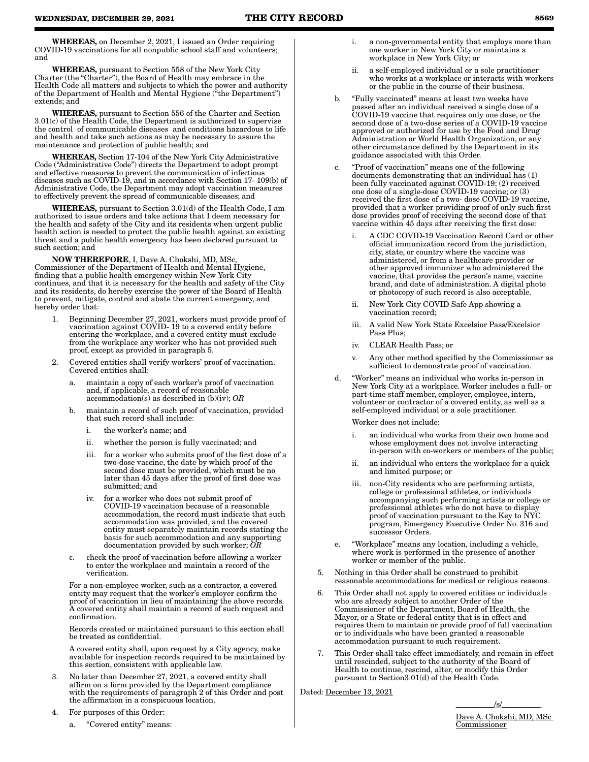**WHEREAS,** on December 2, 2021, I issued an Order requiring COVID-19 vaccinations for all nonpublic school staff and volunteers; and

**WHEREAS,** pursuant to Section 558 of the New York City Charter (the "Charter"), the Board of Health may embrace in the Health Code all matters and subjects to which the power and authority of the Department of Health and Mental Hygiene ("the Department") extends; and

**WHEREAS,** pursuant to Section 556 of the Charter and Section 3.01(c) of the Health Code, the Department is authorized to supervise the control of communicable diseases and conditions hazardous to life and health and take such actions as may be necessary to assure the maintenance and protection of public health; and

**WHEREAS,** Section 17-104 of the New York City Administrative Code ("Administrative Code") directs the Department to adopt prompt and effective measures to prevent the communication of infectious diseases such as COVID-19, and in accordance with Section 17- 109(b) of Administrative Code, the Department may adopt vaccination measures to effectively prevent the spread of communicable diseases; and

**WHEREAS,** pursuant to Section 3.01(d) of the Health Code, I am authorized to issue orders and take actions that I deem necessary for the health and safety of the City and its residents when urgent public health action is needed to protect the public health against an existing threat and a public health emergency has been declared pursuant to such section; and

**NOW THEREFORE**, I, Dave A. Chokshi, MD, MSc, Commissioner of the Department of Health and Mental Hygiene, finding that a public health emergency within New York City continues, and that it is necessary for the health and safety of the City and its residents, do hereby exercise the power of the Board of Health to prevent, mitigate, control and abate the current emergency, and hereby order that:

1. Beginning December 27, 2021, workers must provide proof of vaccination against COVID- 19 to a covered entity before entering the workplace, and a covered entity must exclude from the workplace any worker who has not provided such proof, except as provided in paragraph 5.

2. Covered entities shall verify workers' proof of vaccination. Covered entities shall:

   a. maintain a copy of each worker's proof of vaccination and, if applicable, a record of reasonable accommodation(s) as described in (b)(iv); *OR*

   b. maintain a record of such proof of vaccination, provided that such record shall include:

      i. the worker's name; and

      ii. whether the person is fully vaccinated; and

      iii. for a worker who submits proof of the first dose of a two-dose vaccine, the date by which proof of the second dose must be provided, which must be no later than 45 days after the proof of first dose was submitted; and

      iv. for a worker who does not submit proof of COVID-19 vaccination because of a reasonable accommodation, the record must indicate that such accommodation was provided, and the covered entity must separately maintain records stating the basis for such accommodation and any supporting documentation provided by such worker; *OR*

   c. check the proof of vaccination before allowing a worker to enter the workplace and maintain a record of the verification.

   For a non-employee worker, such as a contractor, a covered entity may request that the worker's employer confirm the proof of vaccination in lieu of maintaining the above records. A covered entity shall maintain a record of such request and confirmation.

   Records created or maintained pursuant to this section shall be treated as confidential.

   A covered entity shall, upon request by a City agency, make available for inspection records required to be maintained by this section, consistent with applicable law.

3. No later than December 27, 2021, a covered entity shall affirm on a form provided by the Department compliance with the requirements of paragraph 2 of this Order and post the affirmation in a conspicuous location.

4. For purposes of this Order:

   a. "Covered entity" means:

      i. a non-governmental entity that employs more than one worker in New York City or maintains a workplace in New York City; or

      ii. a self-employed individual or a sole practitioner who works at a workplace or interacts with workers or the public in the course of their business.

   b. "Fully vaccinated" means at least two weeks have passed after an individual received a single dose of a COVID-19 vaccine that requires only one dose, or the second dose of a two-dose series of a COVID-19 vaccine approved or authorized for use by the Food and Drug Administration or World Health Organization, or any other circumstance defined by the Department in its guidance associated with this Order.

   c. "Proof of vaccination" means one of the following documents demonstrating that an individual has (1) been fully vaccinated against COVID-19; (2) received one dose of a single-dose COVID-19 vaccine; or (3) received the first dose of a two- dose COVID-19 vaccine, provided that a worker providing proof of only such first dose provides proof of receiving the second dose of that vaccine within 45 days after receiving the first dose:

      i. A CDC COVID-19 Vaccination Record Card or other official immunization record from the jurisdiction, city, state, or country where the vaccine was administered, or from a healthcare provider or other approved immunizer who administered the vaccine, that provides the person's name, vaccine brand, and date of administration. A digital photo or photocopy of such record is also acceptable.

      ii. New York City COVID Safe App showing a vaccination record;

      iii. A valid New York State Excelsior Pass/Excelsior Pass Plus;

      iv. CLEAR Health Pass; or

      v. Any other method specified by the Commissioner as sufficient to demonstrate proof of vaccination.

   d. "Worker" means an individual who works in-person in New York City at a workplace. Worker includes a full- or part-time staff member, employer, employee, intern, volunteer or contractor of a covered entity, as well as a self-employed individual or a sole practitioner.

      Worker does not include:

      i. an individual who works from their own home and whose employment does not involve interacting in-person with co-workers or members of the public;

      ii. an individual who enters the workplace for a quick and limited purpose; or

      iii. non-City residents who are performing artists, college or professional athletes, or individuals accompanying such performing artists or college or professional athletes who do not have to display proof of vaccination pursuant to the Key to NYC program, Emergency Executive Order No. 316 and successor Orders.

   e. "Workplace" means any location, including a vehicle, where work is performed in the presence of another worker or member of the public.

5. Nothing in this Order shall be construed to prohibit reasonable accommodations for medical or religious reasons.

6. This Order shall not apply to covered entities or individuals who are already subject to another Order of the Commissioner of the Department, Board of Health, the Mayor, or a State or federal entity that is in effect and requires them to maintain or provide proof of full vaccination or to individuals who have been granted a reasonable accommodation pursuant to such requirement.

7. This Order shall take effect immediately, and remain in effect until rescinded, subject to the authority of the Board of Health to continue, rescind, alter, or modify this Order pursuant to Section3.01(d) of the Health Code.

Dated: December 13, 2021

/s/

Dave A. Chokshi, MD, MSc
Commissioner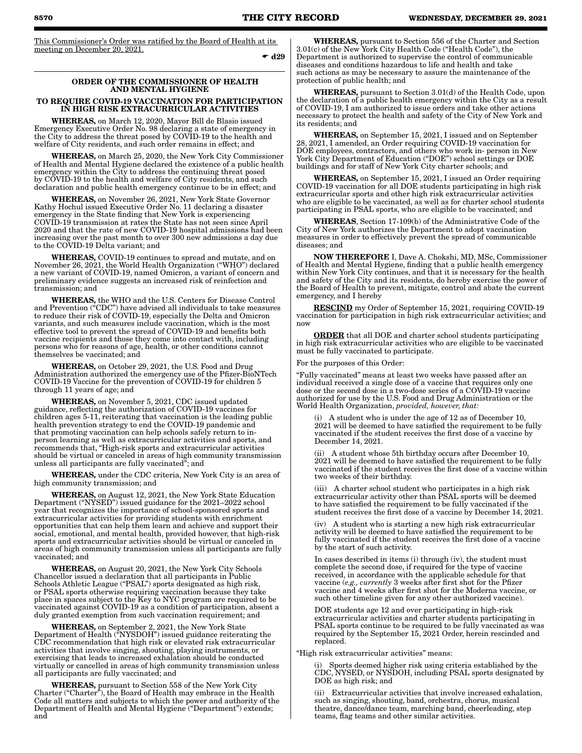This Commissioner's Order was ratified by the Board of Health at its meeting on December 20, 2021.

☛ d29

## ORDER OF THE COMMISSIONER OF HEALTH AND MENTAL HYGIENE

### TO REQUIRE COVID-19 VACCINATION FOR PARTICIPATION IN HIGH RISK EXTRACURRICULAR ACTIVITIES

**WHEREAS,** on March 12, 2020, Mayor Bill de Blasio issued Emergency Executive Order No. 98 declaring a state of emergency in the City to address the threat posed by COVID-19 to the health and welfare of City residents, and such order remains in effect; and

**WHEREAS,** on March 25, 2020, the New York City Commissioner of Health and Mental Hygiene declared the existence of a public health emergency within the City to address the continuing threat posed by COVID-19 to the health and welfare of City residents, and such declaration and public health emergency continue to be in effect; and

**WHEREAS,** on November 26, 2021, New York State Governor Kathy Hochul issued Executive Order No. 11 declaring a disaster emergency in the State finding that New York is experiencing COVID-19 transmission at rates the State has not seen since April 2020 and that the rate of new COVID-19 hospital admissions had been increasing over the past month to over 300 new admissions a day due to the COVID-19 Delta variant; and

**WHEREAS,** COVID-19 continues to spread and mutate, and on November 26, 2021, the World Health Organization ("WHO") declared a new variant of COVID-19, named Omicron, a variant of concern and preliminary evidence suggests an increased risk of reinfection and transmission; and

**WHEREAS,** the WHO and the U.S. Centers for Disease Control and Prevention ("CDC") have advised all individuals to take measures to reduce their risk of COVID-19, especially the Delta and Omicron variants, and such measures include vaccination, which is the most effective tool to prevent the spread of COVID-19 and benefits both vaccine recipients and those they come into contact with, including persons who for reasons of age, health, or other conditions cannot themselves be vaccinated; and

**WHEREAS,** on October 29, 2021, the U.S. Food and Drug Administration authorized the emergency use of the Pfizer-BioNTech COVID-19 Vaccine for the prevention of COVID-19 for children 5 through 11 years of age; and

**WHEREAS,** on November 5, 2021, CDC issued updated guidance, reflecting the authorization of COVID-19 vaccines for children ages 5-11, reiterating that vaccination is the leading public health prevention strategy to end the COVID-19 pandemic and that promoting vaccination can help schools safely return to in-person learning as well as extracurricular activities and sports, and recommends that, "High-risk sports and extracurricular activities should be virtual or canceled in areas of high community transmission unless all participants are fully vaccinated"; and

**WHEREAS,** under the CDC criteria, New York City is an area of high community transmission; and

**WHEREAS,** on August 12, 2021, the New York State Education Department ("NYSED") issued guidance for the 2021–2022 school year that recognizes the importance of school-sponsored sports and extracurricular activities for providing students with enrichment opportunities that can help them learn and achieve and support their social, emotional, and mental health, provided however, that high-risk sports and extracurricular activities should be virtual or canceled in areas of high community transmission unless all participants are fully vaccinated; and

**WHEREAS,** on August 20, 2021, the New York City Schools Chancellor issued a declaration that all participants in Public Schools Athletic League ("PSAL") sports designated as high risk, or PSAL sports otherwise requiring vaccination because they take place in spaces subject to the Key to NYC program are required to be vaccinated against COVID-19 as a condition of participation, absent a duly granted exemption from such vaccination requirement; and

**WHEREAS,** on September 2, 2021, the New York State Department of Health ("NYSDOH") issued guidance reiterating the CDC recommendation that high risk or elevated risk extracurricular activities that involve singing, shouting, playing instruments, or exercising that leads to increased exhalation should be conducted virtually or cancelled in areas of high community transmission unless all participants are fully vaccinated; and

**WHEREAS,** pursuant to Section 558 of the New York City Charter ("Charter"), the Board of Health may embrace in the Health Code all matters and subjects to which the power and authority of the Department of Health and Mental Hygiene ("Department") extends; and

**WHEREAS,** pursuant to Section 556 of the Charter and Section 3.01(c) of the New York City Health Code ("Health Code"), the Department is authorized to supervise the control of communicable diseases and conditions hazardous to life and health and take such actions as may be necessary to assure the maintenance of the protection of public health; and

**WHEREAS,** pursuant to Section 3.01(d) of the Health Code, upon the declaration of a public health emergency within the City as a result of COVID-19, I am authorized to issue orders and take other actions necessary to protect the health and safety of the City of New York and its residents; and

**WHEREAS,** on September 15, 2021, I issued and on September 28, 2021, I amended, an Order requiring COVID-19 vaccination for DOE employees, contractors, and others who work in- person in New York City Department of Education ("DOE") school settings or DOE buildings and for staff of New York City charter schools; and

**WHEREAS,** on September 15, 2021, I issued an Order requiring COVID-19 vaccination for all DOE students participating in high risk extracurricular sports and other high risk extracurricular activities who are eligible to be vaccinated, as well as for charter school students participating in PSAL sports, who are eligible to be vaccinated; and

**WHEREAS**, Section 17-109(b) of the Administrative Code of the City of New York authorizes the Department to adopt vaccination measures in order to effectively prevent the spread of communicable diseases; and

**NOW THEREFORE** I, Dave A. Chokshi, MD, MSc, Commissioner of Health and Mental Hygiene, finding that a public health emergency within New York City continues, and that it is necessary for the health and safety of the City and its residents, do hereby exercise the power of the Board of Health to prevent, mitigate, control and abate the current emergency, and I hereby

**RESCIND** my Order of September 15, 2021, requiring COVID-19 vaccination for participation in high risk extracurricular activities; and now

**ORDER** that all DOE and charter school students participating in high risk extracurricular activities who are eligible to be vaccinated must be fully vaccinated to participate.

For the purposes of this Order:

"Fully vaccinated" means at least two weeks have passed after an individual received a single dose of a vaccine that requires only one dose or the second dose in a two-dose series of a COVID-19 vaccine authorized for use by the U.S. Food and Drug Administration or the World Health Organization, *provided, however, that:*

(i) A student who is under the age of 12 as of December 10, 2021 will be deemed to have satisfied the requirement to be fully vaccinated if the student receives the first dose of a vaccine by December 14, 2021.

(ii) A student whose 5th birthday occurs after December 10, 2021 will be deemed to have satisfied the requirement to be fully vaccinated if the student receives the first dose of a vaccine within two weeks of their birthday.

(iii) A charter school student who participates in a high risk extracurricular activity other than PSAL sports will be deemed to have satisfied the requirement to be fully vaccinated if the student receives the first dose of a vaccine by December 14, 2021.

(iv) A student who is starting a new high risk extracurricular activity will be deemed to have satisfied the requirement to be fully vaccinated if the student receives the first dose of a vaccine by the start of such activity.

In cases described in items (i) through (iv), the student must complete the second dose, if required for the type of vaccine received, in accordance with the applicable schedule for that vaccine (*e.g., currently* 3 weeks after first shot for the Pfizer vaccine and 4 weeks after first shot for the Moderna vaccine, or such other timeline given for any other authorized vaccine).

DOE students age 12 and over participating in high-risk extracurricular activities and charter students participating in PSAL sports continue to be required to be fully vaccinated as was required by the September 15, 2021 Order, herein rescinded and replaced.

"High risk extracurricular activities" means:

(i) Sports deemed higher risk using criteria established by the CDC, NYSED, or NYSDOH, including PSAL sports designated by DOE as high risk; and

(ii) Extracurricular activities that involve increased exhalation, such as singing, shouting, band, orchestra, chorus, musical theatre, dance/dance team, marching band, cheerleading, step teams, flag teams and other similar activities.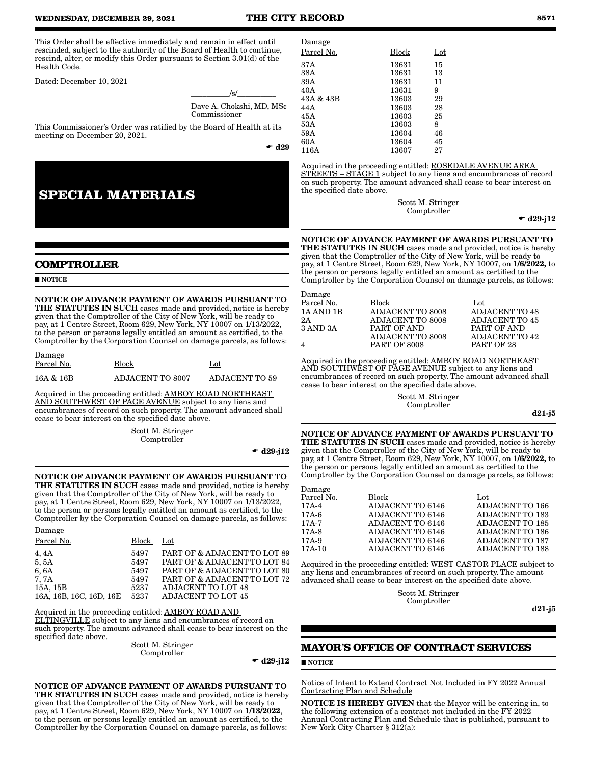This Order shall be effective immediately and remain in effect until rescinded, subject to the authority of the Board of Health to continue, rescind, alter, or modify this Order pursuant to Section 3.01(d) of the Health Code.

Dated: December 10, 2021

/s/

Dave A. Chokshi, MD, MSc
Commissioner

This Commissioner's Order was ratified by the Board of Health at its meeting on December 20, 2021.

☛ d29

# SPECIAL MATERIALS

## COMPTROLLER

■ NOTICE

**NOTICE OF ADVANCE PAYMENT OF AWARDS PURSUANT TO THE STATUTES IN SUCH** cases made and provided, notice is hereby given that the Comptroller of the City of New York, will be ready to pay, at 1 Centre Street, Room 629, New York, NY 10007 on 1/13/2022, to the person or persons legally entitled an amount as certified, to the Comptroller by the Corporation Counsel on damage parcels, as follows:

| Damage Parcel No. | Block | Lot |
|---|---|---|
| 16A & 16B | ADJACENT TO 8007 | ADJACENT TO 59 |

Acquired in the proceeding entitled: AMBOY ROAD NORTHEAST AND SOUTHWEST OF PAGE AVENUE subject to any liens and encumbrances of record on such property. The amount advanced shall cease to bear interest on the specified date above.

Scott M. Stringer
Comptroller

☛ d29-j12

**NOTICE OF ADVANCE PAYMENT OF AWARDS PURSUANT TO THE STATUTES IN SUCH** cases made and provided, notice is hereby given that the Comptroller of the City of New York, will be ready to pay, at 1 Centre Street, Room 629, New York, NY 10007 on 1/13/2022, to the person or persons legally entitled an amount as certified, to the Comptroller by the Corporation Counsel on damage parcels, as follows:

| Damage Parcel No. | Block | Lot |
|---|---|---|
| 4, 4A | 5497 | PART OF & ADJACENT TO LOT 89 |
| 5, 5A | 5497 | PART OF & ADJACENT TO LOT 84 |
| 6, 6A | 5497 | PART OF & ADJACENT TO LOT 80 |
| 7, 7A | 5497 | PART OF & ADJACENT TO LOT 72 |
| 15A, 15B | 5237 | ADJACENT TO LOT 48 |
| 16A, 16B, 16C, 16D, 16E | 5237 | ADJACENT TO LOT 45 |

Acquired in the proceeding entitled: AMBOY ROAD AND ELTINGVILLE subject to any liens and encumbrances of record on such property. The amount advanced shall cease to bear interest on the specified date above.

Scott M. Stringer
Comptroller

☛ d29-j12

**NOTICE OF ADVANCE PAYMENT OF AWARDS PURSUANT TO THE STATUTES IN SUCH** cases made and provided, notice is hereby given that the Comptroller of the City of New York, will be ready to pay, at 1 Centre Street, Room 629, New York, NY 10007 on **1/13/2022**, to the person or persons legally entitled an amount as certified, to the Comptroller by the Corporation Counsel on damage parcels, as follows:

| Damage Parcel No. | Block | Lot |
|---|---|---|
| 37A | 13631 | 15 |
| 38A | 13631 | 13 |
| 39A | 13631 | 11 |
| 40A | 13631 | 9 |
| 43A & 43B | 13603 | 29 |
| 44A | 13603 | 28 |
| 45A | 13603 | 25 |
| 53A | 13603 | 8 |
| 59A | 13604 | 46 |
| 60A | 13604 | 45 |
| 116A | 13607 | 27 |

Acquired in the proceeding entitled: ROSEDALE AVENUE AREA STREETS – STAGE 1 subject to any liens and encumbrances of record on such property. The amount advanced shall cease to bear interest on the specified date above.

Scott M. Stringer
Comptroller

☛ d29-j12

**NOTICE OF ADVANCE PAYMENT OF AWARDS PURSUANT TO THE STATUTES IN SUCH** cases made and provided, notice is hereby given that the Comptroller of the City of New York, will be ready to pay, at 1 Centre Street, Room 629, New York, NY 10007, on **1/6/2022,** to the person or persons legally entitled an amount as certified to the Comptroller by the Corporation Counsel on damage parcels, as follows:

| Damage Parcel No. | Block | Lot |
|---|---|---|
| 1A AND 1B | ADJACENT TO 8008 | ADJACENT TO 48 |
| 2A | ADJACENT TO 8008 | ADJACENT TO 45 |
| 3 AND 3A | PART OF AND ADJACENT TO 8008 | PART OF AND ADJACENT TO 42 |
| 4 | PART OF 8008 | PART OF 28 |

Acquired in the proceeding entitled: AMBOY ROAD NORTHEAST AND SOUTHWEST OF PAGE AVENUE subject to any liens and encumbrances of record on such property. The amount advanced shall cease to bear interest on the specified date above.

Scott M. Stringer
Comptroller

d21-j5

**NOTICE OF ADVANCE PAYMENT OF AWARDS PURSUANT TO THE STATUTES IN SUCH** cases made and provided, notice is hereby given that the Comptroller of the City of New York, will be ready to pay, at 1 Centre Street, Room 629, New York, NY 10007, on **1/6/2022,** to the person or persons legally entitled an amount as certified to the Comptroller by the Corporation Counsel on damage parcels, as follows:

| Damage Parcel No. | Block | Lot |
|---|---|---|
| 17A-4 | ADJACENT TO 6146 | ADJACENT TO 166 |
| 17A-6 | ADJACENT TO 6146 | ADJACENT TO 183 |
| 17A-7 | ADJACENT TO 6146 | ADJACENT TO 185 |
| 17A-8 | ADJACENT TO 6146 | ADJACENT TO 186 |
| 17A-9 | ADJACENT TO 6146 | ADJACENT TO 187 |
| 17A-10 | ADJACENT TO 6146 | ADJACENT TO 188 |

Acquired in the proceeding entitled: WEST CASTOR PLACE subject to any liens and encumbrances of record on such property. The amount advanced shall cease to bear interest on the specified date above.

Scott M. Stringer
Comptroller

d21-j5

## MAYOR'S OFFICE OF CONTRACT SERVICES

■ NOTICE

Notice of Intent to Extend Contract Not Included in FY 2022 Annual Contracting Plan and Schedule

**NOTICE IS HEREBY GIVEN** that the Mayor will be entering in, to the following extension of a contract not included in the FY 2022 Annual Contracting Plan and Schedule that is published, pursuant to New York City Charter § 312(a):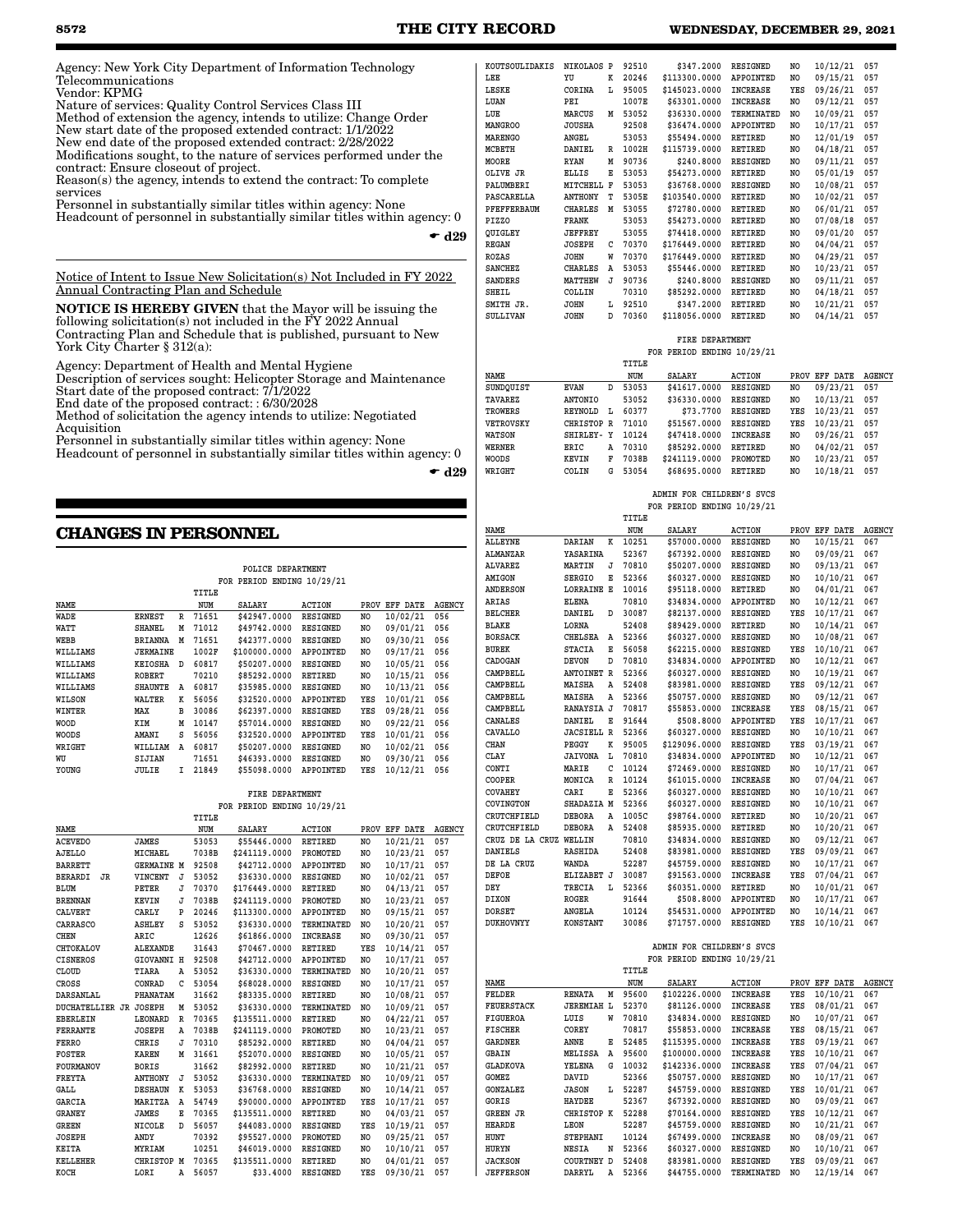Agency: New York City Department of Information Technology Telecommunications
Vendor: KPMG
Nature of services: Quality Control Services Class III
Method of extension the agency, intends to utilize: Change Order
New start date of the proposed extended contract: 1/1/2022
New end date of the proposed extended contract: 2/28/2022
Modifications sought, to the nature of services performed under the contract: Ensure closeout of project.
Reason(s) the agency, intends to extend the contract: To complete services
Personnel in substantially similar titles within agency: None
Headcount of personnel in substantially similar titles within agency: 0

☛ d29

Notice of Intent to Issue New Solicitation(s) Not Included in FY 2022 Annual Contracting Plan and Schedule

**NOTICE IS HEREBY GIVEN** that the Mayor will be issuing the following solicitation(s) not included in the FY 2022 Annual Contracting Plan and Schedule that is published, pursuant to New York City Charter § 312(a):

Agency: Department of Health and Mental Hygiene
Description of services sought: Helicopter Storage and Maintenance
Start date of the proposed contract: 7/1/2022
End date of the proposed contract: : 6/30/2028
Method of solicitation the agency intends to utilize: Negotiated Acquisition
Personnel in substantially similar titles within agency: None
Headcount of personnel in substantially similar titles within agency: 0

☛ d29

## CHANGES IN PERSONNEL

POLICE DEPARTMENT
FOR PERIOD ENDING 10/29/21

| NAME | | | TITLE NUM | SALARY | ACTION | PROV | EFF DATE | AGENCY |
|---|---|---|---|---|---|---|---|---|
| WADE | ERNEST | R | 71651 | $42947.0000 | RESIGNED | NO | 10/02/21 | 056 |
| WATT | SHANEL | M | 71012 | $49742.0000 | RESIGNED | NO | 09/01/21 | 056 |
| WEBB | BRIANNA | M | 71651 | $42377.0000 | RESIGNED | NO | 09/30/21 | 056 |
| WILLIAMS | JERMAINE | | 1002F | $100000.0000 | APPOINTED | NO | 09/17/21 | 056 |
| WILLIAMS | KEIOSHA | D | 60817 | $50207.0000 | RESIGNED | NO | 10/05/21 | 056 |
| WILLIAMS | ROBERT | | 70210 | $85292.0000 | RETIRED | NO | 10/15/21 | 056 |
| WILLIAMS | SHAUNTE | A | 60817 | $35985.0000 | RESIGNED | NO | 10/13/21 | 056 |
| WILSON | WALTER | K | 56056 | $32520.0000 | APPOINTED | YES | 10/01/21 | 056 |
| WINTER | MAX | B | 30086 | $62397.0000 | RESIGNED | YES | 09/28/21 | 056 |
| WOOD | KIM | M | 10147 | $57014.0000 | RESIGNED | NO | 09/22/21 | 056 |
| WOODS | AMANI | S | 56056 | $32520.0000 | APPOINTED | YES | 10/01/21 | 056 |
| WRIGHT | WILLIAM | A | 60817 | $50207.0000 | RESIGNED | NO | 10/02/21 | 056 |
| WU | SIJIAN | | 71651 | $46393.0000 | RESIGNED | NO | 09/30/21 | 056 |
| YOUNG | JULIE | I | 21849 | $55098.0000 | APPOINTED | YES | 10/12/21 | 056 |

FIRE DEPARTMENT
FOR PERIOD ENDING 10/29/21

| NAME | | | TITLE NUM | SALARY | ACTION | PROV | EFF DATE | AGENCY |
|---|---|---|---|---|---|---|---|---|
| ACEVEDO | JAMES | | 53053 | $55446.0000 | RETIRED | NO | 10/21/21 | 057 |
| AJELLO | MICHAEL | | 7038B | $241119.0000 | PROMOTED | NO | 10/23/21 | 057 |
| BARRETT | GERMAINE | M | 92508 | $42712.0000 | APPOINTED | NO | 10/17/21 | 057 |
| BERARDI JR | VINCENT | J | 53052 | $36330.0000 | RESIGNED | NO | 10/02/21 | 057 |
| BLUM | PETER | J | 70370 | $176449.0000 | RETIRED | NO | 04/13/21 | 057 |
| BRENNAN | KEVIN | J | 7038B | $241119.0000 | PROMOTED | NO | 10/23/21 | 057 |
| CALVERT | CARLY | P | 20246 | $113300.0000 | APPOINTED | NO | 09/15/21 | 057 |
| CARRASCO | ASHLEY | S | 53052 | $36330.0000 | TERMINATED | NO | 10/20/21 | 057 |
| CHEN | ARIC | | 12626 | $61866.0000 | INCREASE | NO | 09/30/21 | 057 |
| CHTOKALOV | ALEXANDE | | 31643 | $70467.0000 | RETIRED | YES | 10/14/21 | 057 |
| CISNEROS | GIOVANNI | H | 92508 | $42712.0000 | APPOINTED | NO | 10/17/21 | 057 |
| CLOUD | TIARA | A | 53052 | $36330.0000 | TERMINATED | NO | 10/20/21 | 057 |
| CROSS | CONRAD | C | 53054 | $68028.0000 | RESIGNED | NO | 10/17/21 | 057 |
| DARSANLAL | PHANATAM | | 31662 | $83335.0000 | RETIRED | NO | 10/08/21 | 057 |
| DUCHATELLIER JR | JOSEPH | M | 53052 | $36330.0000 | TERMINATED | NO | 10/09/21 | 057 |
| EBERLEIN | LEONARD | R | 70365 | $135511.0000 | RETIRED | NO | 04/22/21 | 057 |
| FERRANTE | JOSEPH | A | 7038B | $241119.0000 | PROMOTED | NO | 10/23/21 | 057 |
| FERRO | CHRIS | J | 70310 | $85292.0000 | RETIRED | NO | 04/04/21 | 057 |
| FOSTER | KAREN | M | 31661 | $52070.0000 | RESIGNED | NO | 10/05/21 | 057 |
| FOURMANOV | BORIS | | 31662 | $82992.0000 | RETIRED | NO | 10/21/21 | 057 |
| FREYTA | ANTHONY | J | 53052 | $36330.0000 | TERMINATED | NO | 10/09/21 | 057 |
| GALL | DESHAUN | K | 53053 | $36768.0000 | RESIGNED | NO | 10/14/21 | 057 |
| GARCIA | MARITZA | A | 54749 | $90000.0000 | APPOINTED | YES | 10/17/21 | 057 |
| GRANEY | JAMES | E | 70365 | $135511.0000 | RETIRED | NO | 04/03/21 | 057 |
| GREEN | NICOLE | D | 56057 | $44083.0000 | RESIGNED | YES | 10/19/21 | 057 |
| JOSEPH | ANDY | | 70392 | $95527.0000 | PROMOTED | NO | 09/25/21 | 057 |
| KEITA | MYRIAM | | 10251 | $46019.0000 | RESIGNED | NO | 10/10/21 | 057 |
| KELLEHER | CHRISTOP | M | 70365 | $135511.0000 | RETIRED | NO | 04/01/21 | 057 |
| KOCH | LORI | A | 56057 | $33.4000 | RESIGNED | YES | 09/30/21 | 057 |
| KOUTSOULIDAKIS | NIKOLAOS | P | 92510 | $347.2000 | RESIGNED | NO | 10/12/21 | 057 |
| LEE | YU | K | 20246 | $113300.0000 | APPOINTED | NO | 09/15/21 | 057 |
| LESKE | CORINA | L | 95005 | $145023.0000 | INCREASE | YES | 09/26/21 | 057 |
| LUAN | PEI | | 1007E | $63301.0000 | INCREASE | NO | 09/12/21 | 057 |
| LUE | MARCUS | M | 53052 | $36330.0000 | TERMINATED | NO | 10/09/21 | 057 |
| MANGROO | JOUSHA | | 92508 | $36474.0000 | APPOINTED | NO | 10/17/21 | 057 |
| MARENGO | ANGEL | | 53053 | $55494.0000 | RETIRED | NO | 12/01/19 | 057 |
| MCBETH | DANIEL | R | 1002H | $115739.0000 | RETIRED | NO | 04/18/21 | 057 |
| MOORE | RYAN | M | 90736 | $240.8000 | RESIGNED | NO | 09/11/21 | 057 |
| OLIVE JR | ELLIS | E | 53053 | $54273.0000 | RETIRED | NO | 05/01/19 | 057 |
| PALUMBERI | MITCHELL | F | 53053 | $36768.0000 | RESIGNED | NO | 10/08/21 | 057 |
| PASCARELLA | ANTHONY | T | 5305E | $103540.0000 | RETIRED | NO | 10/02/21 | 057 |
| PFEFFERBAUM | CHARLES | M | 53055 | $72780.0000 | RETIRED | NO | 06/01/21 | 057 |
| PIZZO | FRANK | | 53053 | $54273.0000 | RETIRED | NO | 07/08/18 | 057 |
| QUIGLEY | JEFFREY | | 53055 | $74418.0000 | RETIRED | NO | 09/01/20 | 057 |
| REGAN | JOSEPH | C | 70370 | $176449.0000 | RETIRED | NO | 04/04/21 | 057 |
| ROZAS | JOHN | W | 70370 | $176449.0000 | RETIRED | NO | 04/29/21 | 057 |
| SANCHEZ | CHARLES | A | 53053 | $55446.0000 | RETIRED | NO | 10/23/21 | 057 |
| SANDERS | MATTHEW | J | 90736 | $240.8000 | RESIGNED | NO | 09/11/21 | 057 |
| SHEIL | COLLIN | | 70310 | $85292.0000 | RETIRED | NO | 04/18/21 | 057 |
| SMITH JR. | JOHN | L | 92510 | $347.2000 | RETIRED | NO | 10/21/21 | 057 |
| SULLIVAN | JOHN | D | 70360 | $118056.0000 | RETIRED | NO | 04/14/21 | 057 |

FIRE DEPARTMENT
FOR PERIOD ENDING 10/29/21

| NAME | | | TITLE NUM | SALARY | ACTION | PROV | EFF DATE | AGENCY |
|---|---|---|---|---|---|---|---|---|
| SUNDQUIST | EVAN | D | 53053 | $41617.0000 | RESIGNED | NO | 09/23/21 | 057 |
| TAVAREZ | ANTONIO | | 53052 | $36330.0000 | RESIGNED | NO | 10/13/21 | 057 |
| TROWERS | REYNOLD | L | 60377 | $73.7700 | RESIGNED | YES | 10/23/21 | 057 |
| VETROVSKY | CHRISTOP | R | 71010 | $51567.0000 | RESIGNED | YES | 10/23/21 | 057 |
| WATSON | SHIRLEY- | Y | 10124 | $47418.0000 | INCREASE | NO | 09/26/21 | 057 |
| WERNER | ERIC | A | 70310 | $85292.0000 | RETIRED | NO | 04/02/21 | 057 |
| WOODS | KEVIN | F | 7038B | $241119.0000 | PROMOTED | NO | 10/23/21 | 057 |
| WRIGHT | COLIN | G | 53054 | $68695.0000 | RETIRED | NO | 10/18/21 | 057 |

ADMIN FOR CHILDREN'S SVCS
FOR PERIOD ENDING 10/29/21

| NAME | | | TITLE NUM | SALARY | ACTION | PROV | EFF DATE | AGENCY |
|---|---|---|---|---|---|---|---|---|
| ALLEYNE | DARIAN | K | 10251 | $57000.0000 | RESIGNED | NO | 10/15/21 | 067 |
| ALMANZAR | YASARINA | | 52367 | $67392.0000 | RESIGNED | NO | 09/09/21 | 067 |
| ALVAREZ | MARTIN | J | 70810 | $50207.0000 | RESIGNED | NO | 09/13/21 | 067 |
| AMIGON | SERGIO | E | 52366 | $60327.0000 | RESIGNED | NO | 10/10/21 | 067 |
| ANDERSON | LORRAINE | E | 10016 | $95118.0000 | RETIRED | NO | 04/01/21 | 067 |
| ARIAS | ELENA | | 70810 | $34834.0000 | APPOINTED | NO | 10/12/21 | 067 |
| BELCHER | DANIEL | D | 30087 | $82137.0000 | RESIGNED | YES | 10/17/21 | 067 |
| BLAKE | LORNA | | 52408 | $89429.0000 | RETIRED | NO | 10/14/21 | 067 |
| BORSACK | CHELSEA | A | 52366 | $60327.0000 | RESIGNED | NO | 10/08/21 | 067 |
| BUREK | STACIA | E | 56058 | $62215.0000 | RESIGNED | YES | 10/10/21 | 067 |
| CADOGAN | DEVON | D | 70810 | $34834.0000 | APPOINTED | NO | 10/12/21 | 067 |
| CAMPBELL | ANTOINET | R | 52366 | $60327.0000 | RESIGNED | NO | 10/19/21 | 067 |
| CAMPBELL | MAISHA | A | 52408 | $83981.0000 | RESIGNED | YES | 09/12/21 | 067 |
| CAMPBELL | MAISHA | A | 52366 | $50757.0000 | RESIGNED | NO | 09/12/21 | 067 |
| CAMPBELL | RANAYSIA | J | 70817 | $55853.0000 | INCREASE | YES | 08/15/21 | 067 |
| CANALES | DANIEL | E | 91644 | $508.8000 | APPOINTED | YES | 10/17/21 | 067 |
| CAVALLO | JACSIELL | R | 52366 | $60327.0000 | RESIGNED | NO | 10/10/21 | 067 |
| CHAN | PEGGY | K | 95005 | $129096.0000 | RESIGNED | YES | 03/19/21 | 067 |
| CLAY | JAIVONA | L | 70810 | $34834.0000 | APPOINTED | NO | 10/12/21 | 067 |
| CONTI | MARIE | C | 10124 | $72469.0000 | RESIGNED | NO | 10/17/21 | 067 |
| COOPER | MONICA | R | 10124 | $61015.0000 | INCREASE | NO | 07/04/21 | 067 |
| COVAHEY | CARI | E | 52366 | $60327.0000 | RESIGNED | NO | 10/10/21 | 067 |
| COVINGTON | SHADAZIA | M | 52366 | $60327.0000 | RESIGNED | NO | 10/10/21 | 067 |
| CRUTCHFIELD | DEBORA | A | 1005C | $98764.0000 | RETIRED | NO | 10/20/21 | 067 |
| CRUTCHFIELD | DEBORA | A | 52408 | $85935.0000 | RETIRED | NO | 10/20/21 | 067 |
| CRUZ DE LA CRUZ | WELLIN | | 70810 | $34834.0000 | RESIGNED | NO | 09/12/21 | 067 |
| DANIELS | RASHIDA | | 52408 | $83981.0000 | RESIGNED | YES | 09/09/21 | 067 |
| DE LA CRUZ | WANDA | | 52287 | $45759.0000 | RESIGNED | NO | 10/17/21 | 067 |
| DEFOE | ELIZABET | J | 30087 | $91563.0000 | INCREASE | YES | 07/04/21 | 067 |
| DEY | TRECIA | L | 52366 | $60351.0000 | RETIRED | NO | 10/01/21 | 067 |
| DIXON | ROGER | | 91644 | $508.8000 | APPOINTED | NO | 10/17/21 | 067 |
| DORSET | ANGELA | | 10124 | $54531.0000 | APPOINTED | NO | 10/14/21 | 067 |
| DUKHOVNYY | KONSTANT | | 30086 | $71757.0000 | RESIGNED | YES | 10/10/21 | 067 |

ADMIN FOR CHILDREN'S SVCS
FOR PERIOD ENDING 10/29/21

| NAME | | | TITLE NUM | SALARY | ACTION | PROV | EFF DATE | AGENCY |
|---|---|---|---|---|---|---|---|---|
| FELDER | RENATA | M | 95600 | $102226.0000 | INCREASE | YES | 10/10/21 | 067 |
| FEUERSTACK | JEREMIAH | L | 52370 | $81126.0000 | INCREASE | YES | 08/01/21 | 067 |
| FIGUEROA | LUIS | W | 70810 | $34834.0000 | RESIGNED | NO | 10/07/21 | 067 |
| FISCHER | COREY | | 70817 | $55853.0000 | INCREASE | YES | 08/15/21 | 067 |
| GARDNER | ANNE | E | 52485 | $115395.0000 | INCREASE | YES | 09/19/21 | 067 |
| GBAIN | MELISSA | A | 95600 | $100000.0000 | INCREASE | YES | 10/10/21 | 067 |
| GLADKOVA | YELENA | G | 10032 | $142336.0000 | INCREASE | YES | 07/04/21 | 067 |
| GOMEZ | DAVID | | 52366 | $50757.0000 | RESIGNED | NO | 10/17/21 | 067 |
| GONZALEZ | JASON | L | 52287 | $45759.0000 | RESIGNED | YES | 10/01/21 | 067 |
| GORIS | HAYDEE | | 52367 | $67392.0000 | RESIGNED | NO | 09/09/21 | 067 |
| GREEN JR | CHRISTOP | K | 52288 | $70164.0000 | RESIGNED | YES | 10/12/21 | 067 |
| HEARDE | LEON | | 52287 | $45759.0000 | RESIGNED | NO | 10/21/21 | 067 |
| HUNT | STEPHANI | | 10124 | $67499.0000 | INCREASE | NO | 08/09/21 | 067 |
| HURYN | NESIA | N | 52366 | $60327.0000 | RESIGNED | NO | 10/10/21 | 067 |
| JACKSON | COURTNEY | D | 52408 | $83981.0000 | RESIGNED | YES | 09/09/21 | 067 |
| JEFFERSON | DARRYL | A | 52366 | $44755.0000 | TERMINATED | NO | 12/19/14 | 067 |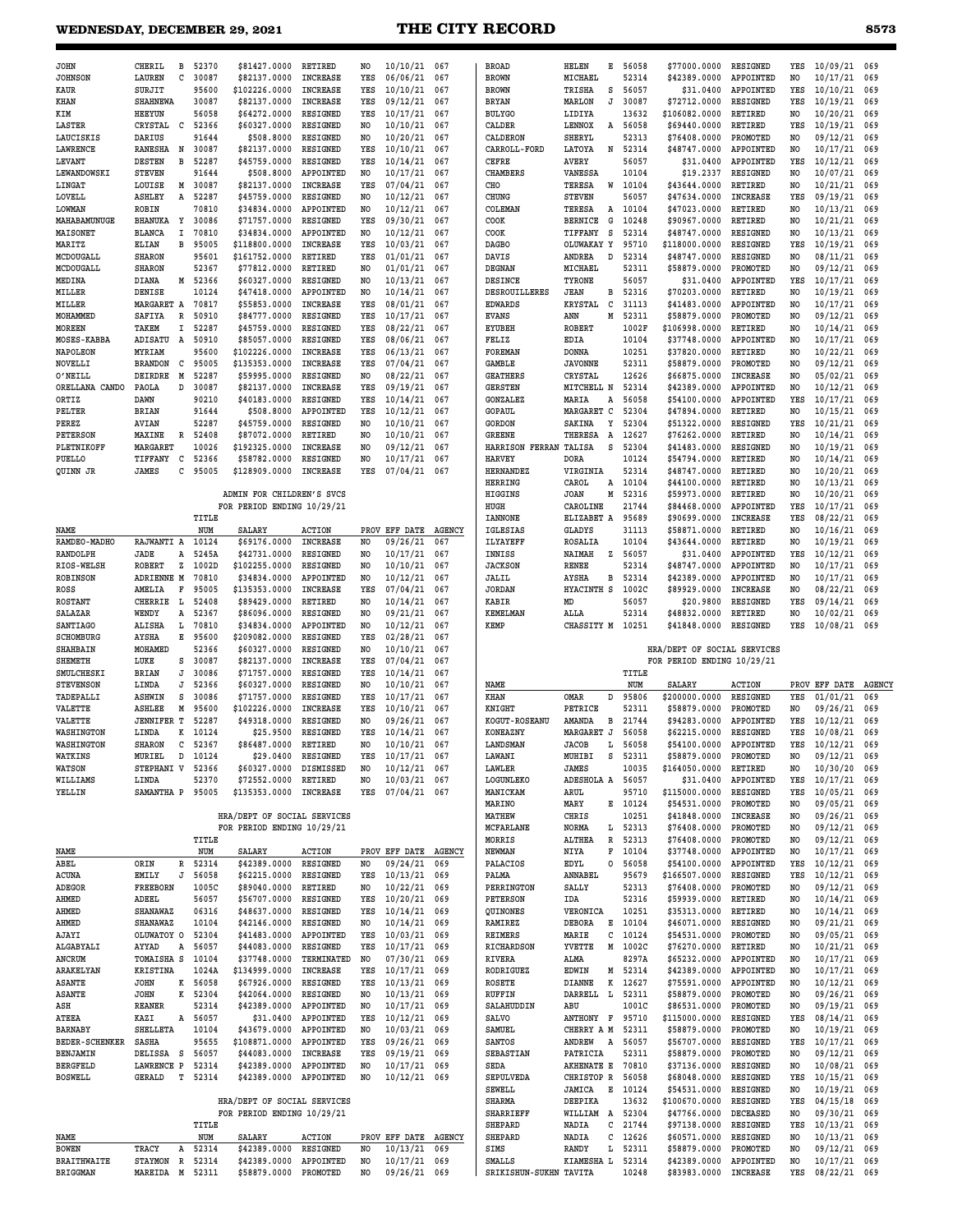| NAME | | | TITLE NUM | SALARY | ACTION | PROV | EFF DATE | AGENCY |
|---|---|---|---|---|---|---|---|---|
| JOHN | CHERIL | B | 52370 | $81427.0000 | RETIRED | NO | 10/10/21 | 067 |
| JOHNSON | LAUREN | C | 30087 | $82137.0000 | INCREASE | YES | 06/06/21 | 067 |
| KAUR | SURJIT | | 95600 | $102226.0000 | INCREASE | YES | 10/10/21 | 067 |
| KHAN | SHAHNEWA | | 30087 | $82137.0000 | INCREASE | YES | 09/12/21 | 067 |
| KIM | HEEYUN | | 56058 | $64272.0000 | RESIGNED | YES | 10/17/21 | 067 |
| LASTER | CRYSTAL | C | 52366 | $60327.0000 | RESIGNED | NO | 10/10/21 | 067 |
| LAUCISKIS | DARIUS | | 91644 | $508.8000 | RESIGNED | NO | 10/20/21 | 067 |
| LAWRENCE | RANESHA | N | 30087 | $82137.0000 | RESIGNED | YES | 10/10/21 | 067 |
| LEVANT | DESTEN | B | 52287 | $45759.0000 | RESIGNED | YES | 10/14/21 | 067 |
| LEWANDOWSKI | STEVEN | | 91644 | $508.8000 | APPOINTED | NO | 10/17/21 | 067 |
| LINGAT | LOUISE | M | 30087 | $82137.0000 | INCREASE | YES | 07/04/21 | 067 |
| LOVELL | ASHLEY | A | 52287 | $45759.0000 | RESIGNED | NO | 10/12/21 | 067 |
| LOWMAN | ROBIN | | 70810 | $34834.0000 | APPOINTED | NO | 10/12/21 | 067 |
| MAHABAMUNUGE | BHANUKA | Y | 30086 | $71757.0000 | RESIGNED | YES | 09/30/21 | 067 |
| MAISONET | BLANCA | I | 70810 | $34834.0000 | APPOINTED | NO | 10/12/21 | 067 |
| MARITZ | ELIAN | B | 95005 | $118800.0000 | INCREASE | YES | 10/03/21 | 067 |
| MCDOUGALL | SHARON | | 95601 | $161752.0000 | RETIRED | YES | 01/01/21 | 067 |
| MCDOUGALL | SHARON | | 52367 | $77812.0000 | RETIRED | NO | 01/01/21 | 067 |
| MEDINA | DIANA | M | 52366 | $60327.0000 | RESIGNED | NO | 10/13/21 | 067 |
| MILLER | DENISE | | 10124 | $47418.0000 | APPOINTED | NO | 10/14/21 | 067 |
| MILLER | MARGARET | A | 70817 | $55853.0000 | INCREASE | YES | 08/01/21 | 067 |
| MOHAMMED | SAFIYA | R | 50910 | $84777.0000 | RESIGNED | YES | 10/17/21 | 067 |
| MOREEN | TAKEM | I | 52287 | $45759.0000 | RESIGNED | YES | 08/22/21 | 067 |
| MOSES-KABBA | ADISATU | A | 50910 | $85057.0000 | RESIGNED | YES | 08/06/21 | 067 |
| NAPOLEON | MYRIAM | | 95600 | $102226.0000 | INCREASE | YES | 06/13/21 | 067 |
| NOVELLI | BRANDON | C | 95005 | $135353.0000 | INCREASE | YES | 07/04/21 | 067 |
| O'NEILL | DEIRDRE | M | 52287 | $59995.0000 | RESIGNED | NO | 08/22/21 | 067 |
| ORELLANA CANDO | PAOLA | D | 30087 | $82137.0000 | INCREASE | YES | 09/19/21 | 067 |
| ORTIZ | DAWN | | 90210 | $40183.0000 | RESIGNED | YES | 10/14/21 | 067 |
| PELTER | BRIAN | | 91644 | $508.8000 | APPOINTED | YES | 10/12/21 | 067 |
| PEREZ | AVIAN | | 52287 | $45759.0000 | RESIGNED | NO | 10/10/21 | 067 |
| PETERSON | MAXINE | R | 52408 | $87072.0000 | RETIRED | NO | 10/10/21 | 067 |
| PLETNIKOFF | MARGARET | | 10026 | $192325.0000 | INCREASE | NO | 09/12/21 | 067 |
| PUELLO | TIFFANY | C | 52366 | $58782.0000 | RESIGNED | NO | 10/17/21 | 067 |
| QUINN JR | JAMES | C | 95005 | $128909.0000 | INCREASE | YES | 07/04/21 | 067 |

**ADMIN FOR CHILDREN'S SVCS**
**FOR PERIOD ENDING 10/29/21**

| NAME | | | TITLE NUM | SALARY | ACTION | PROV | EFF DATE | AGENCY |
|---|---|---|---|---|---|---|---|---|
| RAMDEO-MADHO | RAJWANTI | A | 10124 | $69176.0000 | INCREASE | NO | 09/26/21 | 067 |
| RANDOLPH | JADE | A | 5245A | $42731.0000 | RESIGNED | NO | 10/17/21 | 067 |
| RIOS-WELSH | ROBERT | Z | 1002D | $102255.0000 | RESIGNED | NO | 10/10/21 | 067 |
| ROBINSON | ADRIENNE | M | 70810 | $34834.0000 | APPOINTED | NO | 10/12/21 | 067 |
| ROSS | AMELIA | F | 95005 | $135353.0000 | INCREASE | YES | 07/04/21 | 067 |
| ROSTANT | CHERRIE | L | 52408 | $89429.0000 | RETIRED | NO | 10/14/21 | 067 |
| SALAZAR | WENDY | A | 52367 | $86096.0000 | RESIGNED | NO | 09/21/21 | 067 |
| SANTIAGO | ALISHA | L | 70810 | $34834.0000 | APPOINTED | NO | 10/12/21 | 067 |
| SCHOMBURG | AYSHA | E | 95600 | $209082.0000 | RESIGNED | YES | 02/28/21 | 067 |
| SHAHBAIN | MOHAMED | | 52366 | $60327.0000 | RESIGNED | NO | 10/10/21 | 067 |
| SHEMETH | LUKE | S | 30087 | $82137.0000 | INCREASE | YES | 07/04/21 | 067 |
| SMULCHESKI | BRIAN | J | 30086 | $71757.0000 | RESIGNED | YES | 10/14/21 | 067 |
| STEVENSON | LINDA | J | 52366 | $60327.0000 | RESIGNED | NO | 10/10/21 | 067 |
| TADEPALLI | ASHWIN | S | 30086 | $71757.0000 | RESIGNED | YES | 10/17/21 | 067 |
| VALETTE | ASHLEE | M | 95600 | $102226.0000 | INCREASE | YES | 10/10/21 | 067 |
| VALETTE | JENNIFER | T | 52287 | $49318.0000 | RESIGNED | NO | 09/26/21 | 067 |
| WASHINGTON | LINDA | K | 10124 | $25.9500 | RESIGNED | YES | 10/14/21 | 067 |
| WASHINGTON | SHARON | C | 52367 | $86487.0000 | RETIRED | NO | 10/10/21 | 067 |
| WATKINS | MURIEL | D | 10124 | $29.0400 | RESIGNED | YES | 10/17/21 | 067 |
| WATSON | STEPHANI | V | 52366 | $60327.0000 | DISMISSED | NO | 10/12/21 | 067 |
| WILLIAMS | LINDA | | 52370 | $72552.0000 | RETIRED | NO | 10/03/21 | 067 |
| YELLIN | SAMANTHA | P | 95005 | $135353.0000 | INCREASE | YES | 07/04/21 | 067 |

**HRA/DEPT OF SOCIAL SERVICES**
**FOR PERIOD ENDING 10/29/21**

| NAME | | | TITLE NUM | SALARY | ACTION | PROV | EFF DATE | AGENCY |
|---|---|---|---|---|---|---|---|---|
| ABEL | ORIN | R | 52314 | $42389.0000 | RESIGNED | NO | 09/24/21 | 069 |
| ACUNA | EMILY | J | 56058 | $62215.0000 | RESIGNED | YES | 10/13/21 | 069 |
| ADEGOR | FREEBORN | | 1005C | $89040.0000 | RETIRED | NO | 10/22/21 | 069 |
| AHMED | ADEEL | | 56057 | $56707.0000 | RESIGNED | YES | 10/20/21 | 069 |
| AHMED | SHANAWAZ | | 06316 | $48637.0000 | RESIGNED | YES | 10/14/21 | 069 |
| AHMED | SHANAWAZ | | 10104 | $42146.0000 | RESIGNED | NO | 10/14/21 | 069 |
| AJAYI | OLUWATOY | O | 52304 | $41483.0000 | APPOINTED | YES | 10/03/21 | 069 |
| ALGABYALI | AYYAD | A | 56057 | $44083.0000 | RESIGNED | YES | 10/17/21 | 069 |
| ANCRUM | TOMAISHA | S | 10104 | $37748.0000 | TERMINATED | NO | 07/30/21 | 069 |
| ARAKELYAN | KRISTINA | | 1024A | $134999.0000 | INCREASE | YES | 10/17/21 | 069 |
| ASANTE | JOHN | K | 56058 | $67926.0000 | RESIGNED | YES | 10/13/21 | 069 |
| ASANTE | JOHN | K | 52304 | $42064.0000 | RESIGNED | NO | 10/13/21 | 069 |
| ASH | REANER | | 52314 | $42389.0000 | APPOINTED | NO | 10/17/21 | 069 |
| ATEEA | KAZI | A | 56057 | $31.0400 | APPOINTED | YES | 10/12/21 | 069 |
| BARNABY | SHELLETA | | 10104 | $43679.0000 | APPOINTED | NO | 10/03/21 | 069 |
| BEDER-SCHENKER | SASHA | | 95655 | $108871.0000 | APPOINTED | YES | 09/26/21 | 069 |
| BENJAMIN | DELISSA | S | 56057 | $44083.0000 | INCREASE | YES | 09/19/21 | 069 |
| BERGFELD | LAWRENCE | P | 52314 | $42389.0000 | APPOINTED | NO | 10/17/21 | 069 |
| BOSWELL | GERALD | T | 52314 | $42389.0000 | APPOINTED | NO | 10/12/21 | 069 |

**HRA/DEPT OF SOCIAL SERVICES**
**FOR PERIOD ENDING 10/29/21**

| NAME | | | TITLE NUM | SALARY | ACTION | PROV | EFF DATE | AGENCY |
|---|---|---|---|---|---|---|---|---|
| BOWEN | TRACY | A | 52314 | $42389.0000 | RESIGNED | NO | 10/13/21 | 069 |
| BRAITHWAITE | STAYMON | R | 52314 | $42389.0000 | APPOINTED | NO | 10/17/21 | 069 |
| BRIGGMAN | MAREIDA | M | 52311 | $58879.0000 | PROMOTED | NO | 09/26/21 | 069 |
| BROAD | HELEN | E | 56058 | $77000.0000 | RESIGNED | YES | 10/09/21 | 069 |
| BROWN | MICHAEL | | 52314 | $42389.0000 | APPOINTED | NO | 10/17/21 | 069 |
| BROWN | TRISHA | S | 56057 | $31.0400 | APPOINTED | YES | 10/10/21 | 069 |
| BRYAN | MARLON | J | 30087 | $72712.0000 | RESIGNED | YES | 10/19/21 | 069 |
| BULYGO | LIDIYA | | 13632 | $106082.0000 | RETIRED | NO | 10/20/21 | 069 |
| CALDER | LENNOX | A | 56058 | $69440.0000 | RETIRED | YES | 10/19/21 | 069 |
| CALDERON | SHERYL | | 52313 | $76408.0000 | PROMOTED | NO | 09/12/21 | 069 |
| CARROLL-FORD | LATOYA | N | 52314 | $48747.0000 | APPOINTED | NO | 10/17/21 | 069 |
| CEFRE | AVERY | | 56057 | $31.0400 | APPOINTED | YES | 10/12/21 | 069 |
| CHAMBERS | VANESSA | | 10104 | $19.2337 | RESIGNED | NO | 10/07/21 | 069 |
| CHO | TERESA | W | 10104 | $43644.0000 | RETIRED | NO | 10/21/21 | 069 |
| CHUNG | STEVEN | | 56057 | $47634.0000 | INCREASE | YES | 09/19/21 | 069 |
| COLEMAN | TERESA | A | 10104 | $47023.0000 | RETIRED | NO | 10/13/21 | 069 |
| COOK | BERNICE | G | 10248 | $90967.0000 | RETIRED | NO | 10/21/21 | 069 |
| COOK | TIFFANY | S | 52314 | $48747.0000 | RESIGNED | NO | 10/13/21 | 069 |
| DAGBO | OLUWAKAY | Y | 95710 | $118000.0000 | RESIGNED | YES | 10/19/21 | 069 |
| DAVIS | ANDREA | D | 52314 | $48747.0000 | RESIGNED | NO | 08/11/21 | 069 |
| DEGNAN | MICHAEL | | 52311 | $58879.0000 | PROMOTED | NO | 09/12/21 | 069 |
| DESINCE | TYRONE | | 56057 | $31.0400 | APPOINTED | YES | 10/17/21 | 069 |
| DESROUILLERES | JEAN | B | 52316 | $70203.0000 | RETIRED | NO | 10/19/21 | 069 |
| EDWARDS | KRYSTAL | C | 31113 | $41483.0000 | APPOINTED | NO | 10/17/21 | 069 |
| EVANS | ANN | M | 52311 | $58879.0000 | PROMOTED | NO | 09/12/21 | 069 |
| EYUBEH | ROBERT | | 1002F | $106998.0000 | RETIRED | NO | 10/14/21 | 069 |
| FELIZ | EDIA | | 10104 | $37748.0000 | APPOINTED | NO | 10/17/21 | 069 |
| FOREMAN | DONNA | | 10251 | $37820.0000 | RETIRED | NO | 10/22/21 | 069 |
| GAMBLE | JAVONNE | | 52311 | $58879.0000 | PROMOTED | NO | 09/12/21 | 069 |
| GEATHERS | CRYSTAL | | 12626 | $66875.0000 | INCREASE | NO | 05/02/21 | 069 |
| GERSTEN | MITCHELL | N | 52314 | $42389.0000 | APPOINTED | NO | 10/12/21 | 069 |
| GONZALEZ | MARIA | A | 56058 | $54100.0000 | APPOINTED | YES | 10/17/21 | 069 |
| GOPAUL | MARGARET | C | 52304 | $47894.0000 | RETIRED | NO | 10/15/21 | 069 |
| GORDON | SAKINA | Y | 52304 | $51322.0000 | RESIGNED | YES | 10/21/21 | 069 |
| GREENE | THERESA | A | 12627 | $76262.0000 | RETIRED | NO | 10/14/21 | 069 |
| HARRISON FERRAN | TALISA | S | 52304 | $41483.0000 | RESIGNED | NO | 10/19/21 | 069 |
| HARVEY | DORA | | 10124 | $54794.0000 | RETIRED | NO | 10/14/21 | 069 |
| HERNANDEZ | VIRGINIA | | 52314 | $48747.0000 | RETIRED | NO | 10/20/21 | 069 |
| HERRING | CAROL | A | 10104 | $44100.0000 | RETIRED | NO | 10/13/21 | 069 |
| HIGGINS | JOAN | M | 52316 | $59973.0000 | RETIRED | NO | 10/20/21 | 069 |
| HUGH | CAROLINE | | 21744 | $84468.0000 | APPOINTED | YES | 10/17/21 | 069 |
| IANNONE | ELIZABET | A | 95689 | $90699.0000 | INCREASE | YES | 08/22/21 | 069 |
| IGLESIAS | GLADYS | | 31113 | $58871.0000 | RETIRED | NO | 10/16/21 | 069 |
| ILYAYEFF | ROSALIA | | 10104 | $43644.0000 | RETIRED | NO | 10/19/21 | 069 |
| INNISS | NAIMAH | Z | 56057 | $31.0400 | APPOINTED | YES | 10/12/21 | 069 |
| JACKSON | RENEE | | 52314 | $48747.0000 | APPOINTED | NO | 10/17/21 | 069 |
| JALIL | AYSHA | B | 52314 | $42389.0000 | APPOINTED | NO | 10/17/21 | 069 |
| JORDAN | HYACINTH | S | 1002C | $89929.0000 | INCREASE | NO | 08/22/21 | 069 |
| KABIR | MD | | 56057 | $20.9800 | RESIGNED | YES | 09/14/21 | 069 |
| KEMELMAN | ALLA | | 52314 | $48832.0000 | RETIRED | NO | 10/02/21 | 069 |
| KEMP | CHASSITY | M | 10251 | $41848.0000 | RESIGNED | YES | 10/08/21 | 069 |

**HRA/DEPT OF SOCIAL SERVICES**
**FOR PERIOD ENDING 10/29/21**

| NAME | | | TITLE NUM | SALARY | ACTION | PROV | EFF DATE | AGENCY |
|---|---|---|---|---|---|---|---|---|
| KHAN | OMAR | D | 95806 | $200000.0000 | RESIGNED | YES | 01/01/21 | 069 |
| KNIGHT | PETRICE | | 52311 | $58879.0000 | PROMOTED | NO | 09/26/21 | 069 |
| KOGUT-ROSEANU | AMANDA | B | 21744 | $94283.0000 | APPOINTED | YES | 10/12/21 | 069 |
| KONEAZNY | MARGARET | J | 56058 | $62215.0000 | RESIGNED | YES | 10/08/21 | 069 |
| LANDSMAN | JACOB | L | 56058 | $54100.0000 | APPOINTED | YES | 10/12/21 | 069 |
| LAWANI | MUHIBI | S | 52311 | $58879.0000 | PROMOTED | NO | 09/12/21 | 069 |
| LAWLER | JAMES | | 10035 | $164050.0000 | RETIRED | NO | 10/30/20 | 069 |
| LOGUNLEKO | ADESHOLA | A | 56057 | $31.0400 | APPOINTED | YES | 10/17/21 | 069 |
| MANICKAM | ARUL | | 95710 | $115000.0000 | RESIGNED | YES | 10/05/21 | 069 |
| MARINO | MARY | E | 10124 | $54531.0000 | PROMOTED | NO | 09/05/21 | 069 |
| MATHEW | CHRIS | | 10251 | $41848.0000 | INCREASE | NO | 09/26/21 | 069 |
| MCFARLANE | NORMA | L | 52313 | $76408.0000 | PROMOTED | NO | 09/12/21 | 069 |
| MORRIS | ALTHEA | R | 52313 | $76408.0000 | PROMOTED | NO | 09/12/21 | 069 |
| NEWMAN | NIYA | F | 10104 | $37748.0000 | APPOINTED | NO | 10/17/21 | 069 |
| PALACIOS | EDYL | O | 56058 | $54100.0000 | APPOINTED | YES | 10/12/21 | 069 |
| PALMA | ANNABEL | | 95679 | $166507.0000 | RESIGNED | YES | 10/12/21 | 069 |
| PERRINGTON | SALLY | | 52313 | $76408.0000 | PROMOTED | NO | 09/12/21 | 069 |
| PETERSON | IDA | | 52316 | $59939.0000 | RETIRED | NO | 10/14/21 | 069 |
| QUINONES | VERONICA | | 10251 | $35313.0000 | RETIRED | NO | 10/14/21 | 069 |
| RAMIREZ | DEBORA | E | 10104 | $46071.0000 | RESIGNED | NO | 09/21/21 | 069 |
| REIMERS | MARIE | C | 10124 | $54531.0000 | PROMOTED | NO | 09/05/21 | 069 |
| RICHARDSON | YVETTE | M | 1002C | $76270.0000 | RETIRED | NO | 10/21/21 | 069 |
| RIVERA | ALMA | | 8297A | $65232.0000 | APPOINTED | NO | 10/17/21 | 069 |
| RODRIGUEZ | EDWIN | M | 52314 | $42389.0000 | APPOINTED | NO | 10/17/21 | 069 |
| ROSETE | DIANNE | K | 12627 | $75591.0000 | APPOINTED | NO | 10/12/21 | 069 |
| RUFFIN | DARRELL | L | 52311 | $58879.0000 | PROMOTED | NO | 09/26/21 | 069 |
| SALAHUDDIN | ABU | | 1001C | $86531.0000 | PROMOTED | NO | 09/19/21 | 069 |
| SALVO | ANTHONY | F | 95710 | $115000.0000 | RESIGNED | YES | 08/14/21 | 069 |
| SAMUEL | CHERRY A | M | 52311 | $58879.0000 | PROMOTED | NO | 10/19/21 | 069 |
| SANTOS | ANDREW | A | 56057 | $56707.0000 | RESIGNED | YES | 10/17/21 | 069 |
| SEBASTIAN | PATRICIA | | 52311 | $58879.0000 | PROMOTED | NO | 09/12/21 | 069 |
| SEDA | AKHENATE | E | 70810 | $37136.0000 | RESIGNED | NO | 10/08/21 | 069 |
| SEPULVEDA | CHRISTOP | R | 56058 | $68048.0000 | RESIGNED | YES | 10/15/21 | 069 |
| SEWELL | JAMICA | E | 10124 | $54531.0000 | RESIGNED | NO | 10/19/21 | 069 |
| SHARMA | DEEPIKA | | 13632 | $100670.0000 | RESIGNED | YES | 04/15/18 | 069 |
| SHARRIEFF | WILLIAM | A | 52304 | $47766.0000 | DECEASED | NO | 09/30/21 | 069 |
| SHEPARD | NADIA | C | 21744 | $97138.0000 | RESIGNED | YES | 10/13/21 | 069 |
| SHEPARD | NADIA | C | 12626 | $60571.0000 | RESIGNED | NO | 10/13/21 | 069 |
| SIMS | RANDY | L | 52311 | $58879.0000 | PROMOTED | NO | 09/12/21 | 069 |
| SMALLS | KIAMESHA | L | 52314 | $42389.0000 | APPOINTED | NO | 10/17/21 | 069 |
| SRIKISHUN-SUKHN | TAVITA | | 10248 | $83983.0000 | INCREASE | YES | 08/22/21 | 069 |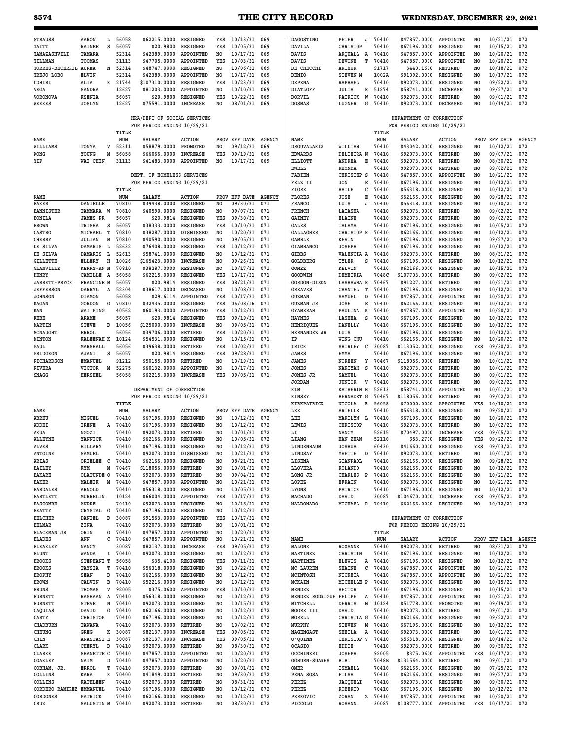| NAME | | | TITLE NUM | SALARY | ACTION | PROV | EFF DATE | AGENCY |
|---|---|---|---|---|---|---|---|---|
| STRAUSS | AARON | L | 56058 | $62215.0000 | RESIGNED | YES | 10/13/21 | 069 |
| TAITT | RAINEE | S | 56057 | $20.9800 | RESIGNED | YES | 10/05/21 | 069 |
| TAMAZASHVILI | TAMARA | | 52314 | $42389.0000 | APPOINTED | NO | 10/17/21 | 069 |
| TILLMAN | TOOMAS | | 31113 | $47705.0000 | APPOINTED | YES | 10/03/21 | 069 |
| TORRES-BECERRIL | AUREA | N | 52314 | $48747.0000 | RESIGNED | NO | 10/06/21 | 069 |
| TREJO LOBO | ELVIN | | 52314 | $42389.0000 | APPOINTED | NO | 10/17/21 | 069 |
| UDHIRI | ALIA | K | 21744 | $107310.0000 | RESIGNED | YES | 10/23/21 | 069 |
| VEGA | SANDRA | | 12627 | $81203.0000 | APPOINTED | NO | 10/10/21 | 069 |
| VORONOVA | KSENIA | | 56057 | $20.9800 | RESIGNED | YES | 10/22/21 | 069 |
| WEEKES | JOSLYN | | 12627 | $75591.0000 | INCREASE | NO | 08/01/21 | 069 |

**HRA/DEPT OF SOCIAL SERVICES**
**FOR PERIOD ENDING 10/29/21**

| NAME | | | TITLE NUM | SALARY | ACTION | PROV | EFF DATE | AGENCY |
|---|---|---|---|---|---|---|---|---|
| WILLIAMS | TONYA | V | 52311 | $58879.0000 | PROMOTED | NO | 09/12/21 | 069 |
| WONG | YOUNG | M | 56058 | $66066.0000 | INCREASE | YES | 09/19/21 | 069 |
| YIP | WAI CHIN | | 31113 | $41483.0000 | APPOINTED | NO | 10/17/21 | 069 |

**DEPT. OF HOMELESS SERVICES**
**FOR PERIOD ENDING 10/29/21**

| NAME | | | TITLE NUM | SALARY | ACTION | PROV | EFF DATE | AGENCY |
|---|---|---|---|---|---|---|---|---|
| BAKER | DANIELLE | | 70810 | $39438.0000 | RESIGNED | NO | 09/30/21 | 071 |
| BANNISTER | TAMMARA | W | 70810 | $40590.0000 | RESIGNED | NO | 09/07/21 | 071 |
| BONILA | JAMES PR | | 56057 | $20.9814 | RESIGNED | YES | 09/30/21 | 071 |
| BROWN | TRISHA | S | 56057 | $38333.0000 | RESIGNED | YES | 10/10/21 | 071 |
| CASTRO | MICHAEL | T | 70810 | $38287.0000 | DISMISSED | NO | 10/20/21 | 071 |
| CHERRY | JULIAN | M | 70810 | $40590.0000 | RESIGNED | NO | 09/05/21 | 071 |
| DE SILVA | DAMARIS | L | 52632 | $76408.0000 | RESIGNED | YES | 10/12/21 | 071 |
| DE SILVA | DAMARIS | L | 52613 | $58741.0000 | RESIGNED | NO | 10/12/21 | 071 |
| GILLETTE | ELLERY | H | 10026 | $165423.0000 | INCREASE | NO | 09/26/21 | 071 |
| GLANVILLE | KERRY-AN | N | 70810 | $38287.0000 | RESIGNED | NO | 10/17/21 | 071 |
| HENRY | CAMILLE | A | 56058 | $62215.0000 | RESIGNED | YES | 10/17/21 | 071 |
| JARRETT-PRYCE | FRANCINE | M | 56057 | $20.9814 | RESIGNED | YES | 08/21/21 | 071 |
| JEFFERSON | DARRYL | A | 52304 | $38617.0000 | DECEASED | NO | 10/08/21 | 071 |
| JOHNSON | DIAMON | | 56058 | $29.6114 | APPOINTED | YES | 10/17/21 | 071 |
| KAGAN | GORDON | G | 70810 | $32435.0000 | RESIGNED | YES | 06/08/16 | 071 |
| KAN | WAI PING | | 40562 | $60193.0000 | APPOINTED | YES | 10/12/21 | 071 |
| KEBE | ARAME | | 56057 | $20.9814 | RESIGNED | YES | 09/19/21 | 071 |
| MARTIN | STEVE | D | 10056 | $125000.0000 | INCREASE | NO | 09/05/21 | 071 |
| MCNAUGHT | ERROL | | 56056 | $39706.0000 | RETIRED | YES | 10/20/21 | 071 |
| MINTON | KALEENAH | K | 10124 | $54531.0000 | RESIGNED | NO | 10/15/21 | 071 |
| PAUL | MARSHALL | | 56056 | $39638.0000 | RETIRED | YES | 10/02/21 | 071 |
| PRIDGEON | AJANI | S | 56057 | $20.9814 | RESIGNED | YES | 09/28/21 | 071 |
| RICHARDSON | EMANUEL | | 91212 | $50155.0000 | RETIRED | NO | 10/19/21 | 071 |
| RIVERA | VICTOR | M | 52275 | $60132.0000 | APPOINTED | NO | 10/17/21 | 071 |
| SNAGG | HERSHEL | | 56058 | $62215.0000 | INCREASE | YES | 09/05/21 | 071 |

**DEPARTMENT OF CORRECTION**
**FOR PERIOD ENDING 10/29/21**

| NAME | | | TITLE NUM | SALARY | ACTION | PROV | EFF DATE | AGENCY |
|---|---|---|---|---|---|---|---|---|
| ABREU | MIGUEL | | 70410 | $67196.0000 | RESIGNED | NO | 10/12/21 | 072 |
| ADDEI | IRENE | A | 70410 | $67196.0000 | RESIGNED | NO | 10/12/21 | 072 |
| AKUA | NGOZI | | 70410 | $92073.0000 | RETIRED | NO | 10/01/21 | 072 |
| ALLEYNE | YANNICK | | 70410 | $62166.0000 | RESIGNED | NO | 10/05/21 | 072 |
| ALVES | HILLARY | | 70410 | $67196.0000 | RESIGNED | NO | 10/12/21 | 072 |
| ANTOINE | SAMUEL | | 70410 | $92073.0000 | DISMISSED | NO | 10/21/21 | 072 |
| ARIAS | ORIELEE | C | 70410 | $62166.0000 | RESIGNED | NO | 08/21/21 | 072 |
| BAILEY | KYM | M | 70467 | $118056.0000 | RETIRED | NO | 10/01/21 | 072 |
| BAKARE | OLATUNDE | O | 70410 | $92073.0000 | RETIRED | NO | 09/04/21 | 072 |
| BAKER | MALEIK | M | 70410 | $47857.0000 | APPOINTED | NO | 10/21/21 | 072 |
| BARDALES | ARNOLD | | 70410 | $56318.0000 | RESIGNED | NO | 10/05/21 | 072 |
| BARTLETT | MURRELIN | | 10124 | $66004.0000 | APPOINTED | YES | 10/17/21 | 072 |
| BASCOMBE | ANDRE | | 70410 | $92073.0000 | RESIGNED | NO | 10/15/21 | 072 |
| BEATTY | CRYSTAL | G | 70410 | $67196.0000 | RESIGNED | NO | 10/12/21 | 072 |
| BELCHER | DANIEL | D | 30087 | $91563.0000 | APPOINTED | YES | 10/17/21 | 072 |
| BELMAR | ZINA | | 70410 | $92073.0000 | RETIRED | NO | 10/01/21 | 072 |
| BLACKMAN JR | ORIN | O | 70410 | $47857.0000 | APPOINTED | NO | 10/20/21 | 072 |
| BLADES | ANN | C | 70410 | $47857.0000 | APPOINTED | NO | 10/21/21 | 072 |
| BLEAKLEY | NANCY | | 30087 | $82137.0000 | INCREASE | YES | 09/05/21 | 072 |
| BLUNT | WANDA | I | 70410 | $92073.0000 | RESIGNED | NO | 10/12/21 | 072 |
| BROOKS | STEPHANI | T | 56058 | $35.4100 | RESIGNED | YES | 09/11/21 | 072 |
| BROOKS | TAYSIA | T | 70410 | $56318.0000 | RESIGNED | NO | 10/22/21 | 072 |
| BROPHY | SEAN | D | 70410 | $62166.0000 | RESIGNED | NO | 10/12/21 | 072 |
| BROWN | CALVIN | B | 70410 | $52216.0000 | RESIGNED | NO | 10/12/21 | 072 |
| BRUNS | THOMAS | V | 92005 | $375.0600 | APPOINTED | YES | 10/10/21 | 072 |
| BURNETT | RASHAAN | A | 70410 | $56318.0000 | RESIGNED | NO | 10/12/21 | 072 |
| BURNETT | STEVE | N | 70410 | $92073.0000 | RESIGNED | NO | 10/15/21 | 072 |
| CAQUIAS | DAVID | G | 70410 | $62166.0000 | RESIGNED | NO | 10/12/21 | 072 |
| CARTY | CHRISTOP | | 70410 | $67196.0000 | RESIGNED | NO | 10/12/21 | 072 |
| CHADBURN | TAWANA | | 70410 | $92073.0000 | RETIRED | NO | 10/02/21 | 072 |
| CHEUNG | GREG | K | 30087 | $82137.0000 | INCREASE | YES | 09/05/21 | 072 |
| CHIN | ANASTASI | E | 30087 | $82137.0000 | INCREASE | YES | 09/05/21 | 072 |
| CLARK | CHERYL | D | 70410 | $92073.0000 | RETIRED | NO | 08/30/21 | 072 |
| CLARKE | SHANETTE | C | 70410 | $47857.0000 | APPOINTED | NO | 10/20/21 | 072 |
| COAKLEY | NAIM | D | 70410 | $47857.0000 | APPOINTED | NO | 10/20/21 | 072 |
| COBHAM, JR. | ERROL | T | 70410 | $92073.0000 | RETIRED | NO | 09/01/21 | 072 |
| COLLINS | KARA | K | 70400 | $41849.0000 | RESIGNED | NO | 09/30/21 | 072 |
| COLLINS | KATHLEEN | | 70410 | $92073.0000 | RETIRED | NO | 08/31/21 | 072 |
| CORDERO RAMIREZ | EMMANUEL | | 70410 | $67196.0000 | RESIGNED | NO | 10/12/21 | 072 |
| CORDONES | PATRICK | | 70410 | $62166.0000 | RESIGNED | NO | 10/12/21 | 072 |
| CRUZ | SALUSTIN | M | 70410 | $92073.0000 | RETIRED | NO | 08/30/21 | 072 |
| DAGOSTINO | PETER | J | 70410 | $47857.0000 | APPOINTED | NO | 10/21/21 | 072 |
| DAVILA | CHRISTOP | | 70410 | $67196.0000 | RESIGNED | NO | 10/15/21 | 072 |
| DAVIS | ARQUALL | A | 70410 | $47857.0000 | APPOINTED | NO | 10/20/21 | 072 |
| DAVIS | DEVONE | T | 70410 | $47857.0000 | APPOINTED | NO | 10/20/21 | 072 |
| DE CHECCHI | ARTHUR | | 91717 | $440.1600 | RETIRED | NO | 10/18/21 | 072 |
| DENIO | STEVEN | M | 1002A | $91092.0000 | RESIGNED | NO | 10/17/21 | 072 |
| DEPENA | RAPHAEL | | 70410 | $92073.0000 | RESIGNED | NO | 09/22/21 | 072 |
| DIATLOFF | JULIA | R | 51274 | $58741.0000 | INCREASE | NO | 09/27/21 | 072 |
| DORVIL | PATRICK | W | 70410 | $92073.0000 | RETIRED | NO | 09/01/21 | 072 |
| DOSMAS | LUGNER | G | 70410 | $92073.0000 | DECEASED | NO | 10/14/21 | 072 |

**DEPARTMENT OF CORRECTION**
**FOR PERIOD ENDING 10/29/21**

| NAME | | | TITLE NUM | SALARY | ACTION | PROV | EFF DATE | AGENCY |
|---|---|---|---|---|---|---|---|---|
| DROUVALAKIS | WILLIAM | | 70410 | $43042.0000 | RESIGNED | NO | 10/12/21 | 072 |
| EDWARDS | DELIETRA | N | 70410 | $92073.0000 | RETIRED | NO | 09/07/21 | 072 |
| ELLIOTT | ANDREA | E | 70410 | $92073.0000 | RETIRED | NO | 08/30/21 | 072 |
| EWELL | RHONDA | | 70410 | $92073.0000 | RETIRED | NO | 09/02/21 | 072 |
| FABIEN | CHRISTEP | S | 70410 | $47857.0000 | APPOINTED | NO | 10/21/21 | 072 |
| FELZ II | JON | E | 70410 | $67196.0000 | RESIGNED | NO | 10/12/21 | 072 |
| FIORE | HAILE | C | 70410 | $56318.0000 | RESIGNED | NO | 10/12/21 | 072 |
| FLORES | JOSE | E | 70410 | $62166.0000 | RESIGNED | NO | 09/28/21 | 072 |
| FRANCO | LUIS | J | 70410 | $56318.0000 | RESIGNED | NO | 10/10/21 | 072 |
| FRENCH | LATASHA | | 70410 | $92073.0000 | RETIRED | NO | 09/02/21 | 072 |
| GAINEY | ELAINE | | 70410 | $92073.0000 | RETIRED | NO | 09/02/21 | 072 |
| GALES | TALAYA | | 70410 | $67196.0000 | RESIGNED | NO | 10/05/21 | 072 |
| GALLAGHER | CHRISTOP | R | 70410 | $62166.0000 | RESIGNED | NO | 10/12/21 | 072 |
| GAMBLE | KEVIN | | 70410 | $62166.0000 | RESIGNED | NO | 09/27/21 | 072 |
| GIAMBANCO | JOSEPH | | 70410 | $67196.0000 | RESIGNED | NO | 10/12/21 | 072 |
| GIBBS | VALENCIA | A | 70410 | $92073.0000 | RETIRED | NO | 08/31/21 | 072 |
| GOLDBERG | TYLER | S | 70410 | $67196.0000 | RESIGNED | NO | 10/12/21 | 072 |
| GOMEZ | KELVIN | | 70410 | $62166.0000 | RESIGNED | NO | 10/15/21 | 072 |
| GOODWIN | DEMETRIA | | 7048C | $107703.0000 | RETIRED | NO | 09/02/21 | 072 |
| GORDON-DIXON | LASHAWNA | R | 70467 | $91227.0000 | RETIRED | NO | 10/21/21 | 072 |
| GREAVES | CHANTEL | T | 70410 | $67196.0000 | RESIGNED | NO | 10/12/21 | 072 |
| GUZMAN | SAMUEL | D | 70410 | $47857.0000 | APPOINTED | NO | 10/20/21 | 072 |
| GUZMAN JR | JOSE | E | 70410 | $62166.0000 | RESIGNED | NO | 10/12/21 | 072 |
| GYAMERAH | PAULINA | K | 70410 | $47857.0000 | APPOINTED | NO | 10/20/21 | 072 |
| HAYNES | LASHEA | S | 70410 | $67196.0000 | RESIGNED | NO | 10/12/21 | 072 |
| HENRIQUEZ | DANELLY | | 70410 | $67196.0000 | RESIGNED | NO | 10/12/21 | 072 |
| HERNANDEZ JR | LUIS | | 70410 | $67196.0000 | RESIGNED | NO | 10/12/21 | 072 |
| IP | WING CHU | | 70410 | $62166.0000 | RESIGNED | NO | 10/20/21 | 072 |
| IRICK | SHIRLEY | C | 30087 | $113052.0000 | RESIGNED | YES | 09/30/21 | 072 |
| JAMES | EMMA | | 70410 | $67196.0000 | RESIGNED | NO | 10/13/21 | 072 |
| JAMES | NOREEN | Y | 70467 | $118056.0000 | RETIRED | NO | 10/01/21 | 072 |
| JONES | NAKIYAH | S | 70410 | $92073.0000 | RETIRED | NO | 10/01/21 | 072 |
| JONES JR | SAMUEL | | 70410 | $92073.0000 | RETIRED | NO | 09/01/21 | 072 |
| JORDAN | JUNIOR | V | 70410 | $92073.0000 | RETIRED | NO | 09/02/21 | 072 |
| KIM | KATHERIN | H | 52613 | $58741.0000 | APPOINTED | NO | 10/01/21 | 072 |
| KINSEY | BERNADET | G | 70467 | $118056.0000 | RETIRED | NO | 09/02/21 | 072 |
| KIRKPATRICK | NICOLA | R | 56058 | $70000.0000 | APPOINTED | YES | 10/10/21 | 072 |
| LEE | ARIELLE | | 70410 | $56318.0000 | RESIGNED | NO | 09/20/21 | 072 |
| LEE | MARILYN | L | 70410 | $67196.0000 | RESIGNED | NO | 10/20/21 | 072 |
| LEWIS | CHRISTOP | | 70410 | $92073.0000 | RETIRED | NO | 10/02/21 | 072 |
| LI | NANCY | | 52615 | $70497.0000 | INCREASE | YES | 09/05/21 | 072 |
| LIANG | HAN ZHAN | | 52110 | $53.2700 | RESIGNED | YES | 09/22/21 | 072 |
| LINDENBAUM | JOSHUA | | 60430 | $41660.0000 | RESIGNED | YES | 09/03/21 | 072 |
| LINDSAY | YVETTE | D | 70410 | $92073.0000 | RETIRED | NO | 10/01/21 | 072 |
| LISENA | GIANPAOL | | 70410 | $62166.0000 | RESIGNED | NO | 09/28/21 | 072 |
| LLOVERA | ROLANDO | | 70410 | $62166.0000 | RESIGNED | NO | 10/12/21 | 072 |
| LONG JR | CHARLES | P | 70410 | $62166.0000 | RESIGNED | NO | 10/21/21 | 072 |
| LOPEZ | EFRAIN | | 70410 | $92073.0000 | RESIGNED | NO | 10/21/21 | 072 |
| LYONS | PATRICK | | 70410 | $67196.0000 | RESIGNED | NO | 10/12/21 | 072 |
| MACHADO | DAVID | | 30087 | $104670.0000 | INCREASE | YES | 09/05/21 | 072 |
| MALDONADO | MICHAEL | R | 70410 | $62166.0000 | RESIGNED | NO | 10/12/21 | 072 |

**DEPARTMENT OF CORRECTION**
**FOR PERIOD ENDING 10/29/21**

| NAME | | | TITLE NUM | SALARY | ACTION | PROV | EFF DATE | AGENCY |
|---|---|---|---|---|---|---|---|---|
| MALONE | ROXANNE | | 70410 | $92073.0000 | RETIRED | NO | 08/31/21 | 072 |
| MARTINEZ | CHRISTIN | | 70410 | $67196.0000 | RESIGNED | NO | 10/12/21 | 072 |
| MARTINEZ | ELEWIS | A | 70410 | $67196.0000 | RESIGNED | NO | 10/12/21 | 072 |
| MC LAUREN | SHAINE | C | 70410 | $47857.0000 | APPOINTED | NO | 10/21/21 | 072 |
| MCINTOSH | NICKETA | | 70410 | $47857.0000 | APPOINTED | NO | 10/21/21 | 072 |
| MCKAIN | MICHELLE | P | 70410 | $92073.0000 | RESIGNED | NO | 10/15/21 | 072 |
| MENDEZ | HECTOR | | 70410 | $67196.0000 | RESIGNED | NO | 10/15/21 | 072 |
| MENDEZ RODRIGUE | FELIPE | A | 70410 | $47857.0000 | APPOINTED | NO | 10/21/21 | 072 |
| MITCHELL | DERRIS | M | 10124 | $51778.0000 | PROMOTED | NO | 09/19/21 | 072 |
| MOORE III | DAVID | | 70410 | $92073.0000 | RETIRED | NO | 09/01/21 | 072 |
| MORELL | CHRISTIA | G | 70410 | $62166.0000 | RESIGNED | NO | 09/22/21 | 072 |
| MURPHY | STEVEN | M | 70410 | $67196.0000 | RESIGNED | NO | 10/12/21 | 072 |
| NAGENGAST | SHEILA | A | 70410 | $92073.0000 | RETIRED | NO | 10/01/21 | 072 |
| O'QUINN | CHRISTOP | V | 70410 | $56318.0000 | RESIGNED | NO | 10/14/21 | 072 |
| OCASIO | EDDIE | | 70410 | $92073.0000 | RETIRED | NO | 09/30/21 | 072 |
| OCCHINERI | JOSEPH | | 92005 | $375.0600 | APPOINTED | YES | 10/17/21 | 072 |
| OGBURN-SUARES | BIBI | | 7048B | $131564.0000 | RETIRED | NO | 09/01/21 | 072 |
| OMER | ISMAELL | | 70410 | $62166.0000 | RESIGNED | NO | 07/25/21 | 072 |
| PENA SOSA | FILSA | | 70410 | $62166.0000 | RESIGNED | NO | 09/27/21 | 072 |
| PEREZ | JACQUELI | | 70410 | $92073.0000 | RESIGNED | NO | 09/30/21 | 072 |
| PEREZ | ROBERTO | | 70410 | $67196.0000 | RESIGNED | NO | 10/12/21 | 072 |
| PERKOVIC | ZORAN | Z | 70410 | $47857.0000 | APPOINTED | NO | 10/20/21 | 072 |
| PICCOLO | ROSANN | | 30087 | $108777.0000 | APPOINTED | YES | 10/17/21 | 072 |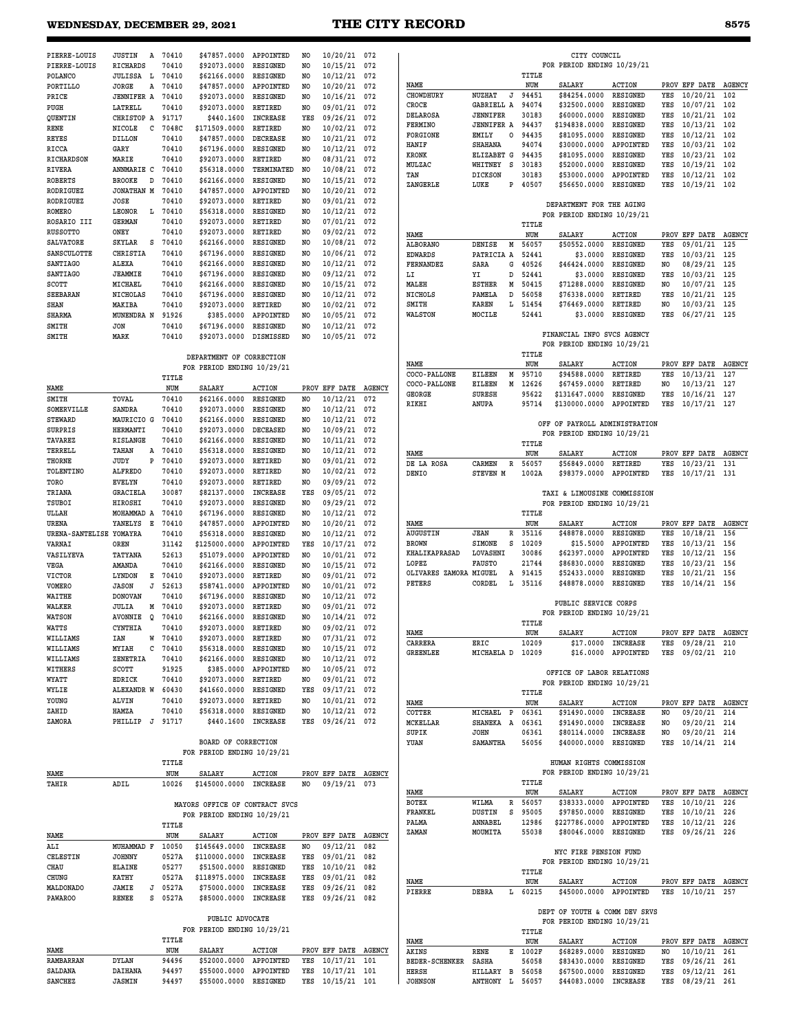| NAME | | | TITLE NUM | SALARY | ACTION | PROV | EFF DATE | AGENCY |
|---|---|---|---|---|---|---|---|---|
| PIERRE-LOUIS | JUSTIN | A | 70410 | $47857.0000 | APPOINTED | NO | 10/20/21 | 072 |
| PIERRE-LOUIS | RICHARDS | | 70410 | $92073.0000 | RESIGNED | NO | 10/15/21 | 072 |
| POLANCO | JULISSA | L | 70410 | $62166.0000 | RESIGNED | NO | 10/12/21 | 072 |
| PORTILLO | JORGE | A | 70410 | $47857.0000 | APPOINTED | NO | 10/20/21 | 072 |
| PRICE | JENNIFER | A | 70410 | $92073.0000 | RESIGNED | NO | 10/16/21 | 072 |
| PUGH | LATRELL | | 70410 | $92073.0000 | RETIRED | NO | 09/01/21 | 072 |
| QUENTIN | CHRISTOP | A | 91717 | $440.1600 | INCREASE | YES | 09/26/21 | 072 |
| RENE | NICOLE | C | 7048C | $171509.0000 | RETIRED | NO | 10/02/21 | 072 |
| REYES | DILLON | | 70410 | $47857.0000 | DECREASE | NO | 10/21/21 | 072 |
| RICCA | GARY | | 70410 | $67196.0000 | RESIGNED | NO | 10/12/21 | 072 |
| RICHARDSON | MARIE | | 70410 | $92073.0000 | RETIRED | NO | 08/31/21 | 072 |
| RIVERA | ANNMARIE | C | 70410 | $56318.0000 | TERMINATED | NO | 10/08/21 | 072 |
| ROBERTS | BROOKE | D | 70410 | $62166.0000 | RESIGNED | NO | 10/15/21 | 072 |
| RODRIGUEZ | JONATHAN | M | 70410 | $47857.0000 | APPOINTED | NO | 10/20/21 | 072 |
| RODRIGUEZ | JOSE | | 70410 | $92073.0000 | RETIRED | NO | 09/01/21 | 072 |
| ROMERO | LEONOR | L | 70410 | $56318.0000 | RESIGNED | NO | 10/12/21 | 072 |
| ROSARIO III | GERMAN | | 70410 | $92073.0000 | RETIRED | NO | 07/01/21 | 072 |
| RUSSOTTO | ONEY | | 70410 | $92073.0000 | RETIRED | NO | 09/02/21 | 072 |
| SALVATORE | SKYLAR | S | 70410 | $62166.0000 | RESIGNED | NO | 10/08/21 | 072 |
| SANSCULOTTE | CHRISTIA | | 70410 | $67196.0000 | RESIGNED | NO | 10/06/21 | 072 |
| SANTIAGO | ALEXA | | 70410 | $62166.0000 | RESIGNED | NO | 10/12/21 | 072 |
| SANTIAGO | JEAMMIE | | 70410 | $67196.0000 | RESIGNED | NO | 09/12/21 | 072 |
| SCOTT | MICHAEL | | 70410 | $62166.0000 | RESIGNED | NO | 10/15/21 | 072 |
| SEEBARAN | NICHOLAS | | 70410 | $67196.0000 | RESIGNED | NO | 10/12/21 | 072 |
| SHAN | MAKIBA | | 70410 | $92073.0000 | RETIRED | NO | 10/02/21 | 072 |
| SHARMA | MUNENDRA | N | 91926 | $385.0000 | APPOINTED | NO | 10/05/21 | 072 |
| SMITH | JON | | 70410 | $67196.0000 | RESIGNED | NO | 10/12/21 | 072 |
| SMITH | MARK | | 70410 | $92073.0000 | DISMISSED | NO | 10/05/21 | 072 |

DEPARTMENT OF CORRECTION
FOR PERIOD ENDING 10/29/21

| NAME | | | TITLE NUM | SALARY | ACTION | PROV | EFF DATE | AGENCY |
|---|---|---|---|---|---|---|---|---|
| SMITH | TOVAL | | 70410 | $62166.0000 | RESIGNED | NO | 10/12/21 | 072 |
| SOMERVILLE | SANDRA | | 70410 | $92073.0000 | RESIGNED | NO | 10/12/21 | 072 |
| STEWARD | MAURICIO | G | 70410 | $62166.0000 | RESIGNED | NO | 10/12/21 | 072 |
| SURPRIS | HERMANTI | | 70410 | $92073.0000 | DECEASED | NO | 10/09/21 | 072 |
| TAVAREZ | RISLANGE | | 70410 | $62166.0000 | RESIGNED | NO | 10/11/21 | 072 |
| TERRELL | TAHAN | A | 70410 | $56318.0000 | RESIGNED | NO | 10/12/21 | 072 |
| THORNE | JUDY | P | 70410 | $92073.0000 | RETIRED | NO | 09/01/21 | 072 |
| TOLENTINO | ALFREDO | | 70410 | $92073.0000 | RETIRED | NO | 10/02/21 | 072 |
| TORO | EVELYN | | 70410 | $92073.0000 | RETIRED | NO | 09/09/21 | 072 |
| TRIANA | GRACIELA | | 30087 | $82137.0000 | INCREASE | YES | 09/05/21 | 072 |
| TSUBOI | HIROSHI | | 70410 | $92073.0000 | RESIGNED | NO | 09/29/21 | 072 |
| ULLAH | MOHAMMAD | A | 70410 | $67196.0000 | RESIGNED | NO | 10/12/21 | 072 |
| URENA | YANELYS | E | 70410 | $47857.0000 | APPOINTED | NO | 10/20/21 | 072 |
| URENA-SANTELISE | YOMAYRA | | 70410 | $56318.0000 | RESIGNED | NO | 10/12/21 | 072 |
| VARNAI | OREN | | 31142 | $125000.0000 | APPOINTED | YES | 10/17/21 | 072 |
| VASILYEVA | TATYANA | | 52613 | $51079.0000 | APPOINTED | NO | 10/01/21 | 072 |
| VEGA | AMANDA | | 70410 | $62166.0000 | RESIGNED | NO | 10/15/21 | 072 |
| VICTOR | LYNDON | E | 70410 | $92073.0000 | RETIRED | NO | 09/01/21 | 072 |
| VOMERO | JASON | J | 52613 | $58741.0000 | APPOINTED | NO | 10/01/21 | 072 |
| WAITHE | DONOVAN | | 70410 | $67196.0000 | RESIGNED | NO | 10/12/21 | 072 |
| WALKER | JULIA | M | 70410 | $92073.0000 | RETIRED | NO | 09/01/21 | 072 |
| WATSON | AVONNIE | Q | 70410 | $62166.0000 | RESIGNED | NO | 10/14/21 | 072 |
| WATTS | CYNTHIA | | 70410 | $92073.0000 | RETIRED | NO | 09/02/21 | 072 |
| WILLIAMS | IAN | W | 70410 | $92073.0000 | RETIRED | NO | 07/31/21 | 072 |
| WILLIAMS | MYIAH | C | 70410 | $56318.0000 | RESIGNED | NO | 10/15/21 | 072 |
| WILLIAMS | ZENETRIA | | 70410 | $62166.0000 | RESIGNED | NO | 10/12/21 | 072 |
| WITHERS | SCOTT | | 91925 | $385.0000 | APPOINTED | NO | 10/05/21 | 072 |
| WYATT | EDRICK | | 70410 | $92073.0000 | RETIRED | NO | 09/01/21 | 072 |
| WYLIE | ALEXANDR | W | 60430 | $41660.0000 | RESIGNED | YES | 09/17/21 | 072 |
| YOUNG | ALVIN | | 70410 | $92073.0000 | RETIRED | NO | 10/01/21 | 072 |
| ZAHID | HAMZA | | 70410 | $56318.0000 | RESIGNED | NO | 10/12/21 | 072 |
| ZAMORA | PHILLIP | J | 91717 | $440.1600 | INCREASE | YES | 09/26/21 | 072 |

BOARD OF CORRECTION
FOR PERIOD ENDING 10/29/21

| NAME | | | TITLE NUM | SALARY | ACTION | PROV | EFF DATE | AGENCY |
|---|---|---|---|---|---|---|---|---|
| TAHIR | ADIL | | 10026 | $145000.0000 | INCREASE | NO | 09/19/21 | 073 |

MAYORS OFFICE OF CONTRACT SVCS
FOR PERIOD ENDING 10/29/21

| NAME | | | TITLE NUM | SALARY | ACTION | PROV | EFF DATE | AGENCY |
|---|---|---|---|---|---|---|---|---|
| ALI | MUHAMMAD | F | 10050 | $145649.0000 | INCREASE | NO | 09/12/21 | 082 |
| CELESTIN | JOHNNY | | 0527A | $110000.0000 | INCREASE | YES | 09/01/21 | 082 |
| CHAU | ELAINE | | 05277 | $51500.0000 | RESIGNED | YES | 10/10/21 | 082 |
| CHUNG | KATHY | | 0527A | $118975.0000 | INCREASE | YES | 09/01/21 | 082 |
| MALDONADO | JAMIE | J | 0527A | $75000.0000 | INCREASE | YES | 09/26/21 | 082 |
| PAWAROO | RENEE | S | 0527A | $85000.0000 | INCREASE | YES | 09/26/21 | 082 |

PUBLIC ADVOCATE
FOR PERIOD ENDING 10/29/21

| NAME | | | TITLE NUM | SALARY | ACTION | PROV | EFF DATE | AGENCY |
|---|---|---|---|---|---|---|---|---|
| RAMBARRAN | DYLAN | | 94496 | $52000.0000 | APPOINTED | YES | 10/17/21 | 101 |
| SALDANA | DAIHANA | | 94497 | $55000.0000 | APPOINTED | YES | 10/17/21 | 101 |
| SANCHEZ | JASMIN | | 94497 | $55000.0000 | RESIGNED | YES | 10/15/21 | 101 |

CITY COUNCIL
FOR PERIOD ENDING 10/29/21

| NAME | | | TITLE NUM | SALARY | ACTION | PROV | EFF DATE | AGENCY |
|---|---|---|---|---|---|---|---|---|
| CHOWDHURY | NUZHAT | J | 94451 | $84254.0000 | RESIGNED | YES | 10/20/21 | 102 |
| CROCE | GABRIELL | A | 94074 | $32500.0000 | RESIGNED | YES | 10/07/21 | 102 |
| DELAROSA | JENNIFER | | 30183 | $60000.0000 | RESIGNED | YES | 10/21/21 | 102 |
| FERMINO | JENNIFER | A | 94437 | $194838.0000 | RESIGNED | YES | 10/13/21 | 102 |
| FORGIONE | EMILY | O | 94435 | $81095.0000 | RESIGNED | YES | 10/12/21 | 102 |
| HANIF | SHAHANA | | 94074 | $30000.0000 | APPOINTED | YES | 10/03/21 | 102 |
| KRONK | ELIZABET | G | 94435 | $81095.0000 | RESIGNED | YES | 10/23/21 | 102 |
| MULZAC | WHITNEY | S | 30183 | $52000.0000 | RESIGNED | YES | 10/19/21 | 102 |
| TAN | DICKSON | | 30183 | $53000.0000 | APPOINTED | YES | 10/12/21 | 102 |
| ZANGERLE | LUKE | P | 40507 | $56650.0000 | RESIGNED | YES | 10/19/21 | 102 |

DEPARTMENT FOR THE AGING
FOR PERIOD ENDING 10/29/21

| NAME | | | TITLE NUM | SALARY | ACTION | PROV | EFF DATE | AGENCY |
|---|---|---|---|---|---|---|---|---|
| ALBORANO | DENISE | M | 56057 | $50552.0000 | RESIGNED | YES | 09/01/21 | 125 |
| EDWARDS | PATRICIA | A | 52441 | $3.0000 | RESIGNED | YES | 10/03/21 | 125 |
| FERNANDEZ | SARA | G | 40526 | $46424.0000 | RESIGNED | NO | 08/29/21 | 125 |
| LI | YI | D | 52441 | $3.0000 | RESIGNED | YES | 10/03/21 | 125 |
| MALEH | ESTHER | M | 50415 | $71288.0000 | RESIGNED | NO | 10/07/21 | 125 |
| NICHOLS | PAMELA | D | 56058 | $76338.0000 | RETIRED | YES | 10/21/21 | 125 |
| SMITH | KAREN | L | 51454 | $76469.0000 | RETIRED | NO | 10/03/21 | 125 |
| WALSTON | MOCILE | | 52441 | $3.0000 | RESIGNED | YES | 06/27/21 | 125 |

FINANCIAL INFO SVCS AGENCY
FOR PERIOD ENDING 10/29/21

| NAME | | | TITLE NUM | SALARY | ACTION | PROV | EFF DATE | AGENCY |
|---|---|---|---|---|---|---|---|---|
| COCO-PALLONE | EILEEN | M | 95710 | $94588.0000 | RETIRED | YES | 10/13/21 | 127 |
| COCO-PALLONE | EILEEN | M | 12626 | $67459.0000 | RETIRED | NO | 10/13/21 | 127 |
| GEORGE | SURESH | | 95622 | $131647.0000 | RESIGNED | YES | 10/16/21 | 127 |
| RIKHI | ANUPA | | 95714 | $130000.0000 | APPOINTED | YES | 10/17/21 | 127 |

OFF OF PAYROLL ADMINISTRATION
FOR PERIOD ENDING 10/29/21

| NAME | | | TITLE NUM | SALARY | ACTION | PROV | EFF DATE | AGENCY |
|---|---|---|---|---|---|---|---|---|
| DE LA ROSA | CARMEN | R | 56057 | $56849.0000 | RETIRED | YES | 10/23/21 | 131 |
| DENIO | STEVEN | M | 1002A | $98379.0000 | APPOINTED | YES | 10/17/21 | 131 |

TAXI & LIMOUSINE COMMISSION
FOR PERIOD ENDING 10/29/21

| NAME | | | TITLE NUM | SALARY | ACTION | PROV | EFF DATE | AGENCY |
|---|---|---|---|---|---|---|---|---|
| AUGUSTIN | JEAN | R | 35116 | $48878.0000 | RESIGNED | YES | 10/18/21 | 156 |
| BROWN | SIMONE | S | 10209 | $15.5000 | APPOINTED | YES | 10/13/21 | 156 |
| KHALIKAPRASAD | LOVASHNI | | 30086 | $62397.0000 | APPOINTED | YES | 10/12/21 | 156 |
| LOPEZ | FAUSTO | | 21744 | $86830.0000 | RESIGNED | YES | 10/23/21 | 156 |
| OLIVARES ZAMORA | MIGUEL | A | 91415 | $52433.0000 | RESIGNED | YES | 10/21/21 | 156 |
| PETERS | CORDEL | L | 35116 | $48878.0000 | RESIGNED | YES | 10/14/21 | 156 |

PUBLIC SERVICE CORPS
FOR PERIOD ENDING 10/29/21

| NAME | | | TITLE NUM | SALARY | ACTION | PROV | EFF DATE | AGENCY |
|---|---|---|---|---|---|---|---|---|
| CARRERA | ERIC | | 10209 | $17.0000 | INCREASE | YES | 09/28/21 | 210 |
| GREENLEE | MICHAELA | D | 10209 | $16.0000 | APPOINTED | YES | 09/02/21 | 210 |

OFFICE OF LABOR RELATIONS
FOR PERIOD ENDING 10/29/21

| NAME | | | TITLE NUM | SALARY | ACTION | PROV | EFF DATE | AGENCY |
|---|---|---|---|---|---|---|---|---|
| COTTER | MICHAEL | P | 06361 | $91490.0000 | INCREASE | NO | 09/20/21 | 214 |
| MCKELLAR | SHANEKA | A | 06361 | $91490.0000 | INCREASE | NO | 09/20/21 | 214 |
| SUPIK | JOHN | | 06361 | $80114.0000 | INCREASE | NO | 09/20/21 | 214 |
| YUAN | SAMANTHA | | 56056 | $40000.0000 | RESIGNED | YES | 10/14/21 | 214 |

HUMAN RIGHTS COMMISSION
FOR PERIOD ENDING 10/29/21

| NAME | | | TITLE NUM | SALARY | ACTION | PROV | EFF DATE | AGENCY |
|---|---|---|---|---|---|---|---|---|
| BOTEX | WILMA | R | 56057 | $38333.0000 | APPOINTED | YES | 10/10/21 | 226 |
| FRANKEL | DUSTIN | S | 95005 | $97850.0000 | RESIGNED | YES | 10/10/21 | 226 |
| PALMA | ANNABEL | | 12986 | $227786.0000 | APPOINTED | YES | 10/12/21 | 226 |
| ZAMAN | MOUMITA | | 55038 | $80046.0000 | RESIGNED | YES | 09/26/21 | 226 |

NYC FIRE PENSION FUND
FOR PERIOD ENDING 10/29/21

| NAME | | | TITLE NUM | SALARY | ACTION | PROV | EFF DATE | AGENCY |
|---|---|---|---|---|---|---|---|---|
| PIERRE | DEBRA | L | 60215 | $45000.0000 | APPOINTED | YES | 10/10/21 | 257 |

DEPT OF YOUTH & COMM DEV SRVS
FOR PERIOD ENDING 10/29/21

| NAME | | | TITLE NUM | SALARY | ACTION | PROV | EFF DATE | AGENCY |
|---|---|---|---|---|---|---|---|---|
| AKINS | RENE | E | 1002F | $68289.0000 | RESIGNED | NO | 10/10/21 | 261 |
| BEDER-SCHENKER | SASHA | | 56058 | $83430.0000 | RESIGNED | YES | 09/26/21 | 261 |
| HERSH | HILLARY | B | 56058 | $67500.0000 | RESIGNED | YES | 09/12/21 | 261 |
| JOHNSON | ANTHONY | L | 56057 | $44083.0000 | INCREASE | YES | 08/29/21 | 261 |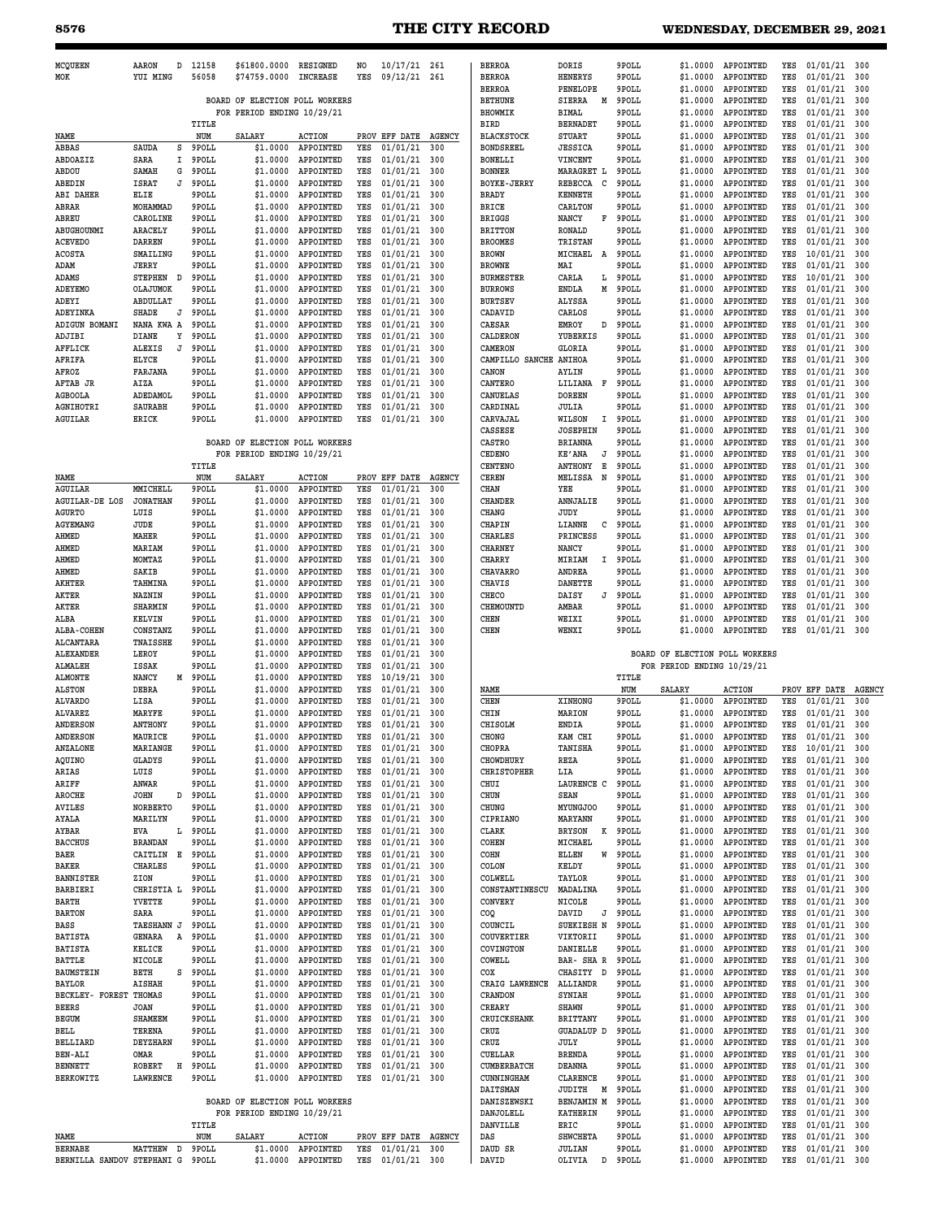| NAME | | | TITLE NUM | SALARY | ACTION | PROV | EFF DATE | AGENCY |
|---|---|---|---|---|---|---|---|---|
| MCQUEEN | AARON | D | 12158 | $61800.0000 | RESIGNED | NO | 10/17/21 | 261 |
| MOK | YUI MING | | 56058 | $74759.0000 | INCREASE | YES | 09/12/21 | 261 |

**BOARD OF ELECTION POLL WORKERS**
**FOR PERIOD ENDING 10/29/21**

| NAME | | | TITLE NUM | SALARY | ACTION | PROV | EFF DATE | AGENCY |
|---|---|---|---|---|---|---|---|---|
| ABBAS | SAUDA | S | 9POLL | $1.0000 | APPOINTED | YES | 01/01/21 | 300 |
| ABDOAZIZ | SARA | I | 9POLL | $1.0000 | APPOINTED | YES | 01/01/21 | 300 |
| ABDOU | SAMAH | G | 9POLL | $1.0000 | APPOINTED | YES | 01/01/21 | 300 |
| ABEDIN | ISRAT | J | 9POLL | $1.0000 | APPOINTED | YES | 01/01/21 | 300 |
| ABI DAHER | ELIE | | 9POLL | $1.0000 | APPOINTED | YES | 01/01/21 | 300 |
| ABRAR | MOHAMMAD | | 9POLL | $1.0000 | APPOINTED | YES | 01/01/21 | 300 |
| ABREU | CAROLINE | | 9POLL | $1.0000 | APPOINTED | YES | 01/01/21 | 300 |
| ABUGHOUNMI | ARACELY | | 9POLL | $1.0000 | APPOINTED | YES | 01/01/21 | 300 |
| ACEVEDO | DARREN | | 9POLL | $1.0000 | APPOINTED | YES | 01/01/21 | 300 |
| ACOSTA | SMAILING | | 9POLL | $1.0000 | APPOINTED | YES | 01/01/21 | 300 |
| ADAM | JERRY | | 9POLL | $1.0000 | APPOINTED | YES | 01/01/21 | 300 |
| ADAMS | STEPHEN | D | 9POLL | $1.0000 | APPOINTED | YES | 01/01/21 | 300 |
| ADEYEMO | OLAJUMOK | | 9POLL | $1.0000 | APPOINTED | YES | 01/01/21 | 300 |
| ADEYI | ABDULLAT | | 9POLL | $1.0000 | APPOINTED | YES | 01/01/21 | 300 |
| ADEYINKA | SHADE | J | 9POLL | $1.0000 | APPOINTED | YES | 01/01/21 | 300 |
| ADIGUN BOMANI | NANA KWA | A | 9POLL | $1.0000 | APPOINTED | YES | 01/01/21 | 300 |
| ADJIBI | DIANE | Y | 9POLL | $1.0000 | APPOINTED | YES | 01/01/21 | 300 |
| AFFLICK | ALEXIS | J | 9POLL | $1.0000 | APPOINTED | YES | 01/01/21 | 300 |
| AFRIFA | ELYCE | | 9POLL | $1.0000 | APPOINTED | YES | 01/01/21 | 300 |
| AFROZ | FARJANA | | 9POLL | $1.0000 | APPOINTED | YES | 01/01/21 | 300 |
| AFTAB JR | AIZA | | 9POLL | $1.0000 | APPOINTED | YES | 01/01/21 | 300 |
| AGBOOLA | ADEDAMOL | | 9POLL | $1.0000 | APPOINTED | YES | 01/01/21 | 300 |
| AGNIHOTRI | SAURABH | | 9POLL | $1.0000 | APPOINTED | YES | 01/01/21 | 300 |
| AGUILAR | ERICK | | 9POLL | $1.0000 | APPOINTED | YES | 01/01/21 | 300 |

**BOARD OF ELECTION POLL WORKERS**
**FOR PERIOD ENDING 10/29/21**

| NAME | | | TITLE NUM | SALARY | ACTION | PROV | EFF DATE | AGENCY |
|---|---|---|---|---|---|---|---|---|
| AGUILAR | MMICHELL | | 9POLL | $1.0000 | APPOINTED | YES | 01/01/21 | 300 |
| AGUILAR-DE LOS | JONATHAN | | 9POLL | $1.0000 | APPOINTED | YES | 01/01/21 | 300 |
| AGURTO | LUIS | | 9POLL | $1.0000 | APPOINTED | YES | 01/01/21 | 300 |
| AGYEMANG | JUDE | | 9POLL | $1.0000 | APPOINTED | YES | 01/01/21 | 300 |
| AHMED | MAHER | | 9POLL | $1.0000 | APPOINTED | YES | 01/01/21 | 300 |
| AHMED | MARIAM | | 9POLL | $1.0000 | APPOINTED | YES | 01/01/21 | 300 |
| AHMED | MOMTAZ | | 9POLL | $1.0000 | APPOINTED | YES | 01/01/21 | 300 |
| AHMED | SAKIB | | 9POLL | $1.0000 | APPOINTED | YES | 01/01/21 | 300 |
| AKHTER | TAHMINA | | 9POLL | $1.0000 | APPOINTED | YES | 01/01/21 | 300 |
| AKTER | NAZNIN | | 9POLL | $1.0000 | APPOINTED | YES | 01/01/21 | 300 |
| AKTER | SHARMIN | | 9POLL | $1.0000 | APPOINTED | YES | 01/01/21 | 300 |
| ALBA | KELVIN | | 9POLL | $1.0000 | APPOINTED | YES | 01/01/21 | 300 |
| ALBA-COHEN | CONSTANZ | | 9POLL | $1.0000 | APPOINTED | YES | 01/01/21 | 300 |
| ALCANTARA | TNAISSHE | | 9POLL | $1.0000 | APPOINTED | YES | 01/01/21 | 300 |
| ALEXANDER | LEROY | | 9POLL | $1.0000 | APPOINTED | YES | 01/01/21 | 300 |
| ALMALEH | ISSAK | | 9POLL | $1.0000 | APPOINTED | YES | 01/01/21 | 300 |
| ALMONTE | NANCY | M | 9POLL | $1.0000 | APPOINTED | YES | 10/19/21 | 300 |
| ALSTON | DEBRA | | 9POLL | $1.0000 | APPOINTED | YES | 01/01/21 | 300 |
| ALVARDO | LISA | | 9POLL | $1.0000 | APPOINTED | YES | 01/01/21 | 300 |
| ALVAREZ | MARYFE | | 9POLL | $1.0000 | APPOINTED | YES | 01/01/21 | 300 |
| ANDERSON | ANTHONY | | 9POLL | $1.0000 | APPOINTED | YES | 01/01/21 | 300 |
| ANDERSON | MAURICE | | 9POLL | $1.0000 | APPOINTED | YES | 01/01/21 | 300 |
| ANZALONE | MARIANGE | | 9POLL | $1.0000 | APPOINTED | YES | 01/01/21 | 300 |
| AQUINO | GLADYS | | 9POLL | $1.0000 | APPOINTED | YES | 01/01/21 | 300 |
| ARIAS | LUIS | | 9POLL | $1.0000 | APPOINTED | YES | 01/01/21 | 300 |
| ARIFF | ANWAR | | 9POLL | $1.0000 | APPOINTED | YES | 01/01/21 | 300 |
| AROCHE | JOHN | D | 9POLL | $1.0000 | APPOINTED | YES | 01/01/21 | 300 |
| AVILES | NORBERTO | | 9POLL | $1.0000 | APPOINTED | YES | 01/01/21 | 300 |
| AYALA | MARILYN | | 9POLL | $1.0000 | APPOINTED | YES | 01/01/21 | 300 |
| AYBAR | EVA | L | 9POLL | $1.0000 | APPOINTED | YES | 01/01/21 | 300 |
| BACCHUS | BRANDAN | | 9POLL | $1.0000 | APPOINTED | YES | 01/01/21 | 300 |
| BAER | CAITLIN | E | 9POLL | $1.0000 | APPOINTED | YES | 01/01/21 | 300 |
| BAKER | CHARLES | | 9POLL | $1.0000 | APPOINTED | YES | 01/01/21 | 300 |
| BANNISTER | ZION | | 9POLL | $1.0000 | APPOINTED | YES | 01/01/21 | 300 |
| BARBIERI | CHRISTIA | L | 9POLL | $1.0000 | APPOINTED | YES | 01/01/21 | 300 |
| BARTH | YVETTE | | 9POLL | $1.0000 | APPOINTED | YES | 01/01/21 | 300 |
| BARTON | SARA | | 9POLL | $1.0000 | APPOINTED | YES | 01/01/21 | 300 |
| BASS | TAESHANN | J | 9POLL | $1.0000 | APPOINTED | YES | 01/01/21 | 300 |
| BATISTA | GENARA | A | 9POLL | $1.0000 | APPOINTED | YES | 01/01/21 | 300 |
| BATISTA | KELICE | | 9POLL | $1.0000 | APPOINTED | YES | 01/01/21 | 300 |
| BATTLE | NICOLE | | 9POLL | $1.0000 | APPOINTED | YES | 01/01/21 | 300 |
| BAUMSTEIN | BETH | S | 9POLL | $1.0000 | APPOINTED | YES | 01/01/21 | 300 |
| BAYLOR | AISHAH | | 9POLL | $1.0000 | APPOINTED | YES | 01/01/21 | 300 |
| BECKLEY- FOREST | THOMAS | | 9POLL | $1.0000 | APPOINTED | YES | 01/01/21 | 300 |
| BEERS | JOAN | | 9POLL | $1.0000 | APPOINTED | YES | 01/01/21 | 300 |
| BEGUM | SHAMEEM | | 9POLL | $1.0000 | APPOINTED | YES | 01/01/21 | 300 |
| BELL | TERENA | | 9POLL | $1.0000 | APPOINTED | YES | 01/01/21 | 300 |
| BELLIARD | DEYZHARN | | 9POLL | $1.0000 | APPOINTED | YES | 01/01/21 | 300 |
| BEN-ALI | OMAR | | 9POLL | $1.0000 | APPOINTED | YES | 01/01/21 | 300 |
| BENNETT | ROBERT | H | 9POLL | $1.0000 | APPOINTED | YES | 01/01/21 | 300 |
| BERKOWITZ | LAWRENCE | | 9POLL | $1.0000 | APPOINTED | YES | 01/01/21 | 300 |

**BOARD OF ELECTION POLL WORKERS**
**FOR PERIOD ENDING 10/29/21**

| NAME | | | TITLE NUM | SALARY | ACTION | PROV | EFF DATE | AGENCY |
|---|---|---|---|---|---|---|---|---|
| BERNABE | MATTHEW | D | 9POLL | $1.0000 | APPOINTED | YES | 01/01/21 | 300 |
| BERNILLA SANDOV | STEPHANI | G | 9POLL | $1.0000 | APPOINTED | YES | 01/01/21 | 300 |
| BERROA | DORIS | | 9POLL | $1.0000 | APPOINTED | YES | 01/01/21 | 300 |
| BERROA | HENERYS | | 9POLL | $1.0000 | APPOINTED | YES | 01/01/21 | 300 |
| BERROA | PENELOPE | | 9POLL | $1.0000 | APPOINTED | YES | 01/01/21 | 300 |
| BETHUNE | SIERRA | M | 9POLL | $1.0000 | APPOINTED | YES | 01/01/21 | 300 |
| BHOWMIK | BIMAL | | 9POLL | $1.0000 | APPOINTED | YES | 01/01/21 | 300 |
| BIRD | BERNADET | | 9POLL | $1.0000 | APPOINTED | YES | 01/01/21 | 300 |
| BLACKSTOCK | STUART | | 9POLL | $1.0000 | APPOINTED | YES | 01/01/21 | 300 |
| BONDSREEL | JESSICA | | 9POLL | $1.0000 | APPOINTED | YES | 01/01/21 | 300 |
| BONELLI | VINCENT | | 9POLL | $1.0000 | APPOINTED | YES | 01/01/21 | 300 |
| BONNER | MARAGRET | L | 9POLL | $1.0000 | APPOINTED | YES | 01/01/21 | 300 |
| BOYKE-JERRY | REBECCA | C | 9POLL | $1.0000 | APPOINTED | YES | 01/01/21 | 300 |
| BRADY | KENNETH | | 9POLL | $1.0000 | APPOINTED | YES | 01/01/21 | 300 |
| BRICE | CARLTON | | 9POLL | $1.0000 | APPOINTED | YES | 01/01/21 | 300 |
| BRIGGS | NANCY | F | 9POLL | $1.0000 | APPOINTED | YES | 01/01/21 | 300 |
| BRITTON | RONALD | | 9POLL | $1.0000 | APPOINTED | YES | 01/01/21 | 300 |
| BROOMES | TRISTAN | | 9POLL | $1.0000 | APPOINTED | YES | 01/01/21 | 300 |
| BROWN | MICHAEL | A | 9POLL | $1.0000 | APPOINTED | YES | 10/01/21 | 300 |
| BROWNE | MAI | | 9POLL | $1.0000 | APPOINTED | YES | 01/01/21 | 300 |
| BURMESTER | CARLA | L | 9POLL | $1.0000 | APPOINTED | YES | 10/01/21 | 300 |
| BURROWS | ENDLA | M | 9POLL | $1.0000 | APPOINTED | YES | 01/01/21 | 300 |
| BURTSEV | ALYSSA | | 9POLL | $1.0000 | APPOINTED | YES | 01/01/21 | 300 |
| CADAVID | CARLOS | | 9POLL | $1.0000 | APPOINTED | YES | 01/01/21 | 300 |
| CAESAR | EMROY | D | 9POLL | $1.0000 | APPOINTED | YES | 01/01/21 | 300 |
| CALDERON | YUBERKIS | | 9POLL | $1.0000 | APPOINTED | YES | 01/01/21 | 300 |
| CAMERON | GLORIA | | 9POLL | $1.0000 | APPOINTED | YES | 01/01/21 | 300 |
| CAMPILLO SANCHE | ANIHOA | | 9POLL | $1.0000 | APPOINTED | YES | 01/01/21 | 300 |
| CANON | AYLIN | | 9POLL | $1.0000 | APPOINTED | YES | 01/01/21 | 300 |
| CANTERO | LILIANA | F | 9POLL | $1.0000 | APPOINTED | YES | 01/01/21 | 300 |
| CANUELAS | DOREEN | | 9POLL | $1.0000 | APPOINTED | YES | 01/01/21 | 300 |
| CARDINAL | JULIA | | 9POLL | $1.0000 | APPOINTED | YES | 01/01/21 | 300 |
| CARVAJAL | WILSON | I | 9POLL | $1.0000 | APPOINTED | YES | 01/01/21 | 300 |
| CASSESE | JOSEPHIN | | 9POLL | $1.0000 | APPOINTED | YES | 01/01/21 | 300 |
| CASTRO | BRIANNA | | 9POLL | $1.0000 | APPOINTED | YES | 01/01/21 | 300 |
| CEDENO | KE'ANA | J | 9POLL | $1.0000 | APPOINTED | YES | 01/01/21 | 300 |
| CENTENO | ANTHONY | E | 9POLL | $1.0000 | APPOINTED | YES | 01/01/21 | 300 |
| CEREN | MELISSA | N | 9POLL | $1.0000 | APPOINTED | YES | 01/01/21 | 300 |
| CHAN | YEE | | 9POLL | $1.0000 | APPOINTED | YES | 01/01/21 | 300 |
| CHANDER | ANNJALIE | | 9POLL | $1.0000 | APPOINTED | YES | 01/01/21 | 300 |
| CHANG | JUDY | | 9POLL | $1.0000 | APPOINTED | YES | 01/01/21 | 300 |
| CHAPIN | LIANNE | C | 9POLL | $1.0000 | APPOINTED | YES | 01/01/21 | 300 |
| CHARLES | PRINCESS | | 9POLL | $1.0000 | APPOINTED | YES | 01/01/21 | 300 |
| CHARNEY | NANCY | | 9POLL | $1.0000 | APPOINTED | YES | 01/01/21 | 300 |
| CHARRY | MIRIAM | I | 9POLL | $1.0000 | APPOINTED | YES | 01/01/21 | 300 |
| CHAVARRO | ANDREA | | 9POLL | $1.0000 | APPOINTED | YES | 01/01/21 | 300 |
| CHAVIS | DANETTE | | 9POLL | $1.0000 | APPOINTED | YES | 01/01/21 | 300 |
| CHECO | DAISY | J | 9POLL | $1.0000 | APPOINTED | YES | 01/01/21 | 300 |
| CHEMOUNTD | AMBAR | | 9POLL | $1.0000 | APPOINTED | YES | 01/01/21 | 300 |
| CHEN | WEIXI | | 9POLL | $1.0000 | APPOINTED | YES | 01/01/21 | 300 |
| CHEN | WENXI | | 9POLL | $1.0000 | APPOINTED | YES | 01/01/21 | 300 |

**BOARD OF ELECTION POLL WORKERS**
**FOR PERIOD ENDING 10/29/21**

| NAME | | | TITLE NUM | SALARY | ACTION | PROV | EFF DATE | AGENCY |
|---|---|---|---|---|---|---|---|---|
| CHEN | XINHONG | | 9POLL | $1.0000 | APPOINTED | YES | 01/01/21 | 300 |
| CHIN | MARION | | 9POLL | $1.0000 | APPOINTED | YES | 01/01/21 | 300 |
| CHISOLM | ENDIA | | 9POLL | $1.0000 | APPOINTED | YES | 01/01/21 | 300 |
| CHONG | KAM CHI | | 9POLL | $1.0000 | APPOINTED | YES | 01/01/21 | 300 |
| CHOPRA | TANISHA | | 9POLL | $1.0000 | APPOINTED | YES | 10/01/21 | 300 |
| CHOWDHURY | REZA | | 9POLL | $1.0000 | APPOINTED | YES | 01/01/21 | 300 |
| CHRISTOPHER | LIA | | 9POLL | $1.0000 | APPOINTED | YES | 01/01/21 | 300 |
| CHUI | LAURENCE | C | 9POLL | $1.0000 | APPOINTED | YES | 01/01/21 | 300 |
| CHUN | SEAN | | 9POLL | $1.0000 | APPOINTED | YES | 01/01/21 | 300 |
| CHUNG | MYUNGJOO | | 9POLL | $1.0000 | APPOINTED | YES | 01/01/21 | 300 |
| CIPRIANO | MARYANN | | 9POLL | $1.0000 | APPOINTED | YES | 01/01/21 | 300 |
| CLARK | BRYSON | K | 9POLL | $1.0000 | APPOINTED | YES | 01/01/21 | 300 |
| COHEN | MICHAEL | | 9POLL | $1.0000 | APPOINTED | YES | 01/01/21 | 300 |
| COHN | ELLEN | W | 9POLL | $1.0000 | APPOINTED | YES | 01/01/21 | 300 |
| COLON | KELDY | | 9POLL | $1.0000 | APPOINTED | YES | 01/01/21 | 300 |
| COLWELL | TAYLOR | | 9POLL | $1.0000 | APPOINTED | YES | 01/01/21 | 300 |
| CONSTANTINESCU | MADALINA | | 9POLL | $1.0000 | APPOINTED | YES | 01/01/21 | 300 |
| CONVERY | NICOLE | | 9POLL | $1.0000 | APPOINTED | YES | 01/01/21 | 300 |
| COQ | DAVID | J | 9POLL | $1.0000 | APPOINTED | YES | 01/01/21 | 300 |
| COUNCIL | SUEKIESH | N | 9POLL | $1.0000 | APPOINTED | YES | 01/01/21 | 300 |
| COUVERTIER | VIKTORII | | 9POLL | $1.0000 | APPOINTED | YES | 01/01/21 | 300 |
| COVINGTON | DANIELLE | | 9POLL | $1.0000 | APPOINTED | YES | 01/01/21 | 300 |
| COWELL | BAR- SHA | R | 9POLL | $1.0000 | APPOINTED | YES | 01/01/21 | 300 |
| COX | CHASITY | D | 9POLL | $1.0000 | APPOINTED | YES | 01/01/21 | 300 |
| CRAIG LAWRENCE | ALLIANDR | | 9POLL | $1.0000 | APPOINTED | YES | 01/01/21 | 300 |
| CRANDON | SYNIAH | | 9POLL | $1.0000 | APPOINTED | YES | 01/01/21 | 300 |
| CREARY | SHAWN | | 9POLL | $1.0000 | APPOINTED | YES | 01/01/21 | 300 |
| CRUICKSHANK | BRITTANY | | 9POLL | $1.0000 | APPOINTED | YES | 01/01/21 | 300 |
| CRUZ | GUADALUP | D | 9POLL | $1.0000 | APPOINTED | YES | 01/01/21 | 300 |
| CRUZ | JULY | | 9POLL | $1.0000 | APPOINTED | YES | 01/01/21 | 300 |
| CUELLAR | BRENDA | | 9POLL | $1.0000 | APPOINTED | YES | 01/01/21 | 300 |
| CUMBERBATCH | DEANNA | | 9POLL | $1.0000 | APPOINTED | YES | 01/01/21 | 300 |
| CUNNINGHAM | CLARENCE | | 9POLL | $1.0000 | APPOINTED | YES | 01/01/21 | 300 |
| DAITSMAN | JUDITH | M | 9POLL | $1.0000 | APPOINTED | YES | 01/01/21 | 300 |
| DANISZEWSKI | BENJAMIN | M | 9POLL | $1.0000 | APPOINTED | YES | 01/01/21 | 300 |
| DANJOLELL | KATHERIN | | 9POLL | $1.0000 | APPOINTED | YES | 01/01/21 | 300 |
| DANVILLE | ERIC | | 9POLL | $1.0000 | APPOINTED | YES | 01/01/21 | 300 |
| DAS | SHWCHETA | | 9POLL | $1.0000 | APPOINTED | YES | 01/01/21 | 300 |
| DAUD SR | JULIAN | | 9POLL | $1.0000 | APPOINTED | YES | 01/01/21 | 300 |
| DAVID | OLIVIA | D | 9POLL | $1.0000 | APPOINTED | YES | 01/01/21 | 300 |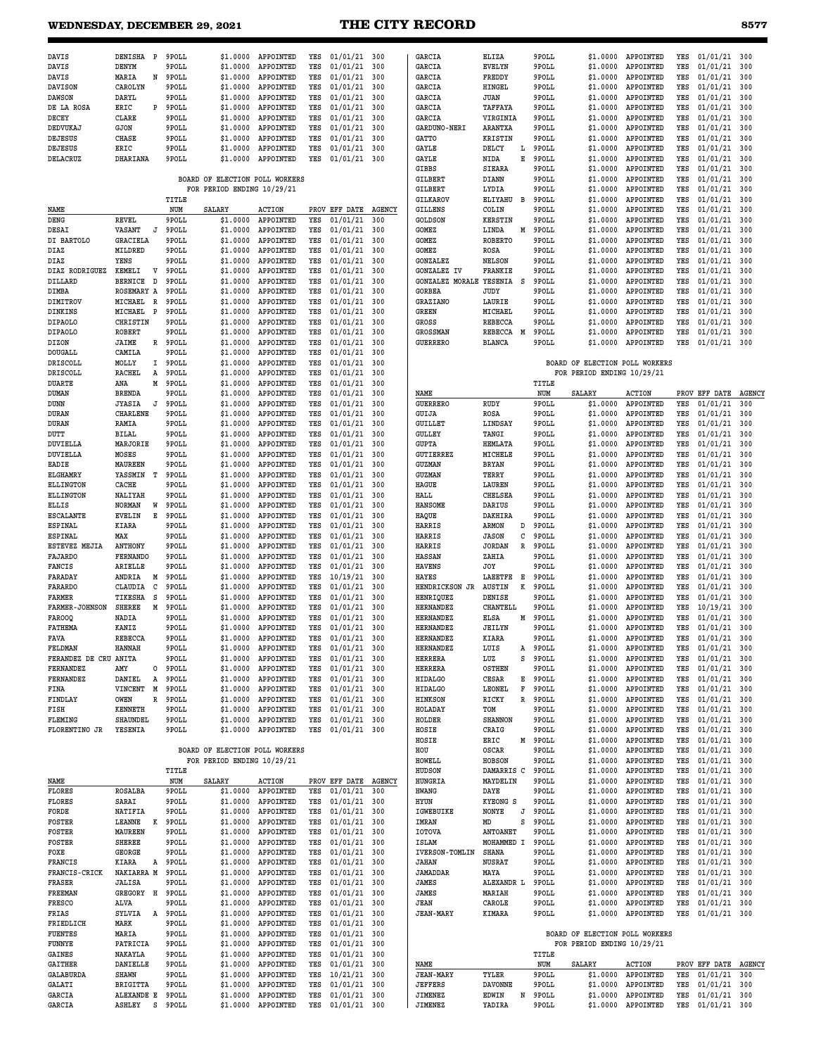| NAME | | | TITLE NUM | SALARY | ACTION | PROV | EFF DATE | AGENCY |
|---|---|---|---|---|---|---|---|---|
| DAVIS | DENISHA | P | 9POLL | $1.0000 | APPOINTED | YES | 01/01/21 | 300 |
| DAVIS | DENYM | | 9POLL | $1.0000 | APPOINTED | YES | 01/01/21 | 300 |
| DAVIS | MARIA | N | 9POLL | $1.0000 | APPOINTED | YES | 01/01/21 | 300 |
| DAVISON | CAROLYN | | 9POLL | $1.0000 | APPOINTED | YES | 01/01/21 | 300 |
| DAWSON | DARYL | | 9POLL | $1.0000 | APPOINTED | YES | 01/01/21 | 300 |
| DE LA ROSA | ERIC | P | 9POLL | $1.0000 | APPOINTED | YES | 01/01/21 | 300 |
| DECEY | CLARE | | 9POLL | $1.0000 | APPOINTED | YES | 01/01/21 | 300 |
| DEDVUKAJ | GJON | | 9POLL | $1.0000 | APPOINTED | YES | 01/01/21 | 300 |
| DEJESUS | CHASE | | 9POLL | $1.0000 | APPOINTED | YES | 01/01/21 | 300 |
| DEJESUS | ERIC | | 9POLL | $1.0000 | APPOINTED | YES | 01/01/21 | 300 |
| DELACRUZ | DHARIANA | | 9POLL | $1.0000 | APPOINTED | YES | 01/01/21 | 300 |

BOARD OF ELECTION POLL WORKERS
FOR PERIOD ENDING 10/29/21

| NAME | | | TITLE NUM | SALARY | ACTION | PROV | EFF DATE | AGENCY |
|---|---|---|---|---|---|---|---|---|
| DENG | REVEL | | 9POLL | $1.0000 | APPOINTED | YES | 01/01/21 | 300 |
| DESAI | VASANT | J | 9POLL | $1.0000 | APPOINTED | YES | 01/01/21 | 300 |
| DI BARTOLO | GRACIELA | | 9POLL | $1.0000 | APPOINTED | YES | 01/01/21 | 300 |
| DIAZ | MILDRED | | 9POLL | $1.0000 | APPOINTED | YES | 01/01/21 | 300 |
| DIAZ | YENS | | 9POLL | $1.0000 | APPOINTED | YES | 01/01/21 | 300 |
| DIAZ RODRIGUEZ | KEMELI | V | 9POLL | $1.0000 | APPOINTED | YES | 01/01/21 | 300 |
| DILLARD | BERNICE | D | 9POLL | $1.0000 | APPOINTED | YES | 01/01/21 | 300 |
| DIMBA | ROSEMARY | A | 9POLL | $1.0000 | APPOINTED | YES | 01/01/21 | 300 |
| DIMITROV | MICHAEL | R | 9POLL | $1.0000 | APPOINTED | YES | 01/01/21 | 300 |
| DINKINS | MICHAEL | P | 9POLL | $1.0000 | APPOINTED | YES | 01/01/21 | 300 |
| DIPAOLO | CHRISTIN | | 9POLL | $1.0000 | APPOINTED | YES | 01/01/21 | 300 |
| DIPAOLO | ROBERT | | 9POLL | $1.0000 | APPOINTED | YES | 01/01/21 | 300 |
| DIZON | JAIME | R | 9POLL | $1.0000 | APPOINTED | YES | 01/01/21 | 300 |
| DOUGALL | CAMILA | | 9POLL | $1.0000 | APPOINTED | YES | 01/01/21 | 300 |
| DRISCOLL | MOLLY | I | 9POLL | $1.0000 | APPOINTED | YES | 01/01/21 | 300 |
| DRISCOLL | RACHEL | A | 9POLL | $1.0000 | APPOINTED | YES | 01/01/21 | 300 |
| DUARTE | ANA | M | 9POLL | $1.0000 | APPOINTED | YES | 01/01/21 | 300 |
| DUMAN | BRENDA | | 9POLL | $1.0000 | APPOINTED | YES | 01/01/21 | 300 |
| DUNN | JYASIA | J | 9POLL | $1.0000 | APPOINTED | YES | 01/01/21 | 300 |
| DURAN | CHARLENE | | 9POLL | $1.0000 | APPOINTED | YES | 01/01/21 | 300 |
| DURAN | RAMIA | | 9POLL | $1.0000 | APPOINTED | YES | 01/01/21 | 300 |
| DUTT | BILAL | | 9POLL | $1.0000 | APPOINTED | YES | 01/01/21 | 300 |
| DUVIELLA | MARJORIE | | 9POLL | $1.0000 | APPOINTED | YES | 01/01/21 | 300 |
| DUVIELLA | MOSES | | 9POLL | $1.0000 | APPOINTED | YES | 01/01/21 | 300 |
| EADIE | MAUREEN | | 9POLL | $1.0000 | APPOINTED | YES | 01/01/21 | 300 |
| ELGHAMRY | YASSMIN | T | 9POLL | $1.0000 | APPOINTED | YES | 01/01/21 | 300 |
| ELLINGTON | CACHE | | 9POLL | $1.0000 | APPOINTED | YES | 01/01/21 | 300 |
| ELLINGTON | NALIYAH | | 9POLL | $1.0000 | APPOINTED | YES | 01/01/21 | 300 |
| ELLIS | NORMAN | W | 9POLL | $1.0000 | APPOINTED | YES | 01/01/21 | 300 |
| ESCALANTE | EVELIN | E | 9POLL | $1.0000 | APPOINTED | YES | 01/01/21 | 300 |
| ESPINAL | KIARA | | 9POLL | $1.0000 | APPOINTED | YES | 01/01/21 | 300 |
| ESPINAL | MAX | | 9POLL | $1.0000 | APPOINTED | YES | 01/01/21 | 300 |
| ESTEVEZ MEJIA | ANTHONY | | 9POLL | $1.0000 | APPOINTED | YES | 01/01/21 | 300 |
| FAJARDO | FERNANDO | | 9POLL | $1.0000 | APPOINTED | YES | 01/01/21 | 300 |
| FANCIS | ARIELLE | | 9POLL | $1.0000 | APPOINTED | YES | 01/01/21 | 300 |
| FARADAY | ANDRIA | M | 9POLL | $1.0000 | APPOINTED | YES | 10/19/21 | 300 |
| FARARDO | CLAUDIA | C | 9POLL | $1.0000 | APPOINTED | YES | 01/01/21 | 300 |
| FARMER | TIKESHA | S | 9POLL | $1.0000 | APPOINTED | YES | 01/01/21 | 300 |
| FARMER-JOHNSON | SHEREE | M | 9POLL | $1.0000 | APPOINTED | YES | 01/01/21 | 300 |
| FAROOQ | NADIA | | 9POLL | $1.0000 | APPOINTED | YES | 01/01/21 | 300 |
| FATHEMA | KANIZ | | 9POLL | $1.0000 | APPOINTED | YES | 01/01/21 | 300 |
| FAVA | REBECCA | | 9POLL | $1.0000 | APPOINTED | YES | 01/01/21 | 300 |
| FELDMAN | HANNAH | | 9POLL | $1.0000 | APPOINTED | YES | 01/01/21 | 300 |
| FERANDEZ DE CRU | ANITA | | 9POLL | $1.0000 | APPOINTED | YES | 01/01/21 | 300 |
| FERNANDEZ | AMY | O | 9POLL | $1.0000 | APPOINTED | YES | 01/01/21 | 300 |
| FERNANDEZ | DANIEL | A | 9POLL | $1.0000 | APPOINTED | YES | 01/01/21 | 300 |
| FINA | VINCENT | M | 9POLL | $1.0000 | APPOINTED | YES | 01/01/21 | 300 |
| FINDLAY | OWEN | R | 9POLL | $1.0000 | APPOINTED | YES | 01/01/21 | 300 |
| FISH | KENNETH | | 9POLL | $1.0000 | APPOINTED | YES | 01/01/21 | 300 |
| FLEMING | SHAUNDEL | | 9POLL | $1.0000 | APPOINTED | YES | 01/01/21 | 300 |
| FLORENTINO JR | YESENIA | | 9POLL | $1.0000 | APPOINTED | YES | 01/01/21 | 300 |

BOARD OF ELECTION POLL WORKERS
FOR PERIOD ENDING 10/29/21

| NAME | | | TITLE NUM | SALARY | ACTION | PROV | EFF DATE | AGENCY |
|---|---|---|---|---|---|---|---|---|
| FLORES | ROSALBA | | 9POLL | $1.0000 | APPOINTED | YES | 01/01/21 | 300 |
| FLORES | SARAI | | 9POLL | $1.0000 | APPOINTED | YES | 01/01/21 | 300 |
| FORDE | NATIFIA | | 9POLL | $1.0000 | APPOINTED | YES | 01/01/21 | 300 |
| FOSTER | LEANNE | K | 9POLL | $1.0000 | APPOINTED | YES | 01/01/21 | 300 |
| FOSTER | MAUREEN | | 9POLL | $1.0000 | APPOINTED | YES | 01/01/21 | 300 |
| FOSTER | SHEREE | | 9POLL | $1.0000 | APPOINTED | YES | 01/01/21 | 300 |
| FOXE | GEORGE | | 9POLL | $1.0000 | APPOINTED | YES | 01/01/21 | 300 |
| FRANCIS | KIARA | A | 9POLL | $1.0000 | APPOINTED | YES | 01/01/21 | 300 |
| FRANCIS-CRICK | NAKIARRA | M | 9POLL | $1.0000 | APPOINTED | YES | 01/01/21 | 300 |
| FRASER | JALISA | | 9POLL | $1.0000 | APPOINTED | YES | 01/01/21 | 300 |
| FREEMAN | GREGORY | H | 9POLL | $1.0000 | APPOINTED | YES | 01/01/21 | 300 |
| FRESCO | ALVA | | 9POLL | $1.0000 | APPOINTED | YES | 01/01/21 | 300 |
| FRIAS | SYLVIA | A | 9POLL | $1.0000 | APPOINTED | YES | 01/01/21 | 300 |
| FRIEDLICH | MARK | | 9POLL | $1.0000 | APPOINTED | YES | 01/01/21 | 300 |
| FUENTES | MARIA | | 9POLL | $1.0000 | APPOINTED | YES | 01/01/21 | 300 |
| FUNNYE | PATRICIA | | 9POLL | $1.0000 | APPOINTED | YES | 01/01/21 | 300 |
| GAINES | NAKAYLA | | 9POLL | $1.0000 | APPOINTED | YES | 01/01/21 | 300 |
| GAITHER | DANIELLE | | 9POLL | $1.0000 | APPOINTED | YES | 01/01/21 | 300 |
| GALABURDA | SHAWN | | 9POLL | $1.0000 | APPOINTED | YES | 10/21/21 | 300 |
| GALATI | BRIGITTA | | 9POLL | $1.0000 | APPOINTED | YES | 01/01/21 | 300 |
| GARCIA | ALEXANDE | E | 9POLL | $1.0000 | APPOINTED | YES | 01/01/21 | 300 |
| GARCIA | ASHLEY | S | 9POLL | $1.0000 | APPOINTED | YES | 01/01/21 | 300 |
| GARCIA | ELIZA | | 9POLL | $1.0000 | APPOINTED | YES | 01/01/21 | 300 |
| GARCIA | EVELYN | | 9POLL | $1.0000 | APPOINTED | YES | 01/01/21 | 300 |
| GARCIA | FREDDY | | 9POLL | $1.0000 | APPOINTED | YES | 01/01/21 | 300 |
| GARCIA | HINGEL | | 9POLL | $1.0000 | APPOINTED | YES | 01/01/21 | 300 |
| GARCIA | JUAN | | 9POLL | $1.0000 | APPOINTED | YES | 01/01/21 | 300 |
| GARCIA | TAFFAYA | | 9POLL | $1.0000 | APPOINTED | YES | 01/01/21 | 300 |
| GARCIA | VIRGINIA | | 9POLL | $1.0000 | APPOINTED | YES | 01/01/21 | 300 |
| GARDUNO-NERI | ARANTXA | | 9POLL | $1.0000 | APPOINTED | YES | 01/01/21 | 300 |
| GATTO | KRISTIN | | 9POLL | $1.0000 | APPOINTED | YES | 01/01/21 | 300 |
| GAYLE | DELCY | L | 9POLL | $1.0000 | APPOINTED | YES | 01/01/21 | 300 |
| GAYLE | NIDA | E | 9POLL | $1.0000 | APPOINTED | YES | 01/01/21 | 300 |
| GIBBS | SIEARA | | 9POLL | $1.0000 | APPOINTED | YES | 01/01/21 | 300 |
| GILBERT | DIANN | | 9POLL | $1.0000 | APPOINTED | YES | 01/01/21 | 300 |
| GILBERT | LYDIA | | 9POLL | $1.0000 | APPOINTED | YES | 01/01/21 | 300 |
| GILKAROV | ELIYAHU | B | 9POLL | $1.0000 | APPOINTED | YES | 01/01/21 | 300 |
| GILLENS | COLIN | | 9POLL | $1.0000 | APPOINTED | YES | 01/01/21 | 300 |
| GOLDSON | KERSTIN | | 9POLL | $1.0000 | APPOINTED | YES | 01/01/21 | 300 |
| GOMEZ | LINDA | M | 9POLL | $1.0000 | APPOINTED | YES | 01/01/21 | 300 |
| GOMEZ | ROBERTO | | 9POLL | $1.0000 | APPOINTED | YES | 01/01/21 | 300 |
| GOMEZ | ROSA | | 9POLL | $1.0000 | APPOINTED | YES | 01/01/21 | 300 |
| GONZALEZ | NELSON | | 9POLL | $1.0000 | APPOINTED | YES | 01/01/21 | 300 |
| GONZALEZ IV | FRANKIE | | 9POLL | $1.0000 | APPOINTED | YES | 01/01/21 | 300 |
| GONZALEZ MORALE | YESENIA | S | 9POLL | $1.0000 | APPOINTED | YES | 01/01/21 | 300 |
| GORBEA | JUDY | | 9POLL | $1.0000 | APPOINTED | YES | 01/01/21 | 300 |
| GRAZIANO | LAURIE | | 9POLL | $1.0000 | APPOINTED | YES | 01/01/21 | 300 |
| GREEN | MICHAEL | | 9POLL | $1.0000 | APPOINTED | YES | 01/01/21 | 300 |
| GROSS | REBECCA | | 9POLL | $1.0000 | APPOINTED | YES | 01/01/21 | 300 |
| GROSSMAN | REBECCA | M | 9POLL | $1.0000 | APPOINTED | YES | 01/01/21 | 300 |
| GUERRERO | BLANCA | | 9POLL | $1.0000 | APPOINTED | YES | 01/01/21 | 300 |

BOARD OF ELECTION POLL WORKERS
FOR PERIOD ENDING 10/29/21

| NAME | | | TITLE NUM | SALARY | ACTION | PROV | EFF DATE | AGENCY |
|---|---|---|---|---|---|---|---|---|
| GUERRERO | RUDY | | 9POLL | $1.0000 | APPOINTED | YES | 01/01/21 | 300 |
| GUIJA | ROSA | | 9POLL | $1.0000 | APPOINTED | YES | 01/01/21 | 300 |
| GUILLET | LINDSAY | | 9POLL | $1.0000 | APPOINTED | YES | 01/01/21 | 300 |
| GULLEY | TANGI | | 9POLL | $1.0000 | APPOINTED | YES | 01/01/21 | 300 |
| GUPTA | HEMLATA | | 9POLL | $1.0000 | APPOINTED | YES | 01/01/21 | 300 |
| GUTIERREZ | MICHELE | | 9POLL | $1.0000 | APPOINTED | YES | 01/01/21 | 300 |
| GUZMAN | BRYAN | | 9POLL | $1.0000 | APPOINTED | YES | 01/01/21 | 300 |
| GUZMAN | TERRY | | 9POLL | $1.0000 | APPOINTED | YES | 01/01/21 | 300 |
| HAGUE | LAUREN | | 9POLL | $1.0000 | APPOINTED | YES | 01/01/21 | 300 |
| HALL | CHELSEA | | 9POLL | $1.0000 | APPOINTED | YES | 01/01/21 | 300 |
| HANSOME | DARIUS | | 9POLL | $1.0000 | APPOINTED | YES | 01/01/21 | 300 |
| HAQUE | DAKHIRA | | 9POLL | $1.0000 | APPOINTED | YES | 01/01/21 | 300 |
| HARRIS | ARMON | D | 9POLL | $1.0000 | APPOINTED | YES | 01/01/21 | 300 |
| HARRIS | JASON | C | 9POLL | $1.0000 | APPOINTED | YES | 01/01/21 | 300 |
| HARRIS | JORDAN | R | 9POLL | $1.0000 | APPOINTED | YES | 01/01/21 | 300 |
| HASSAN | ZAHIA | | 9POLL | $1.0000 | APPOINTED | YES | 01/01/21 | 300 |
| HAVENS | JOY | | 9POLL | $1.0000 | APPOINTED | YES | 01/01/21 | 300 |
| HAYES | LAEETFE | E | 9POLL | $1.0000 | APPOINTED | YES | 01/01/21 | 300 |
| HENDRICKSON JR | AUSTIN | K | 9POLL | $1.0000 | APPOINTED | YES | 01/01/21 | 300 |
| HENRIQUEZ | DENISE | | 9POLL | $1.0000 | APPOINTED | YES | 01/01/21 | 300 |
| HERNANDEZ | CHANTELL | | 9POLL | $1.0000 | APPOINTED | YES | 10/19/21 | 300 |
| HERNANDEZ | ELSA | M | 9POLL | $1.0000 | APPOINTED | YES | 01/01/21 | 300 |
| HERNANDEZ | JEILYN | | 9POLL | $1.0000 | APPOINTED | YES | 01/01/21 | 300 |
| HERNANDEZ | KIARA | | 9POLL | $1.0000 | APPOINTED | YES | 01/01/21 | 300 |
| HERNANDEZ | LUIS | A | 9POLL | $1.0000 | APPOINTED | YES | 01/01/21 | 300 |
| HERRERA | LUZ | S | 9POLL | $1.0000 | APPOINTED | YES | 01/01/21 | 300 |
| HERRERA | OSTHEN | | 9POLL | $1.0000 | APPOINTED | YES | 01/01/21 | 300 |
| HIDALGO | CESAR | E | 9POLL | $1.0000 | APPOINTED | YES | 01/01/21 | 300 |
| HIDALGO | LEONEL | F | 9POLL | $1.0000 | APPOINTED | YES | 01/01/21 | 300 |
| HINKSON | RICKY | R | 9POLL | $1.0000 | APPOINTED | YES | 01/01/21 | 300 |
| HOLADAY | TOM | | 9POLL | $1.0000 | APPOINTED | YES | 01/01/21 | 300 |
| HOLDER | SHANNON | | 9POLL | $1.0000 | APPOINTED | YES | 01/01/21 | 300 |
| HOSIE | CRAIG | | 9POLL | $1.0000 | APPOINTED | YES | 01/01/21 | 300 |
| HOSIE | ERIC | M | 9POLL | $1.0000 | APPOINTED | YES | 01/01/21 | 300 |
| HOU | OSCAR | | 9POLL | $1.0000 | APPOINTED | YES | 01/01/21 | 300 |
| HOWELL | HOBSON | | 9POLL | $1.0000 | APPOINTED | YES | 01/01/21 | 300 |
| HUDSON | DAMARRIS | C | 9POLL | $1.0000 | APPOINTED | YES | 01/01/21 | 300 |
| HUNGRIA | MAYDELIN | | 9POLL | $1.0000 | APPOINTED | YES | 01/01/21 | 300 |
| HWANG | DAYE | | 9POLL | $1.0000 | APPOINTED | YES | 01/01/21 | 300 |
| HYUN | KYEONG | S | 9POLL | $1.0000 | APPOINTED | YES | 01/01/21 | 300 |
| IGWEBUIKE | NONYE | J | 9POLL | $1.0000 | APPOINTED | YES | 01/01/21 | 300 |
| IMRAN | MD | S | 9POLL | $1.0000 | APPOINTED | YES | 01/01/21 | 300 |
| IOTOVA | ANTOANET | | 9POLL | $1.0000 | APPOINTED | YES | 01/01/21 | 300 |
| ISLAM | MOHAMMED | I | 9POLL | $1.0000 | APPOINTED | YES | 01/01/21 | 300 |
| IVERSON-TOMLIN | SHANA | | 9POLL | $1.0000 | APPOINTED | YES | 01/01/21 | 300 |
| JAHAN | NUSRAT | | 9POLL | $1.0000 | APPOINTED | YES | 01/01/21 | 300 |
| JAMADDAR | MAYA | | 9POLL | $1.0000 | APPOINTED | YES | 01/01/21 | 300 |
| JAMES | ALEXANDR | L | 9POLL | $1.0000 | APPOINTED | YES | 01/01/21 | 300 |
| JAMES | MARIAH | | 9POLL | $1.0000 | APPOINTED | YES | 01/01/21 | 300 |
| JEAN | CAROLE | | 9POLL | $1.0000 | APPOINTED | YES | 01/01/21 | 300 |
| JEAN-MARY | KIMARA | | 9POLL | $1.0000 | APPOINTED | YES | 01/01/21 | 300 |

BOARD OF ELECTION POLL WORKERS
FOR PERIOD ENDING 10/29/21

| NAME | | | TITLE NUM | SALARY | ACTION | PROV | EFF DATE | AGENCY |
|---|---|---|---|---|---|---|---|---|
| JEAN-MARY | TYLER | | 9POLL | $1.0000 | APPOINTED | YES | 01/01/21 | 300 |
| JEFFERS | DAVONNE | | 9POLL | $1.0000 | APPOINTED | YES | 01/01/21 | 300 |
| JIMENEZ | EDWIN | N | 9POLL | $1.0000 | APPOINTED | YES | 01/01/21 | 300 |
| JIMENEZ | YADIRA | | 9POLL | $1.0000 | APPOINTED | YES | 01/01/21 | 300 |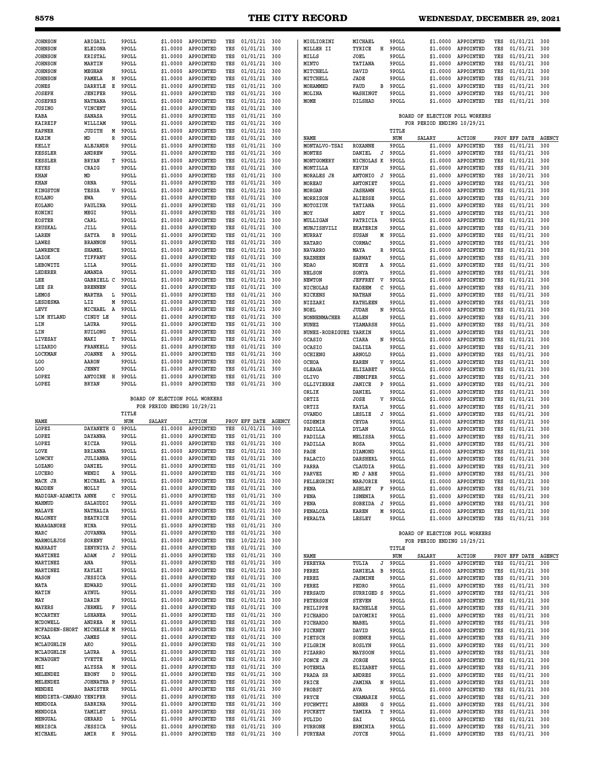| NAME | | TITLE NUM | SALARY | ACTION | PROV | EFF DATE | AGENCY |
|---|---|---|---|---|---|---|---|
| JOHNSON | ABIGAIL | 9POLL | $1.0000 | APPOINTED | YES | 01/01/21 | 300 |
| JOHNSON | ELEIONA | 9POLL | $1.0000 | APPOINTED | YES | 01/01/21 | 300 |
| JOHNSON | KRISTAL | 9POLL | $1.0000 | APPOINTED | YES | 01/01/21 | 300 |
| JOHNSON | MARTIN | 9POLL | $1.0000 | APPOINTED | YES | 01/01/21 | 300 |
| JOHNSON | MEGHAN | 9POLL | $1.0000 | APPOINTED | YES | 01/01/21 | 300 |
| JOHNSON | PAMELA N | 9POLL | $1.0000 | APPOINTED | YES | 01/01/21 | 300 |
| JONES | DARRYLE E | 9POLL | $1.0000 | APPOINTED | YES | 01/01/21 | 300 |
| JOSEPH | JENIFER | 9POLL | $1.0000 | APPOINTED | YES | 01/01/21 | 300 |
| JOSEPHS | NATHANA | 9POLL | $1.0000 | APPOINTED | YES | 01/01/21 | 300 |
| JUSINO | VINCENT | 9POLL | $1.0000 | APPOINTED | YES | 01/01/21 | 300 |
| KABA | SANASA | 9POLL | $1.0000 | APPOINTED | YES | 01/01/21 | 300 |
| KAIREIF | WILLIAM | 9POLL | $1.0000 | APPOINTED | YES | 01/01/21 | 300 |
| KAPNER | JUDITH M | 9POLL | $1.0000 | APPOINTED | YES | 01/01/21 | 300 |
| KARIM | MD R | 9POLL | $1.0000 | APPOINTED | YES | 01/01/21 | 300 |
| KELLY | ALEJANDR | 9POLL | $1.0000 | APPOINTED | YES | 01/01/21 | 300 |
| KESSLER | ANDREW | 9POLL | $1.0000 | APPOINTED | YES | 01/01/21 | 300 |
| KESSLER | BRYAN T | 9POLL | $1.0000 | APPOINTED | YES | 01/01/21 | 300 |
| KEYES | CRAIG | 9POLL | $1.0000 | APPOINTED | YES | 01/01/21 | 300 |
| KHAN | MD | 9POLL | $1.0000 | APPOINTED | YES | 01/01/21 | 300 |
| KHAN | ORNA | 9POLL | $1.0000 | APPOINTED | YES | 01/01/21 | 300 |
| KINGSTON | TESSA V | 9POLL | $1.0000 | APPOINTED | YES | 01/01/21 | 300 |
| KOLANO | EWA | 9POLL | $1.0000 | APPOINTED | YES | 01/01/21 | 300 |
| KOLANO | PAULINA | 9POLL | $1.0000 | APPOINTED | YES | 01/01/21 | 300 |
| KONINI | MEGI | 9POLL | $1.0000 | APPOINTED | YES | 01/01/21 | 300 |
| KOSTER | CARL | 9POLL | $1.0000 | APPOINTED | YES | 01/01/21 | 300 |
| KRUSKAL | JILL | 9POLL | $1.0000 | APPOINTED | YES | 01/01/21 | 300 |
| LAREN | SATYA B | 9POLL | $1.0000 | APPOINTED | YES | 01/01/21 | 300 |
| LAWES | BRANNON | 9POLL | $1.0000 | APPOINTED | YES | 01/01/21 | 300 |
| LAWRENCE | SHAMEL | 9POLL | $1.0000 | APPOINTED | YES | 01/01/21 | 300 |
| LAZOK | TIFFANY | 9POLL | $1.0000 | APPOINTED | YES | 01/01/21 | 300 |
| LEBOWITZ | LILA | 9POLL | $1.0000 | APPOINTED | YES | 01/01/21 | 300 |
| LEDERER | AMANDA | 9POLL | $1.0000 | APPOINTED | YES | 01/01/21 | 300 |
| LEE | GABRIELL C | 9POLL | $1.0000 | APPOINTED | YES | 01/01/21 | 300 |
| LEE SR | BRENNEN | 9POLL | $1.0000 | APPOINTED | YES | 01/01/21 | 300 |
| LEMOS | MARTHA L | 9POLL | $1.0000 | APPOINTED | YES | 01/01/21 | 300 |
| LESDESMA | LIZ M | 9POLL | $1.0000 | APPOINTED | YES | 01/01/21 | 300 |
| LEVY | MICHAEL A | 9POLL | $1.0000 | APPOINTED | YES | 01/01/21 | 300 |
| LIM HYLAND | CINDY LE | 9POLL | $1.0000 | APPOINTED | YES | 01/01/21 | 300 |
| LIN | LAURA | 9POLL | $1.0000 | APPOINTED | YES | 01/01/21 | 300 |
| LIN | RUILONG | 9POLL | $1.0000 | APPOINTED | YES | 01/01/21 | 300 |
| LIVESAY | MAKI T | 9POLL | $1.0000 | APPOINTED | YES | 01/01/21 | 300 |
| LIZARDO | FRANKELL | 9POLL | $1.0000 | APPOINTED | YES | 01/01/21 | 300 |
| LOCKMAN | JOANNE A | 9POLL | $1.0000 | APPOINTED | YES | 01/01/21 | 300 |
| LOO | AARON | 9POLL | $1.0000 | APPOINTED | YES | 01/01/21 | 300 |
| LOO | JENNY | 9POLL | $1.0000 | APPOINTED | YES | 01/01/21 | 300 |
| LOPEZ | ANTOINE H | 9POLL | $1.0000 | APPOINTED | YES | 01/01/21 | 300 |
| LOPEZ | BRYAN | 9POLL | $1.0000 | APPOINTED | YES | 01/01/21 | 300 |

BOARD OF ELECTION POLL WORKERS
FOR PERIOD ENDING 10/29/21

| NAME | | TITLE NUM | SALARY | ACTION | PROV | EFF DATE | AGENCY |
|---|---|---|---|---|---|---|---|
| LOPEZ | DAYANETH G | 9POLL | $1.0000 | APPOINTED | YES | 01/01/21 | 300 |
| LOPEZ | DAYANNA | 9POLL | $1.0000 | APPOINTED | YES | 01/01/21 | 300 |
| LOPEZ | RICZA | 9POLL | $1.0000 | APPOINTED | YES | 01/01/21 | 300 |
| LOVE | BRIANNA | 9POLL | $1.0000 | APPOINTED | YES | 01/01/21 | 300 |
| LOWCHY | JULIANNA | 9POLL | $1.0000 | APPOINTED | YES | 01/01/21 | 300 |
| LOZANO | DANIEL | 9POLL | $1.0000 | APPOINTED | YES | 01/01/21 | 300 |
| LUCERO | WENDI A | 9POLL | $1.0000 | APPOINTED | YES | 01/01/21 | 300 |
| MACK JR | MICHAEL A | 9POLL | $1.0000 | APPOINTED | YES | 01/01/21 | 300 |
| MADDEN | MOLLY | 9POLL | $1.0000 | APPOINTED | YES | 01/01/21 | 300 |
| MADIGAN-ADAMITA | ANNE C | 9POLL | $1.0000 | APPOINTED | YES | 01/01/21 | 300 |
| MAHMUD | SALAUDDI | 9POLL | $1.0000 | APPOINTED | YES | 01/01/21 | 300 |
| MALAVE | NATHALIA | 9POLL | $1.0000 | APPOINTED | YES | 01/01/21 | 300 |
| MALONEY | BEATRICE | 9POLL | $1.0000 | APPOINTED | YES | 01/01/21 | 300 |
| MARAGANORE | NINA | 9POLL | $1.0000 | APPOINTED | YES | 01/01/21 | 300 |
| MARC | JOVANNA | 9POLL | $1.0000 | APPOINTED | YES | 01/01/21 | 300 |
| MARMOLEJOS | SORENY | 9POLL | $1.0000 | APPOINTED | YES | 10/22/21 | 300 |
| MARRAST | ZENYNIYA J | 9POLL | $1.0000 | APPOINTED | YES | 01/01/21 | 300 |
| MARTINEZ | ADAM J | 9POLL | $1.0000 | APPOINTED | YES | 01/01/21 | 300 |
| MARTINEZ | ANA | 9POLL | $1.0000 | APPOINTED | YES | 01/01/21 | 300 |
| MARTINEZ | KAYLEI | 9POLL | $1.0000 | APPOINTED | YES | 01/01/21 | 300 |
| MASON | JESSICA | 9POLL | $1.0000 | APPOINTED | YES | 01/01/21 | 300 |
| MATA | EDWARD | 9POLL | $1.0000 | APPOINTED | YES | 01/01/21 | 300 |
| MATIN | AYNUL | 9POLL | $1.0000 | APPOINTED | YES | 01/01/21 | 300 |
| MAY | DARIN | 9POLL | $1.0000 | APPOINTED | YES | 01/01/21 | 300 |
| MAYERS | JERMEL F | 9POLL | $1.0000 | APPOINTED | YES | 01/01/21 | 300 |
| MCCARTHY | LSHANEA | 9POLL | $1.0000 | APPOINTED | YES | 01/01/21 | 300 |
| MCDOWELL | ANDREA M | 9POLL | $1.0000 | APPOINTED | YES | 01/01/21 | 300 |
| MCFADDEN-SHORT | MICHELLE M | 9POLL | $1.0000 | APPOINTED | YES | 01/01/21 | 300 |
| MCGAA | JAMES | 9POLL | $1.0000 | APPOINTED | YES | 01/01/21 | 300 |
| MCLAUGHLIN | AKO | 9POLL | $1.0000 | APPOINTED | YES | 01/01/21 | 300 |
| MCLAUGHLIN | LAURA A | 9POLL | $1.0000 | APPOINTED | YES | 01/01/21 | 300 |
| MCNAUGHT | YVETTE | 9POLL | $1.0000 | APPOINTED | YES | 01/01/21 | 300 |
| MEI | ALYSSA M | 9POLL | $1.0000 | APPOINTED | YES | 01/01/21 | 300 |
| MELENDEZ | EBONY D | 9POLL | $1.0000 | APPOINTED | YES | 01/01/21 | 300 |
| MELENDEZ | JOHNATHA P | 9POLL | $1.0000 | APPOINTED | YES | 01/01/21 | 300 |
| MENDEZ | BANISTER | 9POLL | $1.0000 | APPOINTED | YES | 01/01/21 | 300 |
| MENDIETA-CAMARO | YENIFER | 9POLL | $1.0000 | APPOINTED | YES | 01/01/21 | 300 |
| MENDOZA | SABRINA | 9POLL | $1.0000 | APPOINTED | YES | 01/01/21 | 300 |
| MENDOZA | YAMILET | 9POLL | $1.0000 | APPOINTED | YES | 01/01/21 | 300 |
| MENGUAL | GERARD L | 9POLL | $1.0000 | APPOINTED | YES | 01/01/21 | 300 |
| MERISCA | JESSICA | 9POLL | $1.0000 | APPOINTED | YES | 01/01/21 | 300 |
| MICHAEL | AMIR K | 9POLL | $1.0000 | APPOINTED | YES | 01/01/21 | 300 |
| MIGLIORINI | MICHAEL | 9POLL | $1.0000 | APPOINTED | YES | 01/01/21 | 300 |
| MILLER II | TYRICE H | 9POLL | $1.0000 | APPOINTED | YES | 01/01/21 | 300 |
| MILLS | JOEL | 9POLL | $1.0000 | APPOINTED | YES | 01/01/21 | 300 |
| MINTO | TATIANA | 9POLL | $1.0000 | APPOINTED | YES | 01/01/21 | 300 |
| MITCHELL | DAVID | 9POLL | $1.0000 | APPOINTED | YES | 01/01/21 | 300 |
| MITCHELL | JADE | 9POLL | $1.0000 | APPOINTED | YES | 01/01/21 | 300 |
| MOHAMMED | FAUD B | 9POLL | $1.0000 | APPOINTED | YES | 01/01/21 | 300 |
| MOLINA | WASHINGT | 9POLL | $1.0000 | APPOINTED | YES | 01/01/21 | 300 |
| MOME | DILSHAD | 9POLL | $1.0000 | APPOINTED | YES | 01/01/21 | 300 |

BOARD OF ELECTION POLL WORKERS
FOR PERIOD ENDING 10/29/21

| NAME | | TITLE NUM | SALARY | ACTION | PROV | EFF DATE | AGENCY |
|---|---|---|---|---|---|---|---|
| MONTALVO-TSAI | ROXANNE | 9POLL | $1.0000 | APPOINTED | YES | 01/01/21 | 300 |
| MONTES | DANIEL J | 9POLL | $1.0000 | APPOINTED | YES | 01/01/21 | 300 |
| MONTGOMERY | NICHOLAS K | 9POLL | $1.0000 | APPOINTED | YES | 01/01/21 | 300 |
| MONTILLA | KEVIN | 9POLL | $1.0000 | APPOINTED | YES | 01/01/21 | 300 |
| MORALES JR | ANTONIO J | 9POLL | $1.0000 | APPOINTED | YES | 10/20/21 | 300 |
| MOREAU | ANTONIET | 9POLL | $1.0000 | APPOINTED | YES | 01/01/21 | 300 |
| MORGAN | JASHAWN | 9POLL | $1.0000 | APPOINTED | YES | 01/01/21 | 300 |
| MORRISON | ALIESSE | 9POLL | $1.0000 | APPOINTED | YES | 01/01/21 | 300 |
| MOTOZIUK | TATIANA | 9POLL | $1.0000 | APPOINTED | YES | 01/01/21 | 300 |
| MOY | ANDY Y | 9POLL | $1.0000 | APPOINTED | YES | 01/01/21 | 300 |
| MULLIGAN | PATRICIA | 9POLL | $1.0000 | APPOINTED | YES | 01/01/21 | 300 |
| MUNJISHVILI | EKATERIN | 9POLL | $1.0000 | APPOINTED | YES | 01/01/21 | 300 |
| MURRAY | SUSAN M | 9POLL | $1.0000 | APPOINTED | YES | 01/01/21 | 300 |
| NATARO | CORMAC | 9POLL | $1.0000 | APPOINTED | YES | 01/01/21 | 300 |
| NAVARRO | MAYA R | 9POLL | $1.0000 | APPOINTED | YES | 01/01/21 | 300 |
| NAZNEEN | SARWAT | 9POLL | $1.0000 | APPOINTED | YES | 01/01/21 | 300 |
| NDAO | NDEYE A | 9POLL | $1.0000 | APPOINTED | YES | 01/01/21 | 300 |
| NELSON | SONYA | 9POLL | $1.0000 | APPOINTED | YES | 01/01/21 | 300 |
| NEWTON | JEFFREY V | 9POLL | $1.0000 | APPOINTED | YES | 01/01/21 | 300 |
| NICHOLAS | KADEEM C | 9POLL | $1.0000 | APPOINTED | YES | 01/01/21 | 300 |
| NICKENS | NATHAN | 9POLL | $1.0000 | APPOINTED | YES | 01/01/21 | 300 |
| NIZZARI | KATHLEEN | 9POLL | $1.0000 | APPOINTED | YES | 01/01/21 | 300 |
| NOEL | JUDAH N | 9POLL | $1.0000 | APPOINTED | YES | 01/01/21 | 300 |
| NONNENMACHER | ALLEN | 9POLL | $1.0000 | APPOINTED | YES | 01/01/21 | 300 |
| NUNEZ | YZAMARSH | 9POLL | $1.0000 | APPOINTED | YES | 01/01/21 | 300 |
| NUNEZ-RODRIGUEZ | YARKIN | 9POLL | $1.0000 | APPOINTED | YES | 01/01/21 | 300 |
| OCASIO | CIARA N | 9POLL | $1.0000 | APPOINTED | YES | 01/01/21 | 300 |
| OCASIO | DALIZA | 9POLL | $1.0000 | APPOINTED | YES | 01/01/21 | 300 |
| OCHIENG | ARNOLD | 9POLL | $1.0000 | APPOINTED | YES | 01/01/21 | 300 |
| OCHOA | KAREN V | 9POLL | $1.0000 | APPOINTED | YES | 01/01/21 | 300 |
| OLEAGA | ELIZABET | 9POLL | $1.0000 | APPOINTED | YES | 01/01/21 | 300 |
| OLIVO | JENNIFER | 9POLL | $1.0000 | APPOINTED | YES | 01/01/21 | 300 |
| OLLIVIERRE | JANICE P | 9POLL | $1.0000 | APPOINTED | YES | 01/01/21 | 300 |
| ORLIK | DANIEL | 9POLL | $1.0000 | APPOINTED | YES | 01/01/21 | 300 |
| ORTIZ | JOSE V | 9POLL | $1.0000 | APPOINTED | YES | 01/01/21 | 300 |
| ORTIZ | KAYLA | 9POLL | $1.0000 | APPOINTED | YES | 01/01/21 | 300 |
| OVANDO | LESLIE J | 9POLL | $1.0000 | APPOINTED | YES | 01/01/21 | 300 |
| OZDEMIR | CEYDA | 9POLL | $1.0000 | APPOINTED | YES | 01/01/21 | 300 |
| PADILLA | DYLAN | 9POLL | $1.0000 | APPOINTED | YES | 01/01/21 | 300 |
| PADILLA | MELISSA | 9POLL | $1.0000 | APPOINTED | YES | 01/01/21 | 300 |
| PADILLA | ROSA | 9POLL | $1.0000 | APPOINTED | YES | 01/01/21 | 300 |
| PAGE | DIAMOND | 9POLL | $1.0000 | APPOINTED | YES | 01/01/21 | 300 |
| PALACIO | DARSHERL | 9POLL | $1.0000 | APPOINTED | YES | 01/01/21 | 300 |
| PARRA | CLAUDIA | 9POLL | $1.0000 | APPOINTED | YES | 01/01/21 | 300 |
| PARVEZ | MD J ABE | 9POLL | $1.0000 | APPOINTED | YES | 01/01/21 | 300 |
| PELLEGRINI | MARJORIE | 9POLL | $1.0000 | APPOINTED | YES | 01/01/21 | 300 |
| PENA | ASHLEY F | 9POLL | $1.0000 | APPOINTED | YES | 01/01/21 | 300 |
| PENA | ISMENIA | 9POLL | $1.0000 | APPOINTED | YES | 01/01/21 | 300 |
| PENA | SOBEIDA J | 9POLL | $1.0000 | APPOINTED | YES | 01/01/21 | 300 |
| PENALOZA | KAREN M | 9POLL | $1.0000 | APPOINTED | YES | 01/01/21 | 300 |
| PERALTA | LESLEY | 9POLL | $1.0000 | APPOINTED | YES | 01/01/21 | 300 |

BOARD OF ELECTION POLL WORKERS
FOR PERIOD ENDING 10/29/21

| NAME | | TITLE NUM | SALARY | ACTION | PROV | EFF DATE | AGENCY |
|---|---|---|---|---|---|---|---|
| PEREYRA | TULIA J | 9POLL | $1.0000 | APPOINTED | YES | 01/01/21 | 300 |
| PEREZ | DANIELA B | 9POLL | $1.0000 | APPOINTED | YES | 01/01/21 | 300 |
| PEREZ | JASMINE | 9POLL | $1.0000 | APPOINTED | YES | 01/01/21 | 300 |
| PEREZ | PEDRO | 9POLL | $1.0000 | APPOINTED | YES | 01/01/21 | 300 |
| PERSAUD | SURRIGED S | 9POLL | $1.0000 | APPOINTED | YES | 02/01/21 | 300 |
| PETERSON | STEVEN | 9POLL | $1.0000 | APPOINTED | YES | 01/01/21 | 300 |
| PHILIPPE | RACHELLE | 9POLL | $1.0000 | APPOINTED | YES | 01/01/21 | 300 |
| PICHARDO | DAYOMIRI | 9POLL | $1.0000 | APPOINTED | YES | 01/01/21 | 300 |
| PICHARDO | MABEL | 9POLL | $1.0000 | APPOINTED | YES | 01/01/21 | 300 |
| PICKNEY | DAVID | 9POLL | $1.0000 | APPOINTED | YES | 01/01/21 | 300 |
| PIETSCH | SOENKE | 9POLL | $1.0000 | APPOINTED | YES | 01/01/21 | 300 |
| PILGRIM | ROSLYN | 9POLL | $1.0000 | APPOINTED | YES | 01/01/21 | 300 |
| PIZARRO | MAYSOON | 9POLL | $1.0000 | APPOINTED | YES | 01/01/21 | 300 |
| PONCE JR | JORGE | 9POLL | $1.0000 | APPOINTED | YES | 01/01/21 | 300 |
| POTENZA | ELIZABET | 9POLL | $1.0000 | APPOINTED | YES | 01/01/21 | 300 |
| PRADA SR | ANDRES | 9POLL | $1.0000 | APPOINTED | YES | 01/01/21 | 300 |
| PRICE | JAMINA N | 9POLL | $1.0000 | APPOINTED | YES | 01/01/21 | 300 |
| PROBST | AVA | 9POLL | $1.0000 | APPOINTED | YES | 01/01/21 | 300 |
| PRYCE | CHAMARIE | 9POLL | $1.0000 | APPOINTED | YES | 01/01/21 | 300 |
| PUCHWTTI | ABNER G | 9POLL | $1.0000 | APPOINTED | YES | 01/01/21 | 300 |
| PUCKETT | TAMIKA T | 9POLL | $1.0000 | APPOINTED | YES | 01/01/21 | 300 |
| PULIDO | SAI | 9POLL | $1.0000 | APPOINTED | YES | 01/01/21 | 300 |
| PURRONE | ERMINIA | 9POLL | $1.0000 | APPOINTED | YES | 01/01/21 | 300 |
| PURYEAR | JOYCE | 9POLL | $1.0000 | APPOINTED | YES | 01/01/21 | 300 |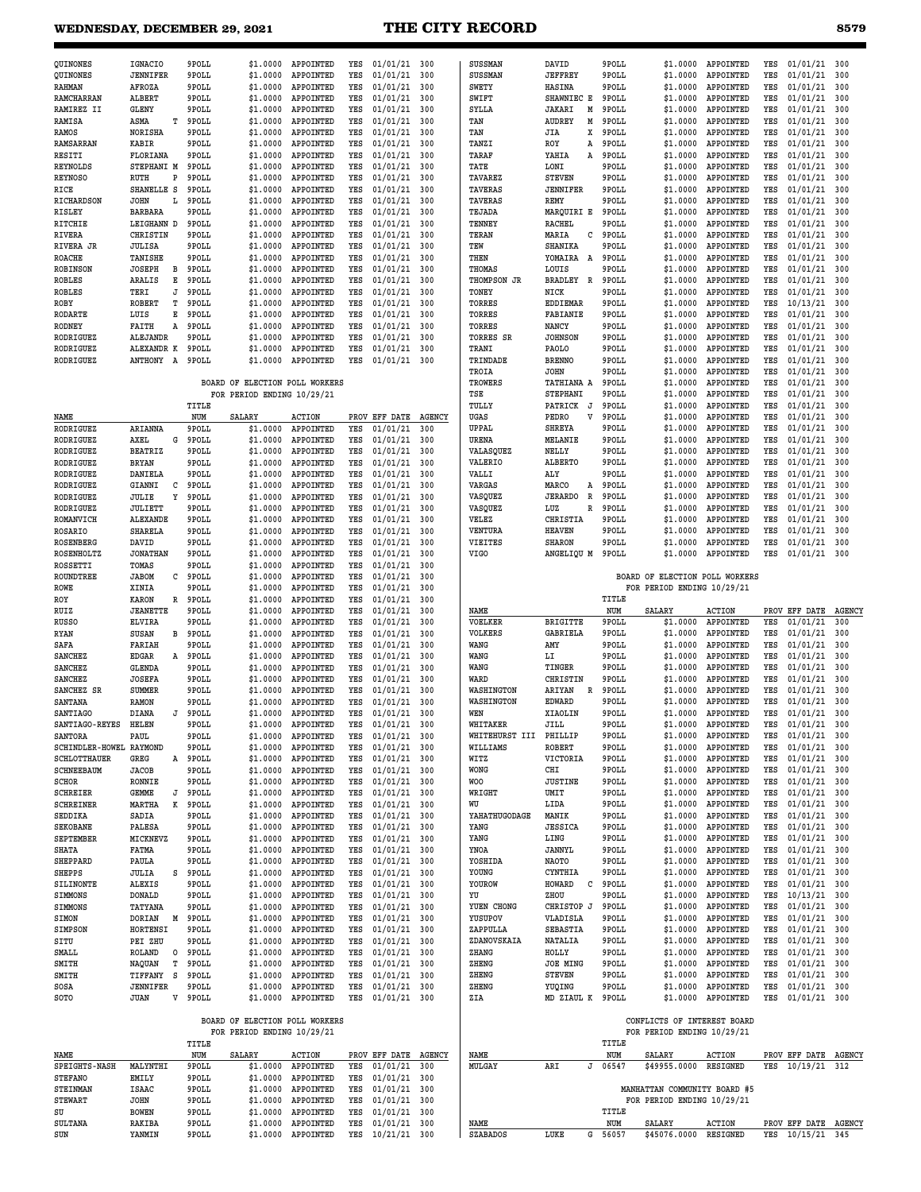| NAME | | TITLE NUM | SALARY | ACTION | PROV | EFF DATE | AGENCY |
|---|---|---|---|---|---|---|---|
| QUINONES | IGNACIO | 9POLL | $1.0000 | APPOINTED | YES | 01/01/21 | 300 |
| QUINONES | JENNIFER | 9POLL | $1.0000 | APPOINTED | YES | 01/01/21 | 300 |
| RAHMAN | AFROZA | 9POLL | $1.0000 | APPOINTED | YES | 01/01/21 | 300 |
| RAMCHARRAN | ALBERT | 9POLL | $1.0000 | APPOINTED | YES | 01/01/21 | 300 |
| RAMIREZ II | GLENY | 9POLL | $1.0000 | APPOINTED | YES | 01/01/21 | 300 |
| RAMISA | ASMA T | 9POLL | $1.0000 | APPOINTED | YES | 01/01/21 | 300 |
| RAMOS | NORISHA | 9POLL | $1.0000 | APPOINTED | YES | 01/01/21 | 300 |
| RAMSARRAN | KABIR | 9POLL | $1.0000 | APPOINTED | YES | 01/01/21 | 300 |
| RESITI | FLORIANA | 9POLL | $1.0000 | APPOINTED | YES | 01/01/21 | 300 |
| REYNOLDS | STEPHANI M | 9POLL | $1.0000 | APPOINTED | YES | 01/01/21 | 300 |
| REYNOSO | RUTH P | 9POLL | $1.0000 | APPOINTED | YES | 01/01/21 | 300 |
| RICE | SHANELLE S | 9POLL | $1.0000 | APPOINTED | YES | 01/01/21 | 300 |
| RICHARDSON | JOHN L | 9POLL | $1.0000 | APPOINTED | YES | 01/01/21 | 300 |
| RISLEY | BARBARA | 9POLL | $1.0000 | APPOINTED | YES | 01/01/21 | 300 |
| RITCHIE | LEIGHANN D | 9POLL | $1.0000 | APPOINTED | YES | 01/01/21 | 300 |
| RIVERA | CHRISTIN | 9POLL | $1.0000 | APPOINTED | YES | 01/01/21 | 300 |
| RIVERA JR | JULISA | 9POLL | $1.0000 | APPOINTED | YES | 01/01/21 | 300 |
| ROACHE | TANISHE | 9POLL | $1.0000 | APPOINTED | YES | 01/01/21 | 300 |
| ROBINSON | JOSEPH B | 9POLL | $1.0000 | APPOINTED | YES | 01/01/21 | 300 |
| ROBLES | ARALIS E | 9POLL | $1.0000 | APPOINTED | YES | 01/01/21 | 300 |
| ROBLES | TERI J | 9POLL | $1.0000 | APPOINTED | YES | 01/01/21 | 300 |
| ROBY | ROBERT T | 9POLL | $1.0000 | APPOINTED | YES | 01/01/21 | 300 |
| RODARTE | LUIS E | 9POLL | $1.0000 | APPOINTED | YES | 01/01/21 | 300 |
| RODNEY | FAITH A | 9POLL | $1.0000 | APPOINTED | YES | 01/01/21 | 300 |
| RODRIGUEZ | ALEJANDR | 9POLL | $1.0000 | APPOINTED | YES | 01/01/21 | 300 |
| RODRIGUEZ | ALEXANDR K | 9POLL | $1.0000 | APPOINTED | YES | 01/01/21 | 300 |
| RODRIGUEZ | ANTHONY A | 9POLL | $1.0000 | APPOINTED | YES | 01/01/21 | 300 |

BOARD OF ELECTION POLL WORKERS
FOR PERIOD ENDING 10/29/21

| NAME | | TITLE NUM | SALARY | ACTION | PROV | EFF DATE | AGENCY |
|---|---|---|---|---|---|---|---|
| RODRIGUEZ | ARIANNA | 9POLL | $1.0000 | APPOINTED | YES | 01/01/21 | 300 |
| RODRIGUEZ | AXEL G | 9POLL | $1.0000 | APPOINTED | YES | 01/01/21 | 300 |
| RODRIGUEZ | BEATRIZ | 9POLL | $1.0000 | APPOINTED | YES | 01/01/21 | 300 |
| RODRIGUEZ | BRYAN | 9POLL | $1.0000 | APPOINTED | YES | 01/01/21 | 300 |
| RODRIGUEZ | DANIELA | 9POLL | $1.0000 | APPOINTED | YES | 01/01/21 | 300 |
| RODRIGUEZ | GIANNI C | 9POLL | $1.0000 | APPOINTED | YES | 01/01/21 | 300 |
| RODRIGUEZ | JULIE Y | 9POLL | $1.0000 | APPOINTED | YES | 01/01/21 | 300 |
| RODRIGUEZ | JULIETT | 9POLL | $1.0000 | APPOINTED | YES | 01/01/21 | 300 |
| ROMANVICH | ALEXANDE | 9POLL | $1.0000 | APPOINTED | YES | 01/01/21 | 300 |
| ROSARIO | SHARELA | 9POLL | $1.0000 | APPOINTED | YES | 01/01/21 | 300 |
| ROSENBERG | DAVID | 9POLL | $1.0000 | APPOINTED | YES | 01/01/21 | 300 |
| ROSENHOLTZ | JONATHAN | 9POLL | $1.0000 | APPOINTED | YES | 01/01/21 | 300 |
| ROSSETTI | TOMAS | 9POLL | $1.0000 | APPOINTED | YES | 01/01/21 | 300 |
| ROUNDTREE | JABOM C | 9POLL | $1.0000 | APPOINTED | YES | 01/01/21 | 300 |
| ROWE | XINIA | 9POLL | $1.0000 | APPOINTED | YES | 01/01/21 | 300 |
| ROY | KARON R | 9POLL | $1.0000 | APPOINTED | YES | 01/01/21 | 300 |
| RUIZ | JEANETTE | 9POLL | $1.0000 | APPOINTED | YES | 01/01/21 | 300 |
| RUSSO | ELVIRA | 9POLL | $1.0000 | APPOINTED | YES | 01/01/21 | 300 |
| RYAN | SUSAN B | 9POLL | $1.0000 | APPOINTED | YES | 01/01/21 | 300 |
| SAFA | FARIAH | 9POLL | $1.0000 | APPOINTED | YES | 01/01/21 | 300 |
| SANCHEZ | EDGAR A | 9POLL | $1.0000 | APPOINTED | YES | 01/01/21 | 300 |
| SANCHEZ | GLENDA | 9POLL | $1.0000 | APPOINTED | YES | 01/01/21 | 300 |
| SANCHEZ | JOSEFA | 9POLL | $1.0000 | APPOINTED | YES | 01/01/21 | 300 |
| SANCHEZ SR | SUMMER | 9POLL | $1.0000 | APPOINTED | YES | 01/01/21 | 300 |
| SANTANA | RAMON | 9POLL | $1.0000 | APPOINTED | YES | 01/01/21 | 300 |
| SANTIAGO | DIANA J | 9POLL | $1.0000 | APPOINTED | YES | 01/01/21 | 300 |
| SANTIAGO-REYES | HELEN | 9POLL | $1.0000 | APPOINTED | YES | 01/01/21 | 300 |
| SANTORA | PAUL | 9POLL | $1.0000 | APPOINTED | YES | 01/01/21 | 300 |
| SCHINDLER-HOWEL | RAYMOND | 9POLL | $1.0000 | APPOINTED | YES | 01/01/21 | 300 |
| SCHLOTTHAUER | GREG A | 9POLL | $1.0000 | APPOINTED | YES | 01/01/21 | 300 |
| SCHNEEBAUM | JACOB | 9POLL | $1.0000 | APPOINTED | YES | 01/01/21 | 300 |
| SCHOR | RONNIE | 9POLL | $1.0000 | APPOINTED | YES | 01/01/21 | 300 |
| SCHREIER | GEMME J | 9POLL | $1.0000 | APPOINTED | YES | 01/01/21 | 300 |
| SCHREINER | MARTHA K | 9POLL | $1.0000 | APPOINTED | YES | 01/01/21 | 300 |
| SEDDIKA | SADIA | 9POLL | $1.0000 | APPOINTED | YES | 01/01/21 | 300 |
| SEKOBANE | PALESA | 9POLL | $1.0000 | APPOINTED | YES | 01/01/21 | 300 |
| SEPTEMBER | MICKNEVZ | 9POLL | $1.0000 | APPOINTED | YES | 01/01/21 | 300 |
| SHATA | FATMA | 9POLL | $1.0000 | APPOINTED | YES | 01/01/21 | 300 |
| SHEPPARD | PAULA | 9POLL | $1.0000 | APPOINTED | YES | 01/01/21 | 300 |
| SHEPPS | JULIA S | 9POLL | $1.0000 | APPOINTED | YES | 01/01/21 | 300 |
| SILINONTE | ALEXIS | 9POLL | $1.0000 | APPOINTED | YES | 01/01/21 | 300 |
| SIMMONS | DONALD | 9POLL | $1.0000 | APPOINTED | YES | 01/01/21 | 300 |
| SIMMONS | TATYANA | 9POLL | $1.0000 | APPOINTED | YES | 01/01/21 | 300 |
| SIMON | DORIAN M | 9POLL | $1.0000 | APPOINTED | YES | 01/01/21 | 300 |
| SIMPSON | HORTENSI | 9POLL | $1.0000 | APPOINTED | YES | 01/01/21 | 300 |
| SITU | PEI ZHU | 9POLL | $1.0000 | APPOINTED | YES | 01/01/21 | 300 |
| SMALL | ROLAND O | 9POLL | $1.0000 | APPOINTED | YES | 01/01/21 | 300 |
| SMITH | NAQUAN T | 9POLL | $1.0000 | APPOINTED | YES | 01/01/21 | 300 |
| SMITH | TIFFANY S | 9POLL | $1.0000 | APPOINTED | YES | 01/01/21 | 300 |
| SOSA | JENNIFER | 9POLL | $1.0000 | APPOINTED | YES | 01/01/21 | 300 |
| SOTO | JUAN V | 9POLL | $1.0000 | APPOINTED | YES | 01/01/21 | 300 |

BOARD OF ELECTION POLL WORKERS
FOR PERIOD ENDING 10/29/21

| NAME | | TITLE NUM | SALARY | ACTION | PROV | EFF DATE | AGENCY |
|---|---|---|---|---|---|---|---|
| SPEIGHTS-NASH | MALYNTHI | 9POLL | $1.0000 | APPOINTED | YES | 01/01/21 | 300 |
| STEFANO | EMILY | 9POLL | $1.0000 | APPOINTED | YES | 01/01/21 | 300 |
| STEINMAN | ISAAC | 9POLL | $1.0000 | APPOINTED | YES | 01/01/21 | 300 |
| STEWART | JOHN | 9POLL | $1.0000 | APPOINTED | YES | 01/01/21 | 300 |
| SU | BOWEN | 9POLL | $1.0000 | APPOINTED | YES | 01/01/21 | 300 |
| SULTANA | RAKIBA | 9POLL | $1.0000 | APPOINTED | YES | 01/01/21 | 300 |
| SUN | YANMIN | 9POLL | $1.0000 | APPOINTED | YES | 10/21/21 | 300 |
| SUSSMAN | DAVID | 9POLL | $1.0000 | APPOINTED | YES | 01/01/21 | 300 |
| SUSSMAN | JEFFREY | 9POLL | $1.0000 | APPOINTED | YES | 01/01/21 | 300 |
| SWETY | HASINA | 9POLL | $1.0000 | APPOINTED | YES | 01/01/21 | 300 |
| SWIFT | SHAWNIEC E | 9POLL | $1.0000 | APPOINTED | YES | 01/01/21 | 300 |
| SYLLA | JAKARI M | 9POLL | $1.0000 | APPOINTED | YES | 01/01/21 | 300 |
| TAN | AUDREY M | 9POLL | $1.0000 | APPOINTED | YES | 01/01/21 | 300 |
| TAN | JIA X | 9POLL | $1.0000 | APPOINTED | YES | 01/01/21 | 300 |
| TANZI | ROY A | 9POLL | $1.0000 | APPOINTED | YES | 01/01/21 | 300 |
| TARAF | YAHIA A | 9POLL | $1.0000 | APPOINTED | YES | 01/01/21 | 300 |
| TATE | LONI | 9POLL | $1.0000 | APPOINTED | YES | 01/01/21 | 300 |
| TAVAREZ | STEVEN | 9POLL | $1.0000 | APPOINTED | YES | 01/01/21 | 300 |
| TAVERAS | JENNIFER | 9POLL | $1.0000 | APPOINTED | YES | 01/01/21 | 300 |
| TAVERAS | REMY | 9POLL | $1.0000 | APPOINTED | YES | 01/01/21 | 300 |
| TEJADA | MARQUIRI E | 9POLL | $1.0000 | APPOINTED | YES | 01/01/21 | 300 |
| TENNEY | RACHEL | 9POLL | $1.0000 | APPOINTED | YES | 01/01/21 | 300 |
| TERAN | MARIA C | 9POLL | $1.0000 | APPOINTED | YES | 01/01/21 | 300 |
| TEW | SHANIKA | 9POLL | $1.0000 | APPOINTED | YES | 01/01/21 | 300 |
| THEN | YOMAIRA A | 9POLL | $1.0000 | APPOINTED | YES | 01/01/21 | 300 |
| THOMAS | LOUIS | 9POLL | $1.0000 | APPOINTED | YES | 01/01/21 | 300 |
| THOMPSON JR | BRADLEY R | 9POLL | $1.0000 | APPOINTED | YES | 01/01/21 | 300 |
| TONEY | NICK | 9POLL | $1.0000 | APPOINTED | YES | 01/01/21 | 300 |
| TORRES | EDDIEMAR | 9POLL | $1.0000 | APPOINTED | YES | 10/13/21 | 300 |
| TORRES | FABIANIE | 9POLL | $1.0000 | APPOINTED | YES | 01/01/21 | 300 |
| TORRES | NANCY | 9POLL | $1.0000 | APPOINTED | YES | 01/01/21 | 300 |
| TORRES SR | JOHNSON | 9POLL | $1.0000 | APPOINTED | YES | 01/01/21 | 300 |
| TRANI | PAOLO | 9POLL | $1.0000 | APPOINTED | YES | 01/01/21 | 300 |
| TRINDADE | BRENNO | 9POLL | $1.0000 | APPOINTED | YES | 01/01/21 | 300 |
| TROIA | JOHN | 9POLL | $1.0000 | APPOINTED | YES | 01/01/21 | 300 |
| TROWERS | TATHIANA A | 9POLL | $1.0000 | APPOINTED | YES | 01/01/21 | 300 |
| TSE | STEPHANI | 9POLL | $1.0000 | APPOINTED | YES | 01/01/21 | 300 |
| TULLY | PATRICK J | 9POLL | $1.0000 | APPOINTED | YES | 01/01/21 | 300 |
| UGAS | PEDRO V | 9POLL | $1.0000 | APPOINTED | YES | 01/01/21 | 300 |
| UPPAL | SHREYA | 9POLL | $1.0000 | APPOINTED | YES | 01/01/21 | 300 |
| URENA | MELANIE | 9POLL | $1.0000 | APPOINTED | YES | 01/01/21 | 300 |
| VALASQUEZ | NELLY | 9POLL | $1.0000 | APPOINTED | YES | 01/01/21 | 300 |
| VALERIO | ALBERTO | 9POLL | $1.0000 | APPOINTED | YES | 01/01/21 | 300 |
| VALLI | ALY | 9POLL | $1.0000 | APPOINTED | YES | 01/01/21 | 300 |
| VARGAS | MARCO A | 9POLL | $1.0000 | APPOINTED | YES | 01/01/21 | 300 |
| VASQUEZ | JERARDO R | 9POLL | $1.0000 | APPOINTED | YES | 01/01/21 | 300 |
| VASQUEZ | LUZ R | 9POLL | $1.0000 | APPOINTED | YES | 01/01/21 | 300 |
| VELEZ | CHRISTIA | 9POLL | $1.0000 | APPOINTED | YES | 01/01/21 | 300 |
| VENTURA | HEAVEN | 9POLL | $1.0000 | APPOINTED | YES | 01/01/21 | 300 |
| VIEITES | SHARON | 9POLL | $1.0000 | APPOINTED | YES | 01/01/21 | 300 |
| VIGO | ANGELIQU M | 9POLL | $1.0000 | APPOINTED | YES | 01/01/21 | 300 |

BOARD OF ELECTION POLL WORKERS
FOR PERIOD ENDING 10/29/21

| NAME | | TITLE NUM | SALARY | ACTION | PROV | EFF DATE | AGENCY |
|---|---|---|---|---|---|---|---|
| VOELKER | BRIGITTE | 9POLL | $1.0000 | APPOINTED | YES | 01/01/21 | 300 |
| VOLKERS | GABRIELA | 9POLL | $1.0000 | APPOINTED | YES | 01/01/21 | 300 |
| WANG | AMY | 9POLL | $1.0000 | APPOINTED | YES | 01/01/21 | 300 |
| WANG | LI | 9POLL | $1.0000 | APPOINTED | YES | 01/01/21 | 300 |
| WANG | TINGER | 9POLL | $1.0000 | APPOINTED | YES | 01/01/21 | 300 |
| WARD | CHRISTIN | 9POLL | $1.0000 | APPOINTED | YES | 01/01/21 | 300 |
| WASHINGTON | ARIYAN R | 9POLL | $1.0000 | APPOINTED | YES | 01/01/21 | 300 |
| WASHINGTON | EDWARD | 9POLL | $1.0000 | APPOINTED | YES | 01/01/21 | 300 |
| WEN | XIAOLIN | 9POLL | $1.0000 | APPOINTED | YES | 01/01/21 | 300 |
| WHITAKER | JILL | 9POLL | $1.0000 | APPOINTED | YES | 01/01/21 | 300 |
| WHITEHURST III | PHILLIP | 9POLL | $1.0000 | APPOINTED | YES | 01/01/21 | 300 |
| WILLIAMS | ROBERT | 9POLL | $1.0000 | APPOINTED | YES | 01/01/21 | 300 |
| WITZ | VICTORIA | 9POLL | $1.0000 | APPOINTED | YES | 01/01/21 | 300 |
| WONG | CHI | 9POLL | $1.0000 | APPOINTED | YES | 01/01/21 | 300 |
| WOO | JUSTINE | 9POLL | $1.0000 | APPOINTED | YES | 01/01/21 | 300 |
| WRIGHT | UMIT | 9POLL | $1.0000 | APPOINTED | YES | 01/01/21 | 300 |
| WU | LIDA | 9POLL | $1.0000 | APPOINTED | YES | 01/01/21 | 300 |
| YAHATHUGODAGE | MANIK | 9POLL | $1.0000 | APPOINTED | YES | 01/01/21 | 300 |
| YANG | JESSICA | 9POLL | $1.0000 | APPOINTED | YES | 01/01/21 | 300 |
| YANG | LING | 9POLL | $1.0000 | APPOINTED | YES | 01/01/21 | 300 |
| YNOA | JANNYL | 9POLL | $1.0000 | APPOINTED | YES | 01/01/21 | 300 |
| YOSHIDA | NAOTO | 9POLL | $1.0000 | APPOINTED | YES | 01/01/21 | 300 |
| YOUNG | CYNTHIA | 9POLL | $1.0000 | APPOINTED | YES | 01/01/21 | 300 |
| YOUROW | HOWARD C | 9POLL | $1.0000 | APPOINTED | YES | 01/01/21 | 300 |
| YU | ZHOU | 9POLL | $1.0000 | APPOINTED | YES | 10/13/21 | 300 |
| YUEN CHONG | CHRISTOP J | 9POLL | $1.0000 | APPOINTED | YES | 01/01/21 | 300 |
| YUSUPOV | VLADISLA | 9POLL | $1.0000 | APPOINTED | YES | 01/01/21 | 300 |
| ZAPPULLA | SEBASTIA | 9POLL | $1.0000 | APPOINTED | YES | 01/01/21 | 300 |
| ZDANOVSKAIA | NATALIA | 9POLL | $1.0000 | APPOINTED | YES | 01/01/21 | 300 |
| ZHANG | HOLLY | 9POLL | $1.0000 | APPOINTED | YES | 01/01/21 | 300 |
| ZHENG | JOE MING | 9POLL | $1.0000 | APPOINTED | YES | 01/01/21 | 300 |
| ZHENG | STEVEN | 9POLL | $1.0000 | APPOINTED | YES | 01/01/21 | 300 |
| ZHENG | YUQING | 9POLL | $1.0000 | APPOINTED | YES | 01/01/21 | 300 |
| ZIA | MD ZIAUL K | 9POLL | $1.0000 | APPOINTED | YES | 01/01/21 | 300 |

CONFLICTS OF INTEREST BOARD
FOR PERIOD ENDING 10/29/21

| NAME | | TITLE NUM | SALARY | ACTION | PROV | EFF DATE | AGENCY |
|---|---|---|---|---|---|---|---|
| MULGAY | ARI J | 06547 | $49955.0000 | RESIGNED | YES | 10/19/21 | 312 |

MANHATTAN COMMUNITY BOARD #5
FOR PERIOD ENDING 10/29/21

| NAME | | TITLE NUM | SALARY | ACTION | PROV | EFF DATE | AGENCY |
|---|---|---|---|---|---|---|---|
| SZABADOS | LUKE G | 56057 | $45076.0000 | RESIGNED | YES | 10/15/21 | 345 |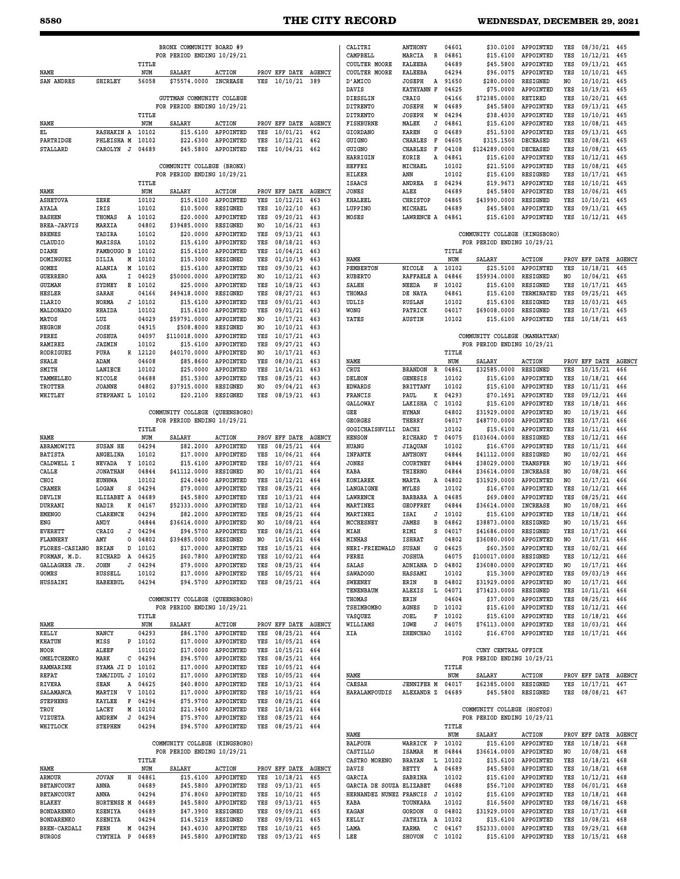BRONX COMMUNITY BOARD #9
FOR PERIOD ENDING 10/29/21

| NAME | | TITLE NUM | SALARY | ACTION | PROV | EFF DATE | AGENCY |
|---|---|---|---|---|---|---|---|
| SAN ANDRES | SHIRLEY | 56058 | $75574.0000 | INCREASE | YES | 10/10/21 | 389 |

GUTTMAN COMMUNITY COLLEGE
FOR PERIOD ENDING 10/29/21

| NAME | | TITLE NUM | SALARY | ACTION | PROV | EFF DATE | AGENCY |
|---|---|---|---|---|---|---|---|
| EL | RASHAKIN A | 10102 | $15.6100 | APPOINTED | YES | 10/01/21 | 462 |
| PARTRIDGE | PHLEISHA M | 10102 | $22.6300 | APPOINTED | YES | 10/12/21 | 462 |
| STALLARD | CAROLYN J | 04689 | $45.5800 | APPOINTED | YES | 10/04/21 | 462 |

COMMUNITY COLLEGE (BRONX)
FOR PERIOD ENDING 10/29/21

| NAME | | TITLE NUM | SALARY | ACTION | PROV | EFF DATE | AGENCY |
|---|---|---|---|---|---|---|---|
| ASHETOVA | ZERE | 10102 | $15.6100 | APPOINTED | YES | 10/12/21 | 463 |
| AYALA | IRIS | 10102 | $10.5000 | RESIGNED | YES | 10/22/10 | 463 |
| BASHEN | THOMAS A | 10102 | $20.0000 | APPOINTED | YES | 09/20/21 | 463 |
| BREA-JARVIS | MARXIA | 04802 | $39485.0000 | RESIGNED | NO | 10/16/21 | 463 |
| BRENES | YADIRA | 10102 | $20.0000 | APPOINTED | YES | 09/13/21 | 463 |
| CLAUDIO | MARISSA | 10102 | $15.6100 | APPOINTED | YES | 08/18/21 | 463 |
| DIANE | FAMBOUGO B | 10102 | $15.6100 | APPOINTED | YES | 10/04/21 | 463 |
| DOMINGUEZ | DILIA M | 10102 | $15.3000 | RESIGNED | YES | 01/10/19 | 463 |
| GOMEZ | ALANIA M | 10102 | $15.6100 | APPOINTED | YES | 09/30/21 | 463 |
| GUERRERO | ANA I | 04029 | $50000.0000 | APPOINTED | NO | 10/12/21 | 463 |
| GUZMAN | SYDNEY E | 10102 | $25.0000 | APPOINTED | YES | 10/18/21 | 463 |
| HESLER | SARAH | 04166 | $49418.0000 | RESIGNED | YES | 08/27/21 | 463 |
| ILARIO | NORMA J | 10102 | $15.6100 | APPOINTED | YES | 09/01/21 | 463 |
| MALDONADO | RHAIDA | 10102 | $15.6100 | APPOINTED | YES | 09/01/21 | 463 |
| MATOS | LUZ | 04029 | $59791.0000 | APPOINTED | NO | 10/17/21 | 463 |
| NEGRON | JOSE | 04915 | $508.8000 | RESIGNED | NO | 10/10/21 | 463 |
| PEREZ | JOSHUA | 04097 | $110018.0000 | APPOINTED | YES | 10/17/21 | 463 |
| RAMIREZ | JAZMIN | 10102 | $15.6100 | APPOINTED | YES | 09/27/21 | 463 |
| RODRIGUEZ | PURA R | 12120 | $40170.0000 | APPOINTED | NO | 10/17/21 | 463 |
| SHALE | ADAM | 04608 | $85.8600 | APPOINTED | YES | 08/30/21 | 463 |
| SMITH | LANIECE | 10102 | $25.0000 | APPOINTED | YES | 10/14/21 | 463 |
| TAMMELLEO | NICOLE | 04688 | $51.5300 | APPOINTED | YES | 08/25/21 | 463 |
| TROTTER | JOANNE | 04802 | $37915.0000 | RESIGNED | NO | 09/04/21 | 463 |
| WHITLEY | STEPHANI L | 10102 | $20.2100 | RESIGNED | YES | 08/19/21 | 463 |

COMMUNITY COLLEGE (QUEENSBORO)
FOR PERIOD ENDING 10/29/21

| NAME | | TITLE NUM | SALARY | ACTION | PROV | EFF DATE | AGENCY |
|---|---|---|---|---|---|---|---|
| ABRAMOWITZ | SUSAN HE | 04294 | $82.2000 | APPOINTED | YES | 08/25/21 | 464 |
| BATISTA | ANGELINA | 10102 | $17.0000 | APPOINTED | YES | 10/06/21 | 464 |
| CALDWELL I | NEVADA Y | 10102 | $15.6100 | APPOINTED | YES | 10/07/21 | 464 |
| CALLE | JONATHAN | 04844 | $41112.0000 | RESIGNED | NO | 10/01/21 | 464 |
| CHOI | EUNHWA | 10102 | $24.0400 | APPOINTED | YES | 10/12/21 | 464 |
| CRAMER | LOGAN S | 04294 | $79.0000 | APPOINTED | YES | 08/25/21 | 464 |
| DEVLIN | ELIZABET A | 04689 | $45.5800 | APPOINTED | YES | 10/13/21 | 464 |
| DURRANI | NADIR K | 04167 | $52333.0000 | APPOINTED | YES | 10/12/21 | 464 |
| EMENGO | CLARENCE | 04294 | $82.2000 | APPOINTED | YES | 08/25/21 | 464 |
| ENG | ANDY | 04844 | $36614.0000 | APPOINTED | NO | 10/08/21 | 464 |
| EVERETT | CRAIG J | 04294 | $94.5700 | APPOINTED | YES | 08/25/21 | 464 |
| FLANNERY | AMY O | 04802 | $39485.0000 | RESIGNED | NO | 10/16/21 | 464 |
| FLORES-CASIANO | BRIAN D | 10102 | $17.0000 | APPOINTED | YES | 10/15/21 | 464 |
| FORMAN, M.D. | RICHARD A | 04625 | $60.7800 | APPOINTED | YES | 10/02/21 | 464 |
| GALLAGHER JR. | JOHN J | 04294 | $79.0000 | APPOINTED | YES | 08/25/21 | 464 |
| GOMES | RUSSELL | 10102 | $17.0000 | APPOINTED | YES | 10/05/21 | 464 |
| HUSSAINI | HABEEBUL | 04294 | $94.5700 | APPOINTED | YES | 08/25/21 | 464 |

COMMUNITY COLLEGE (QUEENSBORO)
FOR PERIOD ENDING 10/29/21

| NAME | | TITLE NUM | SALARY | ACTION | PROV | EFF DATE | AGENCY |
|---|---|---|---|---|---|---|---|
| KELLY | NANCY | 04293 | $86.1700 | APPOINTED | YES | 08/25/21 | 464 |
| KHATUN | MISS P | 10102 | $17.0000 | APPOINTED | YES | 10/05/21 | 464 |
| NOOR | ALEEF | 10102 | $17.0000 | APPOINTED | YES | 10/15/21 | 464 |
| OMELTCHENKO | MARK C | 04294 | $94.5700 | APPOINTED | YES | 08/25/21 | 464 |
| RAMNARINE | SYAMA JI D | 10102 | $17.0000 | APPOINTED | YES | 10/05/21 | 464 |
| REFAT | TAMJIDUL J | 10102 | $17.0000 | APPOINTED | YES | 10/05/21 | 464 |
| RIVERA | SEAN A | 04625 | $40.8000 | APPOINTED | YES | 10/13/21 | 464 |
| SALAMANCA | MARTIN V | 10102 | $17.0000 | APPOINTED | YES | 10/15/21 | 464 |
| STEPHENS | KAYLEE F | 04294 | $75.9700 | APPOINTED | YES | 08/25/21 | 464 |
| TROY | LACEY M | 10102 | $21.3400 | APPOINTED | YES | 10/18/21 | 464 |
| VIZUETA | ANDREW J | 04294 | $75.9700 | APPOINTED | YES | 08/25/21 | 464 |
| WHITLOCK | STEPHEN | 04294 | $94.5700 | APPOINTED | YES | 08/25/21 | 464 |

COMMUNITY COLLEGE (KINGSBORO)
FOR PERIOD ENDING 10/29/21

| NAME | | TITLE NUM | SALARY | ACTION | PROV | EFF DATE | AGENCY |
|---|---|---|---|---|---|---|---|
| ARMOUR | JOVAN H | 04861 | $15.6100 | APPOINTED | YES | 10/18/21 | 465 |
| BETANCOURT | ANNA | 04689 | $45.5800 | APPOINTED | YES | 09/13/21 | 465 |
| BETANCOURT | ANNA | 04294 | $76.8060 | APPOINTED | YES | 10/10/21 | 465 |
| BLAKEY | HORTENSE M | 04689 | $45.5800 | APPOINTED | YES | 09/13/21 | 465 |
| BONDARENKO | KSENIYA | 04689 | $47.3900 | RESIGNED | YES | 09/09/21 | 465 |
| BONDARENKO | KSENIYA | 04294 | $14.5219 | RESIGNED | YES | 09/09/21 | 465 |
| BREN-CARDALI | FERN M | 04294 | $43.4030 | APPOINTED | YES | 10/10/21 | 465 |
| BURGOS | CYNTHIA P | 04689 | $45.5800 | APPOINTED | YES | 09/13/21 | 465 |
| CALITRI | ANTHONY | 04601 | $30.0100 | APPOINTED | YES | 08/30/21 | 465 |
| CAMPBELL | MARCIA R | 04861 | $15.6100 | APPOINTED | YES | 10/12/21 | 465 |
| COULTER MOORE | KALEEBA | 04689 | $45.5800 | APPOINTED | YES | 09/13/21 | 465 |
| COULTER MOORE | KALEEBA | 04294 | $96.0075 | APPOINTED | YES | 10/10/21 | 465 |
| D'AMICO | JOSEPH A | 91650 | $280.0000 | RESIGNED | NO | 10/10/21 | 465 |
| DAVIS | KATHYANN F | 04625 | $75.0000 | APPOINTED | YES | 10/19/21 | 465 |
| DIESSLIN | CRAIG | 04166 | $72385.0000 | RETIRED | YES | 10/20/21 | 465 |
| DITRENTO | JOSEPH W | 04689 | $45.5800 | APPOINTED | YES | 09/13/21 | 465 |
| DITRENTO | JOSEPH W | 04294 | $38.4030 | APPOINTED | YES | 10/10/21 | 465 |
| FISHBURNE | MALEK J | 04861 | $15.6100 | APPOINTED | YES | 10/08/21 | 465 |
| GIORDANO | KAREN G | 04689 | $51.5300 | APPOINTED | YES | 09/13/21 | 465 |
| GUIGNO | CHARLES F | 04605 | $315.1500 | DECEASED | YES | 10/08/21 | 465 |
| GUIGNO | CHARLES F | 04108 | $124289.0000 | DECEASED | YES | 10/08/21 | 465 |
| HARRIGIN | KORIE A | 04861 | $15.6100 | APPOINTED | YES | 10/12/21 | 465 |
| HEFFEZ | MICHAEL | 10102 | $21.5100 | APPOINTED | YES | 10/08/21 | 465 |
| HILKER | ANN | 10102 | $15.6100 | RESIGNED | YES | 10/17/21 | 465 |
| ISAACS | ANDREA S | 04294 | $19.9673 | APPOINTED | YES | 10/10/21 | 465 |
| JONES | ALEX | 04689 | $45.5800 | APPOINTED | YES | 10/06/21 | 465 |
| KHALEEL | CHRISTOP | 04865 | $43990.0000 | RESIGNED | YES | 10/10/21 | 465 |
| LUPPINO | MICHAEL | 04689 | $45.5800 | APPOINTED | YES | 09/13/21 | 465 |
| MOSES | LAWRENCE A | 04861 | $15.6100 | APPOINTED | YES | 10/12/21 | 465 |

COMMUNITY COLLEGE (KINGSBORO)
FOR PERIOD ENDING 10/29/21

| NAME | | TITLE NUM | SALARY | ACTION | PROV | EFF DATE | AGENCY |
|---|---|---|---|---|---|---|---|
| PEMBERTON | NICOLE A | 10102 | $25.5100 | APPOINTED | YES | 10/18/21 | 465 |
| RUBERTO | RAFFAELE A | 04846 | $59934.0000 | RESIGNED | NO | 10/04/21 | 465 |
| SALEH | NEEDA N | 10102 | $15.6100 | RESIGNED | YES | 10/17/21 | 465 |
| THOMAS | DE NAYA | 04861 | $15.6100 | TERMINATED | YES | 09/25/21 | 465 |
| UDLIS | RUSLAN | 10102 | $15.6300 | RESIGNED | YES | 10/03/21 | 465 |
| WONG | PATRICK | 04017 | $69008.0000 | RESIGNED | YES | 10/17/21 | 465 |
| YATES | AUSTIN | 10102 | $15.6100 | APPOINTED | YES | 10/18/21 | 465 |

COMMUNITY COLLEGE (MANHATTAN)
FOR PERIOD ENDING 10/29/21

| NAME | | TITLE NUM | SALARY | ACTION | PROV | EFF DATE | AGENCY |
|---|---|---|---|---|---|---|---|
| CRUZ | BRANDON R | 04861 | $32585.0000 | RESIGNED | YES | 10/15/21 | 466 |
| DELEON | GENESIS | 10102 | $15.6100 | APPOINTED | YES | 10/18/21 | 466 |
| EDWARDS | BRITTANY | 10102 | $15.6100 | APPOINTED | YES | 10/11/21 | 466 |
| FRANCIS | PAUL K | 04293 | $70.1691 | APPOINTED | YES | 09/12/21 | 466 |
| GALLOWAY | LAKISHA C | 10102 | $15.6100 | APPOINTED | YES | 10/18/21 | 466 |
| GEE | HYMAN | 04802 | $31929.0000 | APPOINTED | NO | 10/19/21 | 466 |
| GEORGES | THERRY | 04017 | $48770.0000 | APPOINTED | YES | 10/17/21 | 466 |
| GOGICHAISHVILI | DACHI | 10102 | $15.6100 | APPOINTED | YES | 10/11/21 | 466 |
| HENSON | RICHARD T | 04075 | $103604.0000 | RESIGNED | YES | 10/12/21 | 466 |
| HUANG | JIAQUAN | 10102 | $16.6700 | APPOINTED | YES | 10/11/21 | 466 |
| INFANTE | ANTHONY | 04844 | $41112.0000 | RESIGNED | NO | 10/02/21 | 466 |
| JONES | COURTNEY | 04844 | $38029.0000 | TRANSFER | NO | 10/19/21 | 466 |
| KABA | THIERNO | 04844 | $36614.0000 | INCREASE | NO | 10/08/21 | 466 |
| KONIAREK | MARTA A | 04802 | $31929.0000 | APPOINTED | NO | 10/17/21 | 466 |
| LANGAIGNE | MYLES | 10102 | $16.6700 | APPOINTED | YES | 10/12/21 | 466 |
| LAWRENCE | BARBARA A | 04685 | $69.0800 | APPOINTED | YES | 08/25/21 | 466 |
| MARTINEZ | GEOFFREY | 04844 | $36614.0000 | INCREASE | NO | 10/08/21 | 466 |
| MARTINEZ | ISAI J | 10102 | $15.6100 | APPOINTED | YES | 10/18/21 | 466 |
| MCCHESNEY | JAMES B | 04862 | $38873.0000 | RESIGNED | NO | 10/15/21 | 466 |
| MIAH | RIMI S | 04017 | $41686.0000 | RESIGNED | YES | 10/17/21 | 466 |
| MINHAS | ISHRAT | 04802 | $36080.0000 | APPOINTED | NO | 10/17/21 | 466 |
| NERI-FRIEDWALD | SUSAN G | 04625 | $60.3500 | APPOINTED | YES | 10/02/21 | 466 |
| PEREZ | JOSHUA | 04075 | $100017.0000 | RESIGNED | YES | 10/12/21 | 466 |
| SALAS | ADNIANA D | 04802 | $36080.0000 | APPOINTED | NO | 10/17/21 | 466 |
| SAWADOGO | HASSAMI | 10102 | $15.3000 | APPOINTED | YES | 09/03/19 | 466 |
| SWEENEY | ERIN B | 04802 | $31929.0000 | APPOINTED | NO | 10/17/21 | 466 |
| TENENBAUM | ALEXIS L | 04071 | $73423.0000 | RESIGNED | YES | 10/11/21 | 466 |
| THOMAS | ERIN | 04604 | $37.0000 | APPOINTED | YES | 08/25/21 | 466 |
| TSHIMBOMBO | AGNES D | 10102 | $15.6100 | APPOINTED | YES | 10/12/21 | 466 |
| VASQUEZ | JOEL F | 10102 | $15.6100 | APPOINTED | YES | 10/18/21 | 466 |
| WILLIAMS | IGWE J | 04075 | $76113.0000 | APPOINTED | YES | 10/03/21 | 466 |
| XIA | ZHENCHAO | 10102 | $16.6700 | APPOINTED | YES | 10/17/21 | 466 |

CUNY CENTRAL OFFICE
FOR PERIOD ENDING 10/29/21

| NAME | | TITLE NUM | SALARY | ACTION | PROV | EFF DATE | AGENCY |
|---|---|---|---|---|---|---|---|
| CAESAR | JENNIFER M | 04017 | $62385.0000 | RESIGNED | YES | 10/17/21 | 467 |
| HARALAMPOUDIS | ALEXANDR Z | 04689 | $45.5800 | RESIGNED | YES | 08/08/21 | 467 |

COMMUNITY COLLEGE (HOSTOS)
FOR PERIOD ENDING 10/29/21

| NAME | | TITLE NUM | SALARY | ACTION | PROV | EFF DATE | AGENCY |
|---|---|---|---|---|---|---|---|
| BALFOUR | WARRICK P | 10102 | $15.6100 | APPOINTED | YES | 10/18/21 | 468 |
| CASTILLO | ISAMAR M | 04844 | $36614.0000 | APPOINTED | NO | 10/08/21 | 468 |
| CASTRO MORENO | BRAYAN L | 10102 | $15.6100 | APPOINTED | YES | 10/18/21 | 468 |
| DAVIS | BETTY A | 04689 | $45.5800 | APPOINTED | YES | 10/18/21 | 468 |
| GARCIA | SABRINA | 10102 | $15.6100 | APPOINTED | YES | 10/12/21 | 468 |
| GARCIA DE SOUZA | ELIZABET | 04688 | $56.7100 | APPOINTED | YES | 06/01/21 | 468 |
| HERNANDEZ NUNEZ | FRANCIS J | 10102 | $15.6100 | APPOINTED | YES | 10/18/21 | 468 |
| KABA | TOUNKARA | 10102 | $16.5600 | APPOINTED | YES | 08/16/21 | 468 |
| KAGAN | GORDON G | 04802 | $31929.0000 | APPOINTED | YES | 10/17/21 | 468 |
| KELLY | JATHIYA A | 10102 | $15.6100 | APPOINTED | YES | 10/08/21 | 468 |
| LAMA | KARMA C | 04167 | $52333.0000 | APPOINTED | YES | 09/29/21 | 468 |
| LEE | SHOVON C | 10102 | $15.6100 | APPOINTED | YES | 10/15/21 | 468 |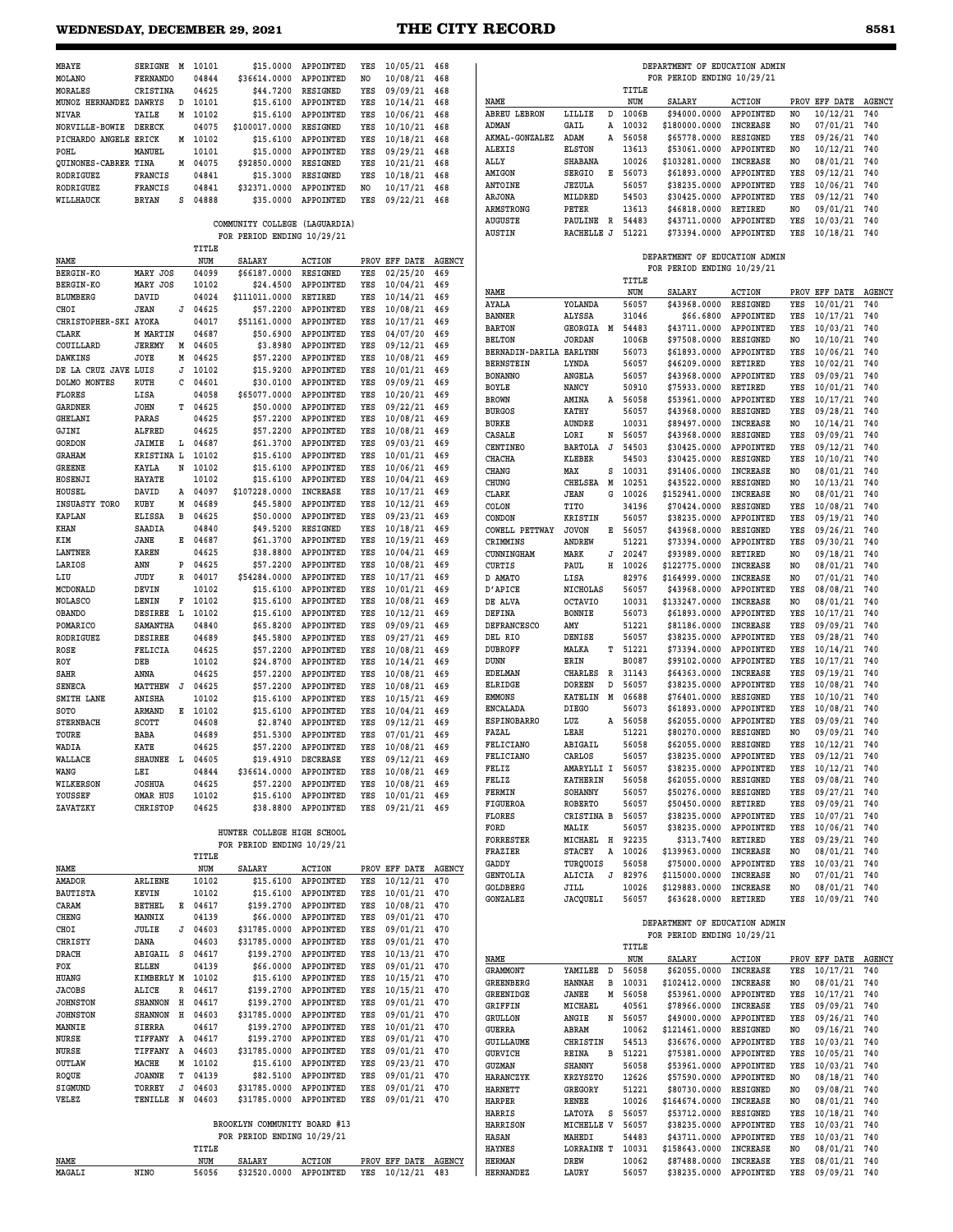| NAME | | | TITLE NUM | SALARY | ACTION | PROV | EFF DATE | AGENCY |
|---|---|---|---|---|---|---|---|---|
| MBAYE | SERIGNE | M | 10101 | $15.0000 | APPOINTED | YES | 10/05/21 | 468 |
| MOLANO | FERNANDO | | 04844 | $36614.0000 | APPOINTED | NO | 10/08/21 | 468 |
| MORALES | CRISTINA | | 04625 | $44.7200 | RESIGNED | YES | 09/09/21 | 468 |
| MUNOZ HERNANDEZ | DAWRYS | D | 10101 | $15.6100 | APPOINTED | YES | 10/14/21 | 468 |
| NIVAR | YAILE | M | 10102 | $15.6100 | APPOINTED | YES | 10/06/21 | 468 |
| NORVILLE-BOWIE | DERECK | | 04075 | $100017.0000 | RESIGNED | YES | 10/10/21 | 468 |
| PICHARDO ANGELE | ERICK | M | 10102 | $15.6100 | APPOINTED | YES | 10/18/21 | 468 |
| POHL | MANUEL | | 10101 | $15.0000 | APPOINTED | YES | 09/29/21 | 468 |
| QUINONES-CABRER | TINA | M | 04075 | $92850.0000 | RESIGNED | YES | 10/21/21 | 468 |
| RODRIGUEZ | FRANCIS | | 04841 | $15.3000 | RESIGNED | YES | 10/18/21 | 468 |
| RODRIGUEZ | FRANCIS | | 04841 | $32371.0000 | APPOINTED | NO | 10/17/21 | 468 |
| WILLHAUCK | BRYAN | S | 04888 | $35.0000 | APPOINTED | YES | 09/22/21 | 468 |

**COMMUNITY COLLEGE (LAGUARDIA)**
**FOR PERIOD ENDING 10/29/21**

| NAME | | | TITLE NUM | SALARY | ACTION | PROV | EFF DATE | AGENCY |
|---|---|---|---|---|---|---|---|---|
| BERGIN-KO | MARY JOS | | 04099 | $66187.0000 | RESIGNED | YES | 02/25/20 | 469 |
| BERGIN-KO | MARY JOS | | 10102 | $24.4500 | APPOINTED | YES | 10/04/21 | 469 |
| BLUMBERG | DAVID | | 04024 | $111011.0000 | RETIRED | YES | 10/14/21 | 469 |
| CHOI | JEAN | J | 04625 | $57.2200 | APPOINTED | YES | 10/08/21 | 469 |
| CHRISTOPHER-SKI | AYOKA | | 04017 | $51161.0000 | APPOINTED | YES | 10/17/21 | 469 |
| CLARK | M MARTIN | | 04687 | $50.6900 | APPOINTED | YES | 04/07/20 | 469 |
| COUILLARD | JEREMY | M | 04605 | $3.8980 | APPOINTED | YES | 09/12/21 | 469 |
| DAWKINS | JOYE | M | 04625 | $57.2200 | APPOINTED | YES | 10/08/21 | 469 |
| DE LA CRUZ JAVE | LUIS | J | 10102 | $15.9200 | APPOINTED | YES | 10/01/21 | 469 |
| DOLMO MONTES | RUTH | C | 04601 | $30.0100 | APPOINTED | YES | 09/09/21 | 469 |
| FLORES | LISA | | 04058 | $65077.0000 | APPOINTED | YES | 10/20/21 | 469 |
| GARDNER | JOHN | T | 04625 | $50.0000 | APPOINTED | YES | 09/22/21 | 469 |
| GHELANI | PARAS | | 04625 | $57.2200 | APPOINTED | YES | 10/08/21 | 469 |
| GJINI | ALFRED | | 04625 | $57.2200 | APPOINTED | YES | 10/08/21 | 469 |
| GORDON | JAIMIE | L | 04687 | $61.3700 | APPOINTED | YES | 09/03/21 | 469 |
| GRAHAM | KRISTINA | L | 10102 | $15.6100 | APPOINTED | YES | 10/01/21 | 469 |
| GREENE | KAYLA | N | 10102 | $15.6100 | APPOINTED | YES | 10/06/21 | 469 |
| HOSENJI | HAYATE | | 10102 | $15.6100 | APPOINTED | YES | 10/04/21 | 469 |
| HOUSEL | DAVID | A | 04097 | $107228.0000 | INCREASE | YES | 10/17/21 | 469 |
| INSUASTY TORO | RUBY | M | 04689 | $45.5800 | APPOINTED | YES | 10/12/21 | 469 |
| KAPLAN | ELISSA | B | 04625 | $50.0000 | APPOINTED | YES | 09/23/21 | 469 |
| KHAN | SAADIA | | 04840 | $49.5200 | RESIGNED | YES | 10/18/21 | 469 |
| KIM | JANE | E | 04687 | $61.3700 | APPOINTED | YES | 10/19/21 | 469 |
| LANTNER | KAREN | | 04625 | $38.8800 | APPOINTED | YES | 10/04/21 | 469 |
| LARIOS | ANN | P | 04625 | $57.2200 | APPOINTED | YES | 10/08/21 | 469 |
| LIU | JUDY | R | 04017 | $54284.0000 | APPOINTED | YES | 10/17/21 | 469 |
| MCDONALD | DEVIN | | 10102 | $15.6100 | APPOINTED | YES | 10/01/21 | 469 |
| NOLASCO | LENIN | F | 10102 | $15.6100 | APPOINTED | YES | 10/08/21 | 469 |
| OBANDO | DESIREE | L | 10102 | $15.6100 | APPOINTED | YES | 10/12/21 | 469 |
| POMARICO | SAMANTHA | | 04840 | $65.8200 | APPOINTED | YES | 09/09/21 | 469 |
| RODRIGUEZ | DESIREE | | 04689 | $45.5800 | APPOINTED | YES | 09/27/21 | 469 |
| ROSE | FELICIA | | 04625 | $57.2200 | APPOINTED | YES | 10/08/21 | 469 |
| ROY | DEB | | 10102 | $24.8700 | APPOINTED | YES | 10/14/21 | 469 |
| SAHR | ANNA | | 04625 | $57.2200 | APPOINTED | YES | 10/08/21 | 469 |
| SENECA | MATTHEW | J | 04625 | $57.2200 | APPOINTED | YES | 10/08/21 | 469 |
| SMITH LANE | ANISHA | | 10102 | $15.6100 | APPOINTED | YES | 10/15/21 | 469 |
| SOTO | ARMAND | E | 10102 | $15.6100 | APPOINTED | YES | 10/04/21 | 469 |
| STERNBACH | SCOTT | | 04608 | $2.8740 | APPOINTED | YES | 09/12/21 | 469 |
| TOURE | BABA | | 04689 | $51.5300 | APPOINTED | YES | 07/01/21 | 469 |
| WADIA | KATE | | 04625 | $57.2200 | APPOINTED | YES | 10/08/21 | 469 |
| WALLACE | SHAUNEE | L | 04605 | $19.4910 | DECREASE | YES | 09/12/21 | 469 |
| WANG | LEI | | 04844 | $36614.0000 | APPOINTED | YES | 10/08/21 | 469 |
| WILKERSON | JOSHUA | | 04625 | $57.2200 | APPOINTED | YES | 10/08/21 | 469 |
| YOUSSEF | OMAR HUS | | 10102 | $15.6100 | APPOINTED | YES | 10/01/21 | 469 |
| ZAVATZKY | CHRISTOP | | 04625 | $38.8800 | APPOINTED | YES | 09/21/21 | 469 |

**HUNTER COLLEGE HIGH SCHOOL**
**FOR PERIOD ENDING 10/29/21**

| NAME | | | TITLE NUM | SALARY | ACTION | PROV | EFF DATE | AGENCY |
|---|---|---|---|---|---|---|---|---|
| AMADOR | ARLIENE | | 10102 | $15.6100 | APPOINTED | YES | 10/12/21 | 470 |
| BAUTISTA | KEVIN | | 10102 | $15.6100 | APPOINTED | YES | 10/01/21 | 470 |
| CARAM | BETHEL | E | 04617 | $199.2700 | APPOINTED | YES | 10/08/21 | 470 |
| CHENG | MANNIX | | 04139 | $66.0000 | APPOINTED | YES | 09/01/21 | 470 |
| CHOI | JULIE | J | 04603 | $31785.0000 | APPOINTED | YES | 09/01/21 | 470 |
| CHRISTY | DANA | | 04603 | $31785.0000 | APPOINTED | YES | 09/01/21 | 470 |
| DRACH | ABIGAIL | S | 04617 | $199.2700 | APPOINTED | YES | 10/13/21 | 470 |
| FOX | ELLEN | | 04139 | $66.0000 | APPOINTED | YES | 09/01/21 | 470 |
| HUANG | KIMBERLY | M | 10102 | $15.6100 | APPOINTED | YES | 10/15/21 | 470 |
| JACOBS | ALICE | R | 04617 | $199.2700 | APPOINTED | YES | 10/15/21 | 470 |
| JOHNSTON | SHANNON | H | 04617 | $199.2700 | APPOINTED | YES | 09/01/21 | 470 |
| JOHNSTON | SHANNON | H | 04603 | $31785.0000 | APPOINTED | YES | 09/01/21 | 470 |
| MANNIE | SIERRA | | 04617 | $199.2700 | APPOINTED | YES | 10/01/21 | 470 |
| NURSE | TIFFANY | A | 04617 | $199.2700 | APPOINTED | YES | 09/01/21 | 470 |
| NURSE | TIFFANY | A | 04603 | $31785.0000 | APPOINTED | YES | 09/01/21 | 470 |
| OUTLAW | MACHE | M | 10102 | $15.6100 | APPOINTED | YES | 09/23/21 | 470 |
| ROQUE | JOANNE | T | 04139 | $82.5100 | APPOINTED | YES | 09/01/21 | 470 |
| SIGMUND | TORREY | J | 04603 | $31785.0000 | APPOINTED | YES | 09/01/21 | 470 |
| VELEZ | TENILLE | N | 04603 | $31785.0000 | APPOINTED | YES | 09/01/21 | 470 |

**BROOKLYN COMMUNITY BOARD #13**
**FOR PERIOD ENDING 10/29/21**

| NAME | | | TITLE NUM | SALARY | ACTION | PROV | EFF DATE | AGENCY |
|---|---|---|---|---|---|---|---|---|
| MAGALI | NINO | | 56056 | $32520.0000 | APPOINTED | YES | 10/12/21 | 483 |

**DEPARTMENT OF EDUCATION ADMIN**
**FOR PERIOD ENDING 10/29/21**

| NAME | | | TITLE NUM | SALARY | ACTION | PROV | EFF DATE | AGENCY |
|---|---|---|---|---|---|---|---|---|
| ABREU LEBRON | LILLIE | D | 1006B | $94000.0000 | APPOINTED | NO | 10/12/21 | 740 |
| ADMAN | GAIL | A | 10032 | $180000.0000 | INCREASE | NO | 07/01/21 | 740 |
| AKMAL-GONZALEZ | ADAM | A | 56058 | $65778.0000 | RESIGNED | YES | 09/26/21 | 740 |
| ALEXIS | ELSTON | | 13613 | $53061.0000 | APPOINTED | NO | 10/12/21 | 740 |
| ALLY | SHABANA | | 10026 | $103281.0000 | INCREASE | NO | 08/01/21 | 740 |
| AMIGON | SERGIO | E | 56073 | $61893.0000 | APPOINTED | YES | 09/12/21 | 740 |
| ANTOINE | JEZULA | | 56057 | $38235.0000 | APPOINTED | YES | 10/06/21 | 740 |
| ARJONA | MILDRED | | 54503 | $30425.0000 | APPOINTED | YES | 09/12/21 | 740 |
| ARMSTRONG | PETER | | 13613 | $46818.0000 | RETIRED | NO | 09/01/21 | 740 |
| AUGUSTE | PAULINE | R | 54483 | $43711.0000 | APPOINTED | YES | 10/03/21 | 740 |
| AUSTIN | RACHELLE | J | 51221 | $73394.0000 | APPOINTED | YES | 10/18/21 | 740 |

**DEPARTMENT OF EDUCATION ADMIN**
**FOR PERIOD ENDING 10/29/21**

| NAME | | | TITLE NUM | SALARY | ACTION | PROV | EFF DATE | AGENCY |
|---|---|---|---|---|---|---|---|---|
| AYALA | YOLANDA | | 56057 | $43968.0000 | RESIGNED | YES | 10/01/21 | 740 |
| BANNER | ALYSSA | | 31046 | $66.6800 | APPOINTED | YES | 10/17/21 | 740 |
| BARTON | GEORGIA | M | 54483 | $43711.0000 | APPOINTED | YES | 10/03/21 | 740 |
| BELTON | JORDAN | | 1006B | $97508.0000 | RESIGNED | NO | 10/10/21 | 740 |
| BERNADIN-DARILA | EARLYNN | | 56073 | $61893.0000 | APPOINTED | YES | 10/06/21 | 740 |
| BERNSTEIN | LYNDA | | 56057 | $46209.0000 | RETIRED | YES | 10/02/21 | 740 |
| BONANNO | ANGELA | | 56057 | $43968.0000 | APPOINTED | YES | 09/09/21 | 740 |
| BOYLE | NANCY | | 50910 | $75933.0000 | RETIRED | YES | 10/01/21 | 740 |
| BROWN | AMINA | A | 56058 | $53961.0000 | APPOINTED | YES | 10/17/21 | 740 |
| BURGOS | KATHY | | 56057 | $43968.0000 | RESIGNED | YES | 09/28/21 | 740 |
| BURKE | AUNDRE | | 10031 | $89497.0000 | INCREASE | NO | 10/14/21 | 740 |
| CASALE | LORI | N | 56057 | $43968.0000 | RESIGNED | YES | 09/09/21 | 740 |
| CENTINEO | BARTOLA | J | 54503 | $30425.0000 | APPOINTED | YES | 09/12/21 | 740 |
| CHACHA | KLEBER | | 54503 | $30425.0000 | RESIGNED | YES | 10/10/21 | 740 |
| CHANG | MAX | S | 10031 | $91406.0000 | INCREASE | NO | 08/01/21 | 740 |
| CHUNG | CHELSEA | M | 10251 | $43522.0000 | RESIGNED | NO | 10/13/21 | 740 |
| CLARK | JEAN | G | 10026 | $152941.0000 | INCREASE | NO | 08/01/21 | 740 |
| COLON | TITO | | 34196 | $70424.0000 | RESIGNED | YES | 10/08/21 | 740 |
| CONDON | KRISTIN | | 56057 | $38235.0000 | APPOINTED | YES | 09/19/21 | 740 |
| COWELL PETTWAY | JOVON | E | 56057 | $43968.0000 | RESIGNED | YES | 09/26/21 | 740 |
| CRIMMINS | ANDREW | | 51221 | $73394.0000 | APPOINTED | YES | 09/30/21 | 740 |
| CUNNINGHAM | MARK | J | 20247 | $93989.0000 | RETIRED | NO | 09/18/21 | 740 |
| CURTIS | PAUL | H | 10026 | $122775.0000 | INCREASE | NO | 08/01/21 | 740 |
| D AMATO | LISA | | 82976 | $164999.0000 | INCREASE | NO | 07/01/21 | 740 |
| D'APICE | NICHOLAS | | 56057 | $43968.0000 | APPOINTED | YES | 08/08/21 | 740 |
| DE ALVA | OCTAVIO | | 10031 | $133247.0000 | INCREASE | NO | 08/01/21 | 740 |
| DEFINA | BONNIE | | 56073 | $61893.0000 | APPOINTED | YES | 10/17/21 | 740 |
| DEFRANCESCO | AMY | | 51221 | $81186.0000 | INCREASE | YES | 09/09/21 | 740 |
| DEL RIO | DENISE | | 56057 | $38235.0000 | APPOINTED | YES | 09/28/21 | 740 |
| DUBROFF | MALKA | T | 51221 | $73394.0000 | APPOINTED | YES | 10/14/21 | 740 |
| DUNN | ERIN | | B0087 | $99102.0000 | APPOINTED | YES | 10/17/21 | 740 |
| EDELMAN | CHARLES | R | 31143 | $64363.0000 | INCREASE | YES | 09/19/21 | 740 |
| ELRIDGE | DOREEN | D | 56057 | $38235.0000 | APPOINTED | YES | 10/08/21 | 740 |
| EMMONS | KATELIN | M | 06688 | $76401.0000 | RESIGNED | YES | 10/10/21 | 740 |
| ENCALADA | DIEGO | | 56073 | $61893.0000 | APPOINTED | YES | 10/08/21 | 740 |
| ESPINOBARRO | LUZ | A | 56058 | $62055.0000 | APPOINTED | YES | 09/09/21 | 740 |
| FAZAL | LEAH | | 51221 | $80270.0000 | RESIGNED | NO | 09/09/21 | 740 |
| FELICIANO | ABIGAIL | | 56058 | $62055.0000 | RESIGNED | YES | 10/12/21 | 740 |
| FELICIANO | CARLOS | | 56057 | $38235.0000 | APPOINTED | YES | 09/12/21 | 740 |
| FELIZ | AMARYLLI | I | 56057 | $38235.0000 | APPOINTED | YES | 10/12/21 | 740 |
| FELIZ | KATHERIN | | 56058 | $62055.0000 | RESIGNED | YES | 09/08/21 | 740 |
| FERMIN | SOHANNY | | 56057 | $50276.0000 | RESIGNED | YES | 09/27/21 | 740 |
| FIGUEROA | ROBERTO | | 56057 | $50450.0000 | RETIRED | YES | 09/09/21 | 740 |
| FLORES | CRISTINA | B | 56057 | $38235.0000 | APPOINTED | YES | 10/07/21 | 740 |
| FORD | MALIK | | 56057 | $38235.0000 | APPOINTED | YES | 10/06/21 | 740 |
| FORRESTER | MICHAEL | H | 92235 | $313.7400 | RETIRED | YES | 09/29/21 | 740 |
| FRAZIER | STACEY | A | 10026 | $139963.0000 | INCREASE | NO | 08/01/21 | 740 |
| GADDY | TURQUOIS | | 56058 | $75000.0000 | APPOINTED | YES | 10/03/21 | 740 |
| GENTOLIA | ALICIA | J | 82976 | $115000.0000 | INCREASE | NO | 07/01/21 | 740 |
| GOLDBERG | JILL | | 10026 | $129883.0000 | INCREASE | NO | 08/01/21 | 740 |
| GONZALEZ | JACQUELI | | 56057 | $63628.0000 | RETIRED | YES | 10/09/21 | 740 |

**DEPARTMENT OF EDUCATION ADMIN**
**FOR PERIOD ENDING 10/29/21**

| NAME | | | TITLE NUM | SALARY | ACTION | PROV | EFF DATE | AGENCY |
|---|---|---|---|---|---|---|---|---|
| GRAMMONT | YAMILEE | D | 56058 | $62055.0000 | INCREASE | YES | 10/17/21 | 740 |
| GREENBERG | HANNAH | B | 10031 | $102412.0000 | INCREASE | NO | 08/01/21 | 740 |
| GREENIDGE | JANEE | M | 56058 | $53961.0000 | APPOINTED | YES | 10/17/21 | 740 |
| GRIFFIN | MICHAEL | | 40561 | $78966.0000 | INCREASE | YES | 09/09/21 | 740 |
| GRULLON | ANGIE | N | 56057 | $49000.0000 | APPOINTED | YES | 09/26/21 | 740 |
| GUERRA | ABRAM | | 10062 | $121461.0000 | RESIGNED | NO | 09/16/21 | 740 |
| GUILLAUME | CHRISTIN | | 54513 | $36676.0000 | APPOINTED | YES | 10/03/21 | 740 |
| GURVICH | REINA | B | 51221 | $75381.0000 | APPOINTED | YES | 10/05/21 | 740 |
| GUZMAN | SHANNY | | 56058 | $53961.0000 | APPOINTED | YES | 10/03/21 | 740 |
| HARANCZYK | KRZYSZTO | | 12626 | $57590.0000 | APPOINTED | NO | 08/18/21 | 740 |
| HARNETT | GREGORY | | 51221 | $80730.0000 | RESIGNED | NO | 09/08/21 | 740 |
| HARPER | RENEE | | 10026 | $164674.0000 | INCREASE | NO | 08/01/21 | 740 |
| HARRIS | LATOYA | S | 56057 | $53712.0000 | RESIGNED | YES | 10/18/21 | 740 |
| HARRISON | MICHELLE | V | 56057 | $38235.0000 | APPOINTED | YES | 10/03/21 | 740 |
| HASAN | MAHEDI | | 54483 | $43711.0000 | APPOINTED | YES | 10/03/21 | 740 |
| HAYNES | LORRAINE | T | 10031 | $158643.0000 | INCREASE | NO | 08/01/21 | 740 |
| HERMAN | DREW | | 10062 | $87488.0000 | INCREASE | YES | 08/01/21 | 740 |
| HERNANDEZ | LAURY | | 56057 | $38235.0000 | APPOINTED | YES | 09/09/21 | 740 |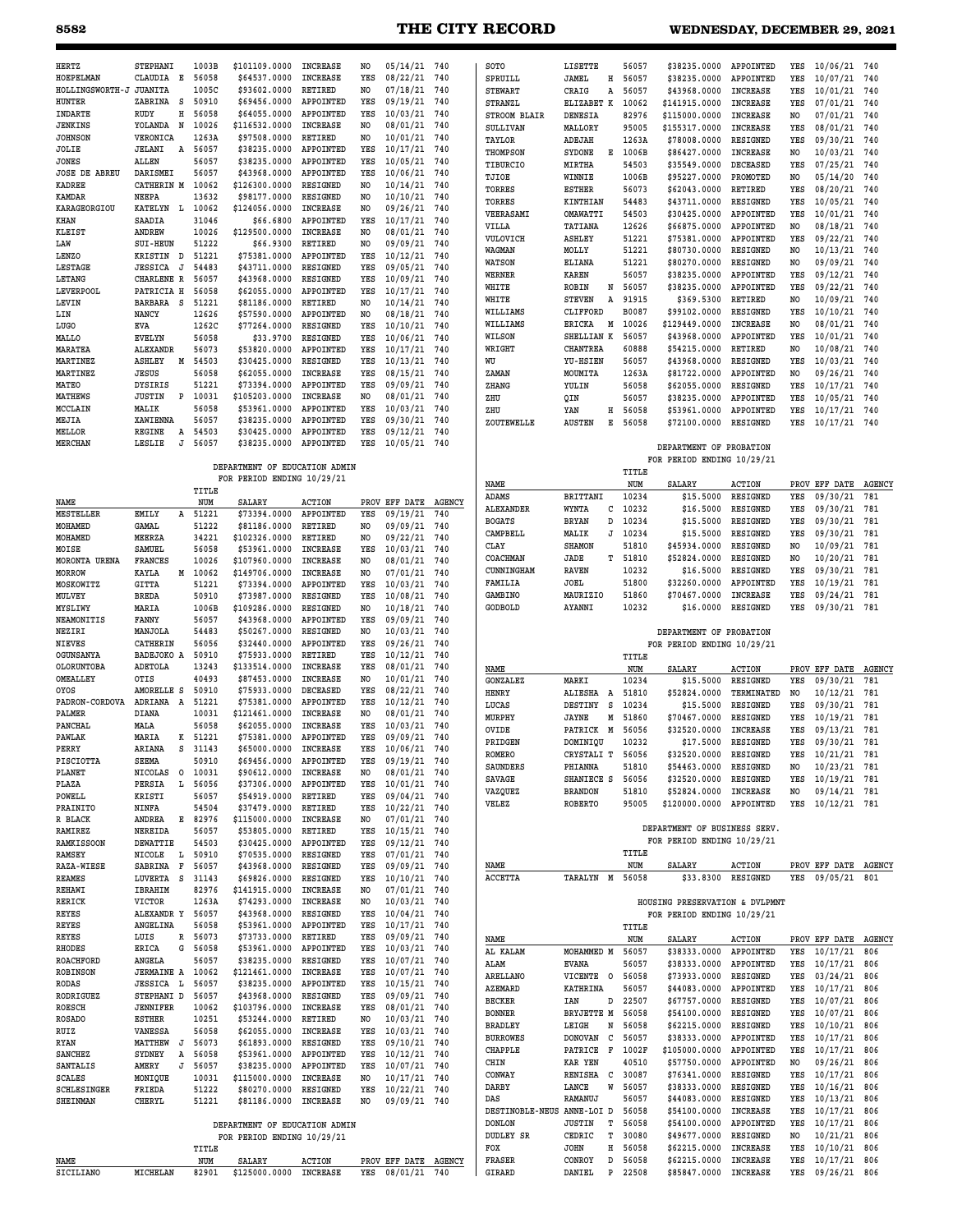| | | | | | | | |
|---|---|---|---|---|---|---|---|
| HERTZ | STEPHANI | 1003B | $101109.0000 | INCREASE | NO | 05/14/21 | 740 |
| HOEPELMAN | CLAUDIA E | 56058 | $64537.0000 | INCREASE | YES | 08/22/21 | 740 |
| HOLLINGSWORTH-J | JUANITA | 1005C | $93602.0000 | RETIRED | NO | 07/18/21 | 740 |
| HUNTER | ZABRINA S | 50910 | $69456.0000 | APPOINTED | YES | 09/19/21 | 740 |
| INDARTE | RUDY H | 56058 | $64055.0000 | APPOINTED | YES | 10/03/21 | 740 |
| JENKINS | YOLANDA N | 10026 | $116532.0000 | INCREASE | NO | 08/01/21 | 740 |
| JOHNSON | VERONICA | 1263A | $97508.0000 | RETIRED | NO | 10/01/21 | 740 |
| JOLIE | JELANI A | 56057 | $38235.0000 | APPOINTED | YES | 10/17/21 | 740 |
| JONES | ALLEN | 56057 | $38235.0000 | APPOINTED | YES | 10/05/21 | 740 |
| JOSE DE ABREU | DARISMEI | 56057 | $43968.0000 | APPOINTED | YES | 10/06/21 | 740 |
| KADREE | CATHERIN M | 10062 | $126300.0000 | RESIGNED | NO | 10/14/21 | 740 |
| KAMDAR | NEEPA | 13632 | $98177.0000 | RESIGNED | NO | 10/10/21 | 740 |
| KARAGEORGIOU | KATELYN L | 10062 | $124056.0000 | INCREASE | NO | 09/26/21 | 740 |
| KHAN | SAADIA | 31046 | $66.6800 | APPOINTED | YES | 10/17/21 | 740 |
| KLEIST | ANDREW | 10026 | $129500.0000 | INCREASE | NO | 08/01/21 | 740 |
| LAW | SUI-HEUN | 51222 | $66.9300 | RETIRED | NO | 09/09/21 | 740 |
| LENZO | KRISTIN D | 51221 | $75381.0000 | APPOINTED | YES | 10/12/21 | 740 |
| LESTAGE | JESSICA J | 54483 | $43711.0000 | RESIGNED | YES | 09/05/21 | 740 |
| LETANG | CHARLENE R | 56057 | $43968.0000 | RESIGNED | YES | 10/09/21 | 740 |
| LEVERPOOL | PATRICIA H | 56058 | $62055.0000 | APPOINTED | YES | 10/17/21 | 740 |
| LEVIN | BARBARA S | 51221 | $81186.0000 | RETIRED | NO | 10/14/21 | 740 |
| LIN | NANCY | 12626 | $57590.0000 | APPOINTED | NO | 08/18/21 | 740 |
| LUGO | EVA | 1262C | $77264.0000 | RESIGNED | YES | 10/10/21 | 740 |
| MALLO | EVELYN | 56058 | $33.9700 | RESIGNED | YES | 10/06/21 | 740 |
| MARATEA | ALEXANDR | 56073 | $53820.0000 | APPOINTED | YES | 10/17/21 | 740 |
| MARTINEZ | ASHLEY M | 54503 | $30425.0000 | RESIGNED | YES | 10/13/21 | 740 |
| MARTINEZ | JESUS | 56058 | $62055.0000 | INCREASE | YES | 08/15/21 | 740 |
| MATEO | DYSIRIS | 51221 | $73394.0000 | APPOINTED | YES | 09/09/21 | 740 |
| MATHEWS | JUSTIN P | 10031 | $105203.0000 | INCREASE | NO | 08/01/21 | 740 |
| MCCLAIN | MALIK | 56058 | $53961.0000 | APPOINTED | YES | 10/03/21 | 740 |
| MEJIA | XAWIENNA | 56057 | $38235.0000 | APPOINTED | YES | 09/30/21 | 740 |
| MELLOR | REGINE A | 54503 | $30425.0000 | APPOINTED | YES | 09/12/21 | 740 |
| MERCHAN | LESLIE J | 56057 | $38235.0000 | APPOINTED | YES | 10/05/21 | 740 |

DEPARTMENT OF EDUCATION ADMIN
FOR PERIOD ENDING 10/29/21

| NAME | | TITLE NUM | SALARY | ACTION | PROV | EFF DATE | AGENCY |
|---|---|---|---|---|---|---|---|
| MESTELLER | EMILY A | 51221 | $73394.0000 | APPOINTED | YES | 09/19/21 | 740 |
| MOHAMED | GAMAL | 51222 | $81186.0000 | RETIRED | NO | 09/09/21 | 740 |
| MOHAMED | MEERZA | 34221 | $102326.0000 | RETIRED | NO | 09/22/21 | 740 |
| MOISE | SAMUEL | 56058 | $53961.0000 | INCREASE | YES | 10/03/21 | 740 |
| MORONTA URENA | FRANCES | 10026 | $107960.0000 | INCREASE | NO | 08/01/21 | 740 |
| MORROW | KAYLA M | 10062 | $149706.0000 | INCREASE | NO | 07/01/21 | 740 |
| MOSKOWITZ | GITTA | 51221 | $73394.0000 | APPOINTED | YES | 10/03/21 | 740 |
| MULVEY | BREDA | 50910 | $73987.0000 | RESIGNED | YES | 10/08/21 | 740 |
| MYSLIWY | MARIA | 1006B | $109286.0000 | RESIGNED | NO | 10/18/21 | 740 |
| NEAMONITIS | FANNY | 56057 | $43968.0000 | APPOINTED | YES | 09/09/21 | 740 |
| NEZIRI | MANJOLA | 54483 | $50267.0000 | RESIGNED | NO | 10/03/21 | 740 |
| NIEVES | CATHERIN | 56056 | $32440.0000 | APPOINTED | YES | 09/26/21 | 740 |
| OGUNSANYA | BADEJOKO A | 50910 | $75933.0000 | RETIRED | YES | 10/12/21 | 740 |
| OLORUNTOBA | ADETOLA | 13243 | $133514.0000 | INCREASE | YES | 08/01/21 | 740 |
| OMEALLEY | OTIS | 40493 | $87453.0000 | INCREASE | NO | 10/01/21 | 740 |
| OYOS | AMORELLE S | 50910 | $75933.0000 | DECEASED | YES | 08/22/21 | 740 |
| PADRON-CORDOVA | ADRIANA A | 51221 | $75381.0000 | APPOINTED | YES | 10/12/21 | 740 |
| PALMER | DIANA | 10031 | $121461.0000 | INCREASE | NO | 08/01/21 | 740 |
| PANCHAL | MALA | 56058 | $62055.0000 | INCREASE | YES | 10/03/21 | 740 |
| PAWLAK | MARIA K | 51221 | $75381.0000 | APPOINTED | YES | 09/09/21 | 740 |
| PERRY | ARIANA S | 31143 | $65000.0000 | INCREASE | YES | 10/06/21 | 740 |
| PISCIOTTA | SEEMA | 50910 | $69456.0000 | APPOINTED | YES | 09/19/21 | 740 |
| PLANET | NICOLAS O | 10031 | $90612.0000 | INCREASE | NO | 08/01/21 | 740 |
| PLAZA | PERSIA L | 56056 | $37306.0000 | APPOINTED | YES | 10/01/21 | 740 |
| POWELL | KRISTI | 56057 | $54919.0000 | RETIRED | YES | 09/04/21 | 740 |
| PRAINITO | NINFA | 54504 | $37479.0000 | RETIRED | YES | 10/22/21 | 740 |
| R BLACK | ANDREA E | 82976 | $115000.0000 | INCREASE | NO | 07/01/21 | 740 |
| RAMIREZ | NEREIDA | 56057 | $53805.0000 | RETIRED | YES | 10/15/21 | 740 |
| RAMKISSOON | DEWATTIE | 54503 | $30425.0000 | APPOINTED | YES | 09/12/21 | 740 |
| RAMSEY | NICOLE L | 50910 | $70535.0000 | RESIGNED | YES | 07/01/21 | 740 |
| RAZA-WIESE | SABRINA F | 56057 | $43968.0000 | RESIGNED | YES | 09/09/21 | 740 |
| REAMES | LUVERTA S | 31143 | $69826.0000 | RESIGNED | YES | 10/10/21 | 740 |
| REHAWI | IBRAHIM | 82976 | $141915.0000 | INCREASE | NO | 07/01/21 | 740 |
| RERICK | VICTOR | 1263A | $74293.0000 | INCREASE | NO | 10/03/21 | 740 |
| REYES | ALEXANDR Y | 56057 | $43968.0000 | RESIGNED | YES | 10/04/21 | 740 |
| REYES | ANGELINA | 56058 | $53961.0000 | APPOINTED | YES | 10/17/21 | 740 |
| REYES | LUIS R | 56073 | $73733.0000 | RETIRED | YES | 09/09/21 | 740 |
| RHODES | ERICA G | 56058 | $53961.0000 | APPOINTED | YES | 10/03/21 | 740 |
| ROACHFORD | ANGELA | 56057 | $38235.0000 | RESIGNED | YES | 10/07/21 | 740 |
| ROBINSON | JERMAINE A | 10062 | $121461.0000 | INCREASE | YES | 10/07/21 | 740 |
| RODAS | JESSICA L | 56057 | $38235.0000 | APPOINTED | YES | 10/15/21 | 740 |
| RODRIGUEZ | STEPHANI D | 56057 | $43968.0000 | RESIGNED | YES | 09/09/21 | 740 |
| ROESCH | JENNIFER | 10062 | $103796.0000 | INCREASE | YES | 08/01/21 | 740 |
| ROSADO | ESTHER | 10251 | $53244.0000 | RETIRED | NO | 10/03/21 | 740 |
| RUIZ | VANESSA | 56058 | $62055.0000 | INCREASE | YES | 10/03/21 | 740 |
| RYAN | MATTHEW J | 56073 | $61893.0000 | RESIGNED | YES | 09/10/21 | 740 |
| SANCHEZ | SYDNEY A | 56058 | $53961.0000 | APPOINTED | YES | 10/12/21 | 740 |
| SANTALIS | AMERY J | 56057 | $38235.0000 | APPOINTED | YES | 10/07/21 | 740 |
| SCALES | MONIQUE | 10031 | $115000.0000 | INCREASE | NO | 10/17/21 | 740 |
| SCHLESINGER | FRIEDA | 51222 | $80270.0000 | RESIGNED | YES | 10/22/21 | 740 |
| SHEINMAN | CHERYL | 51221 | $81186.0000 | INCREASE | NO | 09/09/21 | 740 |

DEPARTMENT OF EDUCATION ADMIN
FOR PERIOD ENDING 10/29/21

| NAME | | TITLE NUM | SALARY | ACTION | PROV | EFF DATE | AGENCY |
|---|---|---|---|---|---|---|---|
| SICILIANO | MICHELAN | 82901 | $125000.0000 | INCREASE | YES | 08/01/21 | 740 |
| SOTO | LISETTE | 56057 | $38235.0000 | APPOINTED | YES | 10/06/21 | 740 |
| SPRUILL | JAMEL H | 56057 | $38235.0000 | APPOINTED | YES | 10/07/21 | 740 |
| STEWART | CRAIG A | 56057 | $43968.0000 | INCREASE | YES | 10/01/21 | 740 |
| STRANZL | ELIZABET K | 10062 | $141915.0000 | INCREASE | YES | 07/01/21 | 740 |
| STROOM BLAIR | DENESIA | 82976 | $115000.0000 | INCREASE | NO | 07/01/21 | 740 |
| SULLIVAN | MALLORY | 95005 | $155317.0000 | INCREASE | YES | 08/01/21 | 740 |
| TAYLOR | ADEJAH | 1263A | $78008.0000 | RESIGNED | YES | 09/30/21 | 740 |
| THOMPSON | SYDONE E | 1006B | $86427.0000 | INCREASE | NO | 10/03/21 | 740 |
| TIBURCIO | MIRTHA | 54503 | $35549.0000 | DECEASED | YES | 07/25/21 | 740 |
| TJIOE | WINNIE | 1006B | $95227.0000 | PROMOTED | NO | 05/14/20 | 740 |
| TORRES | ESTHER | 56073 | $62043.0000 | RETIRED | YES | 08/20/21 | 740 |
| TORRES | KINTHIAN | 54483 | $43711.0000 | RESIGNED | YES | 10/05/21 | 740 |
| VEERASAMI | OMAWATTI | 54503 | $30425.0000 | APPOINTED | YES | 10/01/21 | 740 |
| VILLA | TATIANA | 12626 | $66875.0000 | APPOINTED | NO | 08/18/21 | 740 |
| VULOVICH | ASHLEY | 51221 | $75381.0000 | APPOINTED | YES | 09/22/21 | 740 |
| WAGMAN | MOLLY | 51221 | $80730.0000 | RESIGNED | NO | 10/13/21 | 740 |
| WATSON | ELIANA | 51221 | $80270.0000 | RESIGNED | NO | 09/09/21 | 740 |
| WERNER | KAREN | 56057 | $38235.0000 | APPOINTED | YES | 09/12/21 | 740 |
| WHITE | ROBIN N | 56057 | $38235.0000 | APPOINTED | YES | 09/22/21 | 740 |
| WHITE | STEVEN A | 91915 | $369.5300 | RETIRED | NO | 10/09/21 | 740 |
| WILLIAMS | CLIFFORD | B0087 | $99102.0000 | RESIGNED | YES | 10/10/21 | 740 |
| WILLIAMS | ERICKA M | 10026 | $129449.0000 | INCREASE | NO | 08/01/21 | 740 |
| WILSON | SHELLIAN K | 56057 | $43968.0000 | APPOINTED | YES | 10/01/21 | 740 |
| WRIGHT | CHANTREA | 60888 | $54215.0000 | RETIRED | NO | 10/08/21 | 740 |
| WU | YU-HSIEN | 56057 | $43968.0000 | RESIGNED | YES | 10/03/21 | 740 |
| ZAMAN | MOUMITA | 1263A | $81722.0000 | APPOINTED | NO | 09/26/21 | 740 |
| ZHANG | YULIN | 56058 | $62055.0000 | RESIGNED | YES | 10/17/21 | 740 |
| ZHU | QIN | 56057 | $38235.0000 | APPOINTED | YES | 10/05/21 | 740 |
| ZHU | YAN H | 56058 | $53961.0000 | APPOINTED | YES | 10/17/21 | 740 |
| ZOUTEWELLE | AUSTEN E | 56058 | $72100.0000 | RESIGNED | YES | 10/17/21 | 740 |

DEPARTMENT OF PROBATION
FOR PERIOD ENDING 10/29/21

| NAME | | TITLE NUM | SALARY | ACTION | PROV | EFF DATE | AGENCY |
|---|---|---|---|---|---|---|---|
| ADAMS | BRITTANI | 10234 | $15.5000 | RESIGNED | YES | 09/30/21 | 781 |
| ALEXANDER | WYNTA C | 10232 | $16.5000 | RESIGNED | YES | 09/30/21 | 781 |
| BOGATS | BRYAN D | 10234 | $15.5000 | RESIGNED | YES | 09/30/21 | 781 |
| CAMPBELL | MALIK J | 10234 | $15.5000 | RESIGNED | YES | 09/30/21 | 781 |
| CLAY | SHAMON | 51810 | $45934.0000 | RESIGNED | NO | 10/09/21 | 781 |
| COACHMAN | JADE T | 51810 | $52824.0000 | RESIGNED | NO | 10/20/21 | 781 |
| CUNNINGHAM | RAVEN | 10232 | $16.5000 | RESIGNED | YES | 09/30/21 | 781 |
| FAMILIA | JOEL | 51800 | $32260.0000 | APPOINTED | YES | 10/19/21 | 781 |
| GAMBINO | MAURIZIO | 51860 | $70467.0000 | INCREASE | YES | 09/24/21 | 781 |
| GODBOLD | AYANNI | 10232 | $16.0000 | RESIGNED | YES | 09/30/21 | 781 |

DEPARTMENT OF PROBATION
FOR PERIOD ENDING 10/29/21

| NAME | | TITLE NUM | SALARY | ACTION | PROV | EFF DATE | AGENCY |
|---|---|---|---|---|---|---|---|
| GONZALEZ | MARKI | 10234 | $15.5000 | RESIGNED | YES | 09/30/21 | 781 |
| HENRY | ALIESHA A | 51810 | $52824.0000 | TERMINATED | NO | 10/12/21 | 781 |
| LUCAS | DESTINY S | 10234 | $15.5000 | RESIGNED | YES | 09/30/21 | 781 |
| MURPHY | JAYNE M | 51860 | $70467.0000 | RESIGNED | YES | 10/19/21 | 781 |
| OVIDE | PATRICK M | 56056 | $32520.0000 | INCREASE | YES | 09/13/21 | 781 |
| PRIDGEN | DOMINIQU | 10232 | $17.5000 | RESIGNED | YES | 09/30/21 | 781 |
| ROMERO | CRYSTALI T | 56056 | $32520.0000 | RESIGNED | YES | 10/21/21 | 781 |
| SAUNDERS | PHIANNA | 51810 | $54463.0000 | RESIGNED | NO | 10/23/21 | 781 |
| SAVAGE | SHANIECE S | 56056 | $32520.0000 | RESIGNED | YES | 10/19/21 | 781 |
| VAZQUEZ | BRANDON | 51810 | $52824.0000 | INCREASE | NO | 09/14/21 | 781 |
| VELEZ | ROBERTO | 95005 | $120000.0000 | APPOINTED | YES | 10/12/21 | 781 |

DEPARTMENT OF BUSINESS SERV.
FOR PERIOD ENDING 10/29/21

| NAME | | TITLE NUM | SALARY | ACTION | PROV | EFF DATE | AGENCY |
|---|---|---|---|---|---|---|---|
| ACCETTA | TARALYN M | 56058 | $33.8300 | RESIGNED | YES | 09/05/21 | 801 |

HOUSING PRESERVATION & DVLPMNT
FOR PERIOD ENDING 10/29/21

| NAME | | TITLE NUM | SALARY | ACTION | PROV | EFF DATE | AGENCY |
|---|---|---|---|---|---|---|---|
| AL KALAM | MOHAMMED M | 56057 | $38333.0000 | APPOINTED | YES | 10/17/21 | 806 |
| ALAM | EVANA | 56057 | $38333.0000 | APPOINTED | YES | 10/17/21 | 806 |
| ARELLANO | VICENTE O | 56058 | $73933.0000 | RESIGNED | YES | 03/24/21 | 806 |
| AZEMARD | KATHRINA | 56057 | $44083.0000 | APPOINTED | YES | 10/17/21 | 806 |
| BECKER | IAN D | 22507 | $67757.0000 | RESIGNED | YES | 10/07/21 | 806 |
| BONNER | BRYJETTE M | 56058 | $54100.0000 | RESIGNED | YES | 10/07/21 | 806 |
| BRADLEY | LEIGH N | 56058 | $62215.0000 | RESIGNED | YES | 10/10/21 | 806 |
| BURROWES | DONOVAN C | 56057 | $38333.0000 | APPOINTED | YES | 10/17/21 | 806 |
| CHAPPLE | PATRICE F | 1002F | $105000.0000 | APPOINTED | YES | 10/17/21 | 806 |
| CHIN | KAR YEN | 40510 | $57750.0000 | APPOINTED | NO | 09/26/21 | 806 |
| CONWAY | RENISHA C | 30087 | $76341.0000 | RESIGNED | YES | 10/17/21 | 806 |
| DARBY | LANCE W | 56057 | $38333.0000 | RESIGNED | YES | 10/16/21 | 806 |
| DAS | RAMANUJ | 56057 | $44083.0000 | RESIGNED | YES | 10/13/21 | 806 |
| DESTINOBLE-NEUS | ANNE-LOI D | 56058 | $54100.0000 | INCREASE | YES | 10/17/21 | 806 |
| DONLON | JUSTIN T | 56058 | $54100.0000 | APPOINTED | YES | 10/17/21 | 806 |
| DUDLEY SR | CEDRIC T | 30080 | $49677.0000 | RESIGNED | NO | 10/21/21 | 806 |
| FOX | JOHN H | 56058 | $62215.0000 | INCREASE | YES | 10/10/21 | 806 |
| FRASER | CONROY D | 56058 | $62215.0000 | INCREASE | YES | 10/17/21 | 806 |
| GIRARD | DANIEL P | 22508 | $85847.0000 | INCREASE | YES | 09/26/21 | 806 |